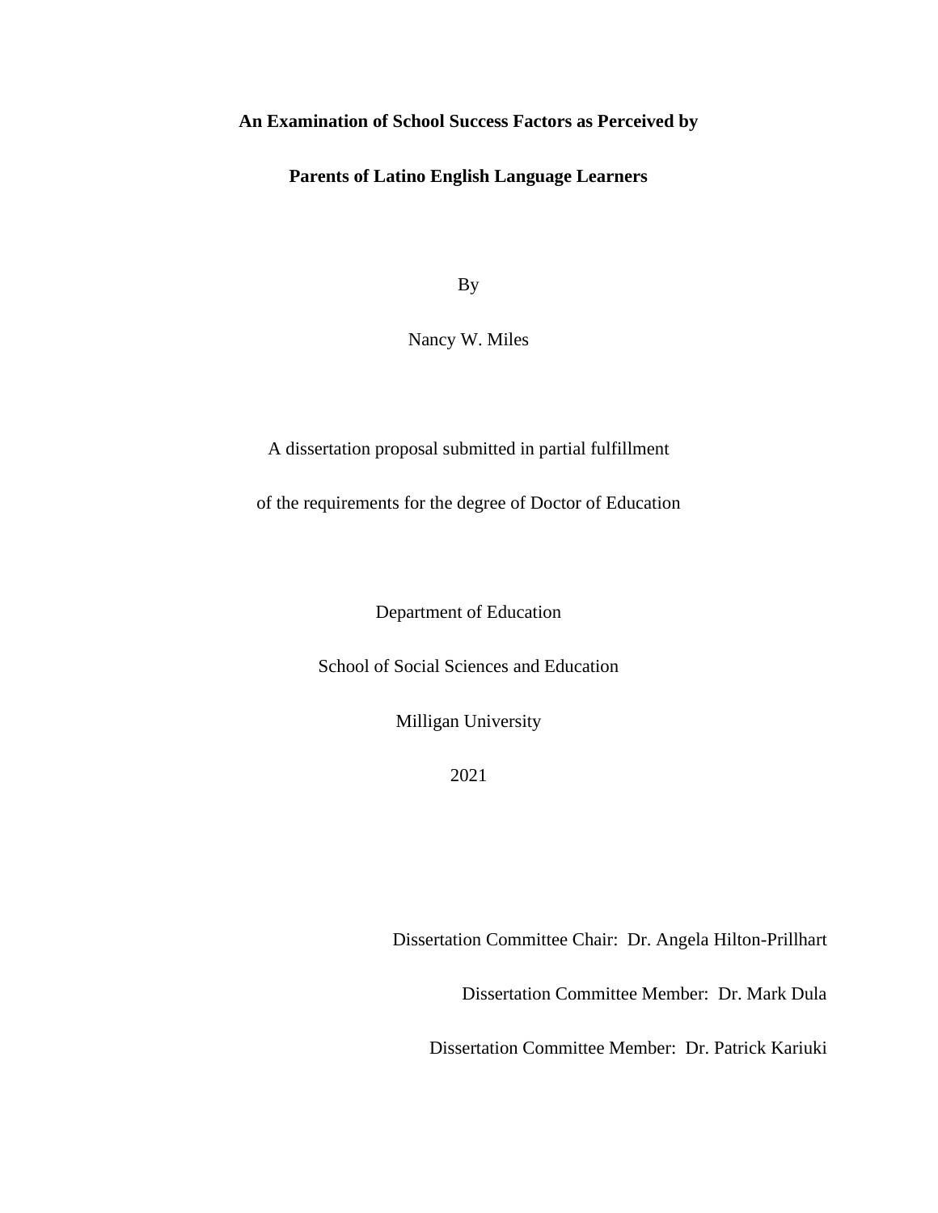# An Examination of School Success Factors as Perceived by Parents of Latino English Language Learners

By

Nancy W. Miles

A dissertation proposal submitted in partial fulfillment

of the requirements for the degree of Doctor of Education

Department of Education

School of Social Sciences and Education

Milligan University

2021

Dissertation Committee Chair: Dr. Angela Hilton-Prillhart

Dissertation Committee Member: Dr. Mark Dula

Dissertation Committee Member: Dr. Patrick Kariuki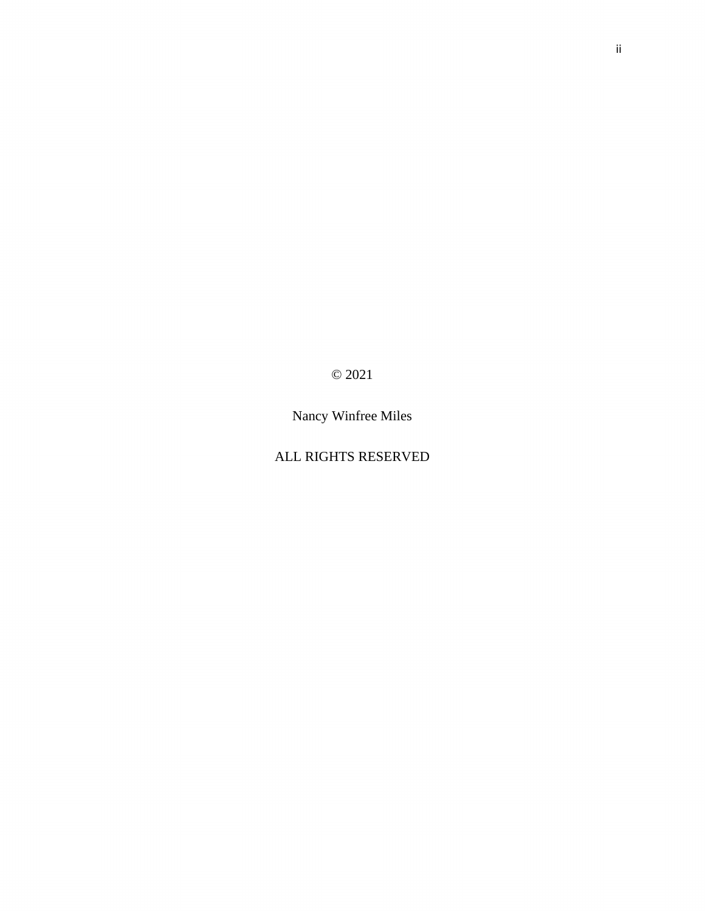© 2021

Nancy Winfree Miles

ALL RIGHTS RESERVED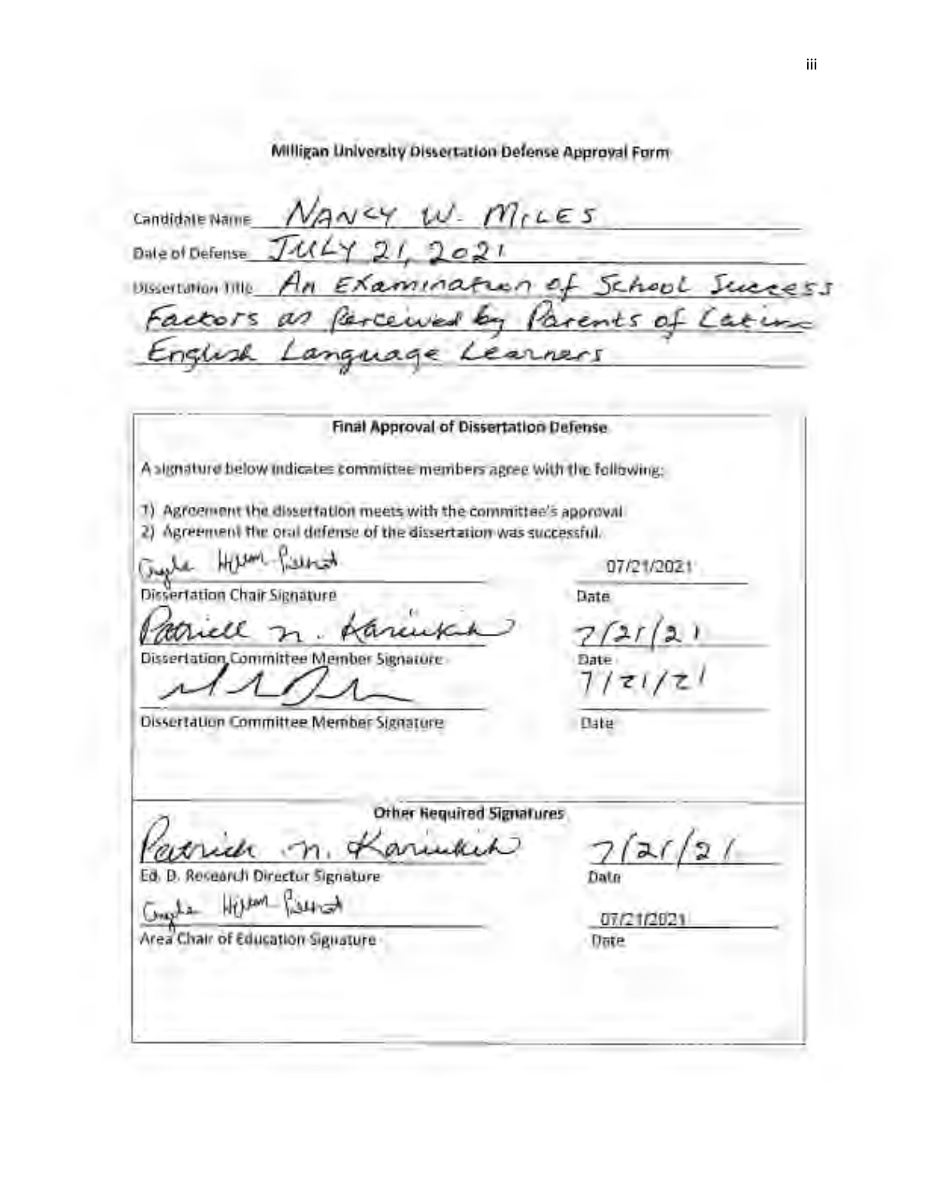Milligan University Dissertation Defense Approval Form

Candidate Name NANCY W. MILES

Date of Defense JULY 21, 2021

Dissertation Title An Examination of School Success Factors as Perceived by Parents of Latino English Language Learners

**Final Approval of Dissertation Defense**

A signature below indicates committee members agree with the following:

1) Agreement the dissertation meets with the committee's approval
2) Agreement the oral defense of the dissertation was successful.

Gayle Hilleary-Pearson 07/21/2021

Dissertation Chair Signature Date

Patrick N. Kariuki 7/21/21

Dissertation Committee Member Signature Date

7/21/21

Dissertation Committee Member Signature Date

**Other Required Signatures**

Patrick N. Kariuki 7/21/21

Ed. D. Research Director Signature Date

Gayle Hilleary-Pearson 07/21/2021

Area Chair of Education Signature Date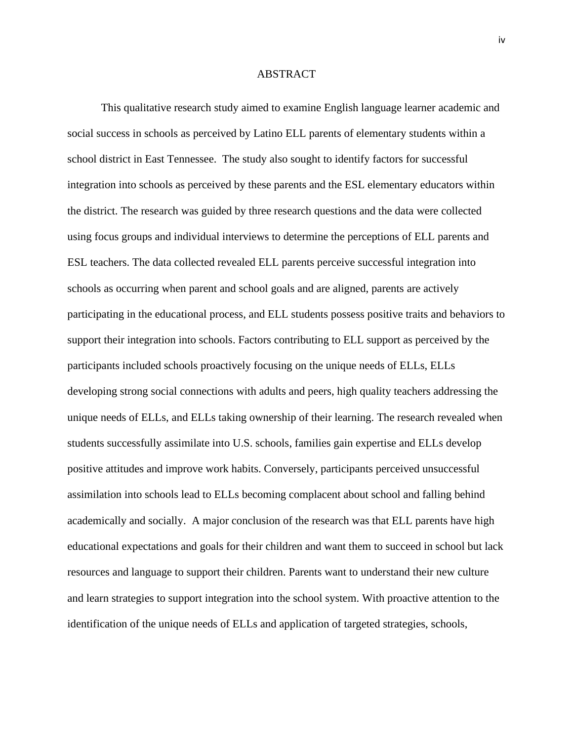# ABSTRACT

This qualitative research study aimed to examine English language learner academic and social success in schools as perceived by Latino ELL parents of elementary students within a school district in East Tennessee. The study also sought to identify factors for successful integration into schools as perceived by these parents and the ESL elementary educators within the district. The research was guided by three research questions and the data were collected using focus groups and individual interviews to determine the perceptions of ELL parents and ESL teachers. The data collected revealed ELL parents perceive successful integration into schools as occurring when parent and school goals and are aligned, parents are actively participating in the educational process, and ELL students possess positive traits and behaviors to support their integration into schools. Factors contributing to ELL support as perceived by the participants included schools proactively focusing on the unique needs of ELLs, ELLs developing strong social connections with adults and peers, high quality teachers addressing the unique needs of ELLs, and ELLs taking ownership of their learning. The research revealed when students successfully assimilate into U.S. schools, families gain expertise and ELLs develop positive attitudes and improve work habits. Conversely, participants perceived unsuccessful assimilation into schools lead to ELLs becoming complacent about school and falling behind academically and socially. A major conclusion of the research was that ELL parents have high educational expectations and goals for their children and want them to succeed in school but lack resources and language to support their children. Parents want to understand their new culture and learn strategies to support integration into the school system. With proactive attention to the identification of the unique needs of ELLs and application of targeted strategies, schools,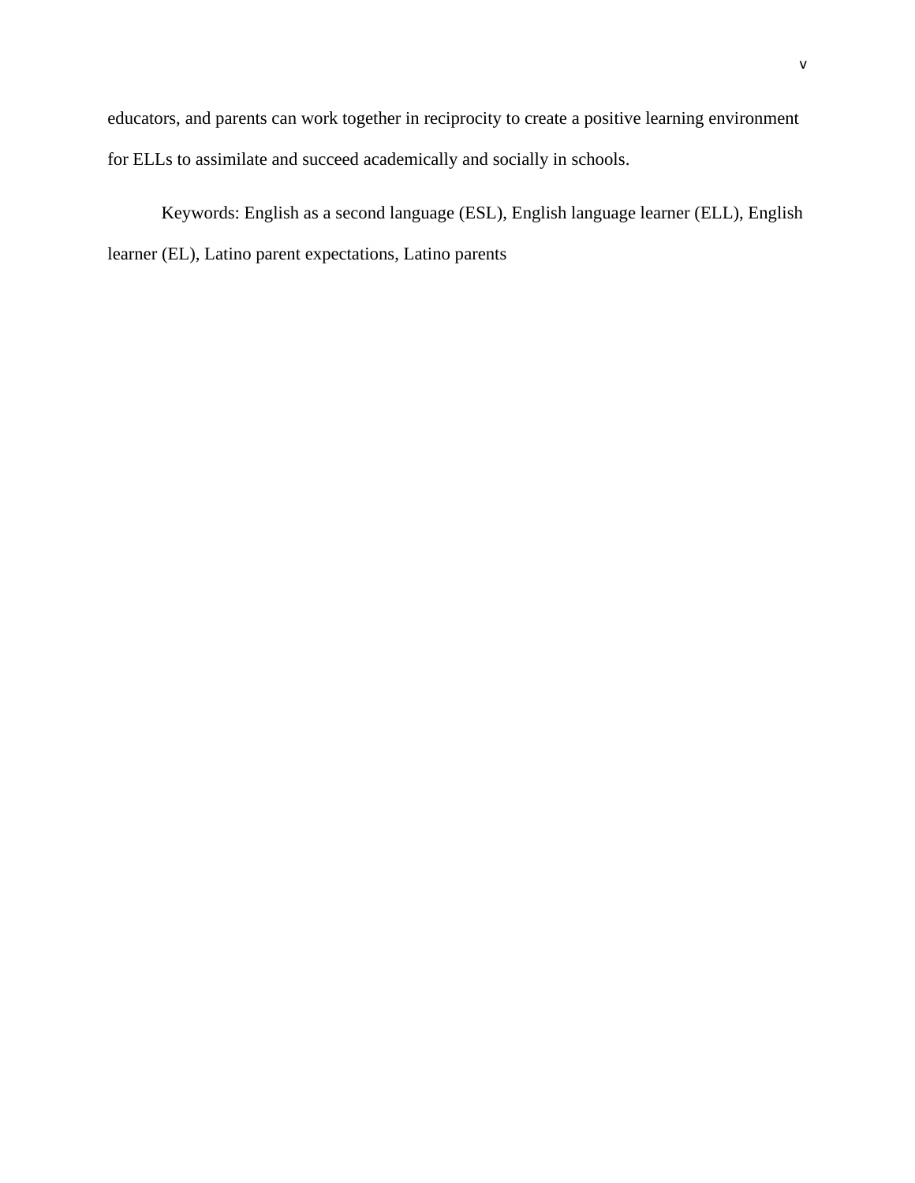educators, and parents can work together in reciprocity to create a positive learning environment for ELLs to assimilate and succeed academically and socially in schools.

Keywords: English as a second language (ESL), English language learner (ELL), English learner (EL), Latino parent expectations, Latino parents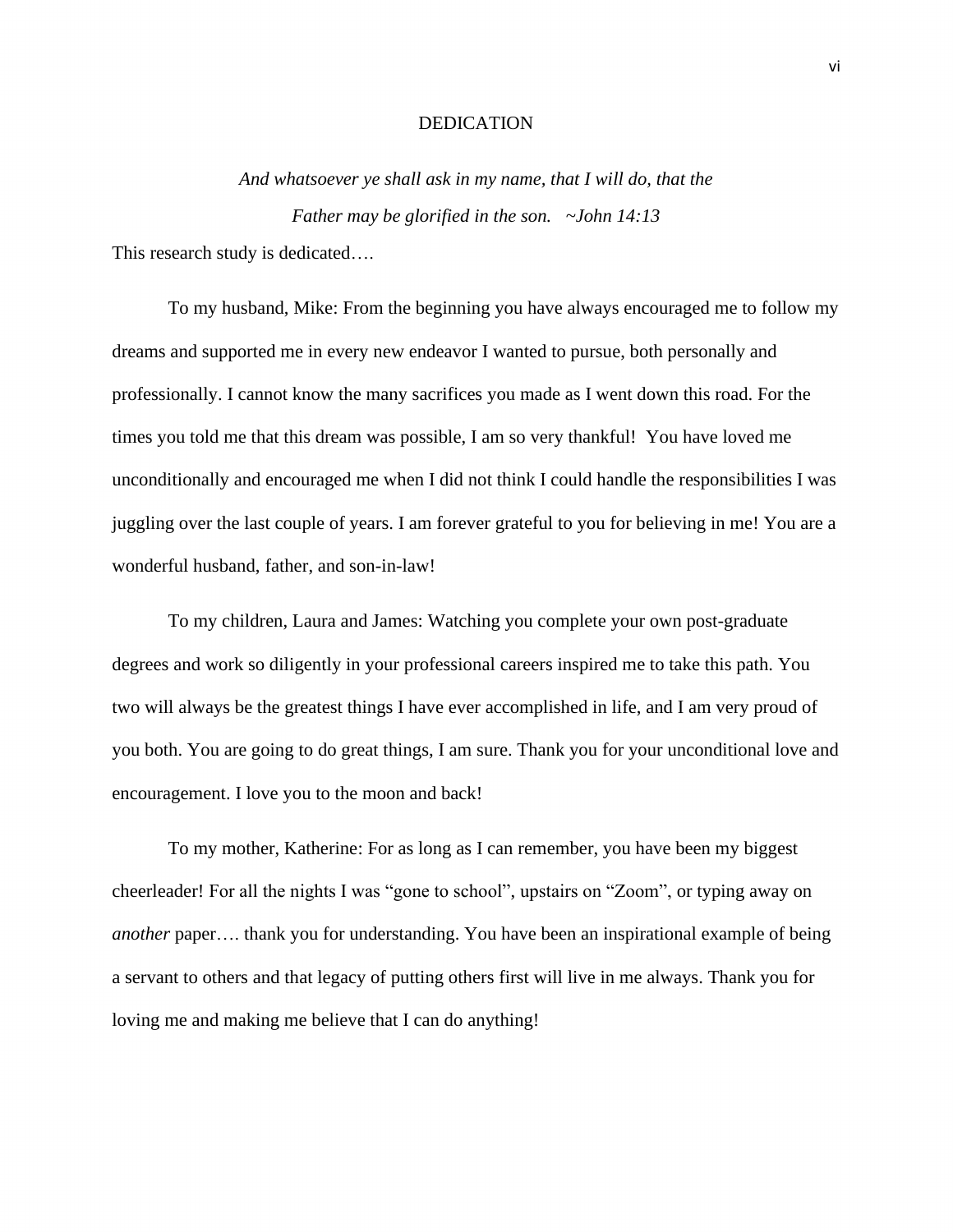# DEDICATION

*And whatsoever ye shall ask in my name, that I will do, that the*
*Father may be glorified in the son. ~John 14:13*

This research study is dedicated….

To my husband, Mike: From the beginning you have always encouraged me to follow my dreams and supported me in every new endeavor I wanted to pursue, both personally and professionally. I cannot know the many sacrifices you made as I went down this road. For the times you told me that this dream was possible, I am so very thankful! You have loved me unconditionally and encouraged me when I did not think I could handle the responsibilities I was juggling over the last couple of years. I am forever grateful to you for believing in me! You are a wonderful husband, father, and son-in-law!

To my children, Laura and James: Watching you complete your own post-graduate degrees and work so diligently in your professional careers inspired me to take this path. You two will always be the greatest things I have ever accomplished in life, and I am very proud of you both. You are going to do great things, I am sure. Thank you for your unconditional love and encouragement. I love you to the moon and back!

To my mother, Katherine: For as long as I can remember, you have been my biggest cheerleader! For all the nights I was "gone to school", upstairs on "Zoom", or typing away on *another* paper…. thank you for understanding. You have been an inspirational example of being a servant to others and that legacy of putting others first will live in me always. Thank you for loving me and making me believe that I can do anything!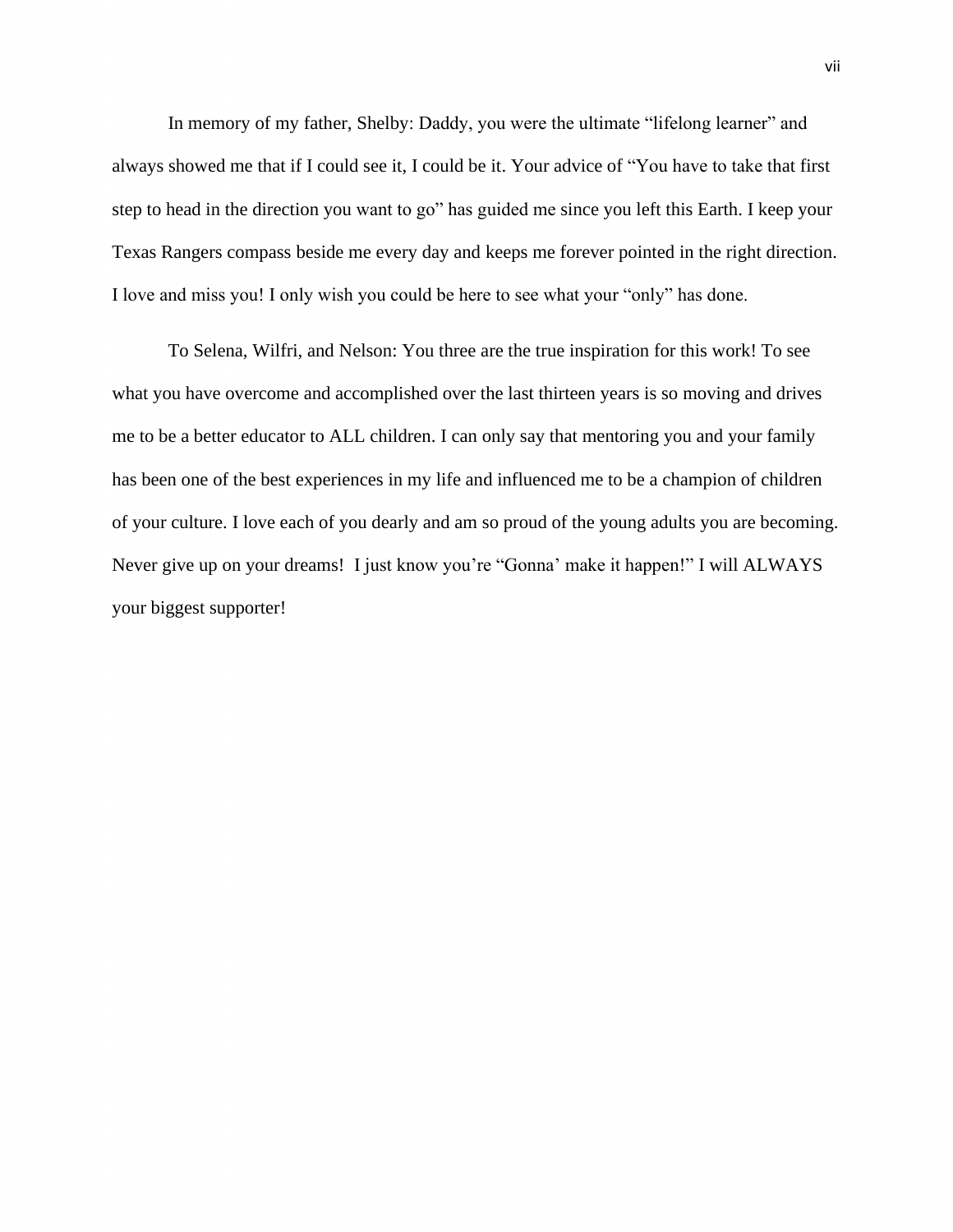In memory of my father, Shelby: Daddy, you were the ultimate “lifelong learner” and always showed me that if I could see it, I could be it. Your advice of “You have to take that first step to head in the direction you want to go” has guided me since you left this Earth. I keep your Texas Rangers compass beside me every day and keeps me forever pointed in the right direction. I love and miss you! I only wish you could be here to see what your “only” has done.

To Selena, Wilfri, and Nelson: You three are the true inspiration for this work! To see what you have overcome and accomplished over the last thirteen years is so moving and drives me to be a better educator to ALL children. I can only say that mentoring you and your family has been one of the best experiences in my life and influenced me to be a champion of children of your culture. I love each of you dearly and am so proud of the young adults you are becoming. Never give up on your dreams!  I just know you’re “Gonna’ make it happen!” I will ALWAYS your biggest supporter!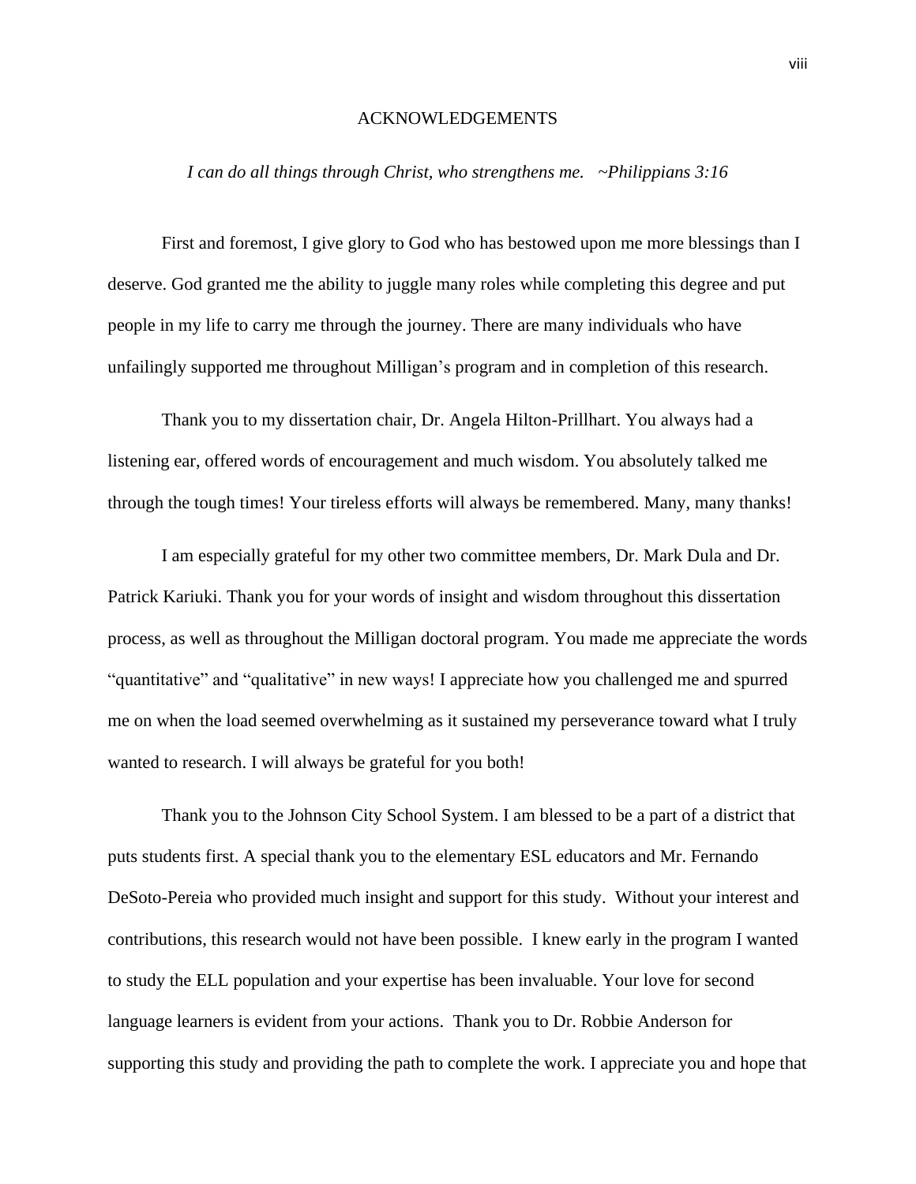# ACKNOWLEDGEMENTS

*I can do all things through Christ, who strengthens me. ~Philippians 3:16*

First and foremost, I give glory to God who has bestowed upon me more blessings than I deserve. God granted me the ability to juggle many roles while completing this degree and put people in my life to carry me through the journey. There are many individuals who have unfailingly supported me throughout Milligan's program and in completion of this research.

Thank you to my dissertation chair, Dr. Angela Hilton-Prillhart. You always had a listening ear, offered words of encouragement and much wisdom. You absolutely talked me through the tough times! Your tireless efforts will always be remembered. Many, many thanks!

I am especially grateful for my other two committee members, Dr. Mark Dula and Dr. Patrick Kariuki. Thank you for your words of insight and wisdom throughout this dissertation process, as well as throughout the Milligan doctoral program. You made me appreciate the words "quantitative" and "qualitative" in new ways! I appreciate how you challenged me and spurred me on when the load seemed overwhelming as it sustained my perseverance toward what I truly wanted to research. I will always be grateful for you both!

Thank you to the Johnson City School System. I am blessed to be a part of a district that puts students first. A special thank you to the elementary ESL educators and Mr. Fernando DeSoto-Pereia who provided much insight and support for this study. Without your interest and contributions, this research would not have been possible. I knew early in the program I wanted to study the ELL population and your expertise has been invaluable. Your love for second language learners is evident from your actions. Thank you to Dr. Robbie Anderson for supporting this study and providing the path to complete the work. I appreciate you and hope that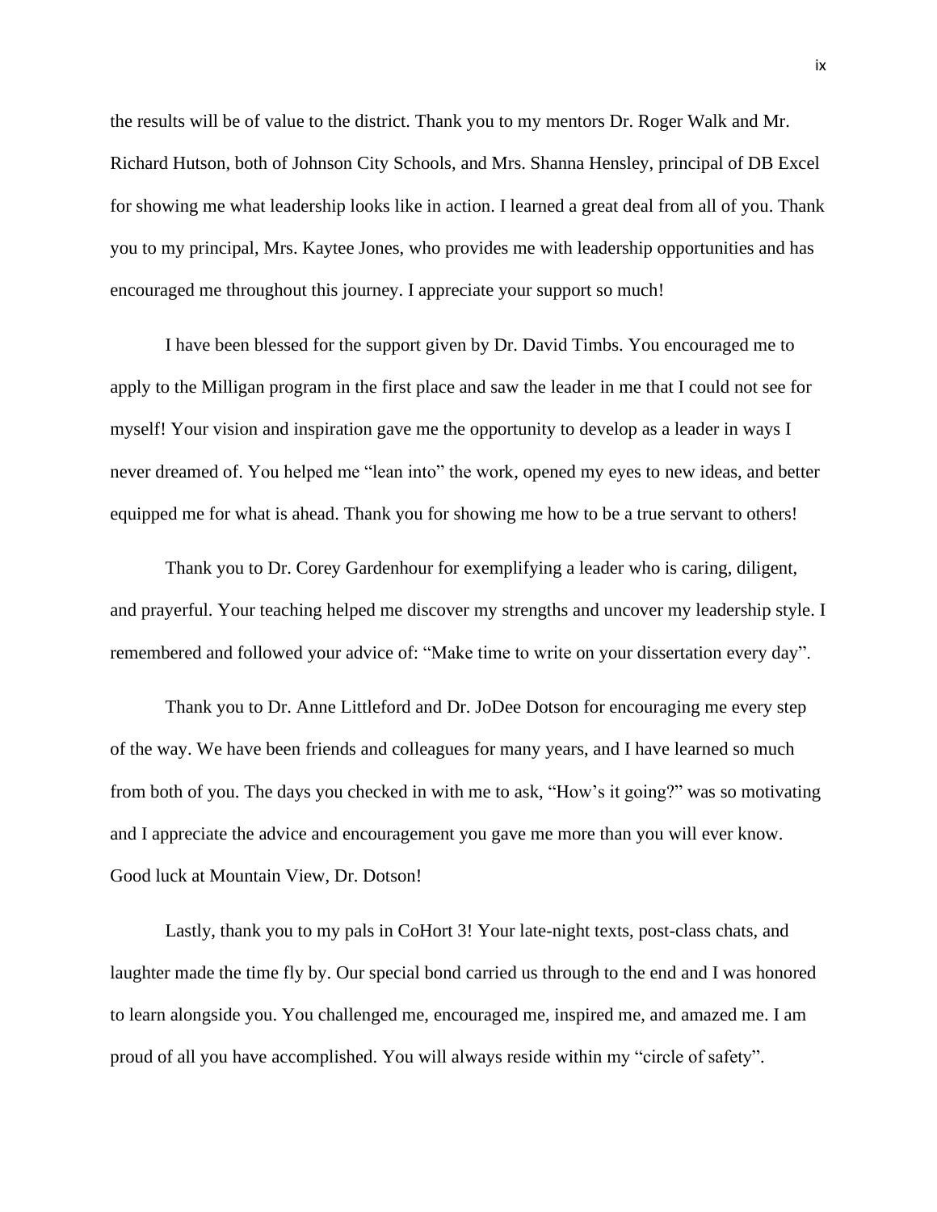the results will be of value to the district. Thank you to my mentors Dr. Roger Walk and Mr. Richard Hutson, both of Johnson City Schools, and Mrs. Shanna Hensley, principal of DB Excel for showing me what leadership looks like in action. I learned a great deal from all of you. Thank you to my principal, Mrs. Kaytee Jones, who provides me with leadership opportunities and has encouraged me throughout this journey. I appreciate your support so much!

I have been blessed for the support given by Dr. David Timbs. You encouraged me to apply to the Milligan program in the first place and saw the leader in me that I could not see for myself! Your vision and inspiration gave me the opportunity to develop as a leader in ways I never dreamed of. You helped me "lean into" the work, opened my eyes to new ideas, and better equipped me for what is ahead. Thank you for showing me how to be a true servant to others!

Thank you to Dr. Corey Gardenhour for exemplifying a leader who is caring, diligent, and prayerful. Your teaching helped me discover my strengths and uncover my leadership style. I remembered and followed your advice of: "Make time to write on your dissertation every day".

Thank you to Dr. Anne Littleford and Dr. JoDee Dotson for encouraging me every step of the way. We have been friends and colleagues for many years, and I have learned so much from both of you. The days you checked in with me to ask, "How's it going?" was so motivating and I appreciate the advice and encouragement you gave me more than you will ever know. Good luck at Mountain View, Dr. Dotson!

Lastly, thank you to my pals in CoHort 3! Your late-night texts, post-class chats, and laughter made the time fly by. Our special bond carried us through to the end and I was honored to learn alongside you. You challenged me, encouraged me, inspired me, and amazed me. I am proud of all you have accomplished. You will always reside within my "circle of safety".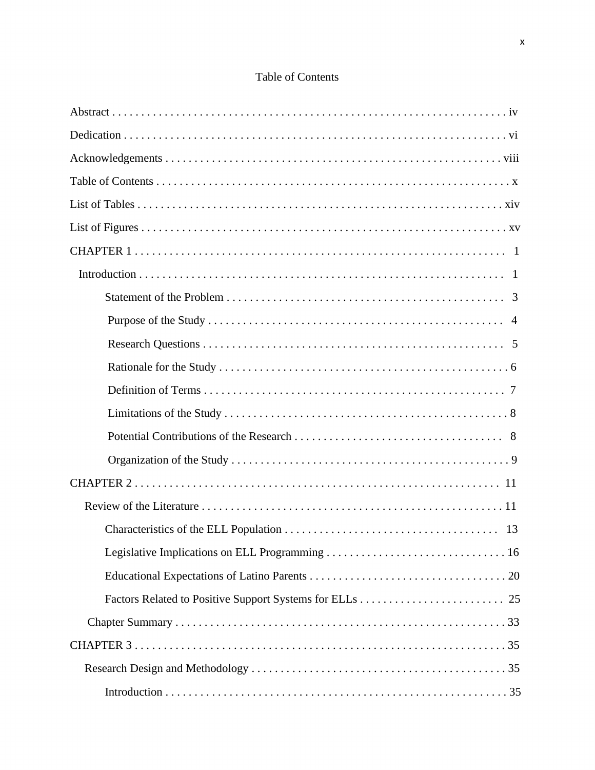# Table of Contents

Abstract . . . . . . . . . . . . . . . . . . . . . . . . . . . . . . . . . . . . . . . . . . . . . . . . . . . . . . . . . . . . . . . . . . . . . iv

Dedication . . . . . . . . . . . . . . . . . . . . . . . . . . . . . . . . . . . . . . . . . . . . . . . . . . . . . . . . . . . . . . . . . . . vi

Acknowledgements . . . . . . . . . . . . . . . . . . . . . . . . . . . . . . . . . . . . . . . . . . . . . . . . . . . . . . . . . . . viii

Table of Contents . . . . . . . . . . . . . . . . . . . . . . . . . . . . . . . . . . . . . . . . . . . . . . . . . . . . . . . . . . . . . . x

List of Tables . . . . . . . . . . . . . . . . . . . . . . . . . . . . . . . . . . . . . . . . . . . . . . . . . . . . . . . . . . . . . . . . xiv

List of Figures . . . . . . . . . . . . . . . . . . . . . . . . . . . . . . . . . . . . . . . . . . . . . . . . . . . . . . . . . . . . . . . . xv

CHAPTER 1 . . . . . . . . . . . . . . . . . . . . . . . . . . . . . . . . . . . . . . . . . . . . . . . . . . . . . . . . . . . . . . . . 1

Introduction . . . . . . . . . . . . . . . . . . . . . . . . . . . . . . . . . . . . . . . . . . . . . . . . . . . . . . . . . . . . . . . . 1

Statement of the Problem . . . . . . . . . . . . . . . . . . . . . . . . . . . . . . . . . . . . . . . . . . . . . . . . 3

Purpose of the Study . . . . . . . . . . . . . . . . . . . . . . . . . . . . . . . . . . . . . . . . . . . . . . . . . . . . 4

Research Questions . . . . . . . . . . . . . . . . . . . . . . . . . . . . . . . . . . . . . . . . . . . . . . . . . . . . . 5

Rationale for the Study . . . . . . . . . . . . . . . . . . . . . . . . . . . . . . . . . . . . . . . . . . . . . . . . . . 6

Definition of Terms . . . . . . . . . . . . . . . . . . . . . . . . . . . . . . . . . . . . . . . . . . . . . . . . . . . . . 7

Limitations of the Study . . . . . . . . . . . . . . . . . . . . . . . . . . . . . . . . . . . . . . . . . . . . . . . . . 8

Potential Contributions of the Research . . . . . . . . . . . . . . . . . . . . . . . . . . . . . . . . . . . . 8

Organization of the Study . . . . . . . . . . . . . . . . . . . . . . . . . . . . . . . . . . . . . . . . . . . . . . . . 9

CHAPTER 2 . . . . . . . . . . . . . . . . . . . . . . . . . . . . . . . . . . . . . . . . . . . . . . . . . . . . . . . . . . . . . . . 11

Review of the Literature . . . . . . . . . . . . . . . . . . . . . . . . . . . . . . . . . . . . . . . . . . . . . . . . . . . . 11

Characteristics of the ELL Population . . . . . . . . . . . . . . . . . . . . . . . . . . . . . . . . . . . . . 13

Legislative Implications on ELL Programming . . . . . . . . . . . . . . . . . . . . . . . . . . . . . . . 16

Educational Expectations of Latino Parents . . . . . . . . . . . . . . . . . . . . . . . . . . . . . . . . . 20

Factors Related to Positive Support Systems for ELLs . . . . . . . . . . . . . . . . . . . . . . . . . 25

Chapter Summary . . . . . . . . . . . . . . . . . . . . . . . . . . . . . . . . . . . . . . . . . . . . . . . . . . . . . . . . . 33

CHAPTER 3 . . . . . . . . . . . . . . . . . . . . . . . . . . . . . . . . . . . . . . . . . . . . . . . . . . . . . . . . . . . . . . . . 35

Research Design and Methodology . . . . . . . . . . . . . . . . . . . . . . . . . . . . . . . . . . . . . . . . . . . . 35

Introduction . . . . . . . . . . . . . . . . . . . . . . . . . . . . . . . . . . . . . . . . . . . . . . . . . . . . . . . . . . . . 35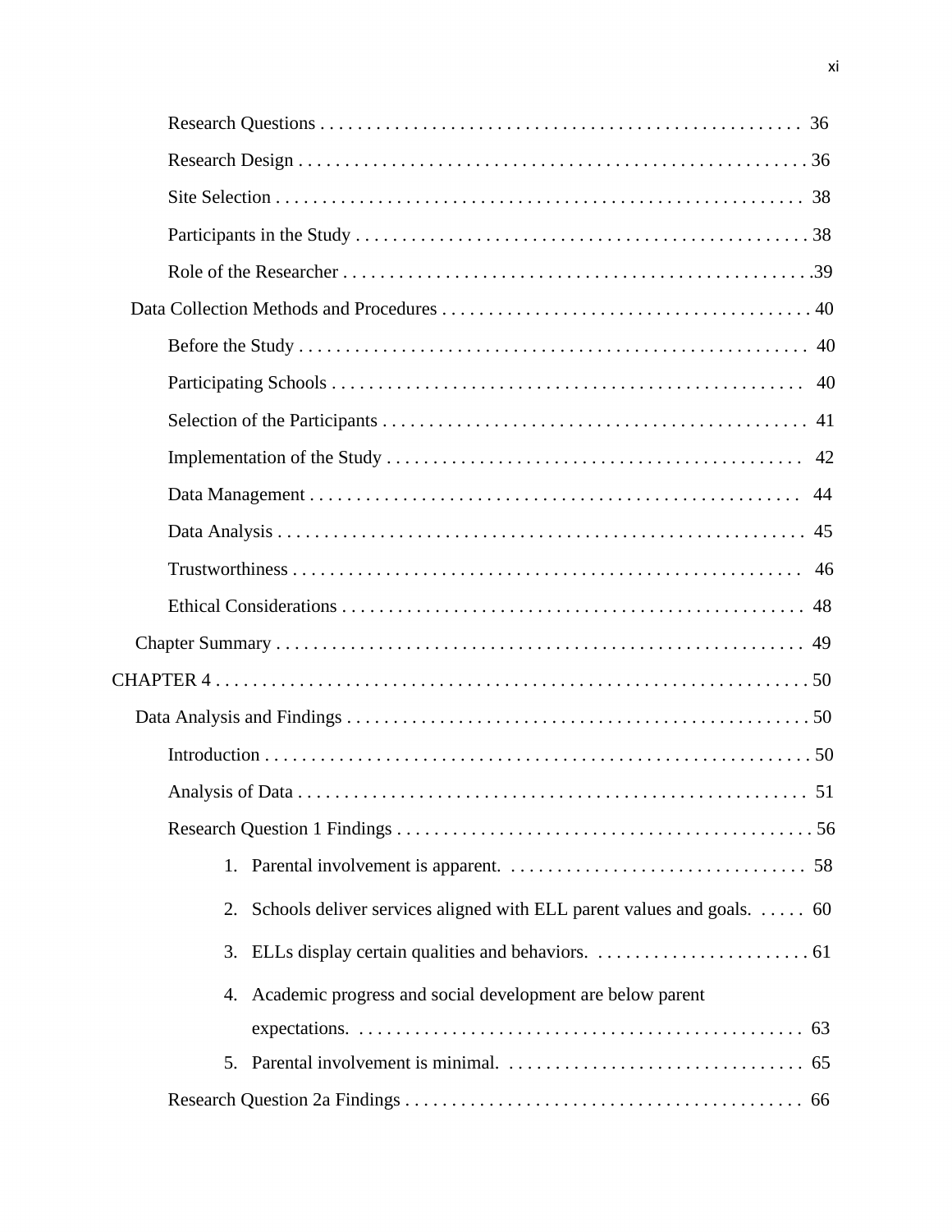Research Questions . . . . . . . . . . . . . . . . . . . . . . . . . . . . . . . . . . . . . . . . . . . . . . . . . . 36

Research Design . . . . . . . . . . . . . . . . . . . . . . . . . . . . . . . . . . . . . . . . . . . . . . . . . . . . . 36

Site Selection . . . . . . . . . . . . . . . . . . . . . . . . . . . . . . . . . . . . . . . . . . . . . . . . . . . . . . . 38

Participants in the Study . . . . . . . . . . . . . . . . . . . . . . . . . . . . . . . . . . . . . . . . . . . . . . . 38

Role of the Researcher . . . . . . . . . . . . . . . . . . . . . . . . . . . . . . . . . . . . . . . . . . . . . . . . .39

Data Collection Methods and Procedures . . . . . . . . . . . . . . . . . . . . . . . . . . . . . . . . . . . . . . 40

Before the Study . . . . . . . . . . . . . . . . . . . . . . . . . . . . . . . . . . . . . . . . . . . . . . . . . . . . . 40

Participating Schools . . . . . . . . . . . . . . . . . . . . . . . . . . . . . . . . . . . . . . . . . . . . . . . . . . 40

Selection of the Participants . . . . . . . . . . . . . . . . . . . . . . . . . . . . . . . . . . . . . . . . . . . . . 41

Implementation of the Study . . . . . . . . . . . . . . . . . . . . . . . . . . . . . . . . . . . . . . . . . . . . 42

Data Management . . . . . . . . . . . . . . . . . . . . . . . . . . . . . . . . . . . . . . . . . . . . . . . . . . . . 44

Data Analysis . . . . . . . . . . . . . . . . . . . . . . . . . . . . . . . . . . . . . . . . . . . . . . . . . . . . . . . . 45

Trustworthiness . . . . . . . . . . . . . . . . . . . . . . . . . . . . . . . . . . . . . . . . . . . . . . . . . . . . . . 46

Ethical Considerations . . . . . . . . . . . . . . . . . . . . . . . . . . . . . . . . . . . . . . . . . . . . . . . . . 48

Chapter Summary . . . . . . . . . . . . . . . . . . . . . . . . . . . . . . . . . . . . . . . . . . . . . . . . . . . . . . 49

CHAPTER 4 . . . . . . . . . . . . . . . . . . . . . . . . . . . . . . . . . . . . . . . . . . . . . . . . . . . . . . . . . . . . 50

Data Analysis and Findings . . . . . . . . . . . . . . . . . . . . . . . . . . . . . . . . . . . . . . . . . . . . . . . . 50

Introduction . . . . . . . . . . . . . . . . . . . . . . . . . . . . . . . . . . . . . . . . . . . . . . . . . . . . . . . . . 50

Analysis of Data . . . . . . . . . . . . . . . . . . . . . . . . . . . . . . . . . . . . . . . . . . . . . . . . . . . . . . 51

Research Question 1 Findings . . . . . . . . . . . . . . . . . . . . . . . . . . . . . . . . . . . . . . . . . . . . . 56

1. Parental involvement is apparent. . . . . . . . . . . . . . . . . . . . . . . . . . . . . . . . . . 58
2. Schools deliver services aligned with ELL parent values and goals. . . . . . 60
3. ELLs display certain qualities and behaviors. . . . . . . . . . . . . . . . . . . . . . . . . 61
4. Academic progress and social development are below parent expectations. . . . . . . . . . . . . . . . . . . . . . . . . . . . . . . . . . . . . . . . . . . . . . . . . 63
5. Parental involvement is minimal. . . . . . . . . . . . . . . . . . . . . . . . . . . . . . . . . 65

Research Question 2a Findings . . . . . . . . . . . . . . . . . . . . . . . . . . . . . . . . . . . . . . . . . . . . 66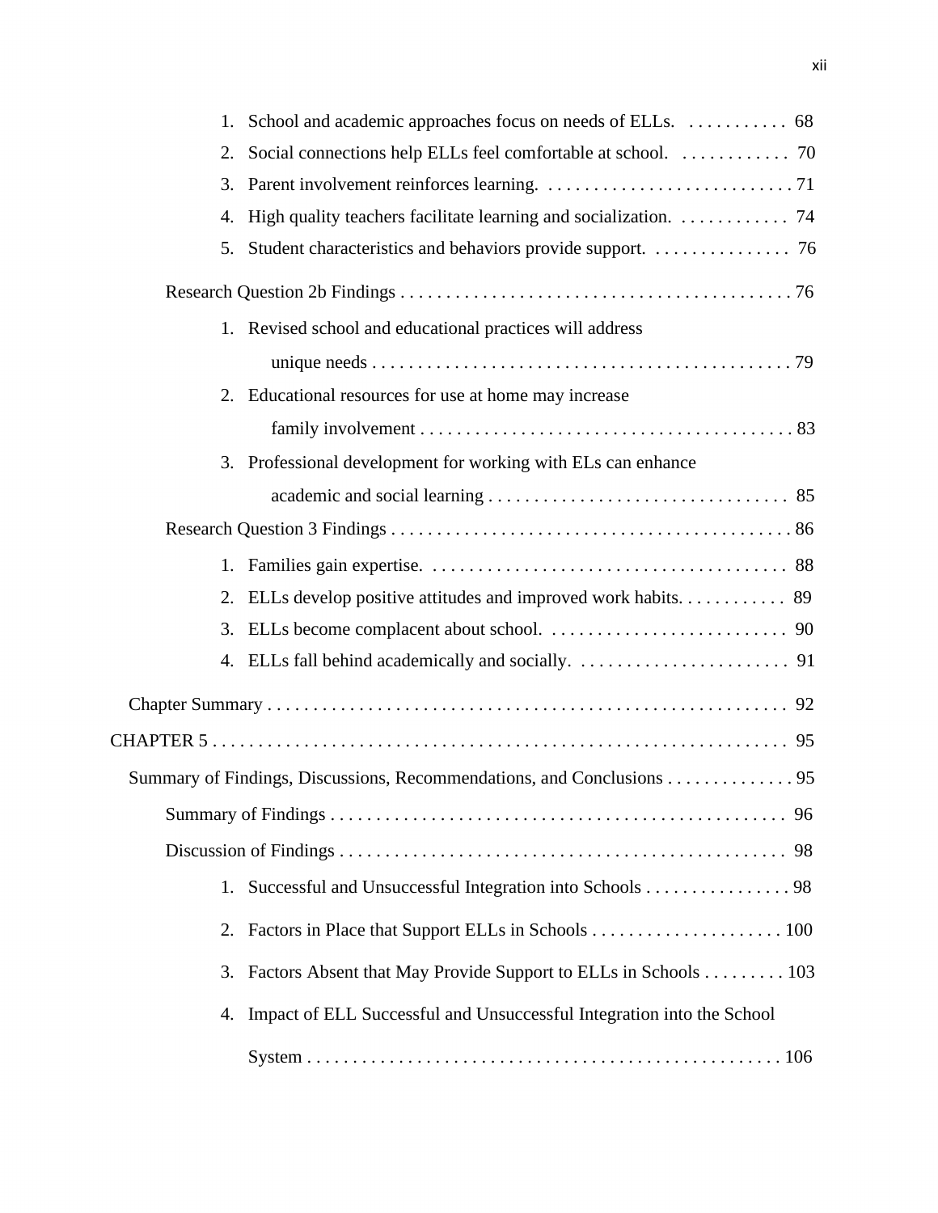1. School and academic approaches focus on needs of ELLs. . . . . . . . . . . . 68
2. Social connections help ELLs feel comfortable at school. . . . . . . . . . . . . 70
3. Parent involvement reinforces learning. . . . . . . . . . . . . . . . . . . . . . . . . . . . 71
4. High quality teachers facilitate learning and socialization. . . . . . . . . . . . . 74
5. Student characteristics and behaviors provide support. . . . . . . . . . . . . . . . 76

Research Question 2b Findings . . . . . . . . . . . . . . . . . . . . . . . . . . . . . . . . . . . . . . . . . . . 76

1. Revised school and educational practices will address unique needs . . . . . . . . . . . . . . . . . . . . . . . . . . . . . . . . . . . . . . . . . . . . 79
2. Educational resources for use at home may increase family involvement . . . . . . . . . . . . . . . . . . . . . . . . . . . . . . . . . . . . . . . . 83
3. Professional development for working with ELs can enhance academic and social learning . . . . . . . . . . . . . . . . . . . . . . . . . . . . . . . . . . 85

Research Question 3 Findings . . . . . . . . . . . . . . . . . . . . . . . . . . . . . . . . . . . . . . . . . . . . 86

1. Families gain expertise. . . . . . . . . . . . . . . . . . . . . . . . . . . . . . . . . . . . . . . . 88
2. ELLs develop positive attitudes and improved work habits. . . . . . . . . . . . 89
3. ELLs become complacent about school. . . . . . . . . . . . . . . . . . . . . . . . . . . 90
4. ELLs fall behind academically and socially. . . . . . . . . . . . . . . . . . . . . . . . 91

Chapter Summary . . . . . . . . . . . . . . . . . . . . . . . . . . . . . . . . . . . . . . . . . . . . . . . . . . . . . . . . . 92

CHAPTER 5 . . . . . . . . . . . . . . . . . . . . . . . . . . . . . . . . . . . . . . . . . . . . . . . . . . . . . . . . . . . . . . 95

Summary of Findings, Discussions, Recommendations, and Conclusions . . . . . . . . . . . . . . 95

Summary of Findings . . . . . . . . . . . . . . . . . . . . . . . . . . . . . . . . . . . . . . . . . . . . . . . . . . . 96

Discussion of Findings . . . . . . . . . . . . . . . . . . . . . . . . . . . . . . . . . . . . . . . . . . . . . . . . . . 98

1. Successful and Unsuccessful Integration into Schools . . . . . . . . . . . . . . . . 98
2. Factors in Place that Support ELLs in Schools . . . . . . . . . . . . . . . . . . . . . 100
3. Factors Absent that May Provide Support to ELLs in Schools . . . . . . . . . 103
4. Impact of ELL Successful and Unsuccessful Integration into the School System . . . . . . . . . . . . . . . . . . . . . . . . . . . . . . . . . . . . . . . . . . . . . . . . . . . . 106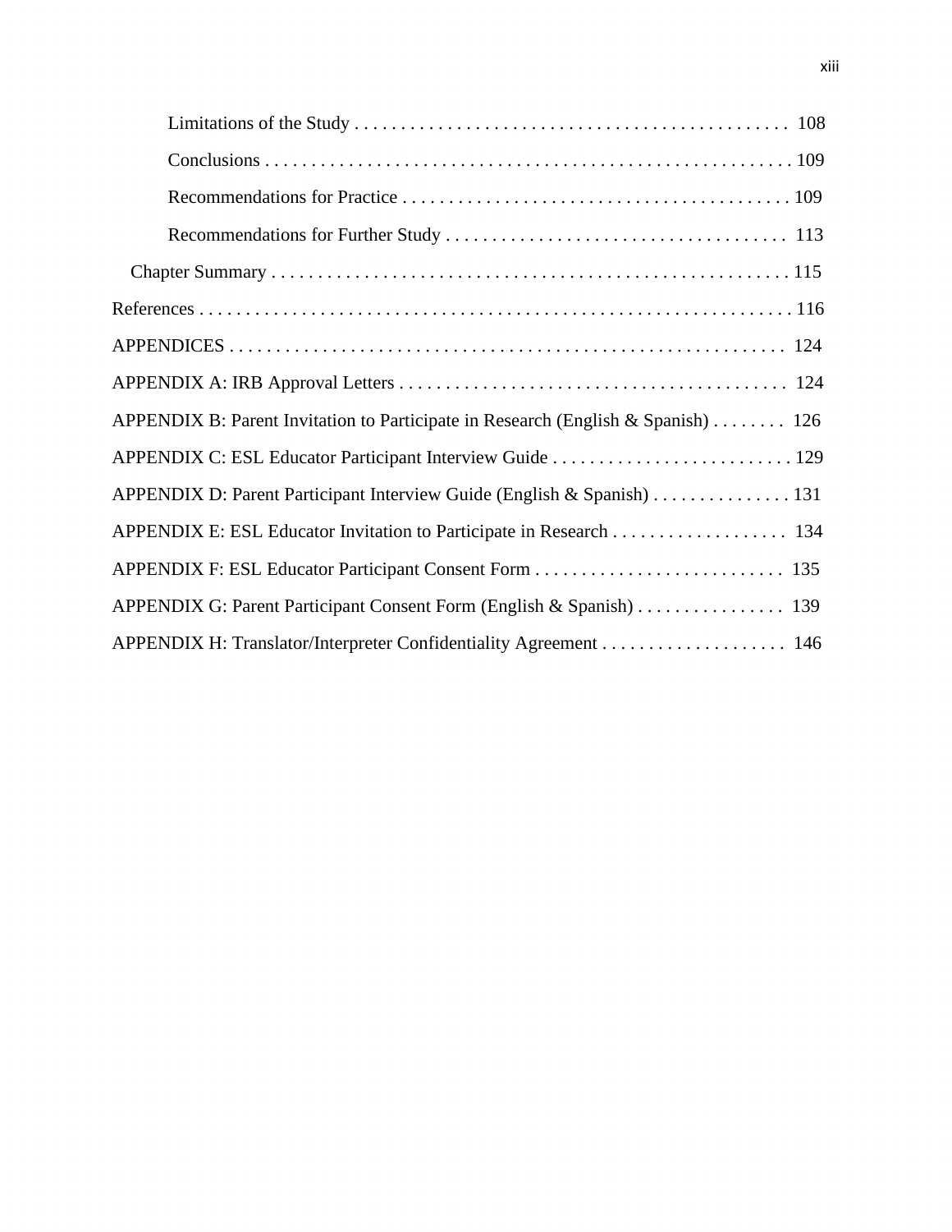Limitations of the Study . . . . . . . . . . . . . . . . . . . . . . . . . . . . . . . . . . . . . . . . . . . . . . 108

Conclusions . . . . . . . . . . . . . . . . . . . . . . . . . . . . . . . . . . . . . . . . . . . . . . . . . . . . . . . . 109

Recommendations for Practice . . . . . . . . . . . . . . . . . . . . . . . . . . . . . . . . . . . . . . . . . 109

Recommendations for Further Study . . . . . . . . . . . . . . . . . . . . . . . . . . . . . . . . . . . . 113

Chapter Summary . . . . . . . . . . . . . . . . . . . . . . . . . . . . . . . . . . . . . . . . . . . . . . . . . . . . . 115

References . . . . . . . . . . . . . . . . . . . . . . . . . . . . . . . . . . . . . . . . . . . . . . . . . . . . . . . . . . . . 116

APPENDICES . . . . . . . . . . . . . . . . . . . . . . . . . . . . . . . . . . . . . . . . . . . . . . . . . . . . . . . . . 124

APPENDIX A: IRB Approval Letters . . . . . . . . . . . . . . . . . . . . . . . . . . . . . . . . . . . . . . . . . 124

APPENDIX B: Parent Invitation to Participate in Research (English & Spanish) . . . . . . . . 126

APPENDIX C: ESL Educator Participant Interview Guide . . . . . . . . . . . . . . . . . . . . . . . . . . 129

APPENDIX D: Parent Participant Interview Guide (English & Spanish) . . . . . . . . . . . . . . . 131

APPENDIX E: ESL Educator Invitation to Participate in Research . . . . . . . . . . . . . . . . . . . 134

APPENDIX F: ESL Educator Participant Consent Form . . . . . . . . . . . . . . . . . . . . . . . . . . . 135

APPENDIX G: Parent Participant Consent Form (English & Spanish) . . . . . . . . . . . . . . . . 139

APPENDIX H: Translator/Interpreter Confidentiality Agreement . . . . . . . . . . . . . . . . . . . . 146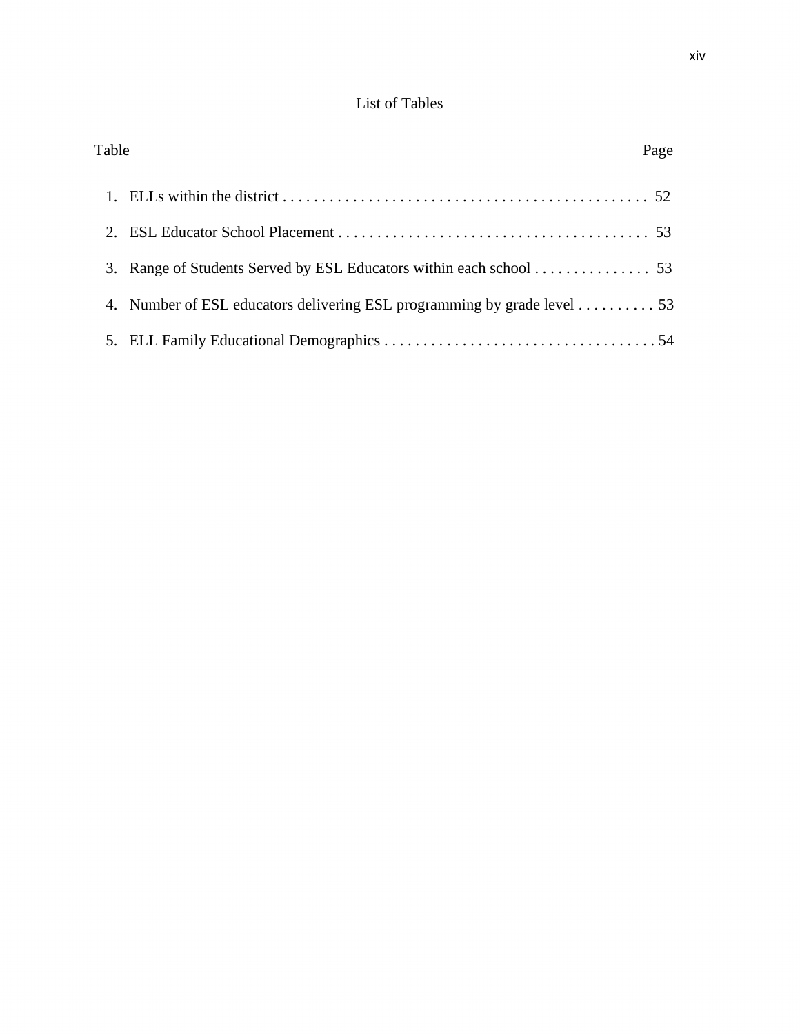# List of Tables

Table Page

1. ELLs within the district . . . . . . . . . . . . . . . . . . . . . . . . . . . . . . . . . . . . . . . . . . . . . . . 52
2. ESL Educator School Placement . . . . . . . . . . . . . . . . . . . . . . . . . . . . . . . . . . . . . . . . 53
3. Range of Students Served by ESL Educators within each school . . . . . . . . . . . . . . . 53
4. Number of ESL educators delivering ESL programming by grade level . . . . . . . . . . 53
5. ELL Family Educational Demographics . . . . . . . . . . . . . . . . . . . . . . . . . . . . . . . . . . . 54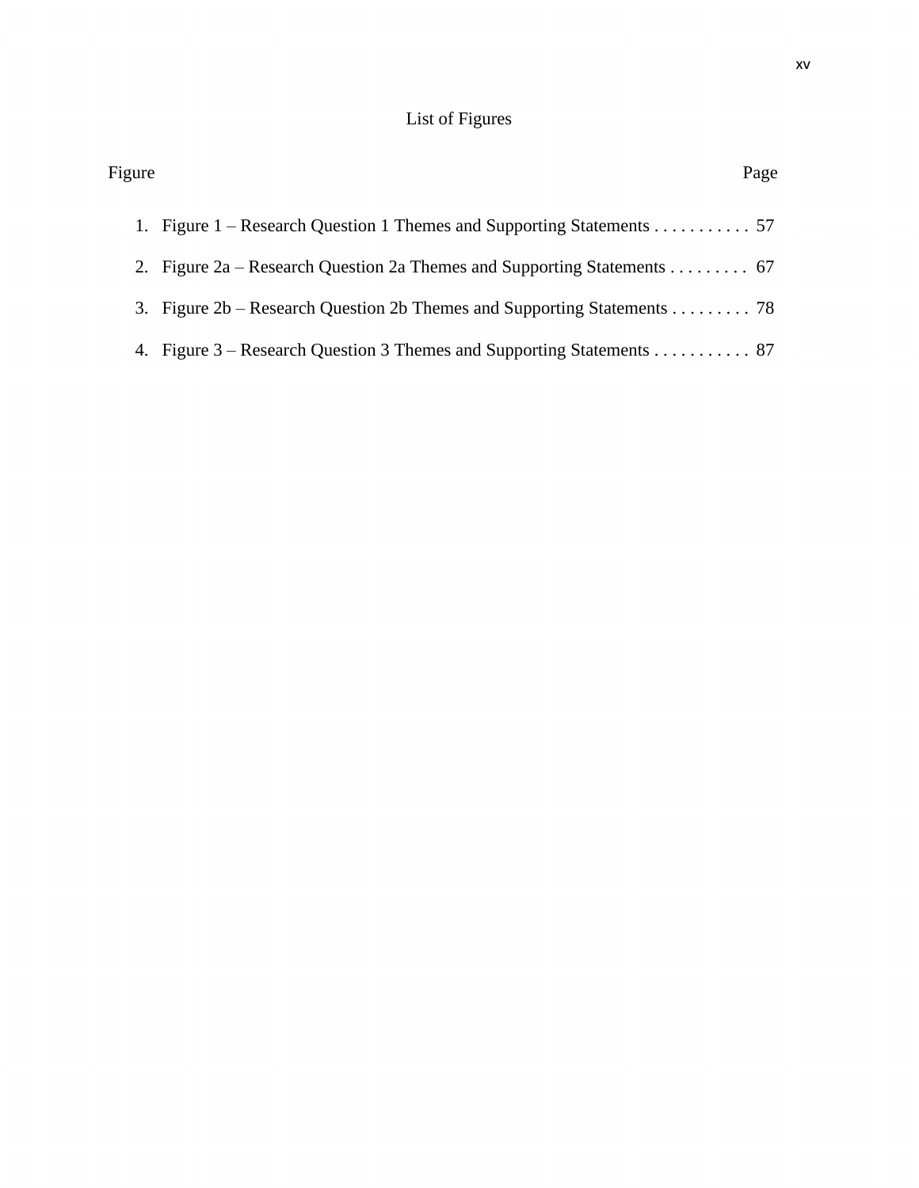# List of Figures

| Figure | Page |
|---|---|
| 1. Figure 1 – Research Question 1 Themes and Supporting Statements | 57 |
| 2. Figure 2a – Research Question 2a Themes and Supporting Statements | 67 |
| 3. Figure 2b – Research Question 2b Themes and Supporting Statements | 78 |
| 4. Figure 3 – Research Question 3 Themes and Supporting Statements | 87 |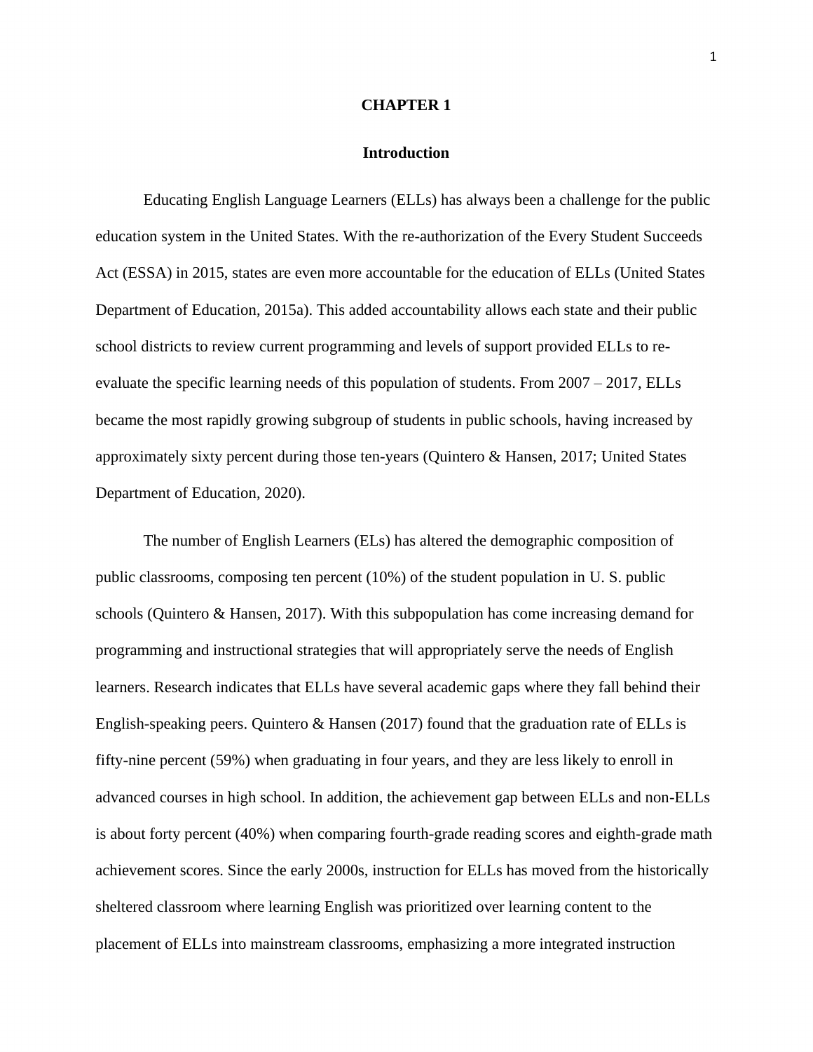# CHAPTER 1

## Introduction

Educating English Language Learners (ELLs) has always been a challenge for the public education system in the United States. With the re-authorization of the Every Student Succeeds Act (ESSA) in 2015, states are even more accountable for the education of ELLs (United States Department of Education, 2015a). This added accountability allows each state and their public school districts to review current programming and levels of support provided ELLs to re-evaluate the specific learning needs of this population of students. From 2007 – 2017, ELLs became the most rapidly growing subgroup of students in public schools, having increased by approximately sixty percent during those ten-years (Quintero & Hansen, 2017; United States Department of Education, 2020).

The number of English Learners (ELs) has altered the demographic composition of public classrooms, composing ten percent (10%) of the student population in U. S. public schools (Quintero & Hansen, 2017). With this subpopulation has come increasing demand for programming and instructional strategies that will appropriately serve the needs of English learners. Research indicates that ELLs have several academic gaps where they fall behind their English-speaking peers. Quintero & Hansen (2017) found that the graduation rate of ELLs is fifty-nine percent (59%) when graduating in four years, and they are less likely to enroll in advanced courses in high school. In addition, the achievement gap between ELLs and non-ELLs is about forty percent (40%) when comparing fourth-grade reading scores and eighth-grade math achievement scores. Since the early 2000s, instruction for ELLs has moved from the historically sheltered classroom where learning English was prioritized over learning content to the placement of ELLs into mainstream classrooms, emphasizing a more integrated instruction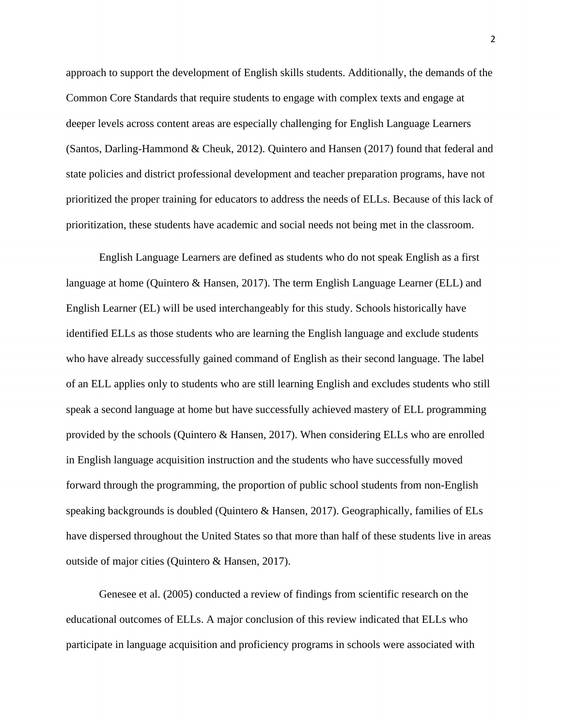approach to support the development of English skills students. Additionally, the demands of the Common Core Standards that require students to engage with complex texts and engage at deeper levels across content areas are especially challenging for English Language Learners (Santos, Darling-Hammond & Cheuk, 2012). Quintero and Hansen (2017) found that federal and state policies and district professional development and teacher preparation programs, have not prioritized the proper training for educators to address the needs of ELLs. Because of this lack of prioritization, these students have academic and social needs not being met in the classroom.

English Language Learners are defined as students who do not speak English as a first language at home (Quintero & Hansen, 2017). The term English Language Learner (ELL) and English Learner (EL) will be used interchangeably for this study. Schools historically have identified ELLs as those students who are learning the English language and exclude students who have already successfully gained command of English as their second language. The label of an ELL applies only to students who are still learning English and excludes students who still speak a second language at home but have successfully achieved mastery of ELL programming provided by the schools (Quintero & Hansen, 2017). When considering ELLs who are enrolled in English language acquisition instruction and the students who have successfully moved forward through the programming, the proportion of public school students from non-English speaking backgrounds is doubled (Quintero & Hansen, 2017). Geographically, families of ELs have dispersed throughout the United States so that more than half of these students live in areas outside of major cities (Quintero & Hansen, 2017).

Genesee et al. (2005) conducted a review of findings from scientific research on the educational outcomes of ELLs. A major conclusion of this review indicated that ELLs who participate in language acquisition and proficiency programs in schools were associated with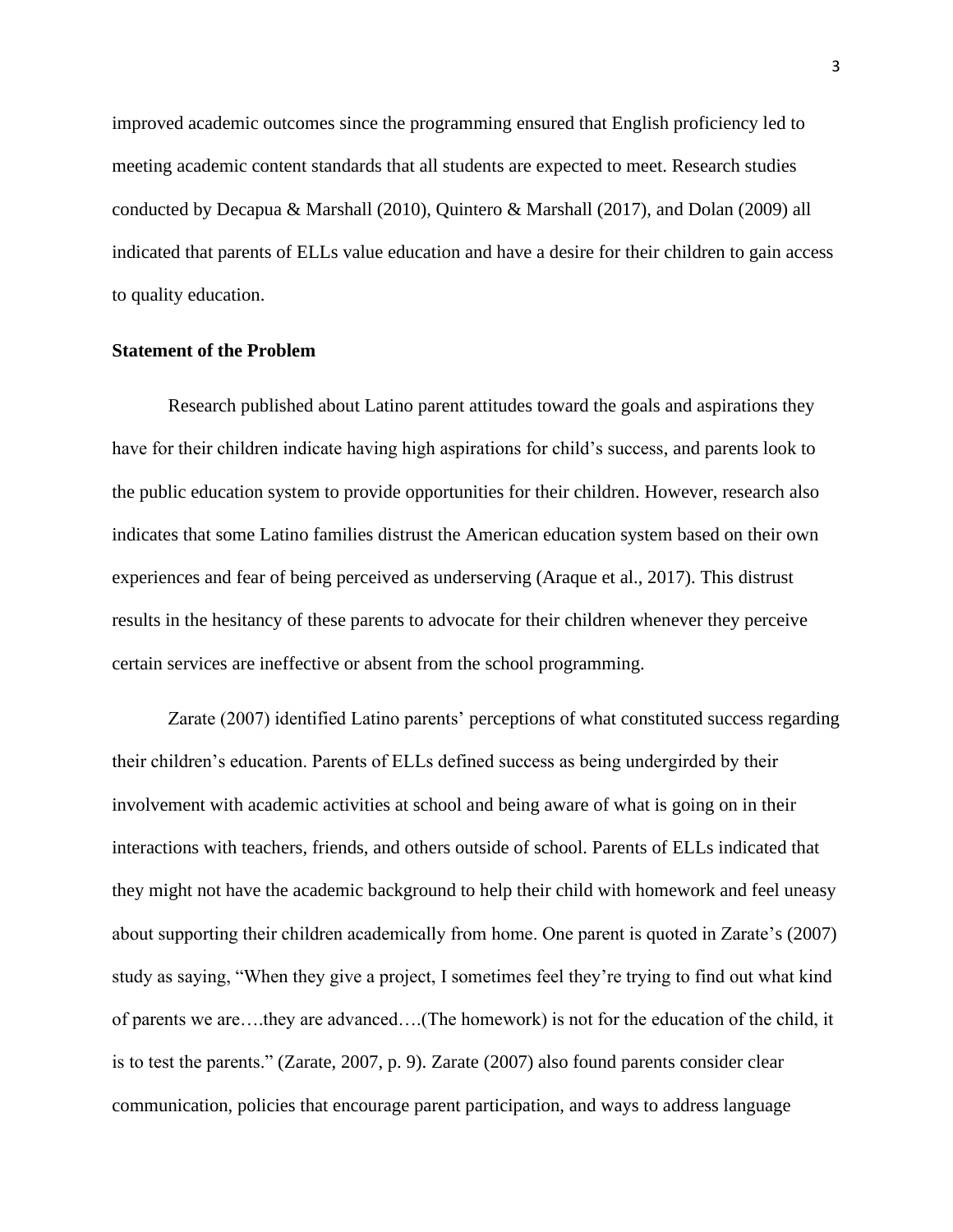improved academic outcomes since the programming ensured that English proficiency led to meeting academic content standards that all students are expected to meet. Research studies conducted by Decapua & Marshall (2010), Quintero & Marshall (2017), and Dolan (2009) all indicated that parents of ELLs value education and have a desire for their children to gain access to quality education.

## Statement of the Problem

Research published about Latino parent attitudes toward the goals and aspirations they have for their children indicate having high aspirations for child's success, and parents look to the public education system to provide opportunities for their children. However, research also indicates that some Latino families distrust the American education system based on their own experiences and fear of being perceived as underserving (Araque et al., 2017). This distrust results in the hesitancy of these parents to advocate for their children whenever they perceive certain services are ineffective or absent from the school programming.

Zarate (2007) identified Latino parents' perceptions of what constituted success regarding their children's education. Parents of ELLs defined success as being undergirded by their involvement with academic activities at school and being aware of what is going on in their interactions with teachers, friends, and others outside of school. Parents of ELLs indicated that they might not have the academic background to help their child with homework and feel uneasy about supporting their children academically from home. One parent is quoted in Zarate's (2007) study as saying, "When they give a project, I sometimes feel they're trying to find out what kind of parents we are….they are advanced….(The homework) is not for the education of the child, it is to test the parents." (Zarate, 2007, p. 9). Zarate (2007) also found parents consider clear communication, policies that encourage parent participation, and ways to address language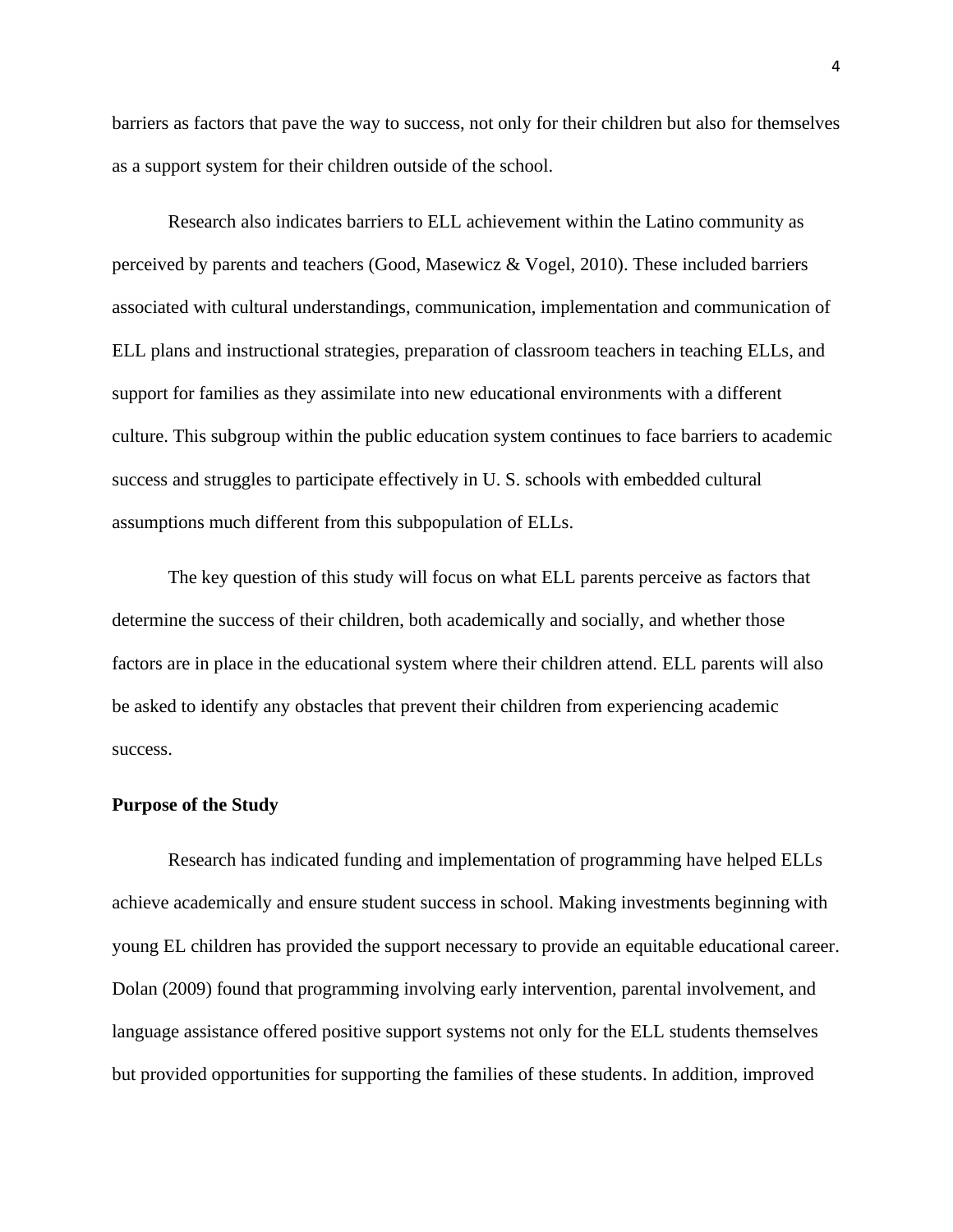barriers as factors that pave the way to success, not only for their children but also for themselves as a support system for their children outside of the school.

Research also indicates barriers to ELL achievement within the Latino community as perceived by parents and teachers (Good, Masewicz & Vogel, 2010). These included barriers associated with cultural understandings, communication, implementation and communication of ELL plans and instructional strategies, preparation of classroom teachers in teaching ELLs, and support for families as they assimilate into new educational environments with a different culture. This subgroup within the public education system continues to face barriers to academic success and struggles to participate effectively in U. S. schools with embedded cultural assumptions much different from this subpopulation of ELLs.

The key question of this study will focus on what ELL parents perceive as factors that determine the success of their children, both academically and socially, and whether those factors are in place in the educational system where their children attend. ELL parents will also be asked to identify any obstacles that prevent their children from experiencing academic success.

**Purpose of the Study**

Research has indicated funding and implementation of programming have helped ELLs achieve academically and ensure student success in school. Making investments beginning with young EL children has provided the support necessary to provide an equitable educational career. Dolan (2009) found that programming involving early intervention, parental involvement, and language assistance offered positive support systems not only for the ELL students themselves but provided opportunities for supporting the families of these students. In addition, improved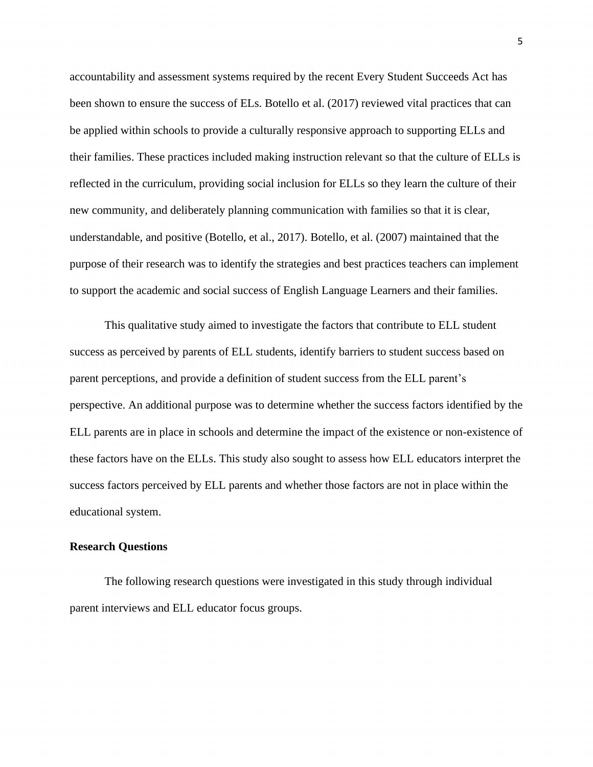accountability and assessment systems required by the recent Every Student Succeeds Act has been shown to ensure the success of ELs. Botello et al. (2017) reviewed vital practices that can be applied within schools to provide a culturally responsive approach to supporting ELLs and their families. These practices included making instruction relevant so that the culture of ELLs is reflected in the curriculum, providing social inclusion for ELLs so they learn the culture of their new community, and deliberately planning communication with families so that it is clear, understandable, and positive (Botello, et al., 2017). Botello, et al. (2007) maintained that the purpose of their research was to identify the strategies and best practices teachers can implement to support the academic and social success of English Language Learners and their families.

This qualitative study aimed to investigate the factors that contribute to ELL student success as perceived by parents of ELL students, identify barriers to student success based on parent perceptions, and provide a definition of student success from the ELL parent's perspective. An additional purpose was to determine whether the success factors identified by the ELL parents are in place in schools and determine the impact of the existence or non-existence of these factors have on the ELLs. This study also sought to assess how ELL educators interpret the success factors perceived by ELL parents and whether those factors are not in place within the educational system.

**Research Questions**

The following research questions were investigated in this study through individual parent interviews and ELL educator focus groups.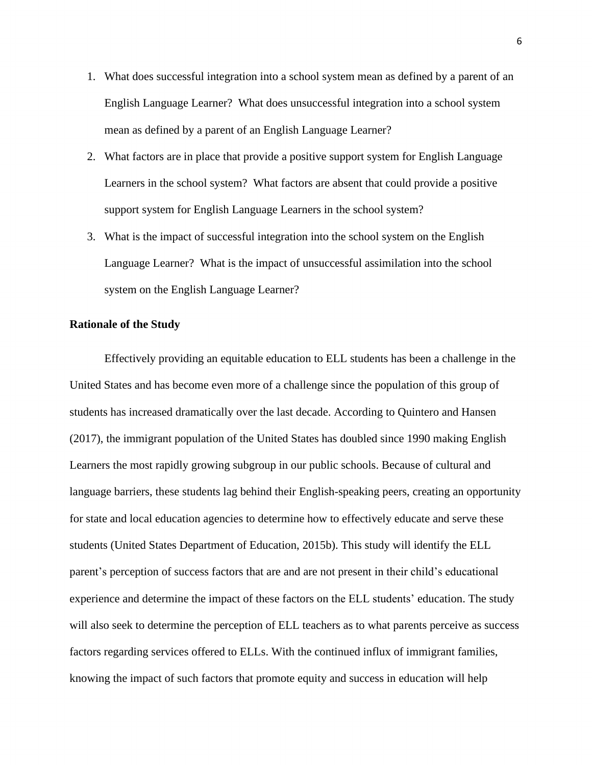1. What does successful integration into a school system mean as defined by a parent of an English Language Learner? What does unsuccessful integration into a school system mean as defined by a parent of an English Language Learner?
2. What factors are in place that provide a positive support system for English Language Learners in the school system? What factors are absent that could provide a positive support system for English Language Learners in the school system?
3. What is the impact of successful integration into the school system on the English Language Learner? What is the impact of unsuccessful assimilation into the school system on the English Language Learner?

**Rationale of the Study**

Effectively providing an equitable education to ELL students has been a challenge in the United States and has become even more of a challenge since the population of this group of students has increased dramatically over the last decade. According to Quintero and Hansen (2017), the immigrant population of the United States has doubled since 1990 making English Learners the most rapidly growing subgroup in our public schools. Because of cultural and language barriers, these students lag behind their English-speaking peers, creating an opportunity for state and local education agencies to determine how to effectively educate and serve these students (United States Department of Education, 2015b). This study will identify the ELL parent's perception of success factors that are and are not present in their child's educational experience and determine the impact of these factors on the ELL students' education. The study will also seek to determine the perception of ELL teachers as to what parents perceive as success factors regarding services offered to ELLs. With the continued influx of immigrant families, knowing the impact of such factors that promote equity and success in education will help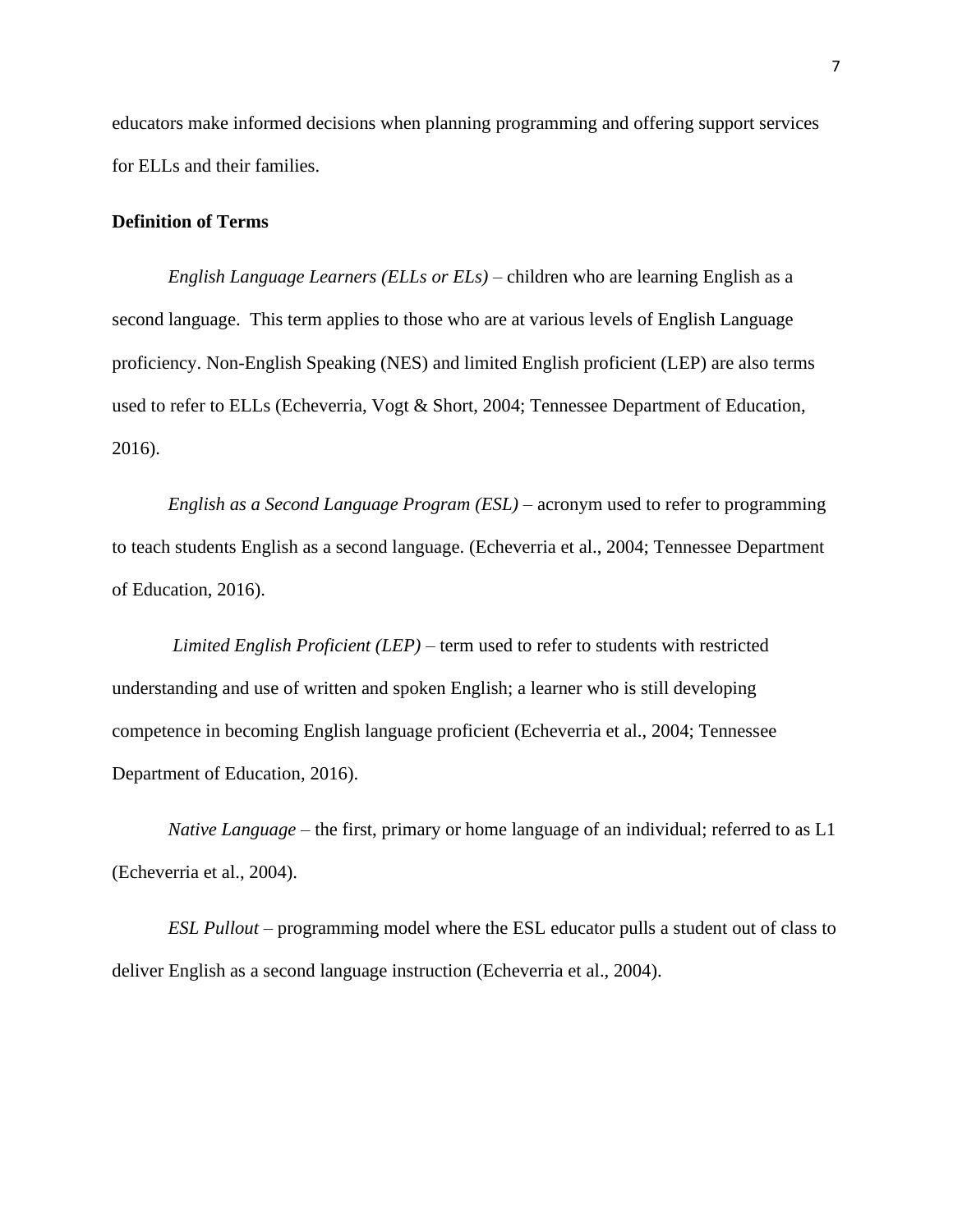educators make informed decisions when planning programming and offering support services for ELLs and their families.

**Definition of Terms**

*English Language Learners (ELLs or ELs)* – children who are learning English as a second language. This term applies to those who are at various levels of English Language proficiency. Non-English Speaking (NES) and limited English proficient (LEP) are also terms used to refer to ELLs (Echeverria, Vogt & Short, 2004; Tennessee Department of Education, 2016).

*English as a Second Language Program (ESL)* – acronym used to refer to programming to teach students English as a second language. (Echeverria et al., 2004; Tennessee Department of Education, 2016).

*Limited English Proficient (LEP)* – term used to refer to students with restricted understanding and use of written and spoken English; a learner who is still developing competence in becoming English language proficient (Echeverria et al., 2004; Tennessee Department of Education, 2016).

*Native Language* – the first, primary or home language of an individual; referred to as L1 (Echeverria et al., 2004).

*ESL Pullout* – programming model where the ESL educator pulls a student out of class to deliver English as a second language instruction (Echeverria et al., 2004).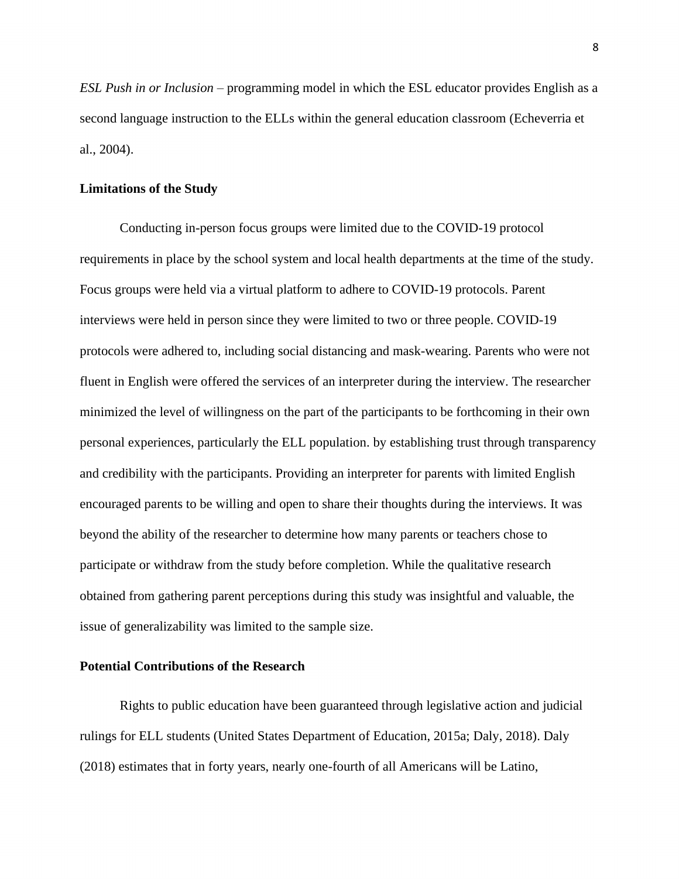*ESL Push in or Inclusion* – programming model in which the ESL educator provides English as a second language instruction to the ELLs within the general education classroom (Echeverria et al., 2004).

## Limitations of the Study

Conducting in-person focus groups were limited due to the COVID-19 protocol requirements in place by the school system and local health departments at the time of the study. Focus groups were held via a virtual platform to adhere to COVID-19 protocols. Parent interviews were held in person since they were limited to two or three people. COVID-19 protocols were adhered to, including social distancing and mask-wearing. Parents who were not fluent in English were offered the services of an interpreter during the interview. The researcher minimized the level of willingness on the part of the participants to be forthcoming in their own personal experiences, particularly the ELL population. by establishing trust through transparency and credibility with the participants. Providing an interpreter for parents with limited English encouraged parents to be willing and open to share their thoughts during the interviews. It was beyond the ability of the researcher to determine how many parents or teachers chose to participate or withdraw from the study before completion. While the qualitative research obtained from gathering parent perceptions during this study was insightful and valuable, the issue of generalizability was limited to the sample size.

## Potential Contributions of the Research

Rights to public education have been guaranteed through legislative action and judicial rulings for ELL students (United States Department of Education, 2015a; Daly, 2018). Daly (2018) estimates that in forty years, nearly one-fourth of all Americans will be Latino,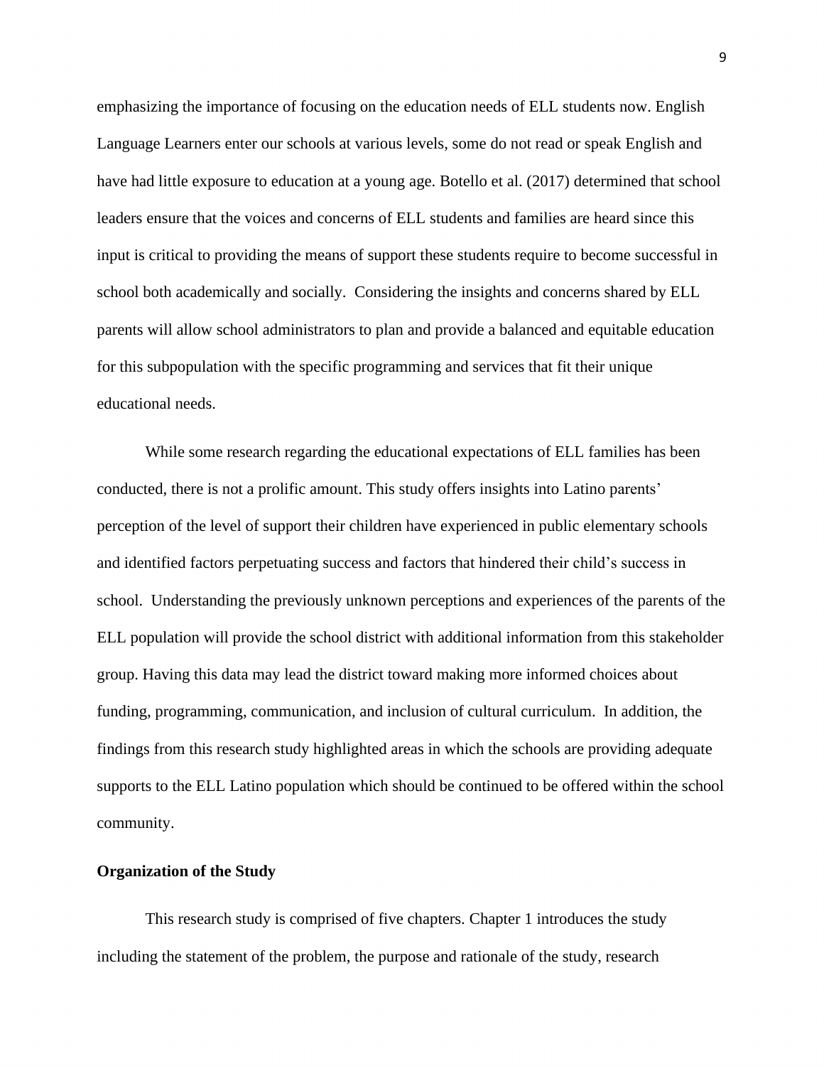emphasizing the importance of focusing on the education needs of ELL students now. English Language Learners enter our schools at various levels, some do not read or speak English and have had little exposure to education at a young age. Botello et al. (2017) determined that school leaders ensure that the voices and concerns of ELL students and families are heard since this input is critical to providing the means of support these students require to become successful in school both academically and socially. Considering the insights and concerns shared by ELL parents will allow school administrators to plan and provide a balanced and equitable education for this subpopulation with the specific programming and services that fit their unique educational needs.

While some research regarding the educational expectations of ELL families has been conducted, there is not a prolific amount. This study offers insights into Latino parents' perception of the level of support their children have experienced in public elementary schools and identified factors perpetuating success and factors that hindered their child's success in school. Understanding the previously unknown perceptions and experiences of the parents of the ELL population will provide the school district with additional information from this stakeholder group. Having this data may lead the district toward making more informed choices about funding, programming, communication, and inclusion of cultural curriculum. In addition, the findings from this research study highlighted areas in which the schools are providing adequate supports to the ELL Latino population which should be continued to be offered within the school community.

### Organization of the Study

This research study is comprised of five chapters. Chapter 1 introduces the study including the statement of the problem, the purpose and rationale of the study, research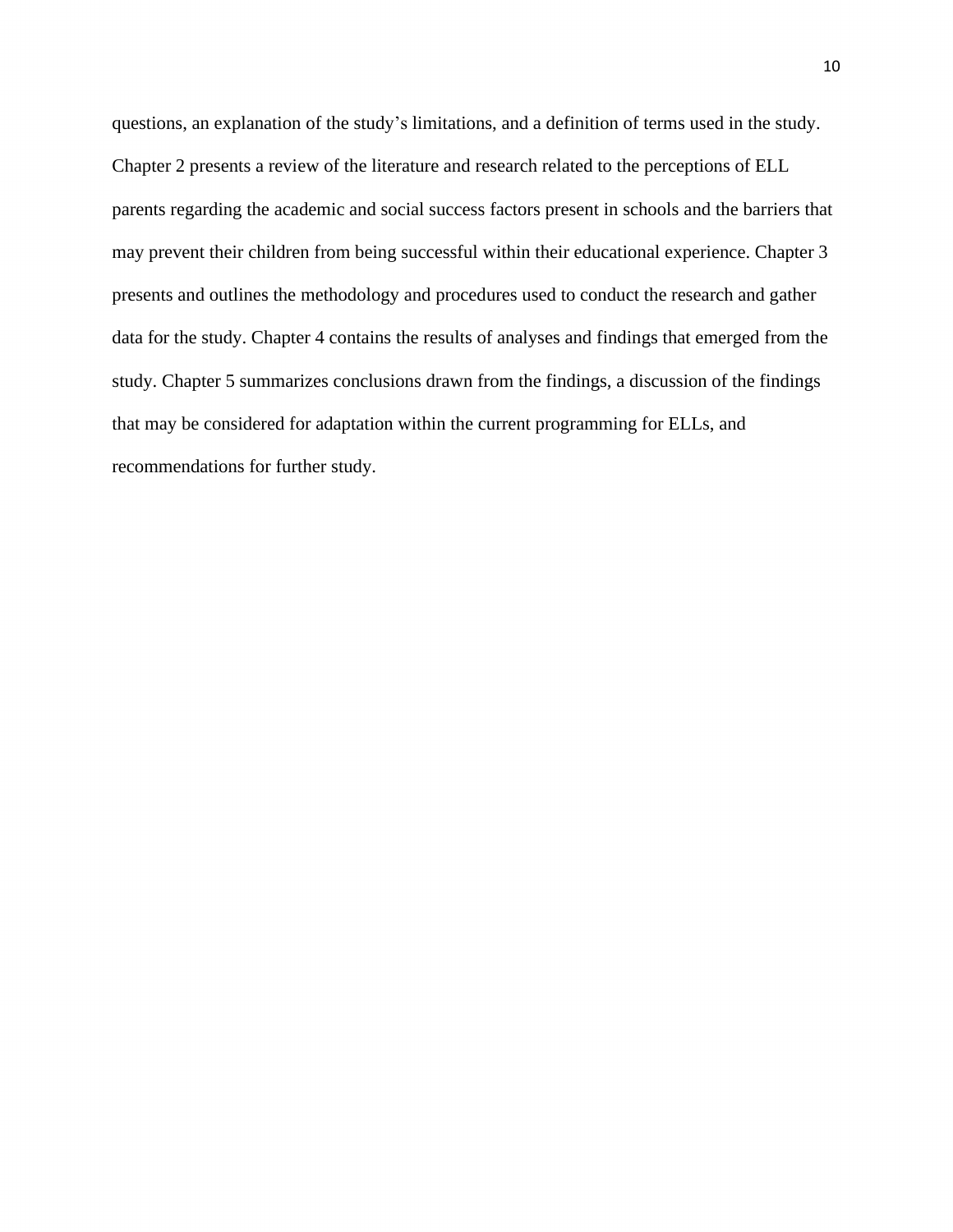questions, an explanation of the study's limitations, and a definition of terms used in the study. Chapter 2 presents a review of the literature and research related to the perceptions of ELL parents regarding the academic and social success factors present in schools and the barriers that may prevent their children from being successful within their educational experience. Chapter 3 presents and outlines the methodology and procedures used to conduct the research and gather data for the study. Chapter 4 contains the results of analyses and findings that emerged from the study. Chapter 5 summarizes conclusions drawn from the findings, a discussion of the findings that may be considered for adaptation within the current programming for ELLs, and recommendations for further study.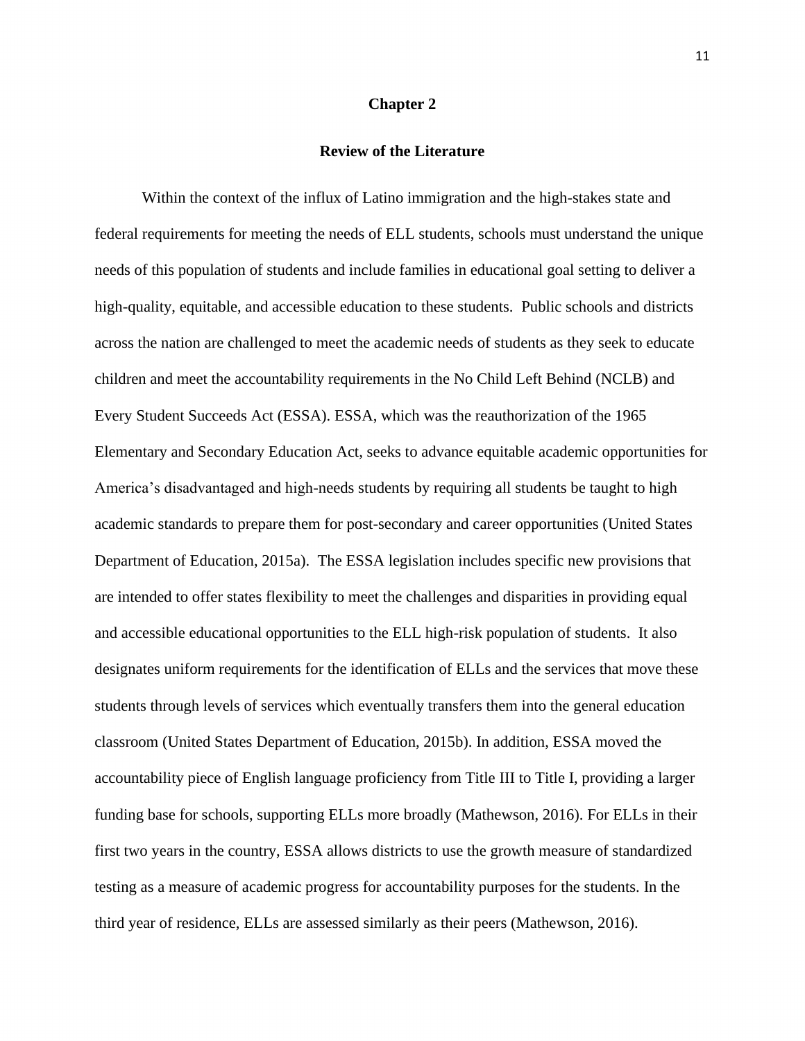# Chapter 2

## Review of the Literature

Within the context of the influx of Latino immigration and the high-stakes state and federal requirements for meeting the needs of ELL students, schools must understand the unique needs of this population of students and include families in educational goal setting to deliver a high-quality, equitable, and accessible education to these students. Public schools and districts across the nation are challenged to meet the academic needs of students as they seek to educate children and meet the accountability requirements in the No Child Left Behind (NCLB) and Every Student Succeeds Act (ESSA). ESSA, which was the reauthorization of the 1965 Elementary and Secondary Education Act, seeks to advance equitable academic opportunities for America's disadvantaged and high-needs students by requiring all students be taught to high academic standards to prepare them for post-secondary and career opportunities (United States Department of Education, 2015a). The ESSA legislation includes specific new provisions that are intended to offer states flexibility to meet the challenges and disparities in providing equal and accessible educational opportunities to the ELL high-risk population of students. It also designates uniform requirements for the identification of ELLs and the services that move these students through levels of services which eventually transfers them into the general education classroom (United States Department of Education, 2015b). In addition, ESSA moved the accountability piece of English language proficiency from Title III to Title I, providing a larger funding base for schools, supporting ELLs more broadly (Mathewson, 2016). For ELLs in their first two years in the country, ESSA allows districts to use the growth measure of standardized testing as a measure of academic progress for accountability purposes for the students. In the third year of residence, ELLs are assessed similarly as their peers (Mathewson, 2016).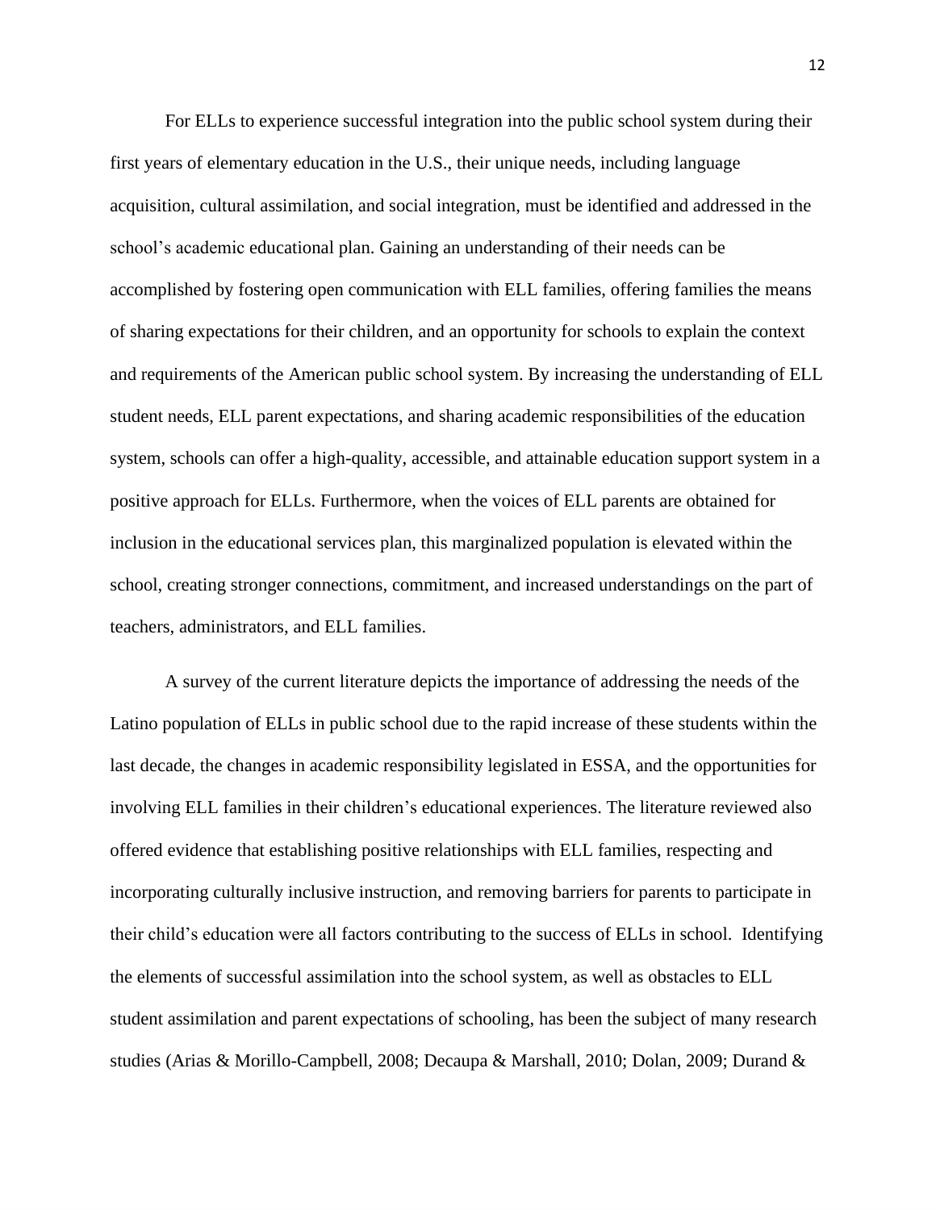For ELLs to experience successful integration into the public school system during their first years of elementary education in the U.S., their unique needs, including language acquisition, cultural assimilation, and social integration, must be identified and addressed in the school's academic educational plan. Gaining an understanding of their needs can be accomplished by fostering open communication with ELL families, offering families the means of sharing expectations for their children, and an opportunity for schools to explain the context and requirements of the American public school system. By increasing the understanding of ELL student needs, ELL parent expectations, and sharing academic responsibilities of the education system, schools can offer a high-quality, accessible, and attainable education support system in a positive approach for ELLs. Furthermore, when the voices of ELL parents are obtained for inclusion in the educational services plan, this marginalized population is elevated within the school, creating stronger connections, commitment, and increased understandings on the part of teachers, administrators, and ELL families.

A survey of the current literature depicts the importance of addressing the needs of the Latino population of ELLs in public school due to the rapid increase of these students within the last decade, the changes in academic responsibility legislated in ESSA, and the opportunities for involving ELL families in their children's educational experiences. The literature reviewed also offered evidence that establishing positive relationships with ELL families, respecting and incorporating culturally inclusive instruction, and removing barriers for parents to participate in their child's education were all factors contributing to the success of ELLs in school. Identifying the elements of successful assimilation into the school system, as well as obstacles to ELL student assimilation and parent expectations of schooling, has been the subject of many research studies (Arias & Morillo-Campbell, 2008; Decaupa & Marshall, 2010; Dolan, 2009; Durand &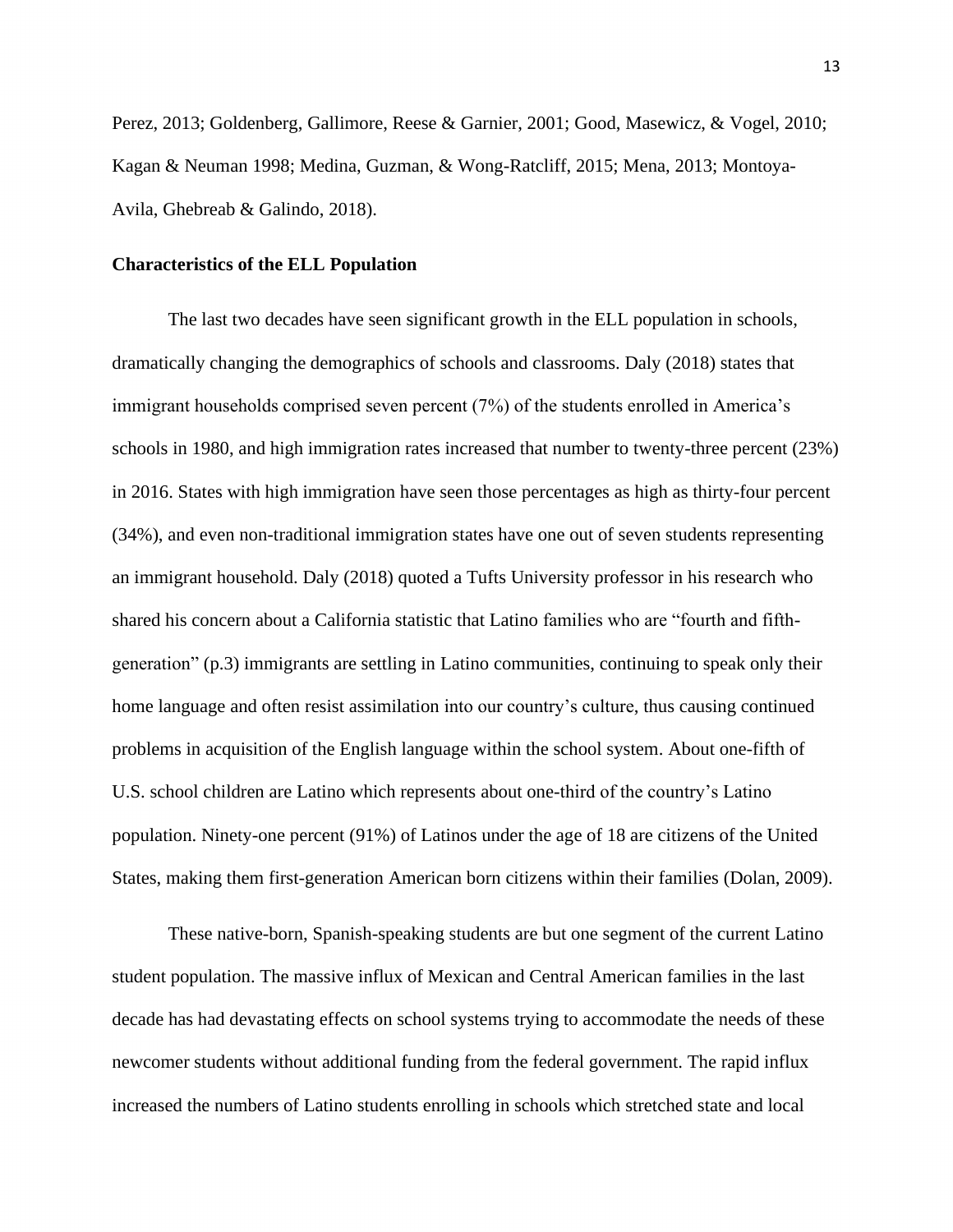Perez, 2013; Goldenberg, Gallimore, Reese & Garnier, 2001; Good, Masewicz, & Vogel, 2010; Kagan & Neuman 1998; Medina, Guzman, & Wong-Ratcliff, 2015; Mena, 2013; Montoya-Avila, Ghebreab & Galindo, 2018).

**Characteristics of the ELL Population**

The last two decades have seen significant growth in the ELL population in schools, dramatically changing the demographics of schools and classrooms. Daly (2018) states that immigrant households comprised seven percent (7%) of the students enrolled in America's schools in 1980, and high immigration rates increased that number to twenty-three percent (23%) in 2016. States with high immigration have seen those percentages as high as thirty-four percent (34%), and even non-traditional immigration states have one out of seven students representing an immigrant household. Daly (2018) quoted a Tufts University professor in his research who shared his concern about a California statistic that Latino families who are "fourth and fifth-generation" (p.3) immigrants are settling in Latino communities, continuing to speak only their home language and often resist assimilation into our country's culture, thus causing continued problems in acquisition of the English language within the school system. About one-fifth of U.S. school children are Latino which represents about one-third of the country's Latino population. Ninety-one percent (91%) of Latinos under the age of 18 are citizens of the United States, making them first-generation American born citizens within their families (Dolan, 2009).

These native-born, Spanish-speaking students are but one segment of the current Latino student population. The massive influx of Mexican and Central American families in the last decade has had devastating effects on school systems trying to accommodate the needs of these newcomer students without additional funding from the federal government. The rapid influx increased the numbers of Latino students enrolling in schools which stretched state and local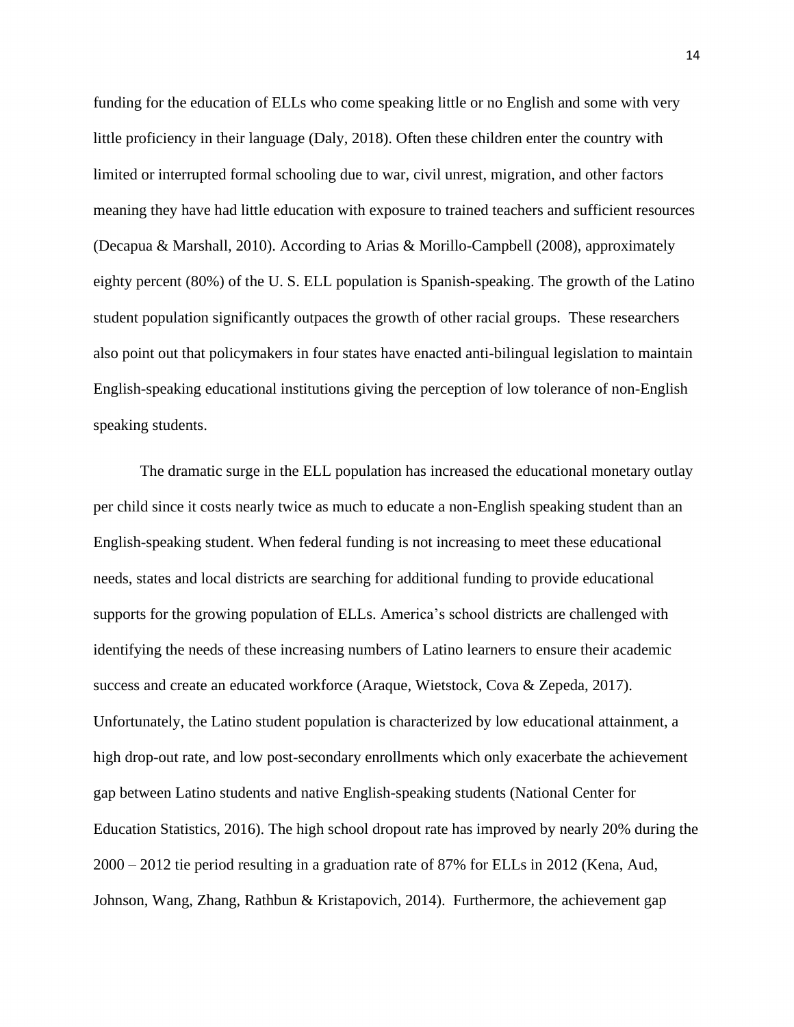funding for the education of ELLs who come speaking little or no English and some with very little proficiency in their language (Daly, 2018). Often these children enter the country with limited or interrupted formal schooling due to war, civil unrest, migration, and other factors meaning they have had little education with exposure to trained teachers and sufficient resources (Decapua & Marshall, 2010). According to Arias & Morillo-Campbell (2008), approximately eighty percent (80%) of the U. S. ELL population is Spanish-speaking. The growth of the Latino student population significantly outpaces the growth of other racial groups. These researchers also point out that policymakers in four states have enacted anti-bilingual legislation to maintain English-speaking educational institutions giving the perception of low tolerance of non-English speaking students.

The dramatic surge in the ELL population has increased the educational monetary outlay per child since it costs nearly twice as much to educate a non-English speaking student than an English-speaking student. When federal funding is not increasing to meet these educational needs, states and local districts are searching for additional funding to provide educational supports for the growing population of ELLs. America's school districts are challenged with identifying the needs of these increasing numbers of Latino learners to ensure their academic success and create an educated workforce (Araque, Wietstock, Cova & Zepeda, 2017). Unfortunately, the Latino student population is characterized by low educational attainment, a high drop-out rate, and low post-secondary enrollments which only exacerbate the achievement gap between Latino students and native English-speaking students (National Center for Education Statistics, 2016). The high school dropout rate has improved by nearly 20% during the 2000 – 2012 tie period resulting in a graduation rate of 87% for ELLs in 2012 (Kena, Aud, Johnson, Wang, Zhang, Rathbun & Kristapovich, 2014). Furthermore, the achievement gap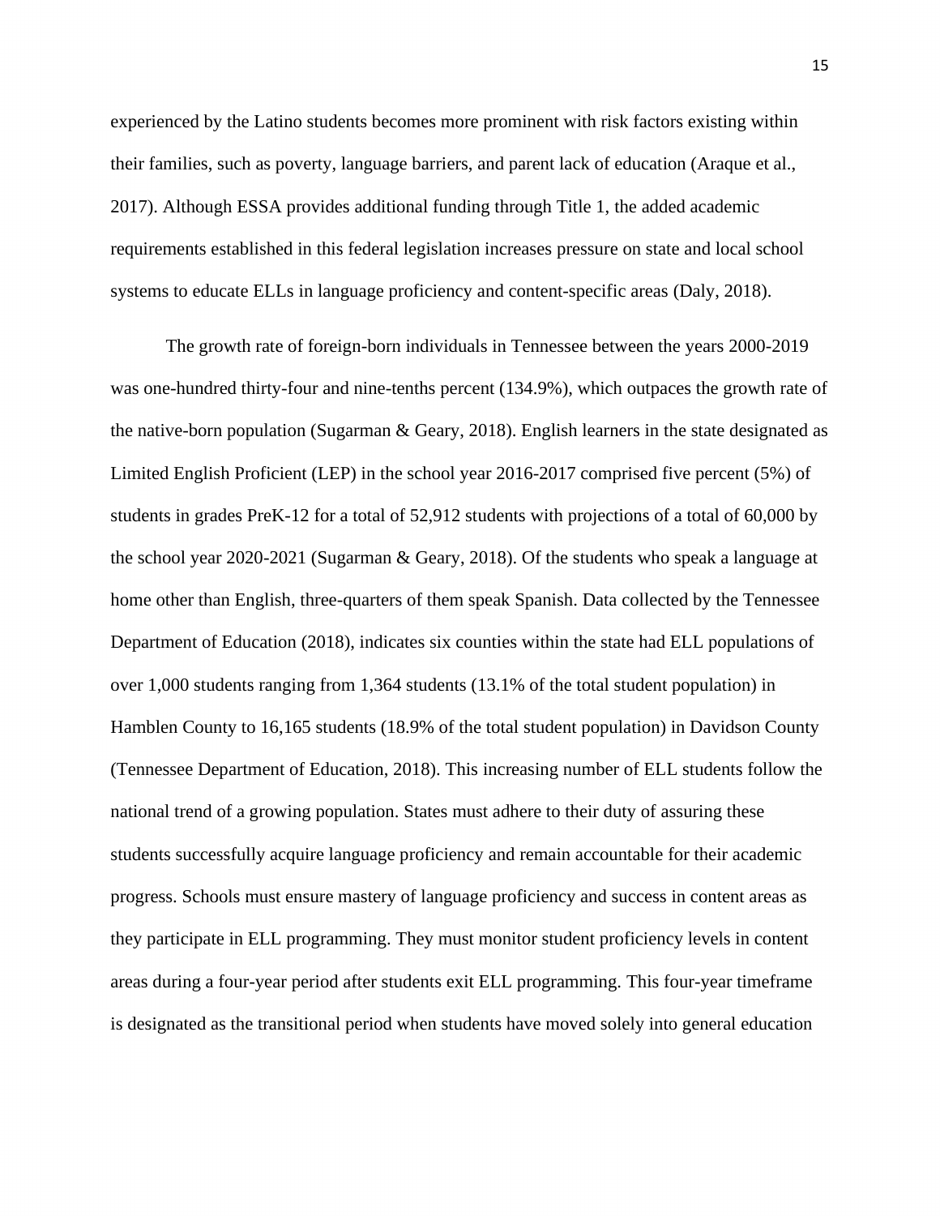experienced by the Latino students becomes more prominent with risk factors existing within their families, such as poverty, language barriers, and parent lack of education (Araque et al., 2017). Although ESSA provides additional funding through Title 1, the added academic requirements established in this federal legislation increases pressure on state and local school systems to educate ELLs in language proficiency and content-specific areas (Daly, 2018).

The growth rate of foreign-born individuals in Tennessee between the years 2000-2019 was one-hundred thirty-four and nine-tenths percent (134.9%), which outpaces the growth rate of the native-born population (Sugarman & Geary, 2018). English learners in the state designated as Limited English Proficient (LEP) in the school year 2016-2017 comprised five percent (5%) of students in grades PreK-12 for a total of 52,912 students with projections of a total of 60,000 by the school year 2020-2021 (Sugarman & Geary, 2018). Of the students who speak a language at home other than English, three-quarters of them speak Spanish. Data collected by the Tennessee Department of Education (2018), indicates six counties within the state had ELL populations of over 1,000 students ranging from 1,364 students (13.1% of the total student population) in Hamblen County to 16,165 students (18.9% of the total student population) in Davidson County (Tennessee Department of Education, 2018). This increasing number of ELL students follow the national trend of a growing population. States must adhere to their duty of assuring these students successfully acquire language proficiency and remain accountable for their academic progress. Schools must ensure mastery of language proficiency and success in content areas as they participate in ELL programming. They must monitor student proficiency levels in content areas during a four-year period after students exit ELL programming. This four-year timeframe is designated as the transitional period when students have moved solely into general education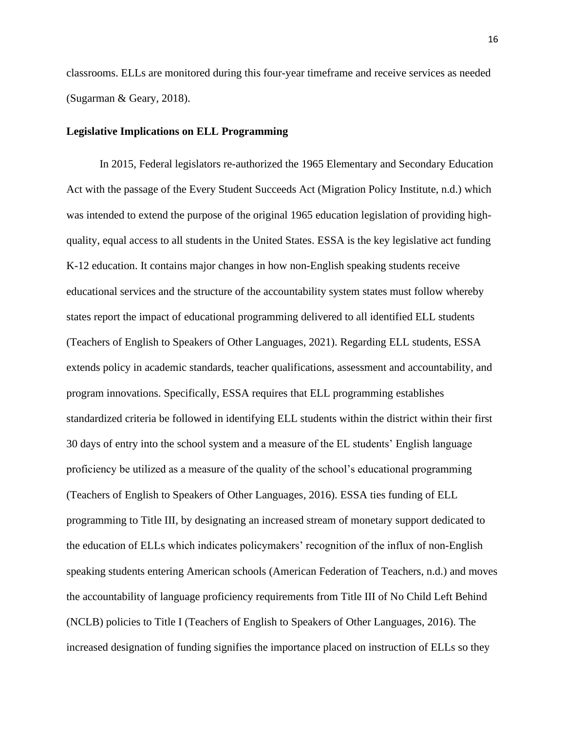classrooms. ELLs are monitored during this four-year timeframe and receive services as needed (Sugarman & Geary, 2018).

**Legislative Implications on ELL Programming**

In 2015, Federal legislators re-authorized the 1965 Elementary and Secondary Education Act with the passage of the Every Student Succeeds Act (Migration Policy Institute, n.d.) which was intended to extend the purpose of the original 1965 education legislation of providing high-quality, equal access to all students in the United States. ESSA is the key legislative act funding K-12 education. It contains major changes in how non-English speaking students receive educational services and the structure of the accountability system states must follow whereby states report the impact of educational programming delivered to all identified ELL students (Teachers of English to Speakers of Other Languages, 2021). Regarding ELL students, ESSA extends policy in academic standards, teacher qualifications, assessment and accountability, and program innovations. Specifically, ESSA requires that ELL programming establishes standardized criteria be followed in identifying ELL students within the district within their first 30 days of entry into the school system and a measure of the EL students' English language proficiency be utilized as a measure of the quality of the school's educational programming (Teachers of English to Speakers of Other Languages, 2016). ESSA ties funding of ELL programming to Title III, by designating an increased stream of monetary support dedicated to the education of ELLs which indicates policymakers' recognition of the influx of non-English speaking students entering American schools (American Federation of Teachers, n.d.) and moves the accountability of language proficiency requirements from Title III of No Child Left Behind (NCLB) policies to Title I (Teachers of English to Speakers of Other Languages, 2016). The increased designation of funding signifies the importance placed on instruction of ELLs so they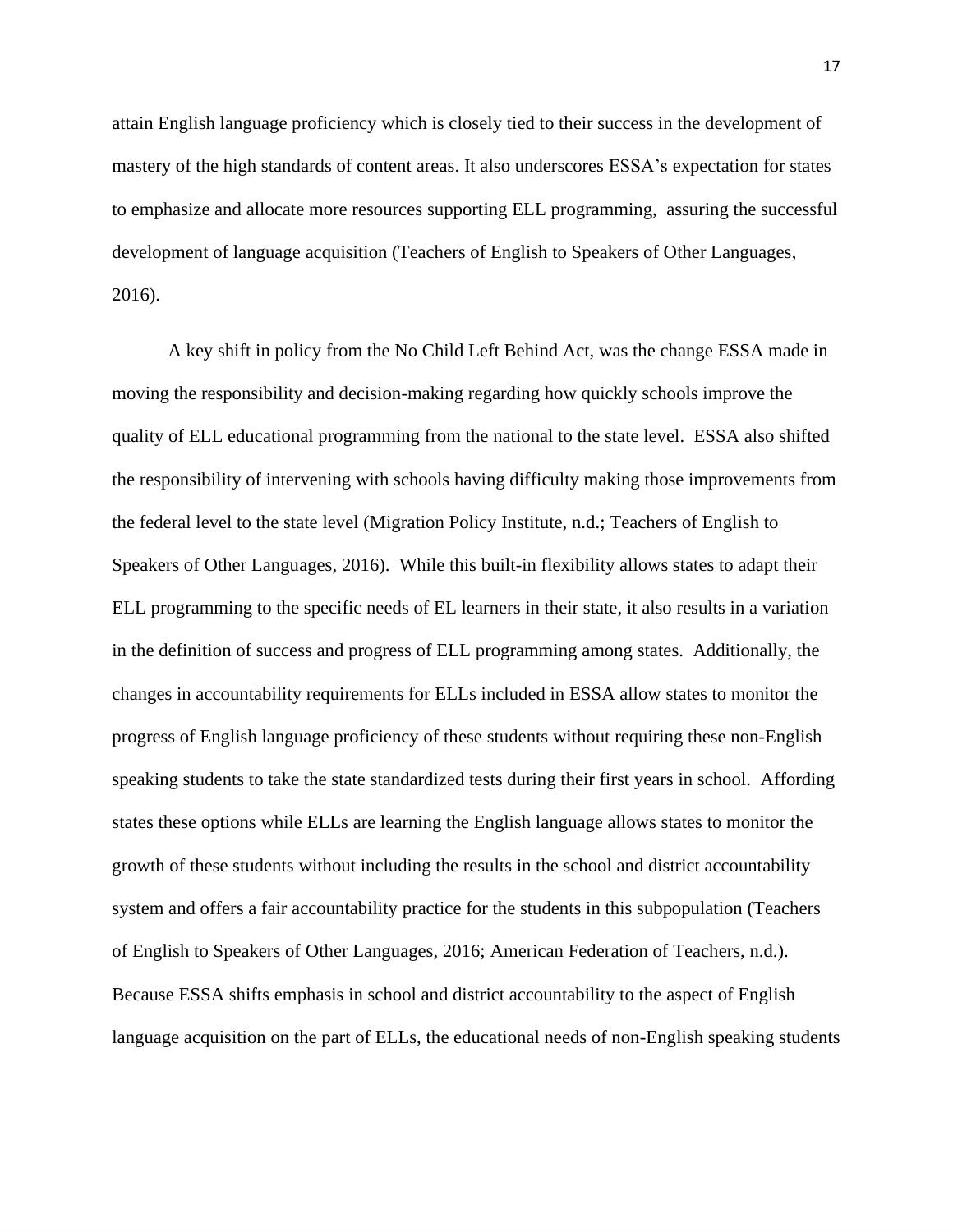attain English language proficiency which is closely tied to their success in the development of mastery of the high standards of content areas. It also underscores ESSA's expectation for states to emphasize and allocate more resources supporting ELL programming, assuring the successful development of language acquisition (Teachers of English to Speakers of Other Languages, 2016).

A key shift in policy from the No Child Left Behind Act, was the change ESSA made in moving the responsibility and decision-making regarding how quickly schools improve the quality of ELL educational programming from the national to the state level. ESSA also shifted the responsibility of intervening with schools having difficulty making those improvements from the federal level to the state level (Migration Policy Institute, n.d.; Teachers of English to Speakers of Other Languages, 2016). While this built-in flexibility allows states to adapt their ELL programming to the specific needs of EL learners in their state, it also results in a variation in the definition of success and progress of ELL programming among states. Additionally, the changes in accountability requirements for ELLs included in ESSA allow states to monitor the progress of English language proficiency of these students without requiring these non-English speaking students to take the state standardized tests during their first years in school. Affording states these options while ELLs are learning the English language allows states to monitor the growth of these students without including the results in the school and district accountability system and offers a fair accountability practice for the students in this subpopulation (Teachers of English to Speakers of Other Languages, 2016; American Federation of Teachers, n.d.). Because ESSA shifts emphasis in school and district accountability to the aspect of English language acquisition on the part of ELLs, the educational needs of non-English speaking students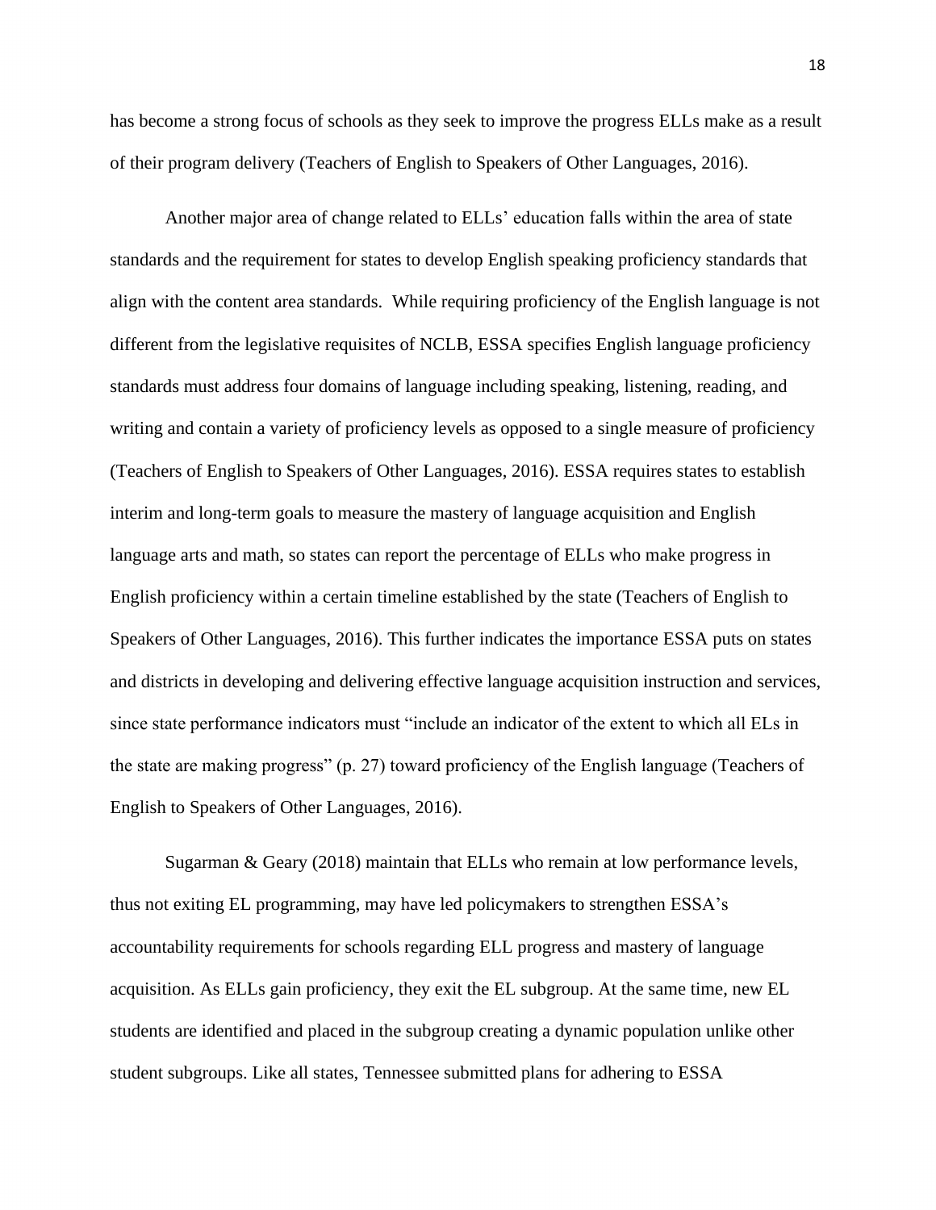has become a strong focus of schools as they seek to improve the progress ELLs make as a result of their program delivery (Teachers of English to Speakers of Other Languages, 2016).

Another major area of change related to ELLs' education falls within the area of state standards and the requirement for states to develop English speaking proficiency standards that align with the content area standards. While requiring proficiency of the English language is not different from the legislative requisites of NCLB, ESSA specifies English language proficiency standards must address four domains of language including speaking, listening, reading, and writing and contain a variety of proficiency levels as opposed to a single measure of proficiency (Teachers of English to Speakers of Other Languages, 2016). ESSA requires states to establish interim and long-term goals to measure the mastery of language acquisition and English language arts and math, so states can report the percentage of ELLs who make progress in English proficiency within a certain timeline established by the state (Teachers of English to Speakers of Other Languages, 2016). This further indicates the importance ESSA puts on states and districts in developing and delivering effective language acquisition instruction and services, since state performance indicators must "include an indicator of the extent to which all ELs in the state are making progress" (p. 27) toward proficiency of the English language (Teachers of English to Speakers of Other Languages, 2016).

Sugarman & Geary (2018) maintain that ELLs who remain at low performance levels, thus not exiting EL programming, may have led policymakers to strengthen ESSA's accountability requirements for schools regarding ELL progress and mastery of language acquisition. As ELLs gain proficiency, they exit the EL subgroup. At the same time, new EL students are identified and placed in the subgroup creating a dynamic population unlike other student subgroups. Like all states, Tennessee submitted plans for adhering to ESSA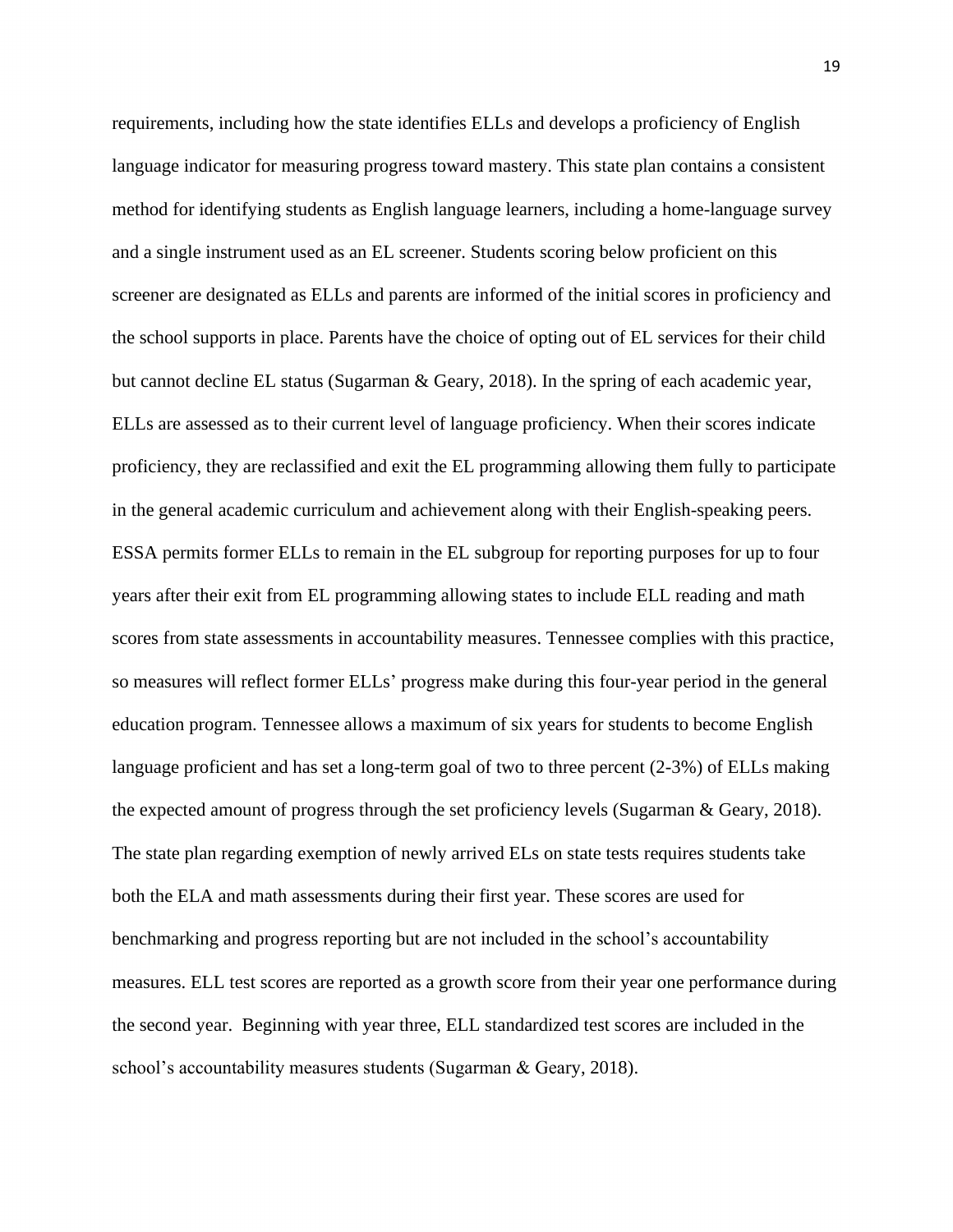requirements, including how the state identifies ELLs and develops a proficiency of English language indicator for measuring progress toward mastery. This state plan contains a consistent method for identifying students as English language learners, including a home-language survey and a single instrument used as an EL screener. Students scoring below proficient on this screener are designated as ELLs and parents are informed of the initial scores in proficiency and the school supports in place. Parents have the choice of opting out of EL services for their child but cannot decline EL status (Sugarman & Geary, 2018). In the spring of each academic year, ELLs are assessed as to their current level of language proficiency. When their scores indicate proficiency, they are reclassified and exit the EL programming allowing them fully to participate in the general academic curriculum and achievement along with their English-speaking peers. ESSA permits former ELLs to remain in the EL subgroup for reporting purposes for up to four years after their exit from EL programming allowing states to include ELL reading and math scores from state assessments in accountability measures. Tennessee complies with this practice, so measures will reflect former ELLs' progress make during this four-year period in the general education program. Tennessee allows a maximum of six years for students to become English language proficient and has set a long-term goal of two to three percent (2-3%) of ELLs making the expected amount of progress through the set proficiency levels (Sugarman & Geary, 2018). The state plan regarding exemption of newly arrived ELs on state tests requires students take both the ELA and math assessments during their first year. These scores are used for benchmarking and progress reporting but are not included in the school's accountability measures. ELL test scores are reported as a growth score from their year one performance during the second year. Beginning with year three, ELL standardized test scores are included in the school's accountability measures students (Sugarman & Geary, 2018).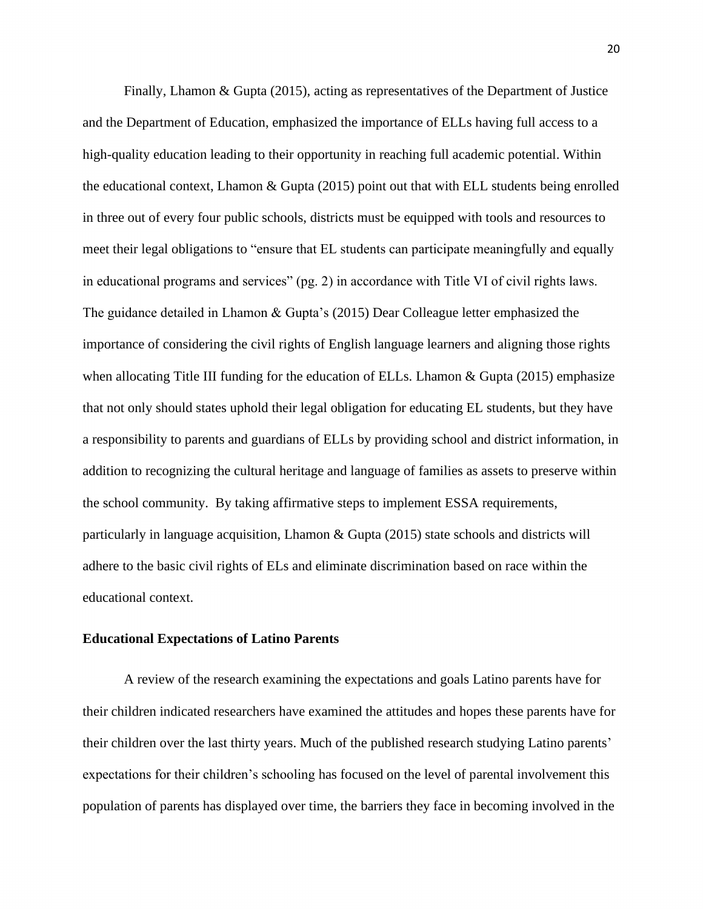Finally, Lhamon & Gupta (2015), acting as representatives of the Department of Justice and the Department of Education, emphasized the importance of ELLs having full access to a high-quality education leading to their opportunity in reaching full academic potential. Within the educational context, Lhamon & Gupta (2015) point out that with ELL students being enrolled in three out of every four public schools, districts must be equipped with tools and resources to meet their legal obligations to "ensure that EL students can participate meaningfully and equally in educational programs and services" (pg. 2) in accordance with Title VI of civil rights laws. The guidance detailed in Lhamon & Gupta's (2015) Dear Colleague letter emphasized the importance of considering the civil rights of English language learners and aligning those rights when allocating Title III funding for the education of ELLs. Lhamon & Gupta (2015) emphasize that not only should states uphold their legal obligation for educating EL students, but they have a responsibility to parents and guardians of ELLs by providing school and district information, in addition to recognizing the cultural heritage and language of families as assets to preserve within the school community. By taking affirmative steps to implement ESSA requirements, particularly in language acquisition, Lhamon & Gupta (2015) state schools and districts will adhere to the basic civil rights of ELs and eliminate discrimination based on race within the educational context.

**Educational Expectations of Latino Parents**

A review of the research examining the expectations and goals Latino parents have for their children indicated researchers have examined the attitudes and hopes these parents have for their children over the last thirty years. Much of the published research studying Latino parents' expectations for their children's schooling has focused on the level of parental involvement this population of parents has displayed over time, the barriers they face in becoming involved in the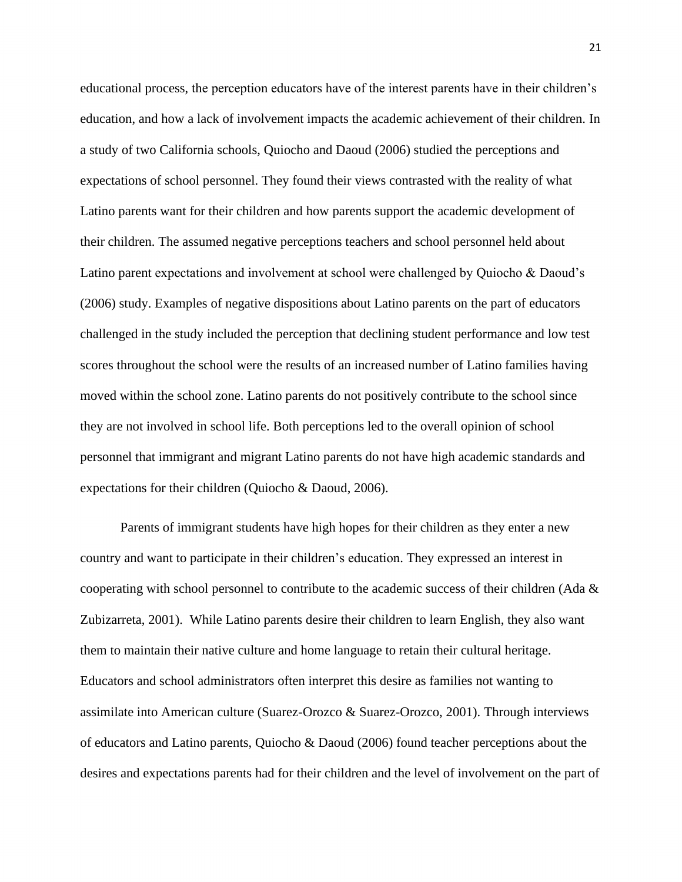educational process, the perception educators have of the interest parents have in their children's education, and how a lack of involvement impacts the academic achievement of their children. In a study of two California schools, Quiocho and Daoud (2006) studied the perceptions and expectations of school personnel. They found their views contrasted with the reality of what Latino parents want for their children and how parents support the academic development of their children. The assumed negative perceptions teachers and school personnel held about Latino parent expectations and involvement at school were challenged by Quiocho & Daoud's (2006) study. Examples of negative dispositions about Latino parents on the part of educators challenged in the study included the perception that declining student performance and low test scores throughout the school were the results of an increased number of Latino families having moved within the school zone. Latino parents do not positively contribute to the school since they are not involved in school life. Both perceptions led to the overall opinion of school personnel that immigrant and migrant Latino parents do not have high academic standards and expectations for their children (Quiocho & Daoud, 2006).

Parents of immigrant students have high hopes for their children as they enter a new country and want to participate in their children's education. They expressed an interest in cooperating with school personnel to contribute to the academic success of their children (Ada & Zubizarreta, 2001). While Latino parents desire their children to learn English, they also want them to maintain their native culture and home language to retain their cultural heritage. Educators and school administrators often interpret this desire as families not wanting to assimilate into American culture (Suarez-Orozco & Suarez-Orozco, 2001). Through interviews of educators and Latino parents, Quiocho & Daoud (2006) found teacher perceptions about the desires and expectations parents had for their children and the level of involvement on the part of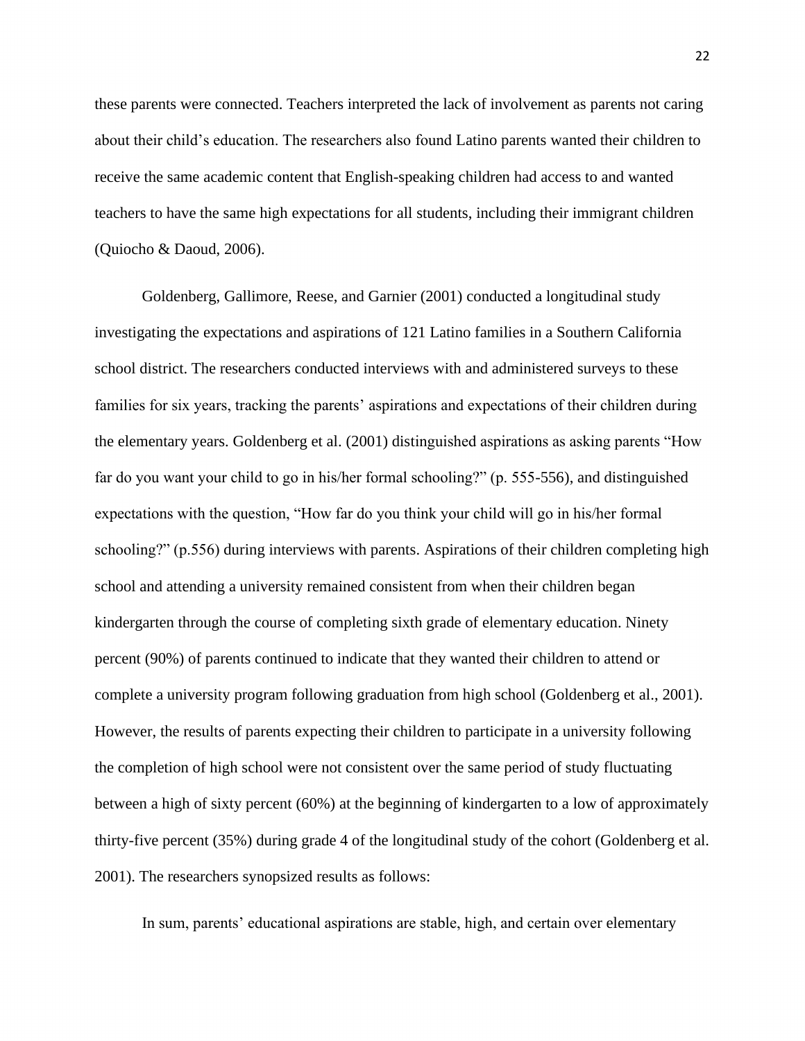these parents were connected. Teachers interpreted the lack of involvement as parents not caring about their child's education. The researchers also found Latino parents wanted their children to receive the same academic content that English-speaking children had access to and wanted teachers to have the same high expectations for all students, including their immigrant children (Quiocho & Daoud, 2006).

Goldenberg, Gallimore, Reese, and Garnier (2001) conducted a longitudinal study investigating the expectations and aspirations of 121 Latino families in a Southern California school district. The researchers conducted interviews with and administered surveys to these families for six years, tracking the parents' aspirations and expectations of their children during the elementary years. Goldenberg et al. (2001) distinguished aspirations as asking parents "How far do you want your child to go in his/her formal schooling?" (p. 555-556), and distinguished expectations with the question, "How far do you think your child will go in his/her formal schooling?" (p.556) during interviews with parents. Aspirations of their children completing high school and attending a university remained consistent from when their children began kindergarten through the course of completing sixth grade of elementary education. Ninety percent (90%) of parents continued to indicate that they wanted their children to attend or complete a university program following graduation from high school (Goldenberg et al., 2001). However, the results of parents expecting their children to participate in a university following the completion of high school were not consistent over the same period of study fluctuating between a high of sixty percent (60%) at the beginning of kindergarten to a low of approximately thirty-five percent (35%) during grade 4 of the longitudinal study of the cohort (Goldenberg et al. 2001). The researchers synopsized results as follows:

In sum, parents' educational aspirations are stable, high, and certain over elementary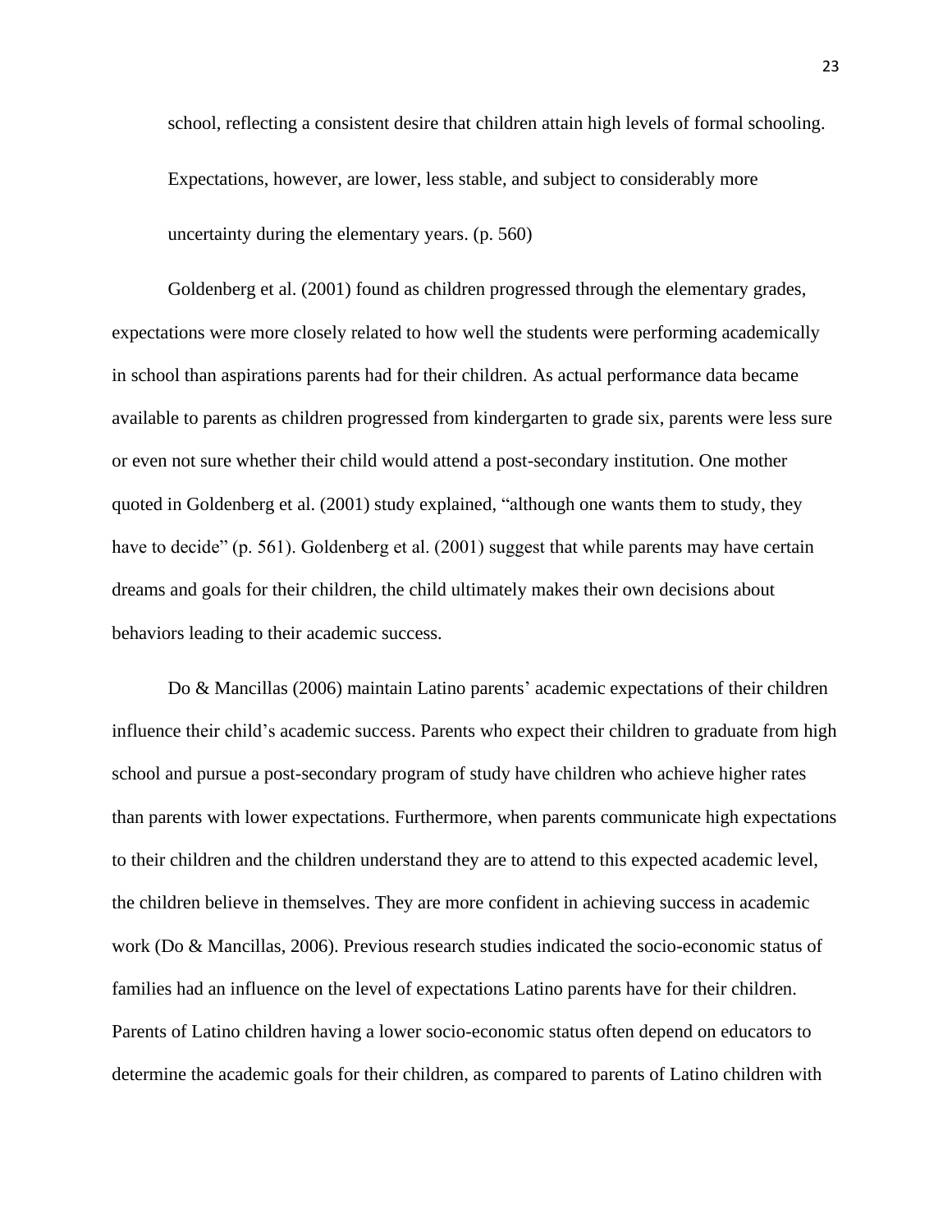> school, reflecting a consistent desire that children attain high levels of formal schooling. Expectations, however, are lower, less stable, and subject to considerably more uncertainty during the elementary years. (p. 560)

Goldenberg et al. (2001) found as children progressed through the elementary grades, expectations were more closely related to how well the students were performing academically in school than aspirations parents had for their children. As actual performance data became available to parents as children progressed from kindergarten to grade six, parents were less sure or even not sure whether their child would attend a post-secondary institution. One mother quoted in Goldenberg et al. (2001) study explained, "although one wants them to study, they have to decide" (p. 561). Goldenberg et al. (2001) suggest that while parents may have certain dreams and goals for their children, the child ultimately makes their own decisions about behaviors leading to their academic success.

Do & Mancillas (2006) maintain Latino parents' academic expectations of their children influence their child's academic success. Parents who expect their children to graduate from high school and pursue a post-secondary program of study have children who achieve higher rates than parents with lower expectations. Furthermore, when parents communicate high expectations to their children and the children understand they are to attend to this expected academic level, the children believe in themselves. They are more confident in achieving success in academic work (Do & Mancillas, 2006). Previous research studies indicated the socio-economic status of families had an influence on the level of expectations Latino parents have for their children. Parents of Latino children having a lower socio-economic status often depend on educators to determine the academic goals for their children, as compared to parents of Latino children with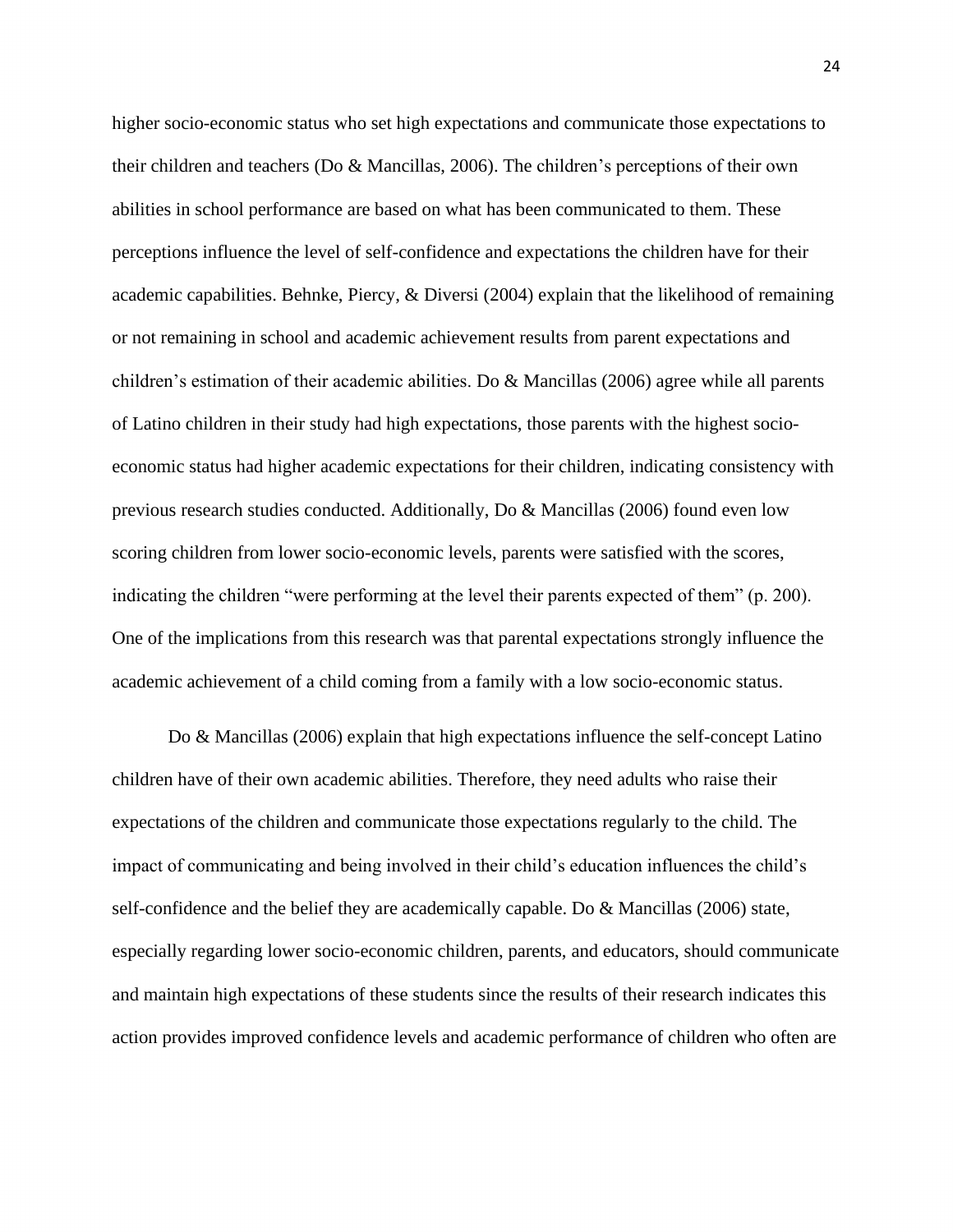higher socio-economic status who set high expectations and communicate those expectations to their children and teachers (Do & Mancillas, 2006). The children's perceptions of their own abilities in school performance are based on what has been communicated to them. These perceptions influence the level of self-confidence and expectations the children have for their academic capabilities. Behnke, Piercy, & Diversi (2004) explain that the likelihood of remaining or not remaining in school and academic achievement results from parent expectations and children's estimation of their academic abilities. Do & Mancillas (2006) agree while all parents of Latino children in their study had high expectations, those parents with the highest socio-economic status had higher academic expectations for their children, indicating consistency with previous research studies conducted. Additionally, Do & Mancillas (2006) found even low scoring children from lower socio-economic levels, parents were satisfied with the scores, indicating the children "were performing at the level their parents expected of them" (p. 200). One of the implications from this research was that parental expectations strongly influence the academic achievement of a child coming from a family with a low socio-economic status.

Do & Mancillas (2006) explain that high expectations influence the self-concept Latino children have of their own academic abilities. Therefore, they need adults who raise their expectations of the children and communicate those expectations regularly to the child. The impact of communicating and being involved in their child's education influences the child's self-confidence and the belief they are academically capable. Do & Mancillas (2006) state, especially regarding lower socio-economic children, parents, and educators, should communicate and maintain high expectations of these students since the results of their research indicates this action provides improved confidence levels and academic performance of children who often are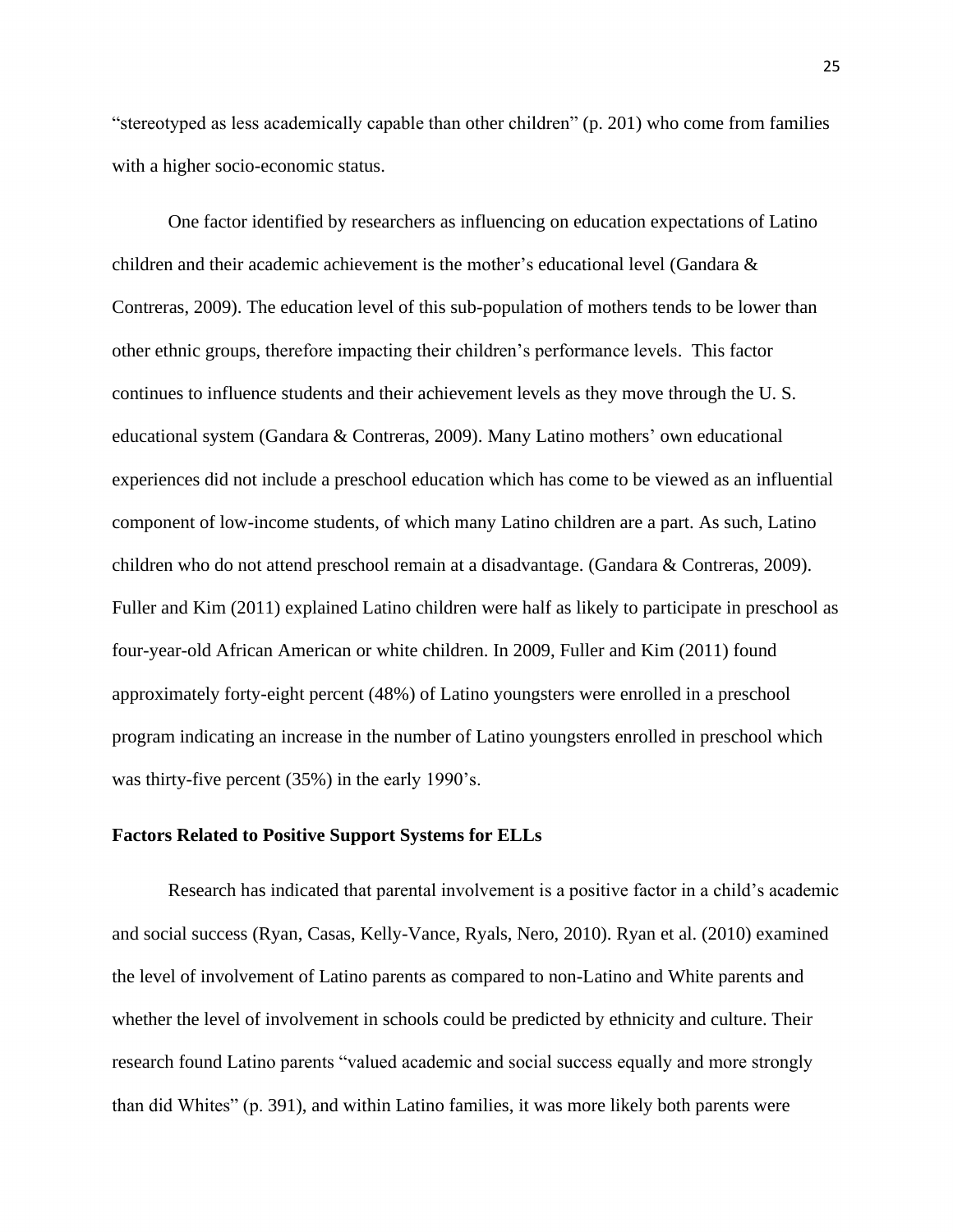"stereotyped as less academically capable than other children" (p. 201) who come from families with a higher socio-economic status.

One factor identified by researchers as influencing on education expectations of Latino children and their academic achievement is the mother's educational level (Gandara & Contreras, 2009). The education level of this sub-population of mothers tends to be lower than other ethnic groups, therefore impacting their children's performance levels. This factor continues to influence students and their achievement levels as they move through the U. S. educational system (Gandara & Contreras, 2009). Many Latino mothers' own educational experiences did not include a preschool education which has come to be viewed as an influential component of low-income students, of which many Latino children are a part. As such, Latino children who do not attend preschool remain at a disadvantage. (Gandara & Contreras, 2009). Fuller and Kim (2011) explained Latino children were half as likely to participate in preschool as four-year-old African American or white children. In 2009, Fuller and Kim (2011) found approximately forty-eight percent (48%) of Latino youngsters were enrolled in a preschool program indicating an increase in the number of Latino youngsters enrolled in preschool which was thirty-five percent (35%) in the early 1990's.

**Factors Related to Positive Support Systems for ELLs**

Research has indicated that parental involvement is a positive factor in a child's academic and social success (Ryan, Casas, Kelly-Vance, Ryals, Nero, 2010). Ryan et al. (2010) examined the level of involvement of Latino parents as compared to non-Latino and White parents and whether the level of involvement in schools could be predicted by ethnicity and culture. Their research found Latino parents "valued academic and social success equally and more strongly than did Whites" (p. 391), and within Latino families, it was more likely both parents were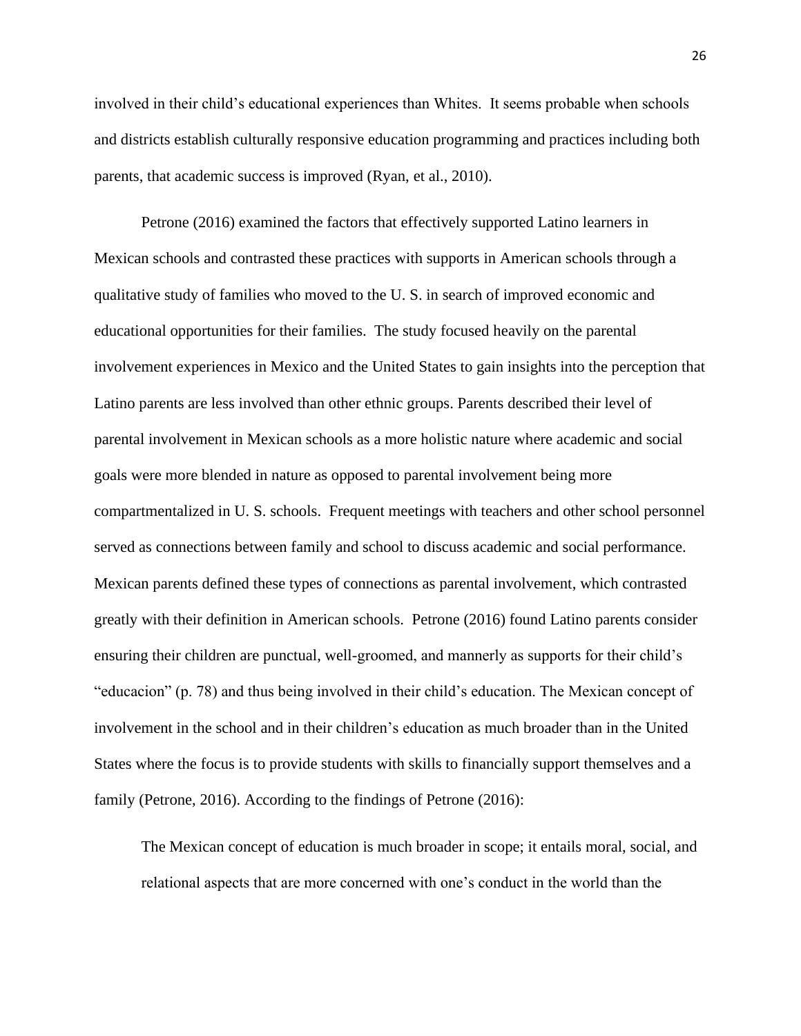involved in their child's educational experiences than Whites. It seems probable when schools and districts establish culturally responsive education programming and practices including both parents, that academic success is improved (Ryan, et al., 2010).

Petrone (2016) examined the factors that effectively supported Latino learners in Mexican schools and contrasted these practices with supports in American schools through a qualitative study of families who moved to the U. S. in search of improved economic and educational opportunities for their families. The study focused heavily on the parental involvement experiences in Mexico and the United States to gain insights into the perception that Latino parents are less involved than other ethnic groups. Parents described their level of parental involvement in Mexican schools as a more holistic nature where academic and social goals were more blended in nature as opposed to parental involvement being more compartmentalized in U. S. schools. Frequent meetings with teachers and other school personnel served as connections between family and school to discuss academic and social performance. Mexican parents defined these types of connections as parental involvement, which contrasted greatly with their definition in American schools. Petrone (2016) found Latino parents consider ensuring their children are punctual, well-groomed, and mannerly as supports for their child's "educacion" (p. 78) and thus being involved in their child's education. The Mexican concept of involvement in the school and in their children's education as much broader than in the United States where the focus is to provide students with skills to financially support themselves and a family (Petrone, 2016). According to the findings of Petrone (2016):

> The Mexican concept of education is much broader in scope; it entails moral, social, and relational aspects that are more concerned with one's conduct in the world than the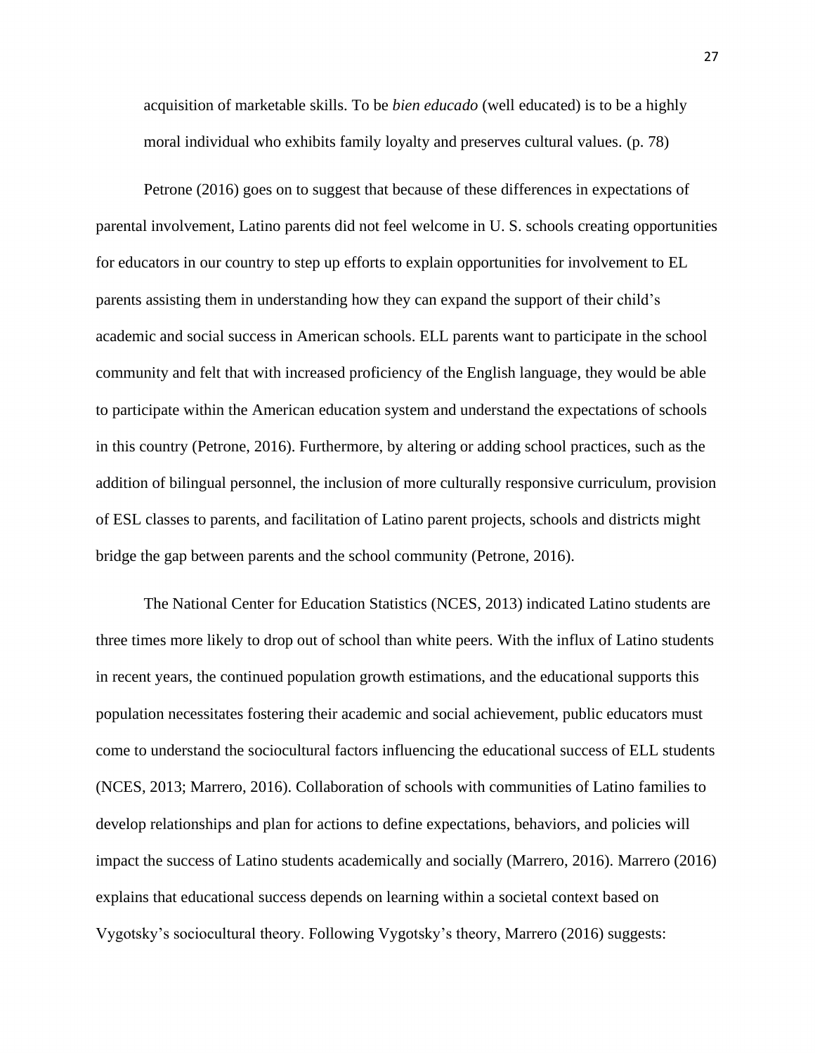> acquisition of marketable skills. To be *bien educado* (well educated) is to be a highly moral individual who exhibits family loyalty and preserves cultural values. (p. 78)

Petrone (2016) goes on to suggest that because of these differences in expectations of parental involvement, Latino parents did not feel welcome in U. S. schools creating opportunities for educators in our country to step up efforts to explain opportunities for involvement to EL parents assisting them in understanding how they can expand the support of their child's academic and social success in American schools. ELL parents want to participate in the school community and felt that with increased proficiency of the English language, they would be able to participate within the American education system and understand the expectations of schools in this country (Petrone, 2016). Furthermore, by altering or adding school practices, such as the addition of bilingual personnel, the inclusion of more culturally responsive curriculum, provision of ESL classes to parents, and facilitation of Latino parent projects, schools and districts might bridge the gap between parents and the school community (Petrone, 2016).

The National Center for Education Statistics (NCES, 2013) indicated Latino students are three times more likely to drop out of school than white peers. With the influx of Latino students in recent years, the continued population growth estimations, and the educational supports this population necessitates fostering their academic and social achievement, public educators must come to understand the sociocultural factors influencing the educational success of ELL students (NCES, 2013; Marrero, 2016). Collaboration of schools with communities of Latino families to develop relationships and plan for actions to define expectations, behaviors, and policies will impact the success of Latino students academically and socially (Marrero, 2016). Marrero (2016) explains that educational success depends on learning within a societal context based on Vygotsky's sociocultural theory. Following Vygotsky's theory, Marrero (2016) suggests: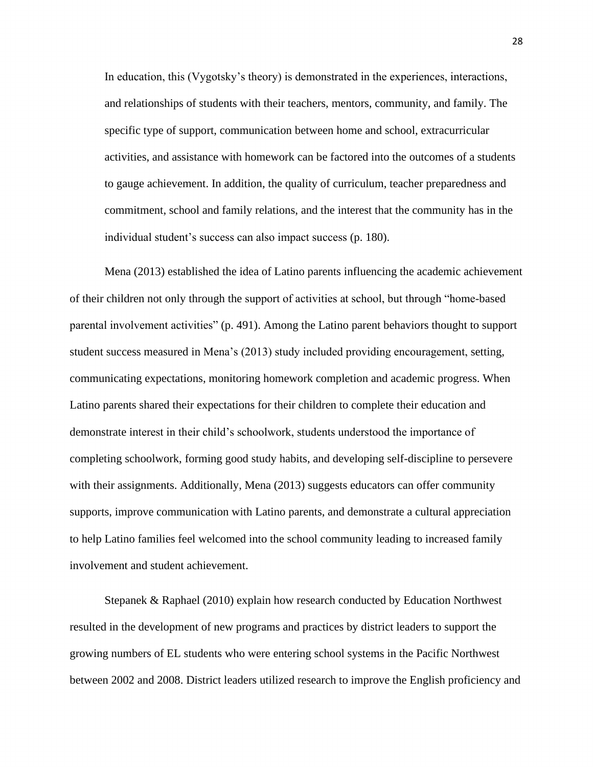> In education, this (Vygotsky's theory) is demonstrated in the experiences, interactions, and relationships of students with their teachers, mentors, community, and family. The specific type of support, communication between home and school, extracurricular activities, and assistance with homework can be factored into the outcomes of a students to gauge achievement. In addition, the quality of curriculum, teacher preparedness and commitment, school and family relations, and the interest that the community has in the individual student's success can also impact success (p. 180).

Mena (2013) established the idea of Latino parents influencing the academic achievement of their children not only through the support of activities at school, but through "home-based parental involvement activities" (p. 491). Among the Latino parent behaviors thought to support student success measured in Mena's (2013) study included providing encouragement, setting, communicating expectations, monitoring homework completion and academic progress. When Latino parents shared their expectations for their children to complete their education and demonstrate interest in their child's schoolwork, students understood the importance of completing schoolwork, forming good study habits, and developing self-discipline to persevere with their assignments. Additionally, Mena (2013) suggests educators can offer community supports, improve communication with Latino parents, and demonstrate a cultural appreciation to help Latino families feel welcomed into the school community leading to increased family involvement and student achievement.

Stepanek & Raphael (2010) explain how research conducted by Education Northwest resulted in the development of new programs and practices by district leaders to support the growing numbers of EL students who were entering school systems in the Pacific Northwest between 2002 and 2008. District leaders utilized research to improve the English proficiency and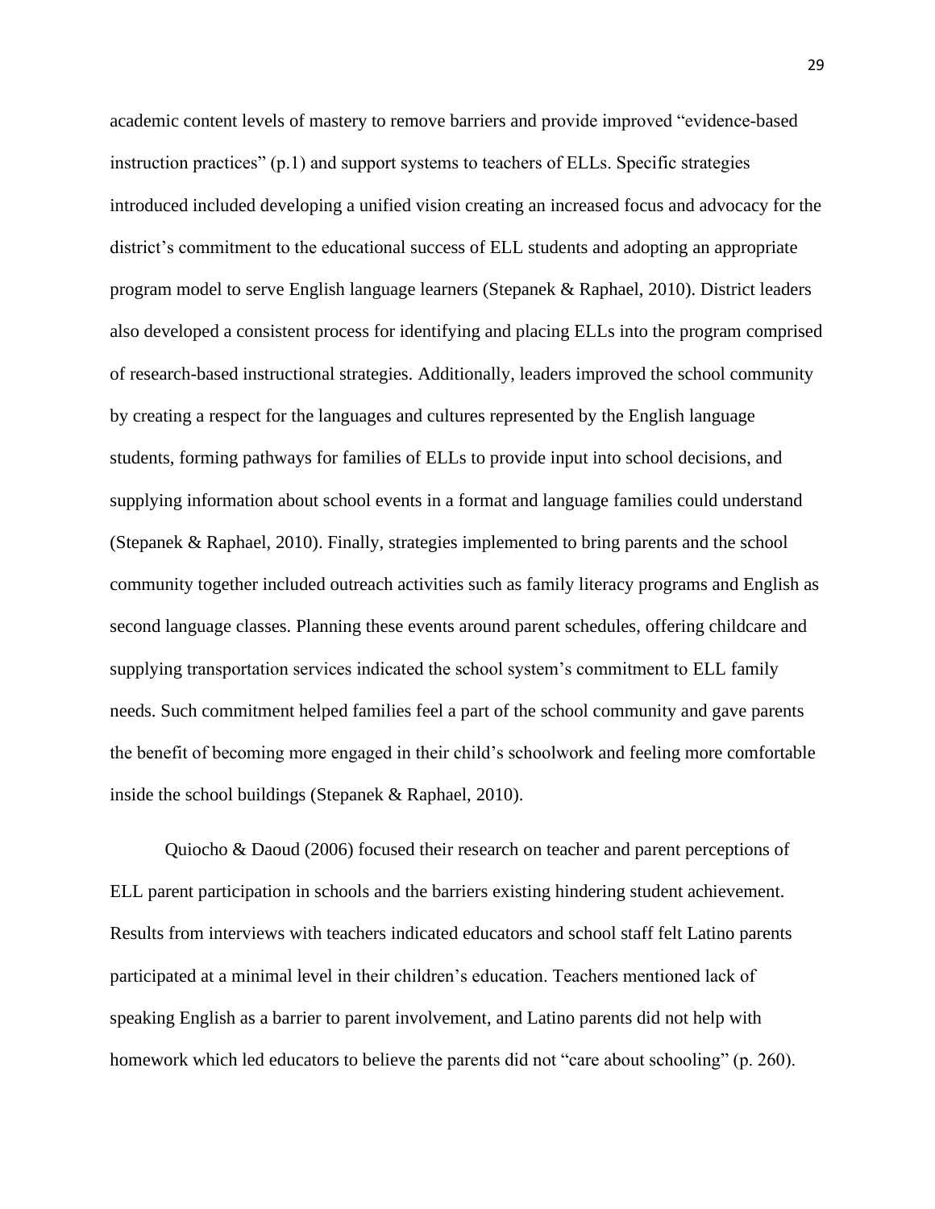academic content levels of mastery to remove barriers and provide improved "evidence-based instruction practices" (p.1) and support systems to teachers of ELLs. Specific strategies introduced included developing a unified vision creating an increased focus and advocacy for the district's commitment to the educational success of ELL students and adopting an appropriate program model to serve English language learners (Stepanek & Raphael, 2010). District leaders also developed a consistent process for identifying and placing ELLs into the program comprised of research-based instructional strategies. Additionally, leaders improved the school community by creating a respect for the languages and cultures represented by the English language students, forming pathways for families of ELLs to provide input into school decisions, and supplying information about school events in a format and language families could understand (Stepanek & Raphael, 2010). Finally, strategies implemented to bring parents and the school community together included outreach activities such as family literacy programs and English as second language classes. Planning these events around parent schedules, offering childcare and supplying transportation services indicated the school system's commitment to ELL family needs. Such commitment helped families feel a part of the school community and gave parents the benefit of becoming more engaged in their child's schoolwork and feeling more comfortable inside the school buildings (Stepanek & Raphael, 2010).

Quiocho & Daoud (2006) focused their research on teacher and parent perceptions of ELL parent participation in schools and the barriers existing hindering student achievement. Results from interviews with teachers indicated educators and school staff felt Latino parents participated at a minimal level in their children's education. Teachers mentioned lack of speaking English as a barrier to parent involvement, and Latino parents did not help with homework which led educators to believe the parents did not "care about schooling" (p. 260).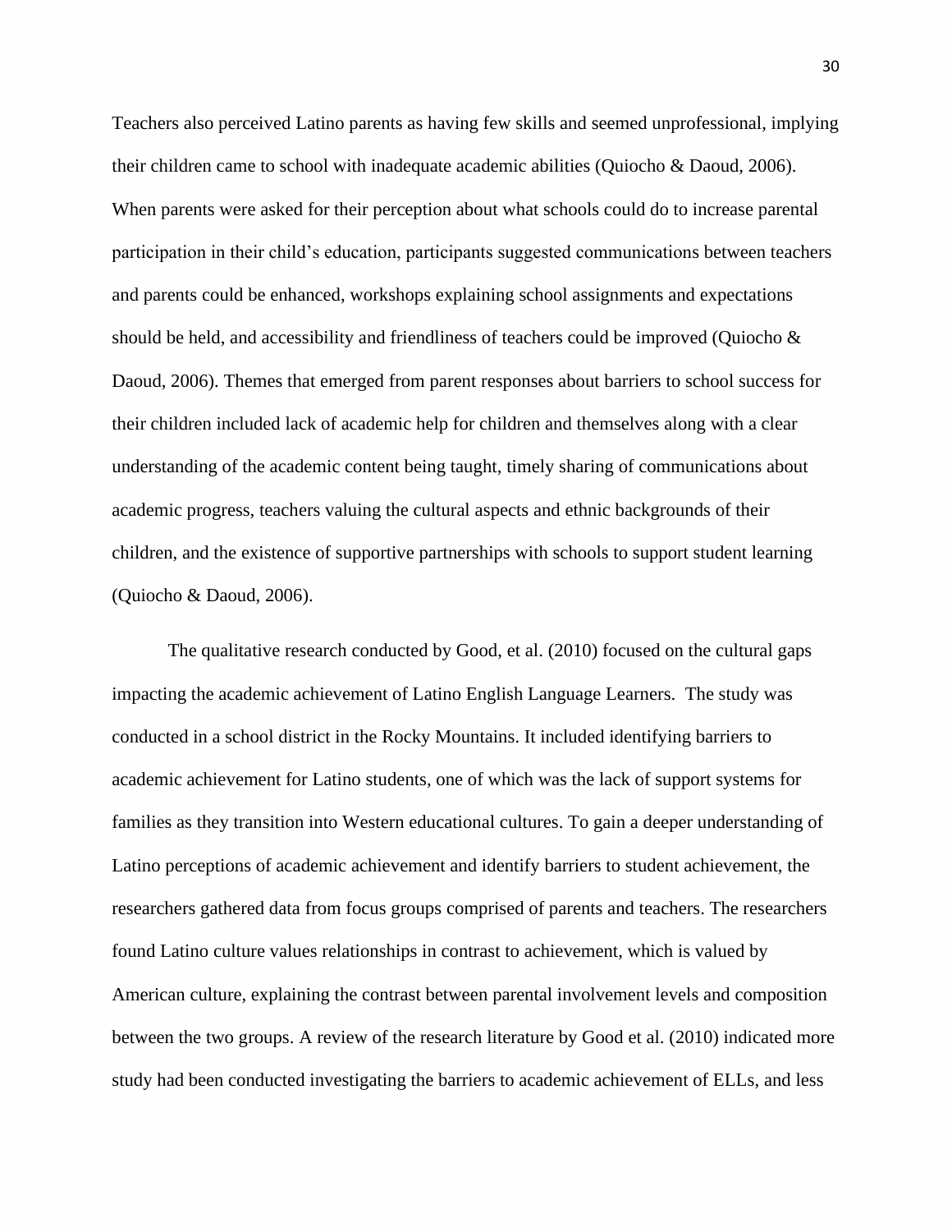Teachers also perceived Latino parents as having few skills and seemed unprofessional, implying their children came to school with inadequate academic abilities (Quiocho & Daoud, 2006). When parents were asked for their perception about what schools could do to increase parental participation in their child's education, participants suggested communications between teachers and parents could be enhanced, workshops explaining school assignments and expectations should be held, and accessibility and friendliness of teachers could be improved (Quiocho & Daoud, 2006). Themes that emerged from parent responses about barriers to school success for their children included lack of academic help for children and themselves along with a clear understanding of the academic content being taught, timely sharing of communications about academic progress, teachers valuing the cultural aspects and ethnic backgrounds of their children, and the existence of supportive partnerships with schools to support student learning (Quiocho & Daoud, 2006).

The qualitative research conducted by Good, et al. (2010) focused on the cultural gaps impacting the academic achievement of Latino English Language Learners. The study was conducted in a school district in the Rocky Mountains. It included identifying barriers to academic achievement for Latino students, one of which was the lack of support systems for families as they transition into Western educational cultures. To gain a deeper understanding of Latino perceptions of academic achievement and identify barriers to student achievement, the researchers gathered data from focus groups comprised of parents and teachers. The researchers found Latino culture values relationships in contrast to achievement, which is valued by American culture, explaining the contrast between parental involvement levels and composition between the two groups. A review of the research literature by Good et al. (2010) indicated more study had been conducted investigating the barriers to academic achievement of ELLs, and less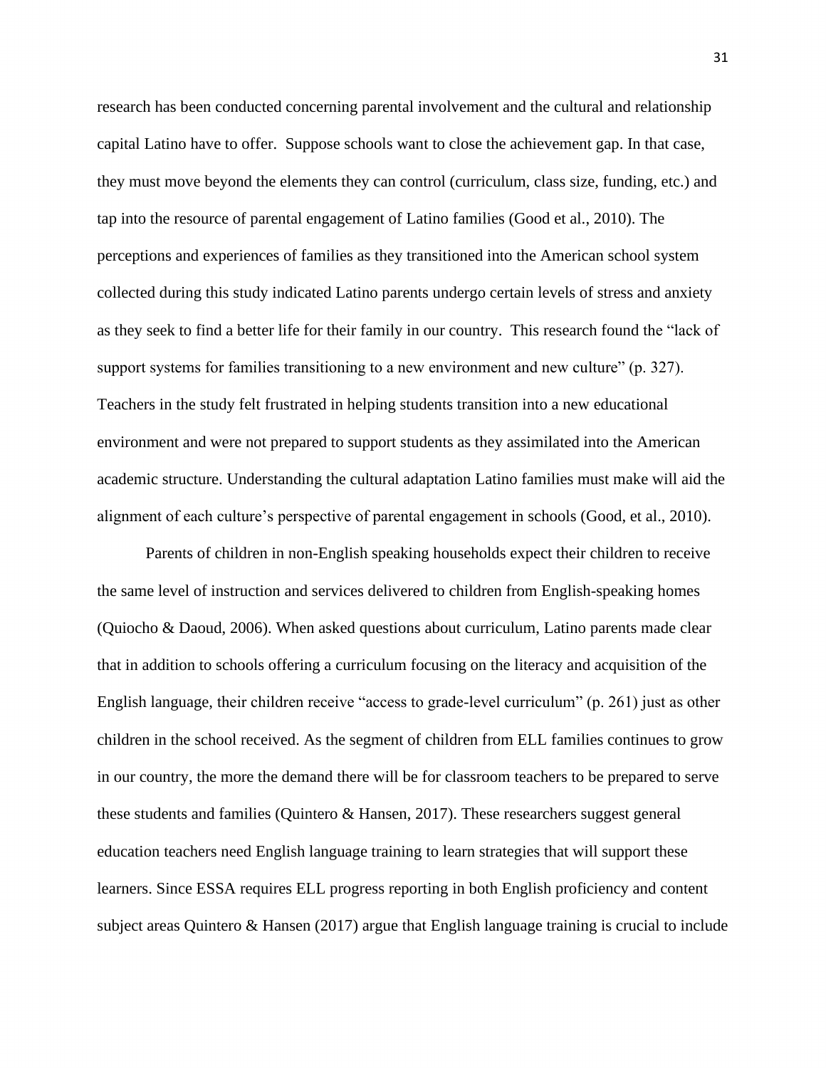research has been conducted concerning parental involvement and the cultural and relationship capital Latino have to offer. Suppose schools want to close the achievement gap. In that case, they must move beyond the elements they can control (curriculum, class size, funding, etc.) and tap into the resource of parental engagement of Latino families (Good et al., 2010). The perceptions and experiences of families as they transitioned into the American school system collected during this study indicated Latino parents undergo certain levels of stress and anxiety as they seek to find a better life for their family in our country. This research found the "lack of support systems for families transitioning to a new environment and new culture" (p. 327). Teachers in the study felt frustrated in helping students transition into a new educational environment and were not prepared to support students as they assimilated into the American academic structure. Understanding the cultural adaptation Latino families must make will aid the alignment of each culture's perspective of parental engagement in schools (Good, et al., 2010).

Parents of children in non-English speaking households expect their children to receive the same level of instruction and services delivered to children from English-speaking homes (Quiocho & Daoud, 2006). When asked questions about curriculum, Latino parents made clear that in addition to schools offering a curriculum focusing on the literacy and acquisition of the English language, their children receive "access to grade-level curriculum" (p. 261) just as other children in the school received. As the segment of children from ELL families continues to grow in our country, the more the demand there will be for classroom teachers to be prepared to serve these students and families (Quintero & Hansen, 2017). These researchers suggest general education teachers need English language training to learn strategies that will support these learners. Since ESSA requires ELL progress reporting in both English proficiency and content subject areas Quintero & Hansen (2017) argue that English language training is crucial to include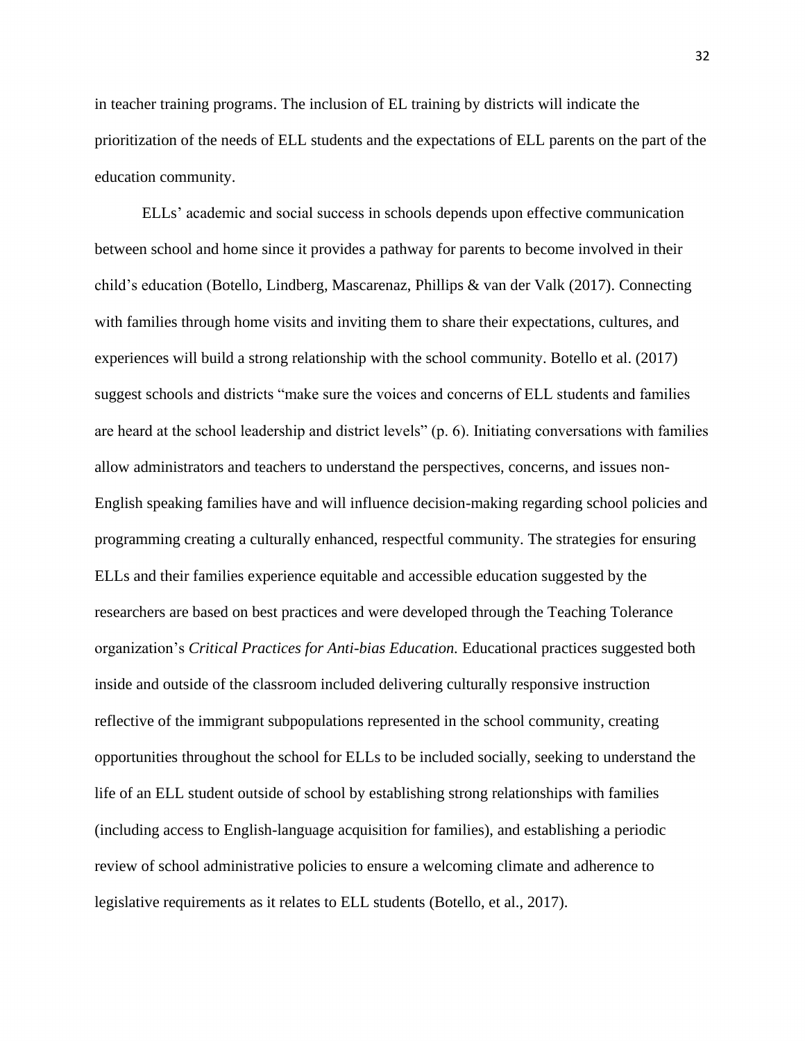in teacher training programs. The inclusion of EL training by districts will indicate the prioritization of the needs of ELL students and the expectations of ELL parents on the part of the education community.

ELLs' academic and social success in schools depends upon effective communication between school and home since it provides a pathway for parents to become involved in their child's education (Botello, Lindberg, Mascarenaz, Phillips & van der Valk (2017). Connecting with families through home visits and inviting them to share their expectations, cultures, and experiences will build a strong relationship with the school community. Botello et al. (2017) suggest schools and districts "make sure the voices and concerns of ELL students and families are heard at the school leadership and district levels" (p. 6). Initiating conversations with families allow administrators and teachers to understand the perspectives, concerns, and issues non-English speaking families have and will influence decision-making regarding school policies and programming creating a culturally enhanced, respectful community. The strategies for ensuring ELLs and their families experience equitable and accessible education suggested by the researchers are based on best practices and were developed through the Teaching Tolerance organization's *Critical Practices for Anti-bias Education.* Educational practices suggested both inside and outside of the classroom included delivering culturally responsive instruction reflective of the immigrant subpopulations represented in the school community, creating opportunities throughout the school for ELLs to be included socially, seeking to understand the life of an ELL student outside of school by establishing strong relationships with families (including access to English-language acquisition for families), and establishing a periodic review of school administrative policies to ensure a welcoming climate and adherence to legislative requirements as it relates to ELL students (Botello, et al., 2017).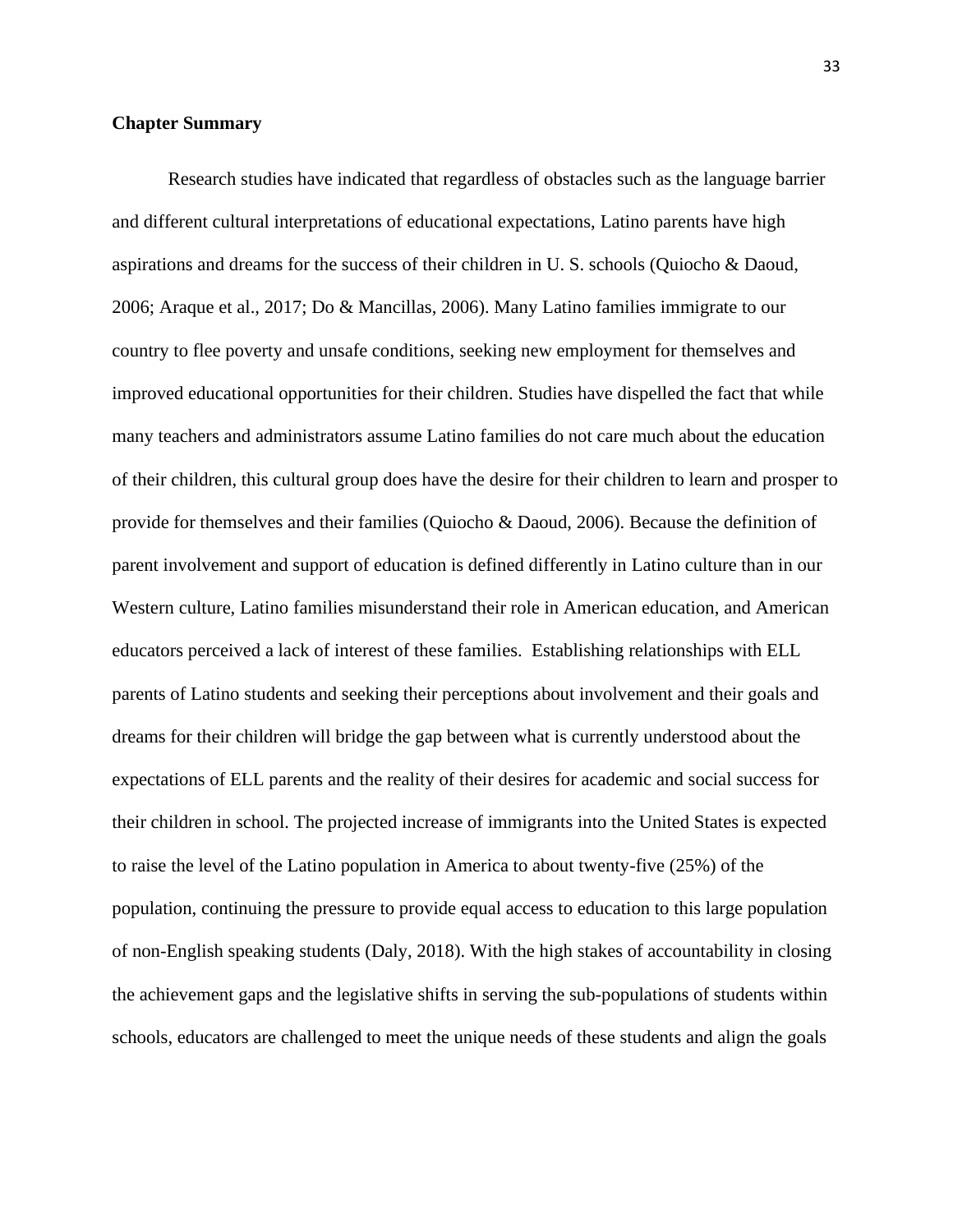**Chapter Summary**

Research studies have indicated that regardless of obstacles such as the language barrier and different cultural interpretations of educational expectations, Latino parents have high aspirations and dreams for the success of their children in U. S. schools (Quiocho & Daoud, 2006; Araque et al., 2017; Do & Mancillas, 2006). Many Latino families immigrate to our country to flee poverty and unsafe conditions, seeking new employment for themselves and improved educational opportunities for their children. Studies have dispelled the fact that while many teachers and administrators assume Latino families do not care much about the education of their children, this cultural group does have the desire for their children to learn and prosper to provide for themselves and their families (Quiocho & Daoud, 2006). Because the definition of parent involvement and support of education is defined differently in Latino culture than in our Western culture, Latino families misunderstand their role in American education, and American educators perceived a lack of interest of these families. Establishing relationships with ELL parents of Latino students and seeking their perceptions about involvement and their goals and dreams for their children will bridge the gap between what is currently understood about the expectations of ELL parents and the reality of their desires for academic and social success for their children in school. The projected increase of immigrants into the United States is expected to raise the level of the Latino population in America to about twenty-five (25%) of the population, continuing the pressure to provide equal access to education to this large population of non-English speaking students (Daly, 2018). With the high stakes of accountability in closing the achievement gaps and the legislative shifts in serving the sub-populations of students within schools, educators are challenged to meet the unique needs of these students and align the goals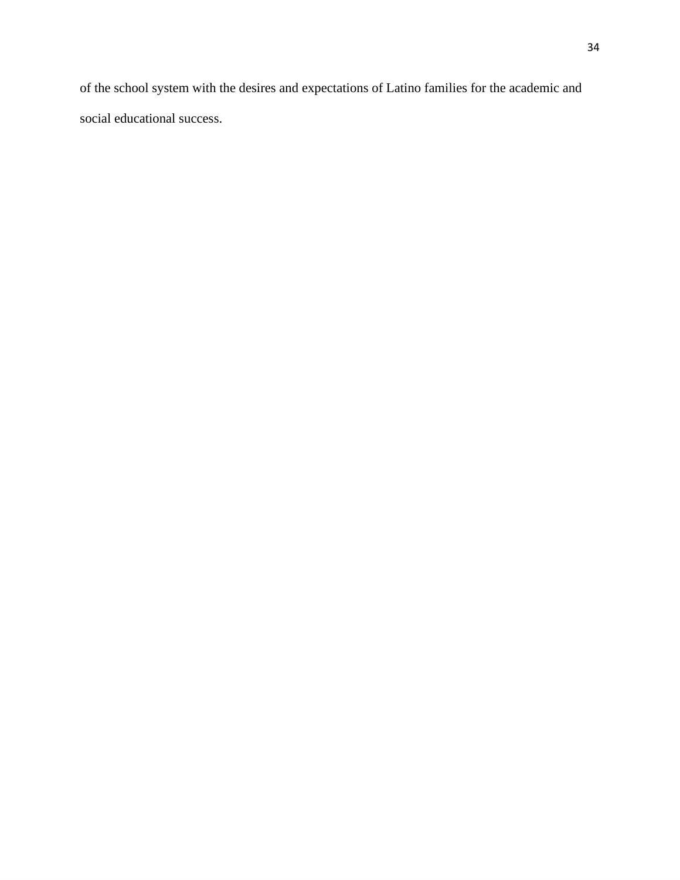of the school system with the desires and expectations of Latino families for the academic and social educational success.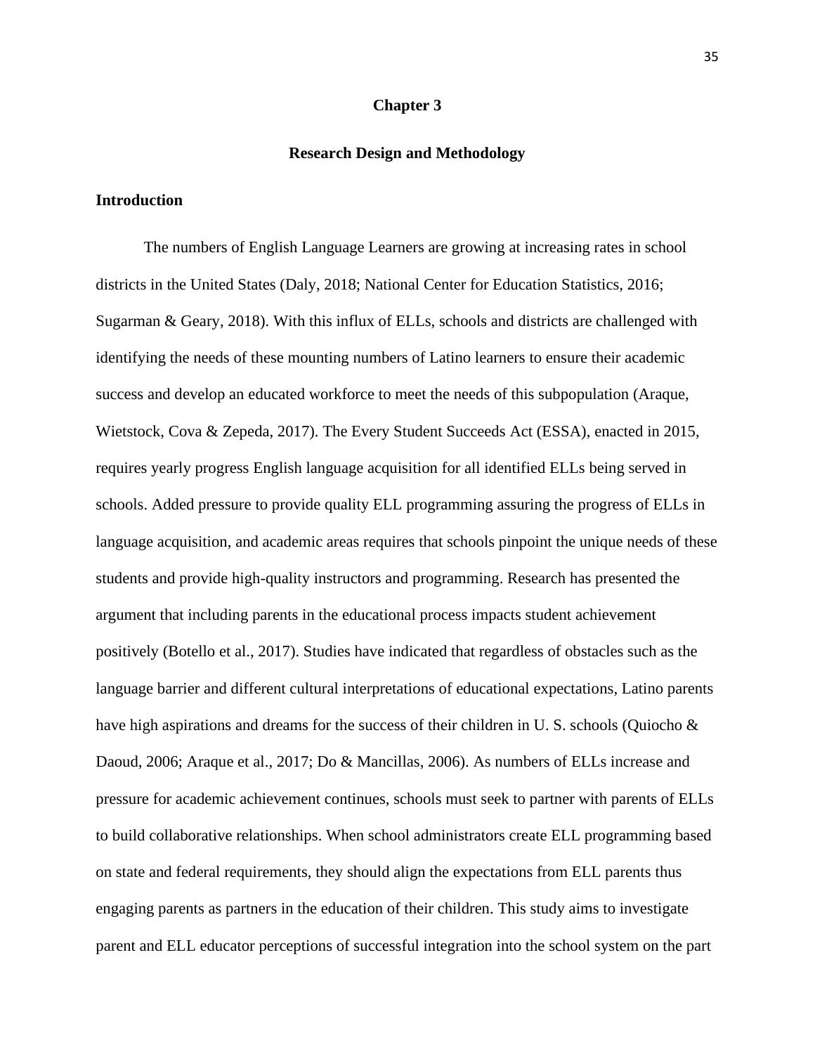# Chapter 3

## Research Design and Methodology

### Introduction

The numbers of English Language Learners are growing at increasing rates in school districts in the United States (Daly, 2018; National Center for Education Statistics, 2016; Sugarman & Geary, 2018). With this influx of ELLs, schools and districts are challenged with identifying the needs of these mounting numbers of Latino learners to ensure their academic success and develop an educated workforce to meet the needs of this subpopulation (Araque, Wietstock, Cova & Zepeda, 2017). The Every Student Succeeds Act (ESSA), enacted in 2015, requires yearly progress English language acquisition for all identified ELLs being served in schools. Added pressure to provide quality ELL programming assuring the progress of ELLs in language acquisition, and academic areas requires that schools pinpoint the unique needs of these students and provide high-quality instructors and programming. Research has presented the argument that including parents in the educational process impacts student achievement positively (Botello et al., 2017). Studies have indicated that regardless of obstacles such as the language barrier and different cultural interpretations of educational expectations, Latino parents have high aspirations and dreams for the success of their children in U. S. schools (Quiocho & Daoud, 2006; Araque et al., 2017; Do & Mancillas, 2006). As numbers of ELLs increase and pressure for academic achievement continues, schools must seek to partner with parents of ELLs to build collaborative relationships. When school administrators create ELL programming based on state and federal requirements, they should align the expectations from ELL parents thus engaging parents as partners in the education of their children. This study aims to investigate parent and ELL educator perceptions of successful integration into the school system on the part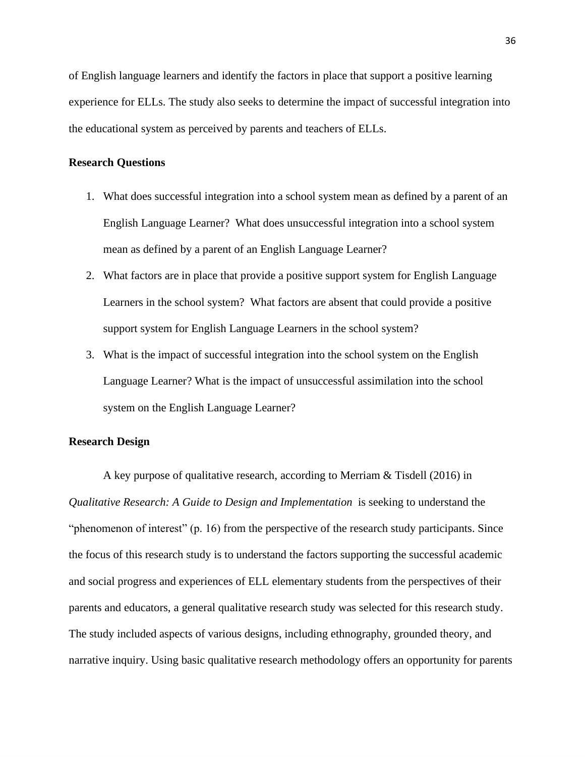of English language learners and identify the factors in place that support a positive learning experience for ELLs. The study also seeks to determine the impact of successful integration into the educational system as perceived by parents and teachers of ELLs.

## Research Questions

1. What does successful integration into a school system mean as defined by a parent of an English Language Learner? What does unsuccessful integration into a school system mean as defined by a parent of an English Language Learner?
2. What factors are in place that provide a positive support system for English Language Learners in the school system? What factors are absent that could provide a positive support system for English Language Learners in the school system?
3. What is the impact of successful integration into the school system on the English Language Learner? What is the impact of unsuccessful assimilation into the school system on the English Language Learner?

## Research Design

A key purpose of qualitative research, according to Merriam & Tisdell (2016) in *Qualitative Research: A Guide to Design and Implementation* is seeking to understand the "phenomenon of interest" (p. 16) from the perspective of the research study participants. Since the focus of this research study is to understand the factors supporting the successful academic and social progress and experiences of ELL elementary students from the perspectives of their parents and educators, a general qualitative research study was selected for this research study. The study included aspects of various designs, including ethnography, grounded theory, and narrative inquiry. Using basic qualitative research methodology offers an opportunity for parents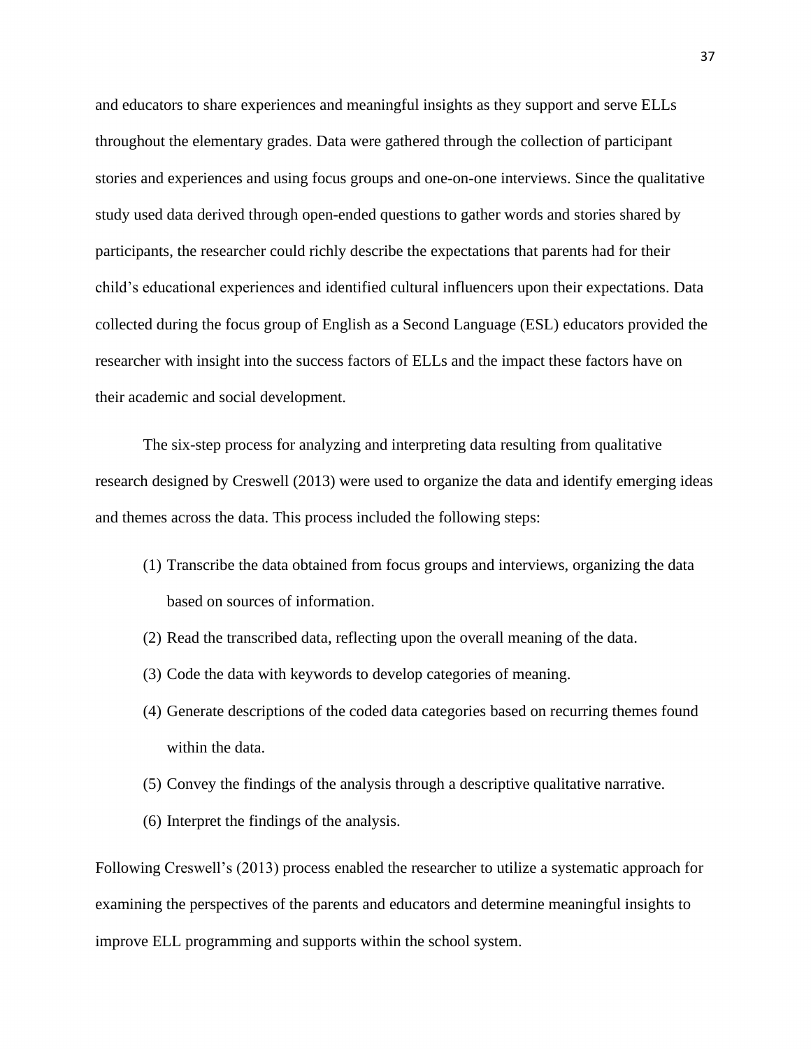and educators to share experiences and meaningful insights as they support and serve ELLs throughout the elementary grades. Data were gathered through the collection of participant stories and experiences and using focus groups and one-on-one interviews. Since the qualitative study used data derived through open-ended questions to gather words and stories shared by participants, the researcher could richly describe the expectations that parents had for their child's educational experiences and identified cultural influencers upon their expectations. Data collected during the focus group of English as a Second Language (ESL) educators provided the researcher with insight into the success factors of ELLs and the impact these factors have on their academic and social development.

The six-step process for analyzing and interpreting data resulting from qualitative research designed by Creswell (2013) were used to organize the data and identify emerging ideas and themes across the data. This process included the following steps:

(1) Transcribe the data obtained from focus groups and interviews, organizing the data based on sources of information.
(2) Read the transcribed data, reflecting upon the overall meaning of the data.
(3) Code the data with keywords to develop categories of meaning.
(4) Generate descriptions of the coded data categories based on recurring themes found within the data.
(5) Convey the findings of the analysis through a descriptive qualitative narrative.
(6) Interpret the findings of the analysis.

Following Creswell's (2013) process enabled the researcher to utilize a systematic approach for examining the perspectives of the parents and educators and determine meaningful insights to improve ELL programming and supports within the school system.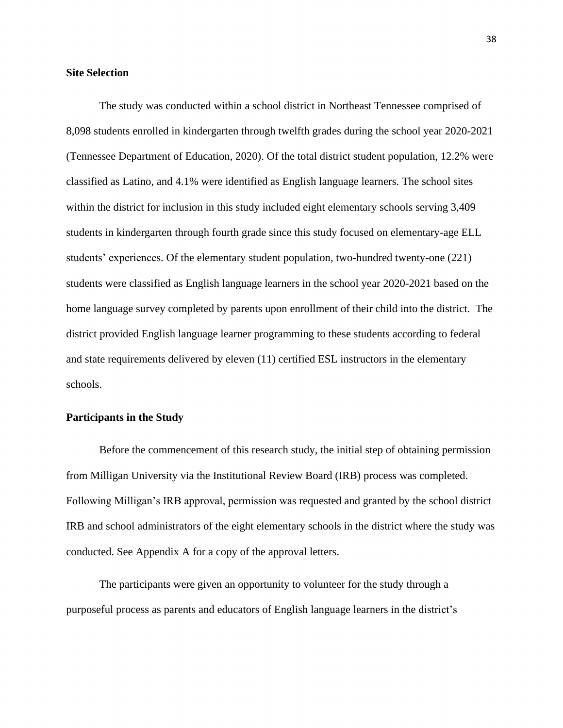## Site Selection

The study was conducted within a school district in Northeast Tennessee comprised of 8,098 students enrolled in kindergarten through twelfth grades during the school year 2020-2021 (Tennessee Department of Education, 2020). Of the total district student population, 12.2% were classified as Latino, and 4.1% were identified as English language learners. The school sites within the district for inclusion in this study included eight elementary schools serving 3,409 students in kindergarten through fourth grade since this study focused on elementary-age ELL students' experiences. Of the elementary student population, two-hundred twenty-one (221) students were classified as English language learners in the school year 2020-2021 based on the home language survey completed by parents upon enrollment of their child into the district. The district provided English language learner programming to these students according to federal and state requirements delivered by eleven (11) certified ESL instructors in the elementary schools.

## Participants in the Study

Before the commencement of this research study, the initial step of obtaining permission from Milligan University via the Institutional Review Board (IRB) process was completed. Following Milligan's IRB approval, permission was requested and granted by the school district IRB and school administrators of the eight elementary schools in the district where the study was conducted. See Appendix A for a copy of the approval letters.

The participants were given an opportunity to volunteer for the study through a purposeful process as parents and educators of English language learners in the district's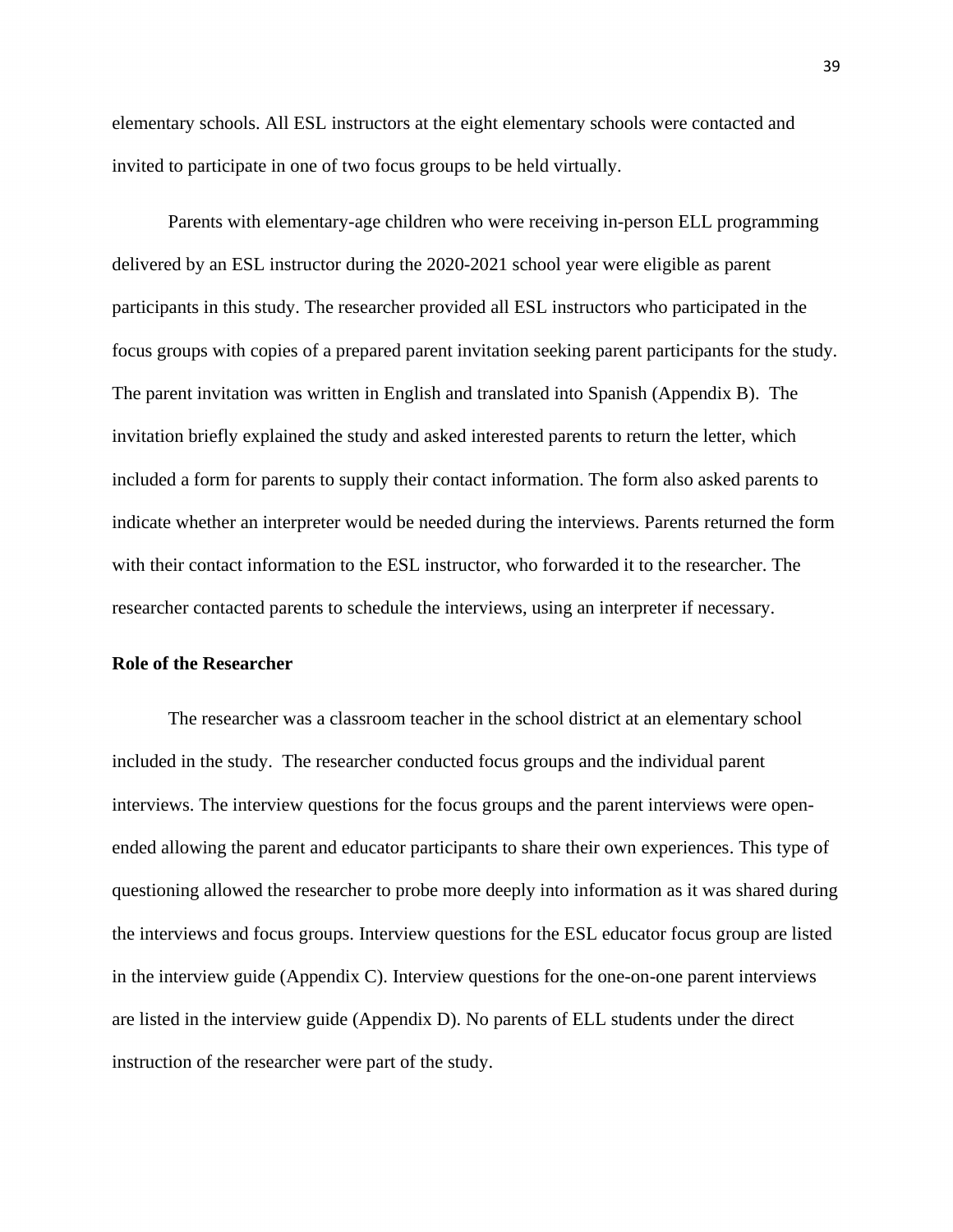elementary schools. All ESL instructors at the eight elementary schools were contacted and invited to participate in one of two focus groups to be held virtually.

Parents with elementary-age children who were receiving in-person ELL programming delivered by an ESL instructor during the 2020-2021 school year were eligible as parent participants in this study. The researcher provided all ESL instructors who participated in the focus groups with copies of a prepared parent invitation seeking parent participants for the study. The parent invitation was written in English and translated into Spanish (Appendix B). The invitation briefly explained the study and asked interested parents to return the letter, which included a form for parents to supply their contact information. The form also asked parents to indicate whether an interpreter would be needed during the interviews. Parents returned the form with their contact information to the ESL instructor, who forwarded it to the researcher. The researcher contacted parents to schedule the interviews, using an interpreter if necessary.

**Role of the Researcher**

The researcher was a classroom teacher in the school district at an elementary school included in the study. The researcher conducted focus groups and the individual parent interviews. The interview questions for the focus groups and the parent interviews were open-ended allowing the parent and educator participants to share their own experiences. This type of questioning allowed the researcher to probe more deeply into information as it was shared during the interviews and focus groups. Interview questions for the ESL educator focus group are listed in the interview guide (Appendix C). Interview questions for the one-on-one parent interviews are listed in the interview guide (Appendix D). No parents of ELL students under the direct instruction of the researcher were part of the study.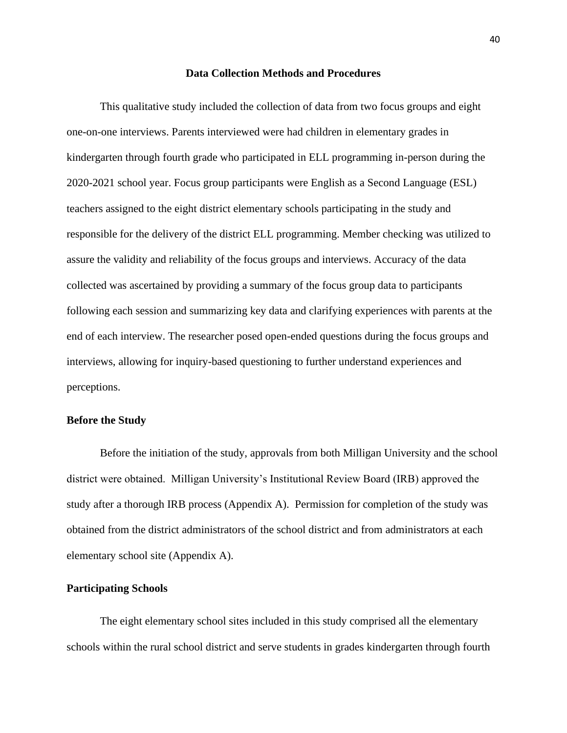## Data Collection Methods and Procedures

This qualitative study included the collection of data from two focus groups and eight one-on-one interviews. Parents interviewed were had children in elementary grades in kindergarten through fourth grade who participated in ELL programming in-person during the 2020-2021 school year. Focus group participants were English as a Second Language (ESL) teachers assigned to the eight district elementary schools participating in the study and responsible for the delivery of the district ELL programming. Member checking was utilized to assure the validity and reliability of the focus groups and interviews. Accuracy of the data collected was ascertained by providing a summary of the focus group data to participants following each session and summarizing key data and clarifying experiences with parents at the end of each interview. The researcher posed open-ended questions during the focus groups and interviews, allowing for inquiry-based questioning to further understand experiences and perceptions.

### Before the Study

Before the initiation of the study, approvals from both Milligan University and the school district were obtained. Milligan University's Institutional Review Board (IRB) approved the study after a thorough IRB process (Appendix A). Permission for completion of the study was obtained from the district administrators of the school district and from administrators at each elementary school site (Appendix A).

### Participating Schools

The eight elementary school sites included in this study comprised all the elementary schools within the rural school district and serve students in grades kindergarten through fourth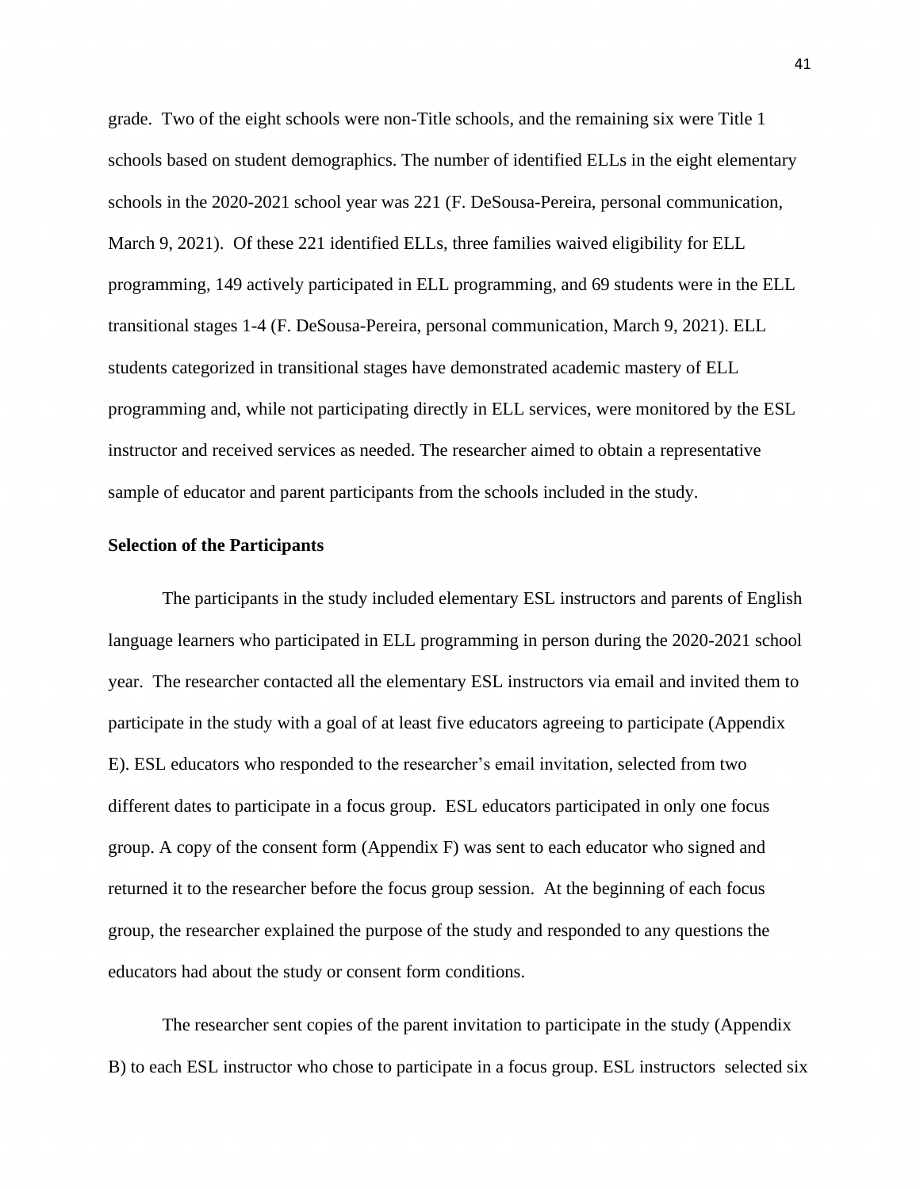grade. Two of the eight schools were non-Title schools, and the remaining six were Title 1 schools based on student demographics. The number of identified ELLs in the eight elementary schools in the 2020-2021 school year was 221 (F. DeSousa-Pereira, personal communication, March 9, 2021). Of these 221 identified ELLs, three families waived eligibility for ELL programming, 149 actively participated in ELL programming, and 69 students were in the ELL transitional stages 1-4 (F. DeSousa-Pereira, personal communication, March 9, 2021). ELL students categorized in transitional stages have demonstrated academic mastery of ELL programming and, while not participating directly in ELL services, were monitored by the ESL instructor and received services as needed. The researcher aimed to obtain a representative sample of educator and parent participants from the schools included in the study.

**Selection of the Participants**

The participants in the study included elementary ESL instructors and parents of English language learners who participated in ELL programming in person during the 2020-2021 school year. The researcher contacted all the elementary ESL instructors via email and invited them to participate in the study with a goal of at least five educators agreeing to participate (Appendix E). ESL educators who responded to the researcher's email invitation, selected from two different dates to participate in a focus group. ESL educators participated in only one focus group. A copy of the consent form (Appendix F) was sent to each educator who signed and returned it to the researcher before the focus group session. At the beginning of each focus group, the researcher explained the purpose of the study and responded to any questions the educators had about the study or consent form conditions.

The researcher sent copies of the parent invitation to participate in the study (Appendix B) to each ESL instructor who chose to participate in a focus group. ESL instructors selected six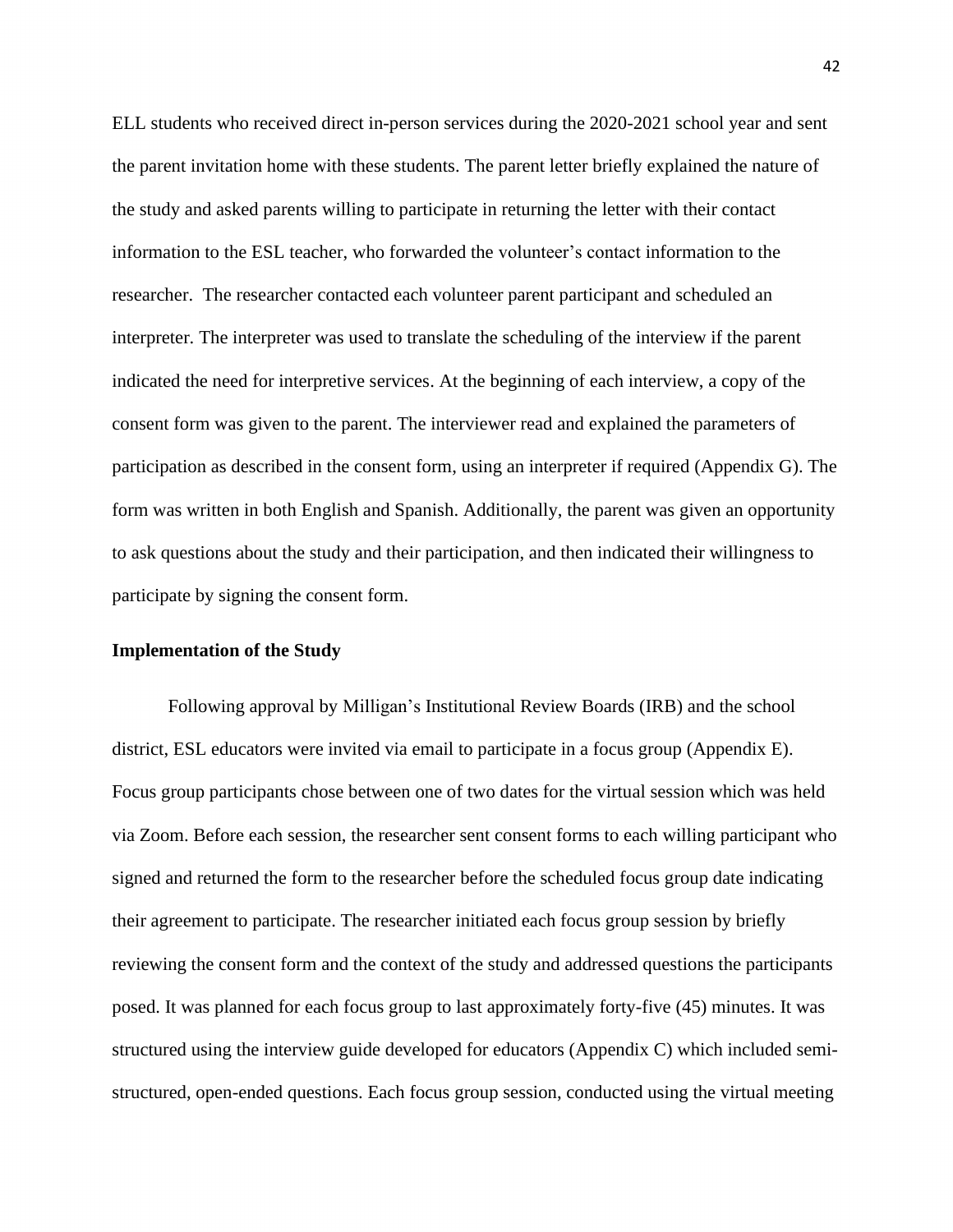ELL students who received direct in-person services during the 2020-2021 school year and sent the parent invitation home with these students. The parent letter briefly explained the nature of the study and asked parents willing to participate in returning the letter with their contact information to the ESL teacher, who forwarded the volunteer's contact information to the researcher. The researcher contacted each volunteer parent participant and scheduled an interpreter. The interpreter was used to translate the scheduling of the interview if the parent indicated the need for interpretive services. At the beginning of each interview, a copy of the consent form was given to the parent. The interviewer read and explained the parameters of participation as described in the consent form, using an interpreter if required (Appendix G). The form was written in both English and Spanish. Additionally, the parent was given an opportunity to ask questions about the study and their participation, and then indicated their willingness to participate by signing the consent form.

**Implementation of the Study**

Following approval by Milligan's Institutional Review Boards (IRB) and the school district, ESL educators were invited via email to participate in a focus group (Appendix E). Focus group participants chose between one of two dates for the virtual session which was held via Zoom. Before each session, the researcher sent consent forms to each willing participant who signed and returned the form to the researcher before the scheduled focus group date indicating their agreement to participate. The researcher initiated each focus group session by briefly reviewing the consent form and the context of the study and addressed questions the participants posed. It was planned for each focus group to last approximately forty-five (45) minutes. It was structured using the interview guide developed for educators (Appendix C) which included semi-structured, open-ended questions. Each focus group session, conducted using the virtual meeting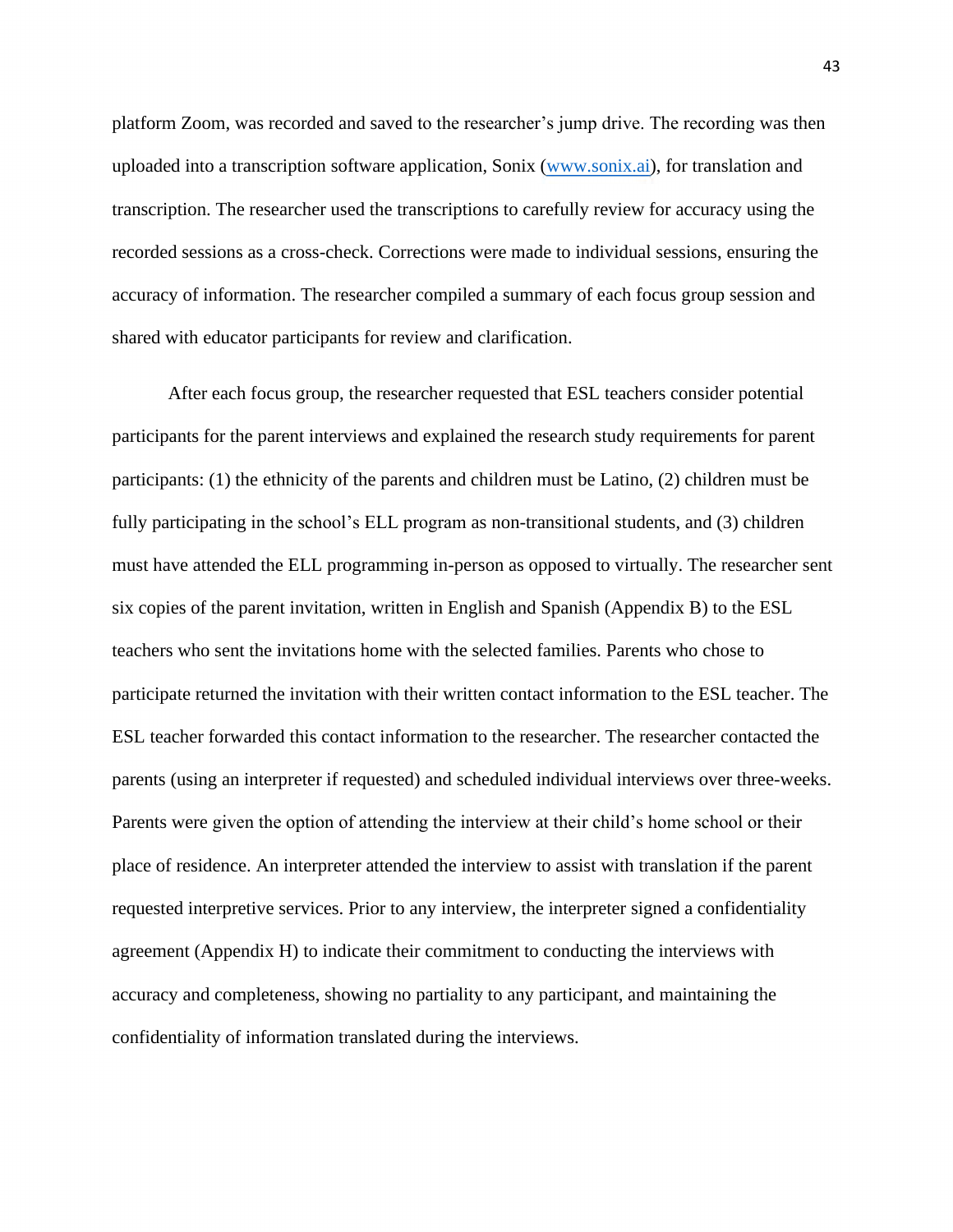platform Zoom, was recorded and saved to the researcher's jump drive. The recording was then uploaded into a transcription software application, Sonix (www.sonix.ai), for translation and transcription. The researcher used the transcriptions to carefully review for accuracy using the recorded sessions as a cross-check. Corrections were made to individual sessions, ensuring the accuracy of information. The researcher compiled a summary of each focus group session and shared with educator participants for review and clarification.

After each focus group, the researcher requested that ESL teachers consider potential participants for the parent interviews and explained the research study requirements for parent participants: (1) the ethnicity of the parents and children must be Latino, (2) children must be fully participating in the school's ELL program as non-transitional students, and (3) children must have attended the ELL programming in-person as opposed to virtually. The researcher sent six copies of the parent invitation, written in English and Spanish (Appendix B) to the ESL teachers who sent the invitations home with the selected families. Parents who chose to participate returned the invitation with their written contact information to the ESL teacher. The ESL teacher forwarded this contact information to the researcher. The researcher contacted the parents (using an interpreter if requested) and scheduled individual interviews over three-weeks. Parents were given the option of attending the interview at their child's home school or their place of residence. An interpreter attended the interview to assist with translation if the parent requested interpretive services. Prior to any interview, the interpreter signed a confidentiality agreement (Appendix H) to indicate their commitment to conducting the interviews with accuracy and completeness, showing no partiality to any participant, and maintaining the confidentiality of information translated during the interviews.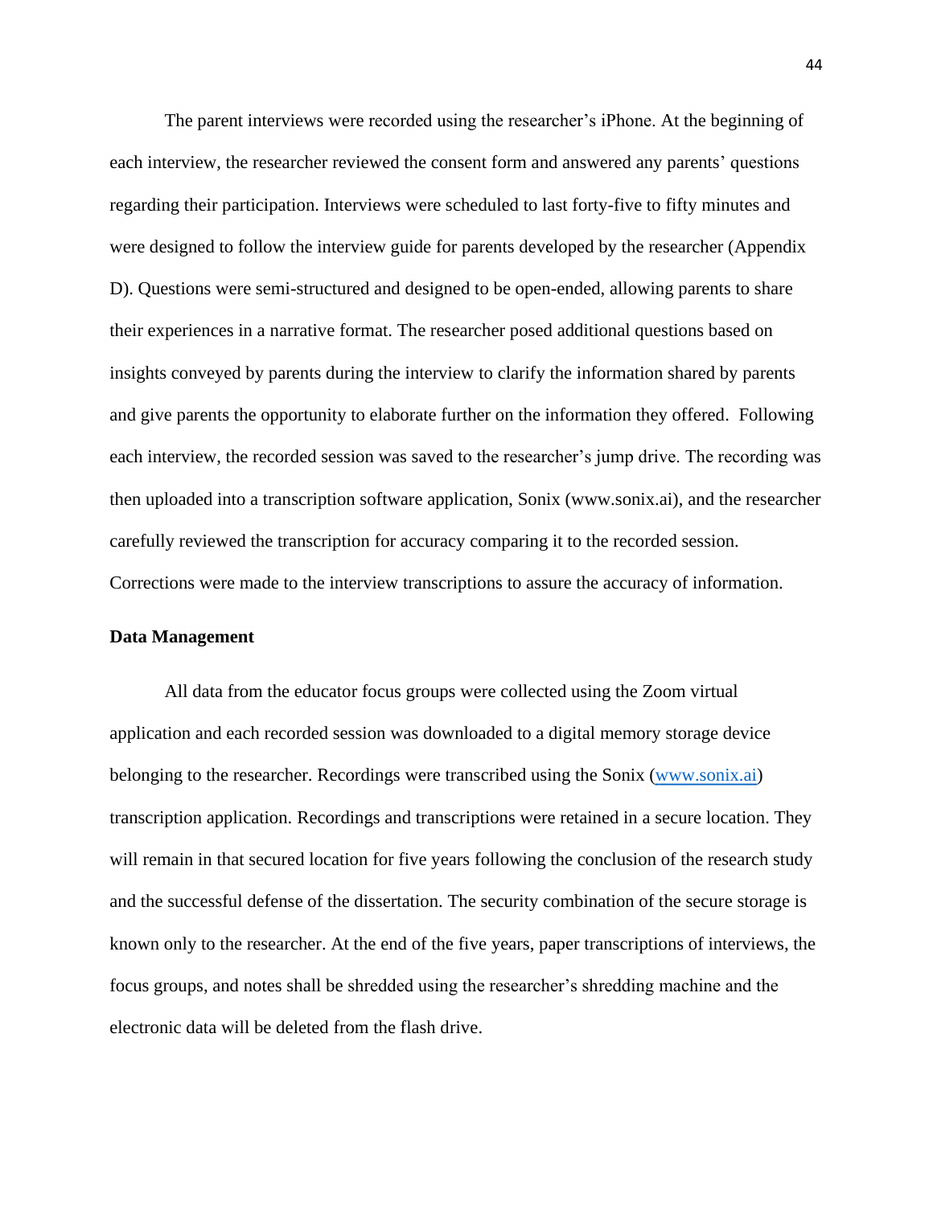The parent interviews were recorded using the researcher's iPhone. At the beginning of each interview, the researcher reviewed the consent form and answered any parents' questions regarding their participation. Interviews were scheduled to last forty-five to fifty minutes and were designed to follow the interview guide for parents developed by the researcher (Appendix D). Questions were semi-structured and designed to be open-ended, allowing parents to share their experiences in a narrative format. The researcher posed additional questions based on insights conveyed by parents during the interview to clarify the information shared by parents and give parents the opportunity to elaborate further on the information they offered. Following each interview, the recorded session was saved to the researcher's jump drive. The recording was then uploaded into a transcription software application, Sonix (www.sonix.ai), and the researcher carefully reviewed the transcription for accuracy comparing it to the recorded session. Corrections were made to the interview transcriptions to assure the accuracy of information.

**Data Management**

All data from the educator focus groups were collected using the Zoom virtual application and each recorded session was downloaded to a digital memory storage device belonging to the researcher. Recordings were transcribed using the Sonix (www.sonix.ai) transcription application. Recordings and transcriptions were retained in a secure location. They will remain in that secured location for five years following the conclusion of the research study and the successful defense of the dissertation. The security combination of the secure storage is known only to the researcher. At the end of the five years, paper transcriptions of interviews, the focus groups, and notes shall be shredded using the researcher's shredding machine and the electronic data will be deleted from the flash drive.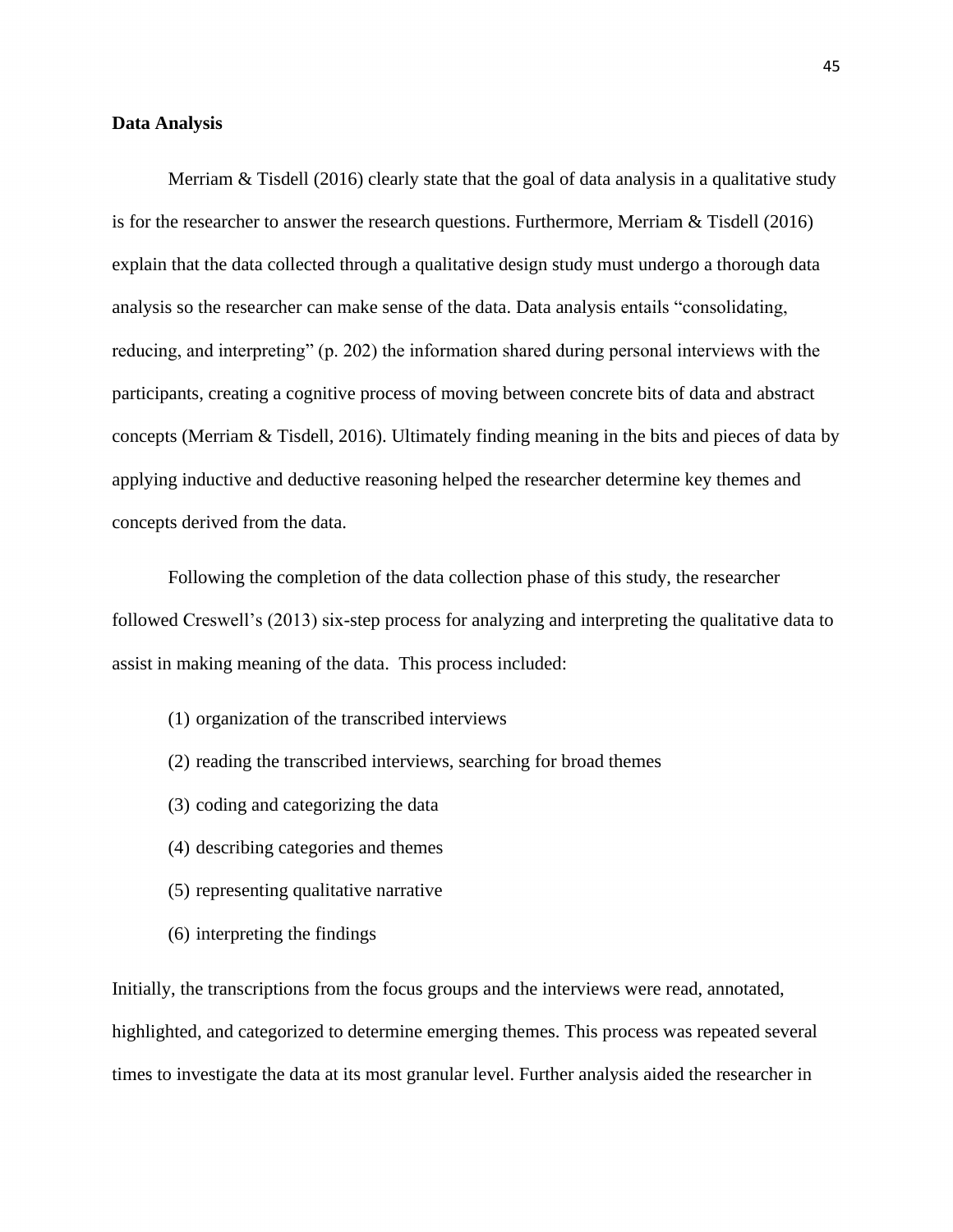**Data Analysis**

Merriam & Tisdell (2016) clearly state that the goal of data analysis in a qualitative study is for the researcher to answer the research questions. Furthermore, Merriam & Tisdell (2016) explain that the data collected through a qualitative design study must undergo a thorough data analysis so the researcher can make sense of the data. Data analysis entails "consolidating, reducing, and interpreting" (p. 202) the information shared during personal interviews with the participants, creating a cognitive process of moving between concrete bits of data and abstract concepts (Merriam & Tisdell, 2016). Ultimately finding meaning in the bits and pieces of data by applying inductive and deductive reasoning helped the researcher determine key themes and concepts derived from the data.

Following the completion of the data collection phase of this study, the researcher followed Creswell's (2013) six-step process for analyzing and interpreting the qualitative data to assist in making meaning of the data. This process included:

(1) organization of the transcribed interviews

(2) reading the transcribed interviews, searching for broad themes

(3) coding and categorizing the data

(4) describing categories and themes

(5) representing qualitative narrative

(6) interpreting the findings

Initially, the transcriptions from the focus groups and the interviews were read, annotated, highlighted, and categorized to determine emerging themes. This process was repeated several times to investigate the data at its most granular level. Further analysis aided the researcher in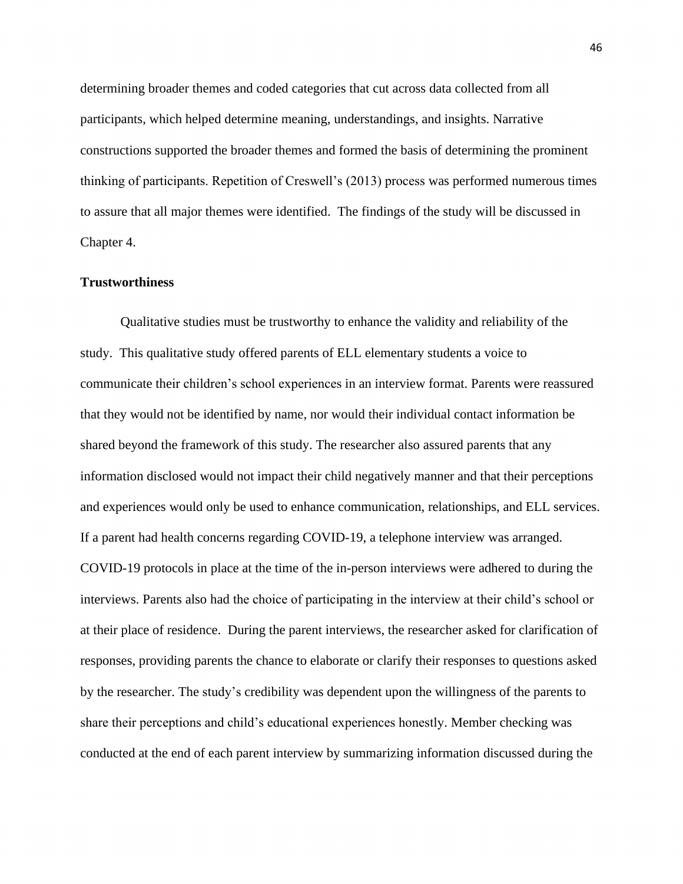determining broader themes and coded categories that cut across data collected from all participants, which helped determine meaning, understandings, and insights. Narrative constructions supported the broader themes and formed the basis of determining the prominent thinking of participants. Repetition of Creswell's (2013) process was performed numerous times to assure that all major themes were identified. The findings of the study will be discussed in Chapter 4.

**Trustworthiness**

Qualitative studies must be trustworthy to enhance the validity and reliability of the study. This qualitative study offered parents of ELL elementary students a voice to communicate their children's school experiences in an interview format. Parents were reassured that they would not be identified by name, nor would their individual contact information be shared beyond the framework of this study. The researcher also assured parents that any information disclosed would not impact their child negatively manner and that their perceptions and experiences would only be used to enhance communication, relationships, and ELL services. If a parent had health concerns regarding COVID-19, a telephone interview was arranged. COVID-19 protocols in place at the time of the in-person interviews were adhered to during the interviews. Parents also had the choice of participating in the interview at their child's school or at their place of residence. During the parent interviews, the researcher asked for clarification of responses, providing parents the chance to elaborate or clarify their responses to questions asked by the researcher. The study's credibility was dependent upon the willingness of the parents to share their perceptions and child's educational experiences honestly. Member checking was conducted at the end of each parent interview by summarizing information discussed during the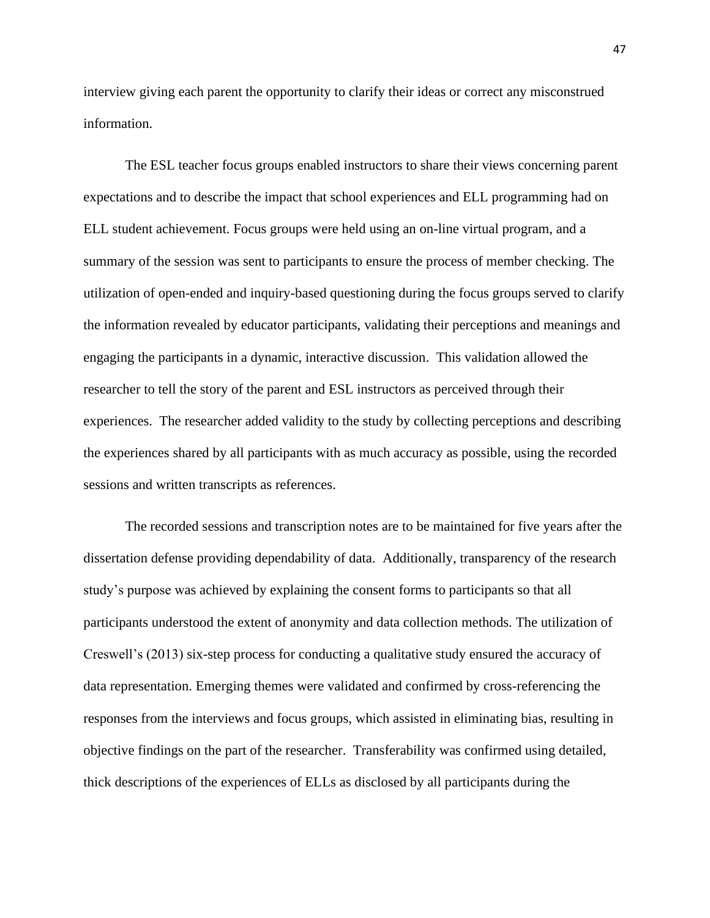interview giving each parent the opportunity to clarify their ideas or correct any misconstrued information.

The ESL teacher focus groups enabled instructors to share their views concerning parent expectations and to describe the impact that school experiences and ELL programming had on ELL student achievement. Focus groups were held using an on-line virtual program, and a summary of the session was sent to participants to ensure the process of member checking. The utilization of open-ended and inquiry-based questioning during the focus groups served to clarify the information revealed by educator participants, validating their perceptions and meanings and engaging the participants in a dynamic, interactive discussion. This validation allowed the researcher to tell the story of the parent and ESL instructors as perceived through their experiences. The researcher added validity to the study by collecting perceptions and describing the experiences shared by all participants with as much accuracy as possible, using the recorded sessions and written transcripts as references.

The recorded sessions and transcription notes are to be maintained for five years after the dissertation defense providing dependability of data. Additionally, transparency of the research study's purpose was achieved by explaining the consent forms to participants so that all participants understood the extent of anonymity and data collection methods. The utilization of Creswell's (2013) six-step process for conducting a qualitative study ensured the accuracy of data representation. Emerging themes were validated and confirmed by cross-referencing the responses from the interviews and focus groups, which assisted in eliminating bias, resulting in objective findings on the part of the researcher. Transferability was confirmed using detailed, thick descriptions of the experiences of ELLs as disclosed by all participants during the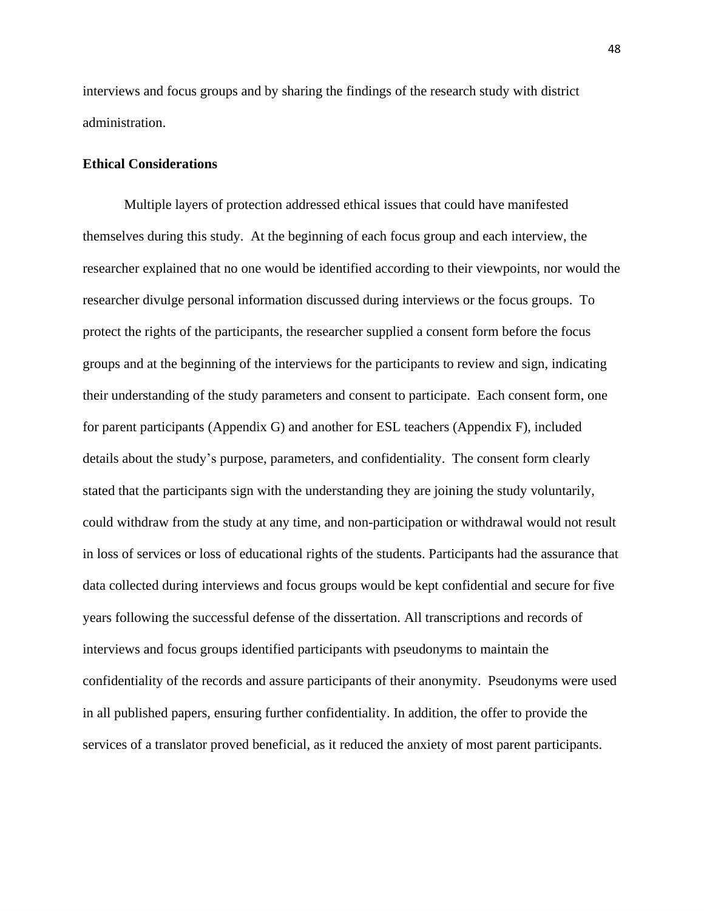interviews and focus groups and by sharing the findings of the research study with district administration.

**Ethical Considerations**

Multiple layers of protection addressed ethical issues that could have manifested themselves during this study. At the beginning of each focus group and each interview, the researcher explained that no one would be identified according to their viewpoints, nor would the researcher divulge personal information discussed during interviews or the focus groups. To protect the rights of the participants, the researcher supplied a consent form before the focus groups and at the beginning of the interviews for the participants to review and sign, indicating their understanding of the study parameters and consent to participate. Each consent form, one for parent participants (Appendix G) and another for ESL teachers (Appendix F), included details about the study's purpose, parameters, and confidentiality. The consent form clearly stated that the participants sign with the understanding they are joining the study voluntarily, could withdraw from the study at any time, and non-participation or withdrawal would not result in loss of services or loss of educational rights of the students. Participants had the assurance that data collected during interviews and focus groups would be kept confidential and secure for five years following the successful defense of the dissertation. All transcriptions and records of interviews and focus groups identified participants with pseudonyms to maintain the confidentiality of the records and assure participants of their anonymity. Pseudonyms were used in all published papers, ensuring further confidentiality. In addition, the offer to provide the services of a translator proved beneficial, as it reduced the anxiety of most parent participants.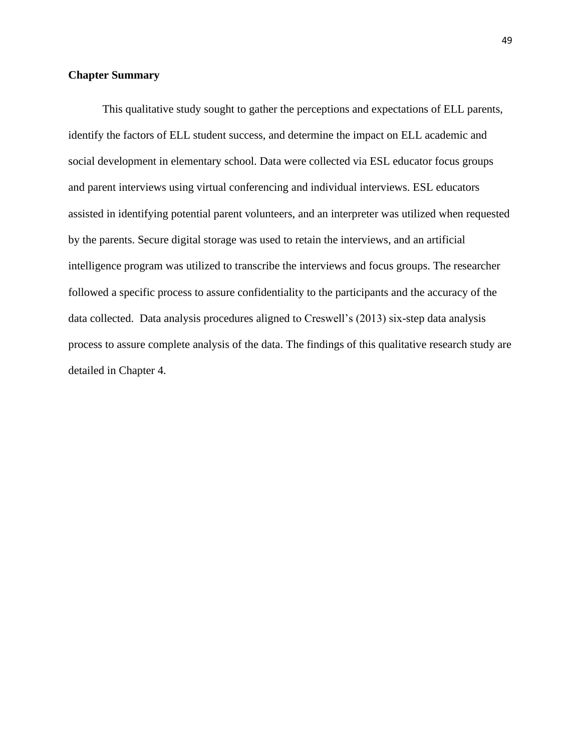## Chapter Summary

This qualitative study sought to gather the perceptions and expectations of ELL parents, identify the factors of ELL student success, and determine the impact on ELL academic and social development in elementary school. Data were collected via ESL educator focus groups and parent interviews using virtual conferencing and individual interviews. ESL educators assisted in identifying potential parent volunteers, and an interpreter was utilized when requested by the parents. Secure digital storage was used to retain the interviews, and an artificial intelligence program was utilized to transcribe the interviews and focus groups. The researcher followed a specific process to assure confidentiality to the participants and the accuracy of the data collected. Data analysis procedures aligned to Creswell's (2013) six-step data analysis process to assure complete analysis of the data. The findings of this qualitative research study are detailed in Chapter 4.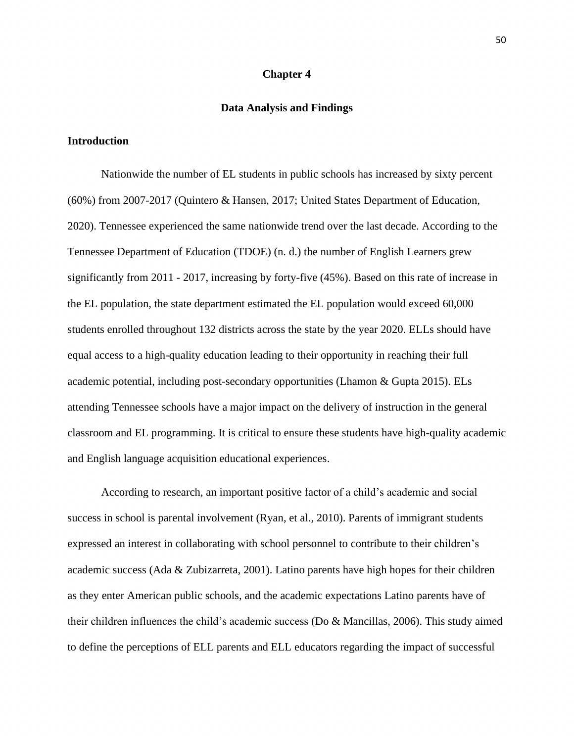# Chapter 4

## Data Analysis and Findings

### Introduction

Nationwide the number of EL students in public schools has increased by sixty percent (60%) from 2007-2017 (Quintero & Hansen, 2017; United States Department of Education, 2020). Tennessee experienced the same nationwide trend over the last decade. According to the Tennessee Department of Education (TDOE) (n. d.) the number of English Learners grew significantly from 2011 - 2017, increasing by forty-five (45%). Based on this rate of increase in the EL population, the state department estimated the EL population would exceed 60,000 students enrolled throughout 132 districts across the state by the year 2020. ELLs should have equal access to a high-quality education leading to their opportunity in reaching their full academic potential, including post-secondary opportunities (Lhamon & Gupta 2015). ELs attending Tennessee schools have a major impact on the delivery of instruction in the general classroom and EL programming. It is critical to ensure these students have high-quality academic and English language acquisition educational experiences.

According to research, an important positive factor of a child's academic and social success in school is parental involvement (Ryan, et al., 2010). Parents of immigrant students expressed an interest in collaborating with school personnel to contribute to their children's academic success (Ada & Zubizarreta, 2001). Latino parents have high hopes for their children as they enter American public schools, and the academic expectations Latino parents have of their children influences the child's academic success (Do & Mancillas, 2006). This study aimed to define the perceptions of ELL parents and ELL educators regarding the impact of successful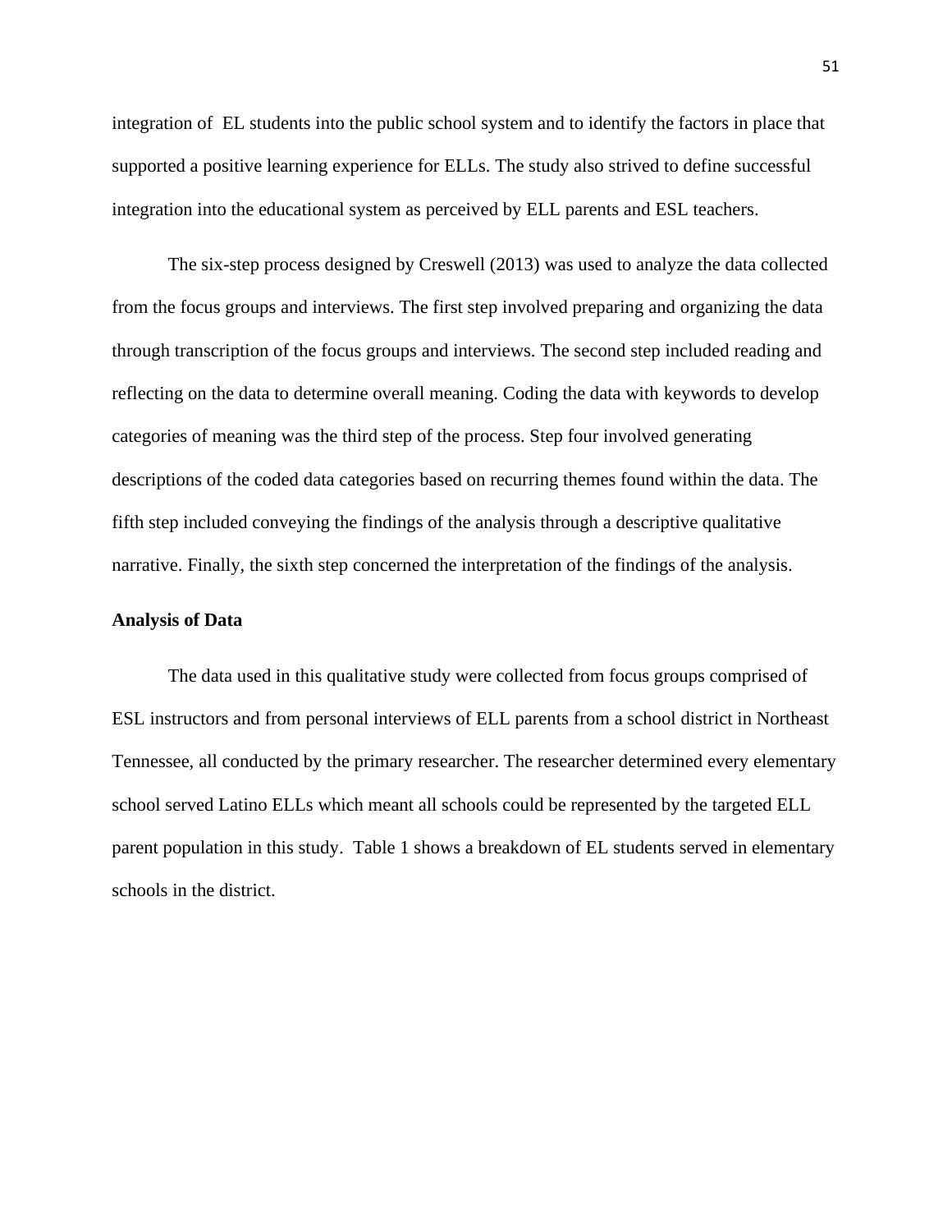integration of EL students into the public school system and to identify the factors in place that supported a positive learning experience for ELLs. The study also strived to define successful integration into the educational system as perceived by ELL parents and ESL teachers.

The six-step process designed by Creswell (2013) was used to analyze the data collected from the focus groups and interviews. The first step involved preparing and organizing the data through transcription of the focus groups and interviews. The second step included reading and reflecting on the data to determine overall meaning. Coding the data with keywords to develop categories of meaning was the third step of the process. Step four involved generating descriptions of the coded data categories based on recurring themes found within the data. The fifth step included conveying the findings of the analysis through a descriptive qualitative narrative. Finally, the sixth step concerned the interpretation of the findings of the analysis.

**Analysis of Data**

The data used in this qualitative study were collected from focus groups comprised of ESL instructors and from personal interviews of ELL parents from a school district in Northeast Tennessee, all conducted by the primary researcher. The researcher determined every elementary school served Latino ELLs which meant all schools could be represented by the targeted ELL parent population in this study. Table 1 shows a breakdown of EL students served in elementary schools in the district.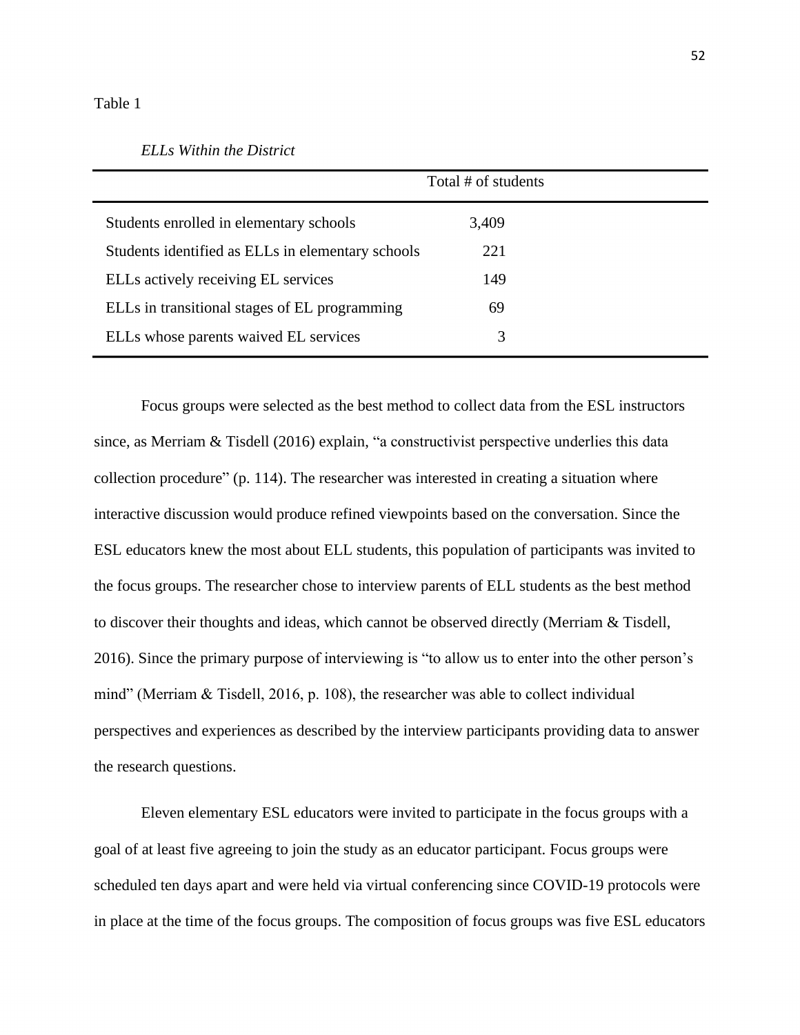Table 1

*ELLs Within the District*

| | Total # of students |
|---|---|
| Students enrolled in elementary schools | 3,409 |
| Students identified as ELLs in elementary schools | 221 |
| ELLs actively receiving EL services | 149 |
| ELLs in transitional stages of EL programming | 69 |
| ELLs whose parents waived EL services | 3 |

Focus groups were selected as the best method to collect data from the ESL instructors since, as Merriam & Tisdell (2016) explain, "a constructivist perspective underlies this data collection procedure" (p. 114). The researcher was interested in creating a situation where interactive discussion would produce refined viewpoints based on the conversation. Since the ESL educators knew the most about ELL students, this population of participants was invited to the focus groups. The researcher chose to interview parents of ELL students as the best method to discover their thoughts and ideas, which cannot be observed directly (Merriam & Tisdell, 2016). Since the primary purpose of interviewing is "to allow us to enter into the other person's mind" (Merriam & Tisdell, 2016, p. 108), the researcher was able to collect individual perspectives and experiences as described by the interview participants providing data to answer the research questions.

Eleven elementary ESL educators were invited to participate in the focus groups with a goal of at least five agreeing to join the study as an educator participant. Focus groups were scheduled ten days apart and were held via virtual conferencing since COVID-19 protocols were in place at the time of the focus groups. The composition of focus groups was five ESL educators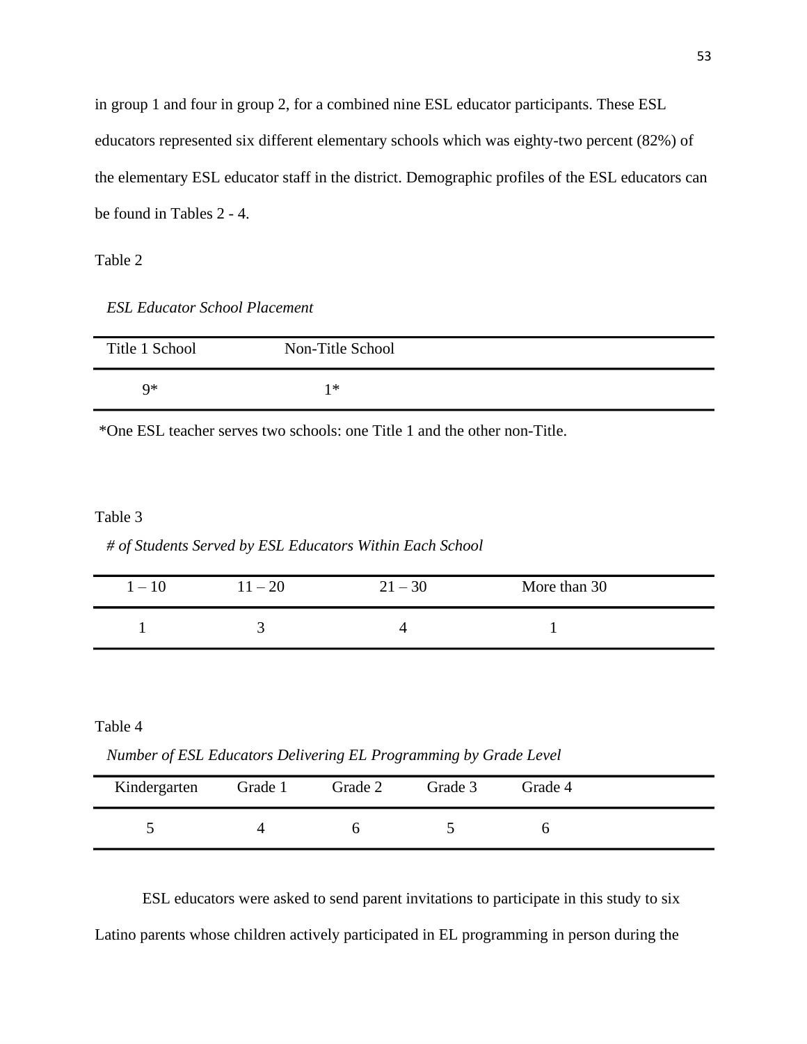in group 1 and four in group 2, for a combined nine ESL educator participants. These ESL educators represented six different elementary schools which was eighty-two percent (82%) of the elementary ESL educator staff in the district. Demographic profiles of the ESL educators can be found in Tables 2 - 4.

Table 2

*ESL Educator School Placement*

| Title 1 School | Non-Title School |
|---|---|
| 9* | 1* |

*One ESL teacher serves two schools: one Title 1 and the other non-Title.

Table 3

*# of Students Served by ESL Educators Within Each School*

| 1 – 10 | 11 – 20 | 21 – 30 | More than 30 |
|---|---|---|---|
| 1 | 3 | 4 | 1 |

Table 4

*Number of ESL Educators Delivering EL Programming by Grade Level*

| Kindergarten | Grade 1 | Grade 2 | Grade 3 | Grade 4 |
|---|---|---|---|---|
| 5 | 4 | 6 | 5 | 6 |

ESL educators were asked to send parent invitations to participate in this study to six Latino parents whose children actively participated in EL programming in person during the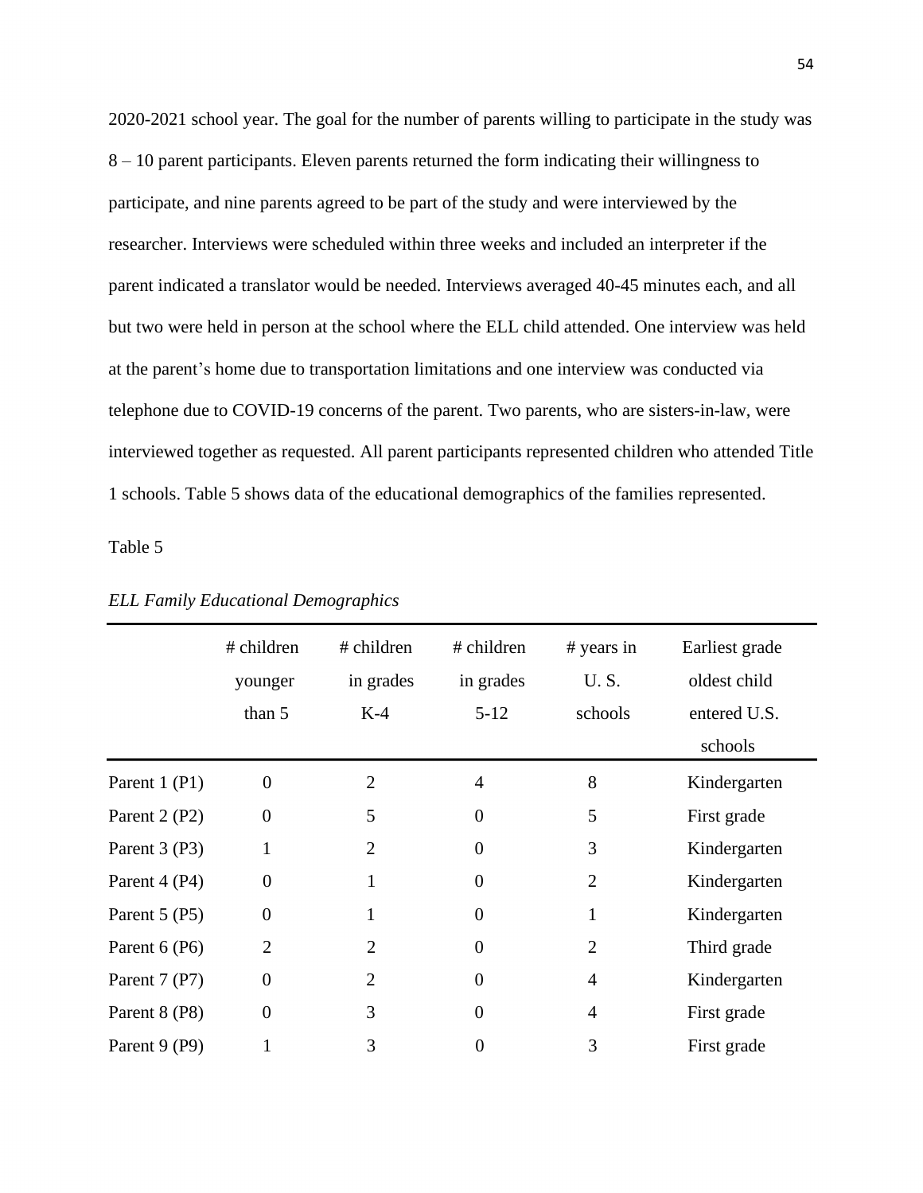2020-2021 school year. The goal for the number of parents willing to participate in the study was 8 – 10 parent participants. Eleven parents returned the form indicating their willingness to participate, and nine parents agreed to be part of the study and were interviewed by the researcher. Interviews were scheduled within three weeks and included an interpreter if the parent indicated a translator would be needed. Interviews averaged 40-45 minutes each, and all but two were held in person at the school where the ELL child attended. One interview was held at the parent's home due to transportation limitations and one interview was conducted via telephone due to COVID-19 concerns of the parent. Two parents, who are sisters-in-law, were interviewed together as requested. All parent participants represented children who attended Title 1 schools. Table 5 shows data of the educational demographics of the families represented.

Table 5

*ELL Family Educational Demographics*

| | # children younger than 5 | # children in grades K-4 | # children in grades 5-12 | # years in U. S. schools | Earliest grade oldest child entered U.S. schools |
|---|---|---|---|---|---|
| Parent 1 (P1) | 0 | 2 | 4 | 8 | Kindergarten |
| Parent 2 (P2) | 0 | 5 | 0 | 5 | First grade |
| Parent 3 (P3) | 1 | 2 | 0 | 3 | Kindergarten |
| Parent 4 (P4) | 0 | 1 | 0 | 2 | Kindergarten |
| Parent 5 (P5) | 0 | 1 | 0 | 1 | Kindergarten |
| Parent 6 (P6) | 2 | 2 | 0 | 2 | Third grade |
| Parent 7 (P7) | 0 | 2 | 0 | 4 | Kindergarten |
| Parent 8 (P8) | 0 | 3 | 0 | 4 | First grade |
| Parent 9 (P9) | 1 | 3 | 0 | 3 | First grade |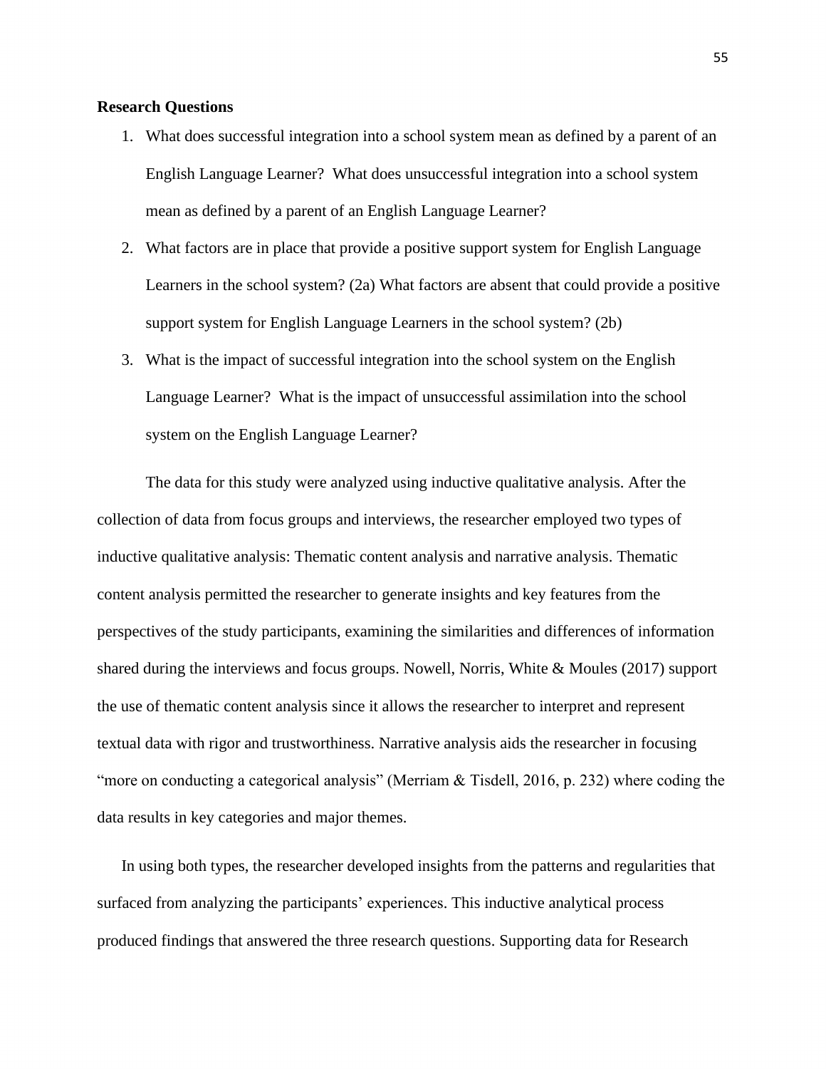**Research Questions**

1. What does successful integration into a school system mean as defined by a parent of an English Language Learner? What does unsuccessful integration into a school system mean as defined by a parent of an English Language Learner?
2. What factors are in place that provide a positive support system for English Language Learners in the school system? (2a) What factors are absent that could provide a positive support system for English Language Learners in the school system? (2b)
3. What is the impact of successful integration into the school system on the English Language Learner? What is the impact of unsuccessful assimilation into the school system on the English Language Learner?

The data for this study were analyzed using inductive qualitative analysis. After the collection of data from focus groups and interviews, the researcher employed two types of inductive qualitative analysis: Thematic content analysis and narrative analysis. Thematic content analysis permitted the researcher to generate insights and key features from the perspectives of the study participants, examining the similarities and differences of information shared during the interviews and focus groups. Nowell, Norris, White & Moules (2017) support the use of thematic content analysis since it allows the researcher to interpret and represent textual data with rigor and trustworthiness. Narrative analysis aids the researcher in focusing "more on conducting a categorical analysis" (Merriam & Tisdell, 2016, p. 232) where coding the data results in key categories and major themes.

In using both types, the researcher developed insights from the patterns and regularities that surfaced from analyzing the participants' experiences. This inductive analytical process produced findings that answered the three research questions. Supporting data for Research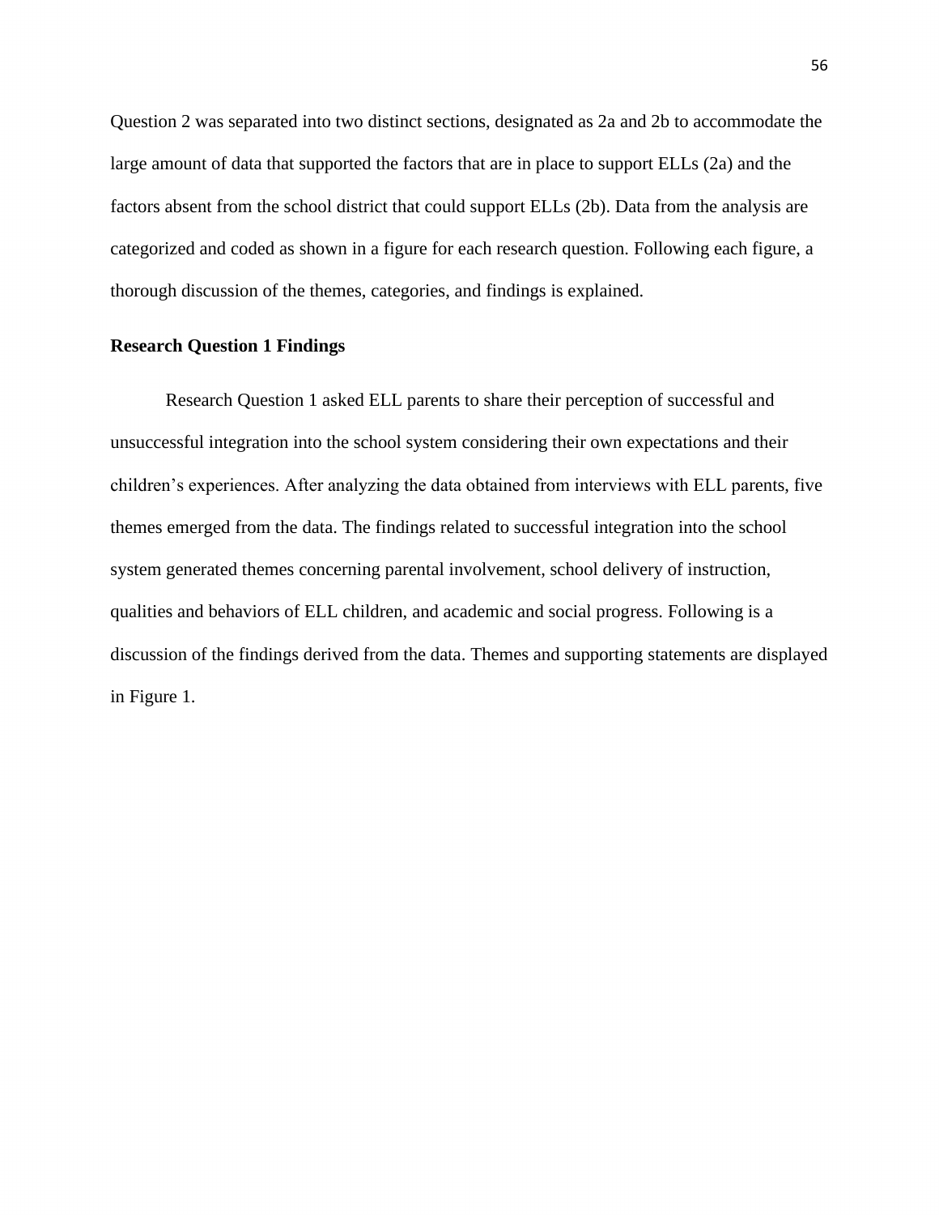Question 2 was separated into two distinct sections, designated as 2a and 2b to accommodate the large amount of data that supported the factors that are in place to support ELLs (2a) and the factors absent from the school district that could support ELLs (2b). Data from the analysis are categorized and coded as shown in a figure for each research question. Following each figure, a thorough discussion of the themes, categories, and findings is explained.

## Research Question 1 Findings

Research Question 1 asked ELL parents to share their perception of successful and unsuccessful integration into the school system considering their own expectations and their children's experiences. After analyzing the data obtained from interviews with ELL parents, five themes emerged from the data. The findings related to successful integration into the school system generated themes concerning parental involvement, school delivery of instruction, qualities and behaviors of ELL children, and academic and social progress. Following is a discussion of the findings derived from the data. Themes and supporting statements are displayed in Figure 1.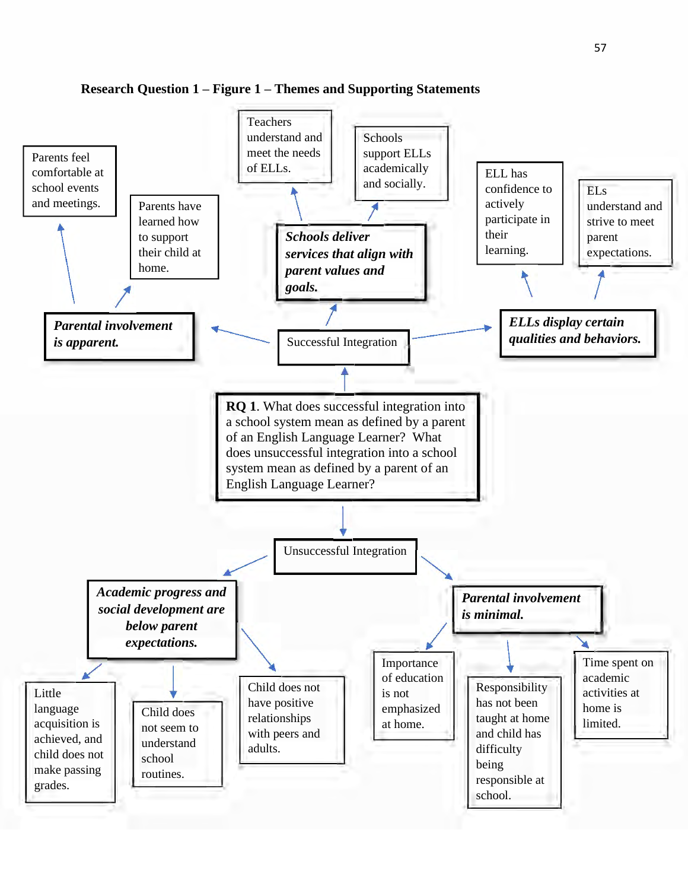**Research Question 1 – Figure 1 – Themes and Supporting Statements**

**RQ 1**. What does successful integration into a school system mean as defined by a parent of an English Language Learner? What does unsuccessful integration into a school system mean as defined by a parent of an English Language Learner?

Successful Integration

- ***Parental involvement is apparent.***
  - Parents feel comfortable at school events and meetings.
  - Parents have learned how to support their child at home.
- ***Schools deliver services that align with parent values and goals.***
  - Teachers understand and meet the needs of ELLs.
  - Schools support ELLs academically and socially.
- ***ELLs display certain qualities and behaviors.***
  - ELL has confidence to actively participate in their learning.
  - ELs understand and strive to meet parent expectations.

Unsuccessful Integration

- ***Academic progress and social development are below parent expectations.***
  - Little language acquisition is achieved, and child does not make passing grades.
  - Child does not seem to understand school routines.
  - Child does not have positive relationships with peers and adults.
- ***Parental involvement is minimal.***
  - Importance of education is not emphasized at home.
  - Responsibility has not been taught at home and child has difficulty being responsible at school.
  - Time spent on academic activities at home is limited.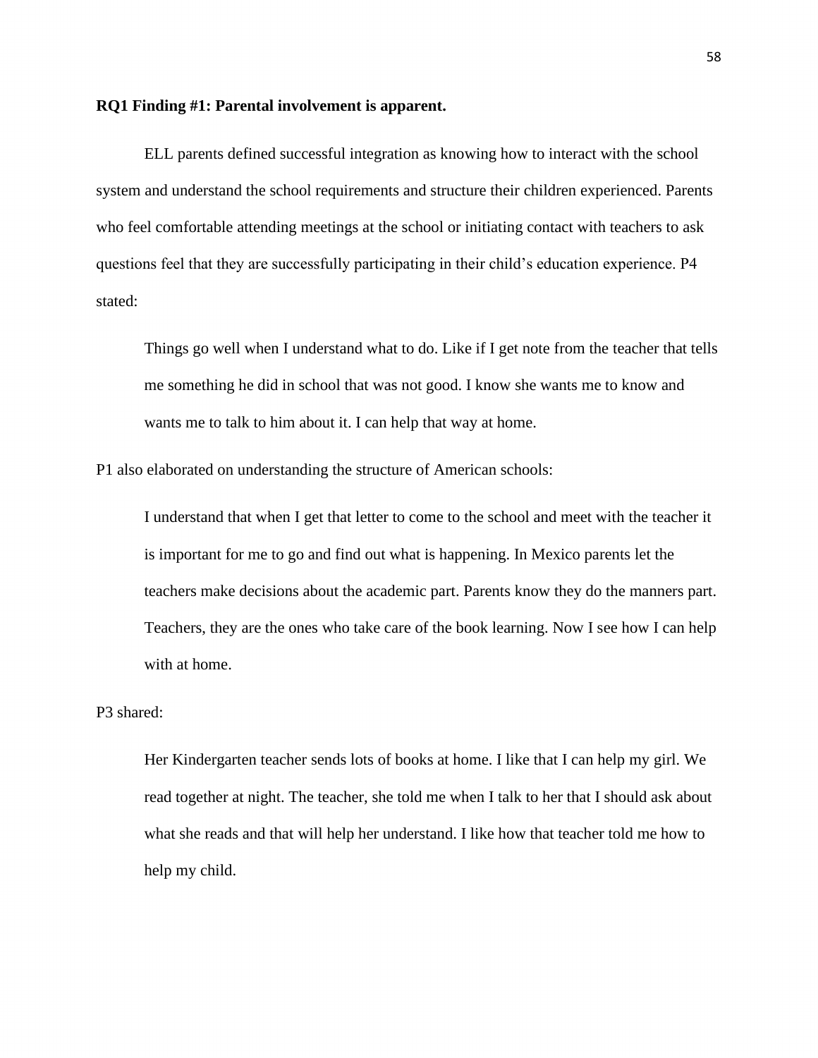**RQ1 Finding #1: Parental involvement is apparent.**

ELL parents defined successful integration as knowing how to interact with the school system and understand the school requirements and structure their children experienced. Parents who feel comfortable attending meetings at the school or initiating contact with teachers to ask questions feel that they are successfully participating in their child's education experience. P4 stated:

> Things go well when I understand what to do. Like if I get note from the teacher that tells me something he did in school that was not good. I know she wants me to know and wants me to talk to him about it. I can help that way at home.

P1 also elaborated on understanding the structure of American schools:

> I understand that when I get that letter to come to the school and meet with the teacher it is important for me to go and find out what is happening. In Mexico parents let the teachers make decisions about the academic part. Parents know they do the manners part. Teachers, they are the ones who take care of the book learning. Now I see how I can help with at home.

P3 shared:

> Her Kindergarten teacher sends lots of books at home. I like that I can help my girl. We read together at night. The teacher, she told me when I talk to her that I should ask about what she reads and that will help her understand. I like how that teacher told me how to help my child.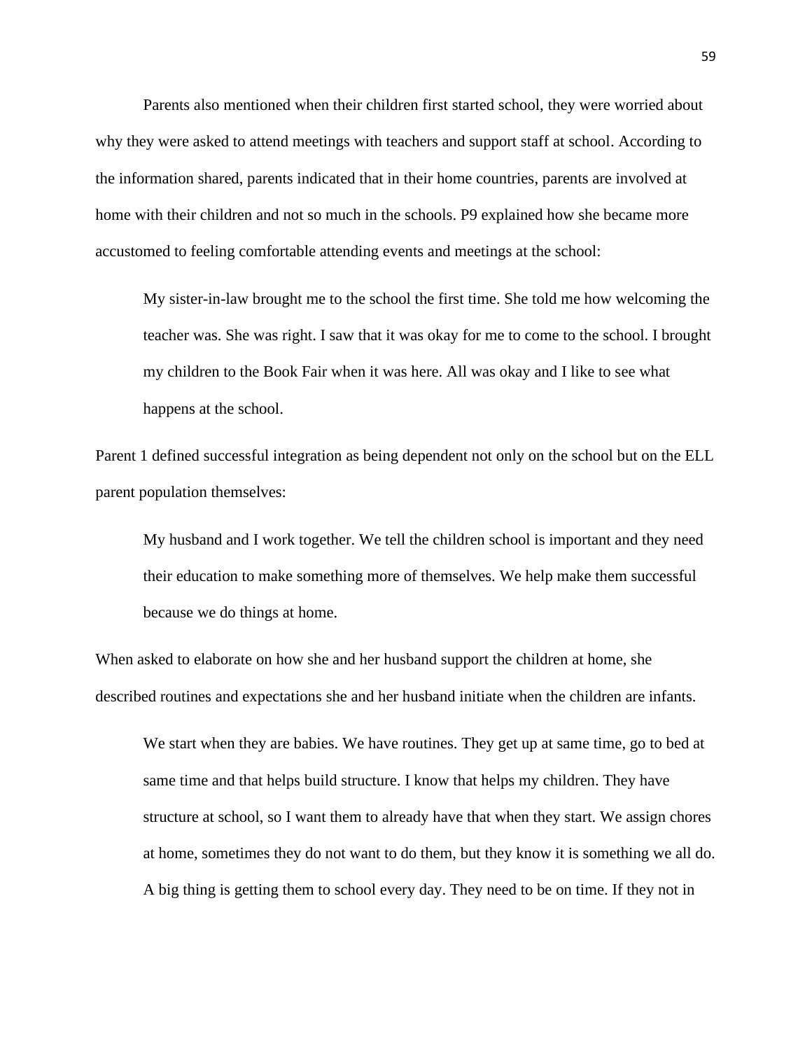Parents also mentioned when their children first started school, they were worried about why they were asked to attend meetings with teachers and support staff at school. According to the information shared, parents indicated that in their home countries, parents are involved at home with their children and not so much in the schools. P9 explained how she became more accustomed to feeling comfortable attending events and meetings at the school:

> My sister-in-law brought me to the school the first time. She told me how welcoming the teacher was. She was right. I saw that it was okay for me to come to the school. I brought my children to the Book Fair when it was here. All was okay and I like to see what happens at the school.

Parent 1 defined successful integration as being dependent not only on the school but on the ELL parent population themselves:

> My husband and I work together. We tell the children school is important and they need their education to make something more of themselves. We help make them successful because we do things at home.

When asked to elaborate on how she and her husband support the children at home, she described routines and expectations she and her husband initiate when the children are infants.

> We start when they are babies. We have routines. They get up at same time, go to bed at same time and that helps build structure. I know that helps my children. They have structure at school, so I want them to already have that when they start. We assign chores at home, sometimes they do not want to do them, but they know it is something we all do. A big thing is getting them to school every day. They need to be on time. If they not in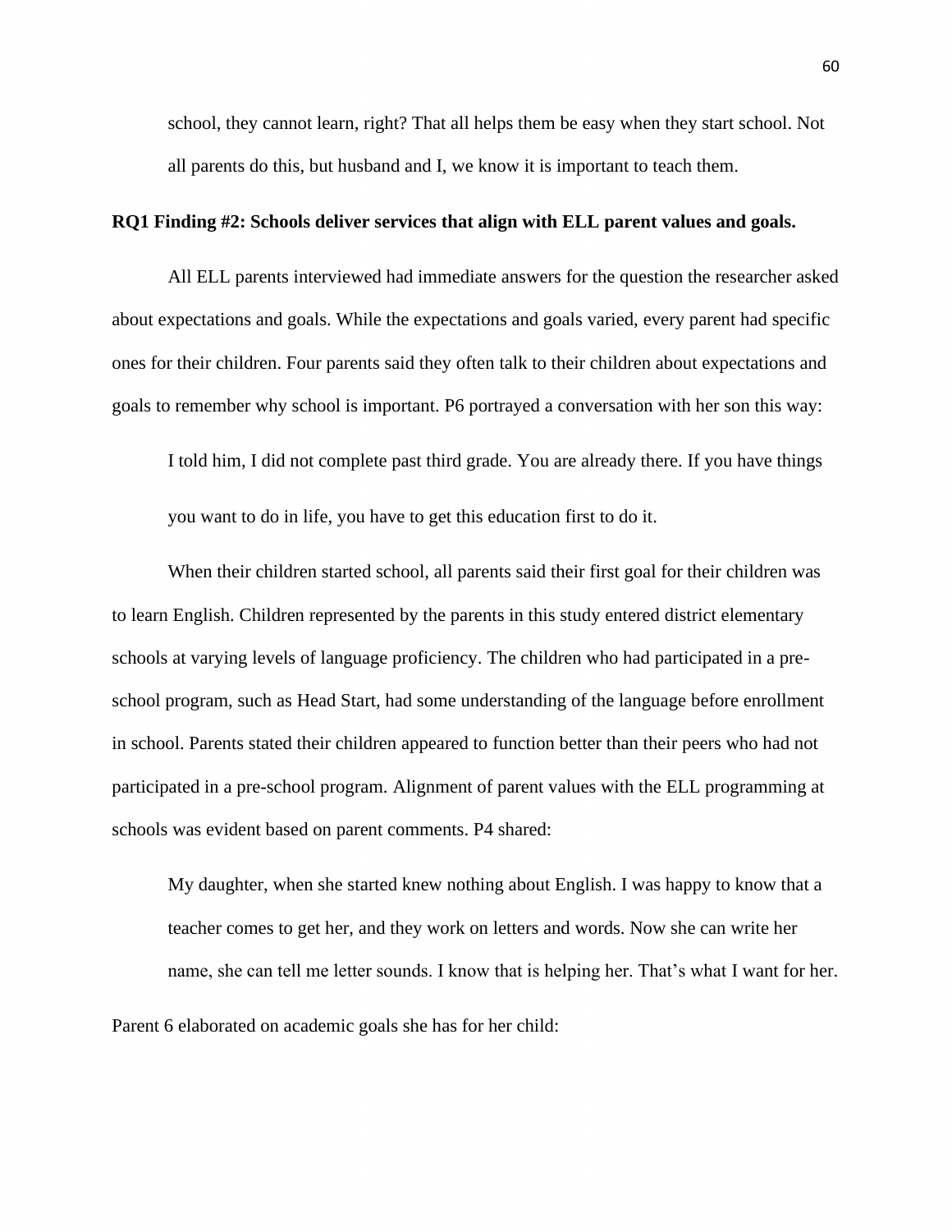> school, they cannot learn, right? That all helps them be easy when they start school. Not all parents do this, but husband and I, we know it is important to teach them.

**RQ1 Finding #2: Schools deliver services that align with ELL parent values and goals.**

All ELL parents interviewed had immediate answers for the question the researcher asked about expectations and goals. While the expectations and goals varied, every parent had specific ones for their children. Four parents said they often talk to their children about expectations and goals to remember why school is important. P6 portrayed a conversation with her son this way:

> I told him, I did not complete past third grade. You are already there. If you have things you want to do in life, you have to get this education first to do it.

When their children started school, all parents said their first goal for their children was to learn English. Children represented by the parents in this study entered district elementary schools at varying levels of language proficiency. The children who had participated in a pre-school program, such as Head Start, had some understanding of the language before enrollment in school. Parents stated their children appeared to function better than their peers who had not participated in a pre-school program. Alignment of parent values with the ELL programming at schools was evident based on parent comments. P4 shared:

> My daughter, when she started knew nothing about English. I was happy to know that a teacher comes to get her, and they work on letters and words. Now she can write her name, she can tell me letter sounds. I know that is helping her. That's what I want for her.

Parent 6 elaborated on academic goals she has for her child: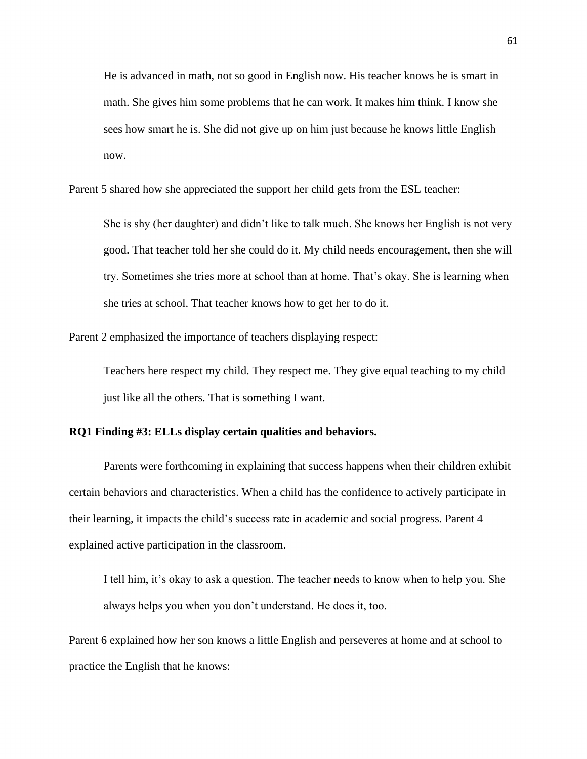> He is advanced in math, not so good in English now. His teacher knows he is smart in math. She gives him some problems that he can work. It makes him think. I know she sees how smart he is. She did not give up on him just because he knows little English now.

Parent 5 shared how she appreciated the support her child gets from the ESL teacher:

> She is shy (her daughter) and didn't like to talk much. She knows her English is not very good. That teacher told her she could do it. My child needs encouragement, then she will try. Sometimes she tries more at school than at home. That's okay. She is learning when she tries at school. That teacher knows how to get her to do it.

Parent 2 emphasized the importance of teachers displaying respect:

> Teachers here respect my child. They respect me. They give equal teaching to my child just like all the others. That is something I want.

**RQ1 Finding #3: ELLs display certain qualities and behaviors.**

Parents were forthcoming in explaining that success happens when their children exhibit certain behaviors and characteristics. When a child has the confidence to actively participate in their learning, it impacts the child's success rate in academic and social progress. Parent 4 explained active participation in the classroom.

> I tell him, it's okay to ask a question. The teacher needs to know when to help you. She always helps you when you don't understand. He does it, too.

Parent 6 explained how her son knows a little English and perseveres at home and at school to practice the English that he knows: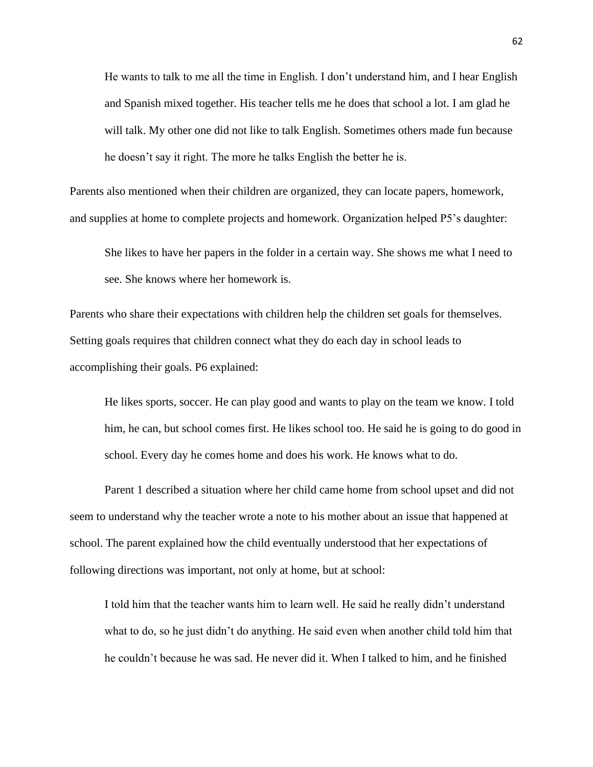> He wants to talk to me all the time in English. I don't understand him, and I hear English and Spanish mixed together. His teacher tells me he does that school a lot. I am glad he will talk. My other one did not like to talk English. Sometimes others made fun because he doesn't say it right. The more he talks English the better he is.

Parents also mentioned when their children are organized, they can locate papers, homework, and supplies at home to complete projects and homework. Organization helped P5's daughter:

> She likes to have her papers in the folder in a certain way. She shows me what I need to see. She knows where her homework is.

Parents who share their expectations with children help the children set goals for themselves. Setting goals requires that children connect what they do each day in school leads to accomplishing their goals. P6 explained:

> He likes sports, soccer. He can play good and wants to play on the team we know. I told him, he can, but school comes first. He likes school too. He said he is going to do good in school. Every day he comes home and does his work. He knows what to do.

Parent 1 described a situation where her child came home from school upset and did not seem to understand why the teacher wrote a note to his mother about an issue that happened at school. The parent explained how the child eventually understood that her expectations of following directions was important, not only at home, but at school:

> I told him that the teacher wants him to learn well. He said he really didn't understand what to do, so he just didn't do anything. He said even when another child told him that he couldn't because he was sad. He never did it. When I talked to him, and he finished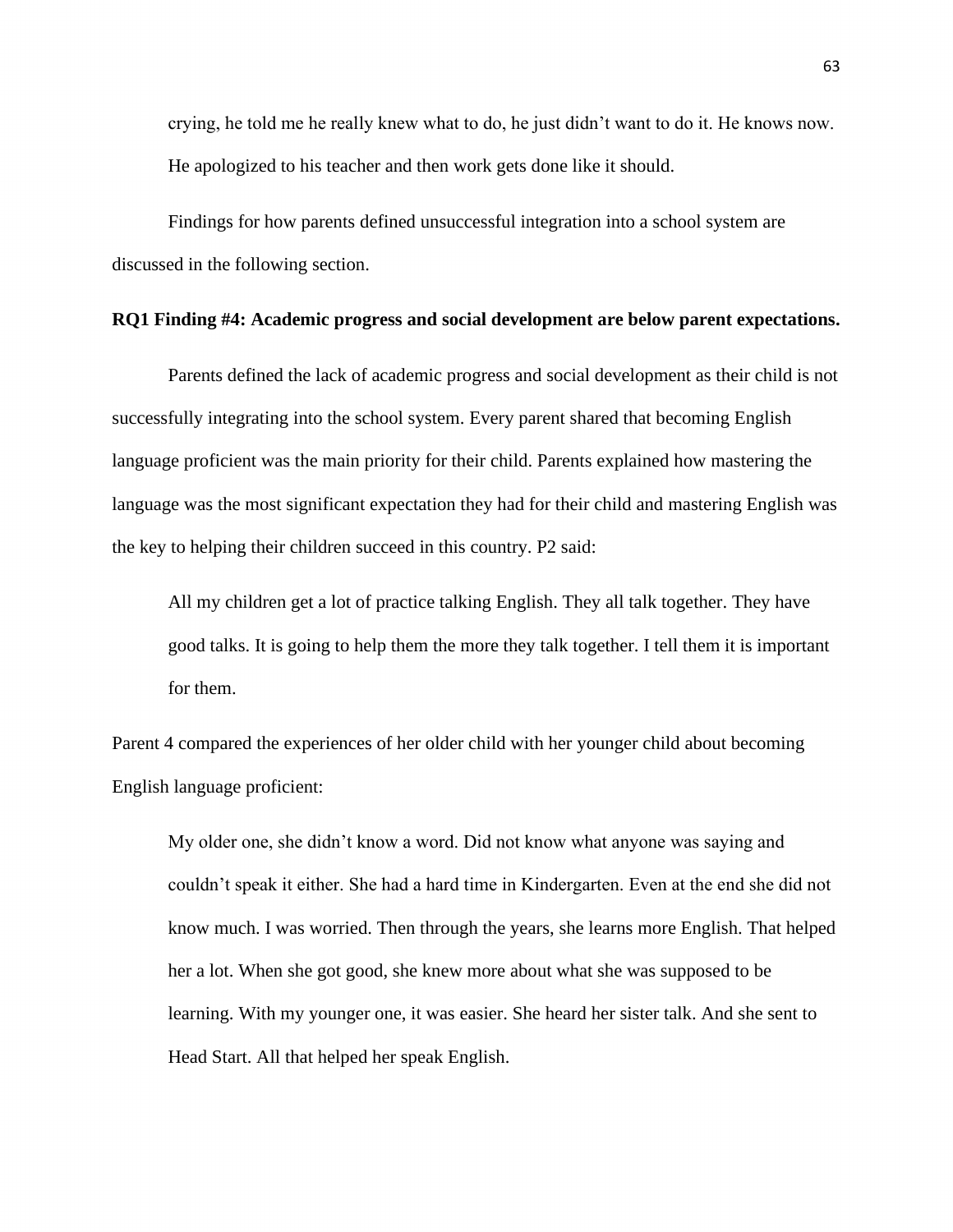crying, he told me he really knew what to do, he just didn't want to do it. He knows now. He apologized to his teacher and then work gets done like it should.

Findings for how parents defined unsuccessful integration into a school system are discussed in the following section.

**RQ1 Finding #4: Academic progress and social development are below parent expectations.**

Parents defined the lack of academic progress and social development as their child is not successfully integrating into the school system. Every parent shared that becoming English language proficient was the main priority for their child. Parents explained how mastering the language was the most significant expectation they had for their child and mastering English was the key to helping their children succeed in this country. P2 said:

> All my children get a lot of practice talking English. They all talk together. They have good talks. It is going to help them the more they talk together. I tell them it is important for them.

Parent 4 compared the experiences of her older child with her younger child about becoming English language proficient:

> My older one, she didn't know a word. Did not know what anyone was saying and couldn't speak it either. She had a hard time in Kindergarten. Even at the end she did not know much. I was worried. Then through the years, she learns more English. That helped her a lot. When she got good, she knew more about what she was supposed to be learning. With my younger one, it was easier. She heard her sister talk. And she sent to Head Start. All that helped her speak English.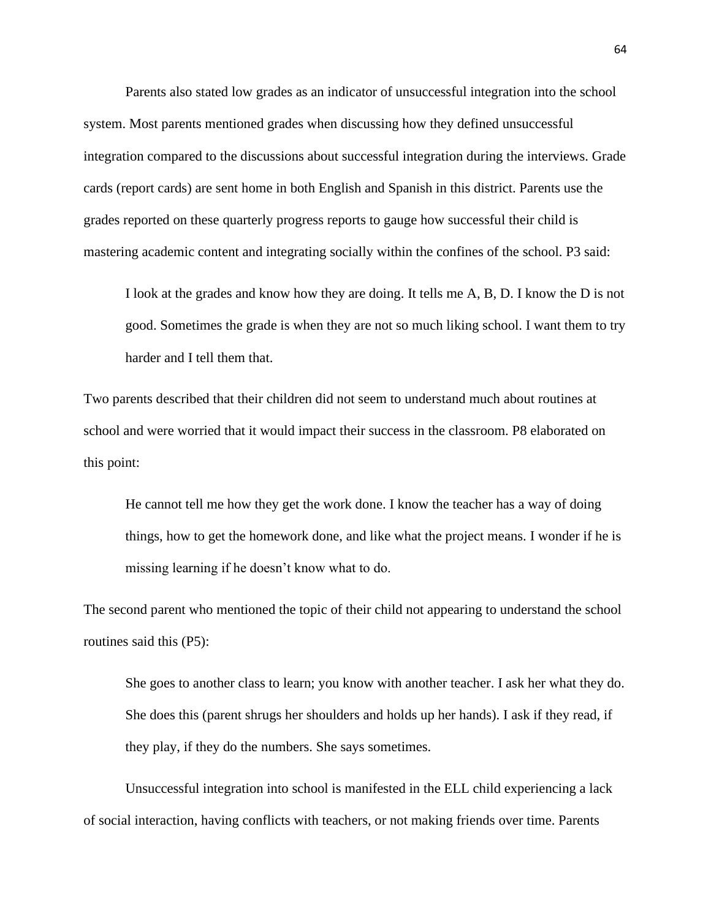Parents also stated low grades as an indicator of unsuccessful integration into the school system. Most parents mentioned grades when discussing how they defined unsuccessful integration compared to the discussions about successful integration during the interviews. Grade cards (report cards) are sent home in both English and Spanish in this district. Parents use the grades reported on these quarterly progress reports to gauge how successful their child is mastering academic content and integrating socially within the confines of the school. P3 said:

> I look at the grades and know how they are doing. It tells me A, B, D. I know the D is not good. Sometimes the grade is when they are not so much liking school. I want them to try harder and I tell them that.

Two parents described that their children did not seem to understand much about routines at school and were worried that it would impact their success in the classroom. P8 elaborated on this point:

> He cannot tell me how they get the work done. I know the teacher has a way of doing things, how to get the homework done, and like what the project means. I wonder if he is missing learning if he doesn't know what to do.

The second parent who mentioned the topic of their child not appearing to understand the school routines said this (P5):

> She goes to another class to learn; you know with another teacher. I ask her what they do. She does this (parent shrugs her shoulders and holds up her hands). I ask if they read, if they play, if they do the numbers. She says sometimes.

Unsuccessful integration into school is manifested in the ELL child experiencing a lack of social interaction, having conflicts with teachers, or not making friends over time. Parents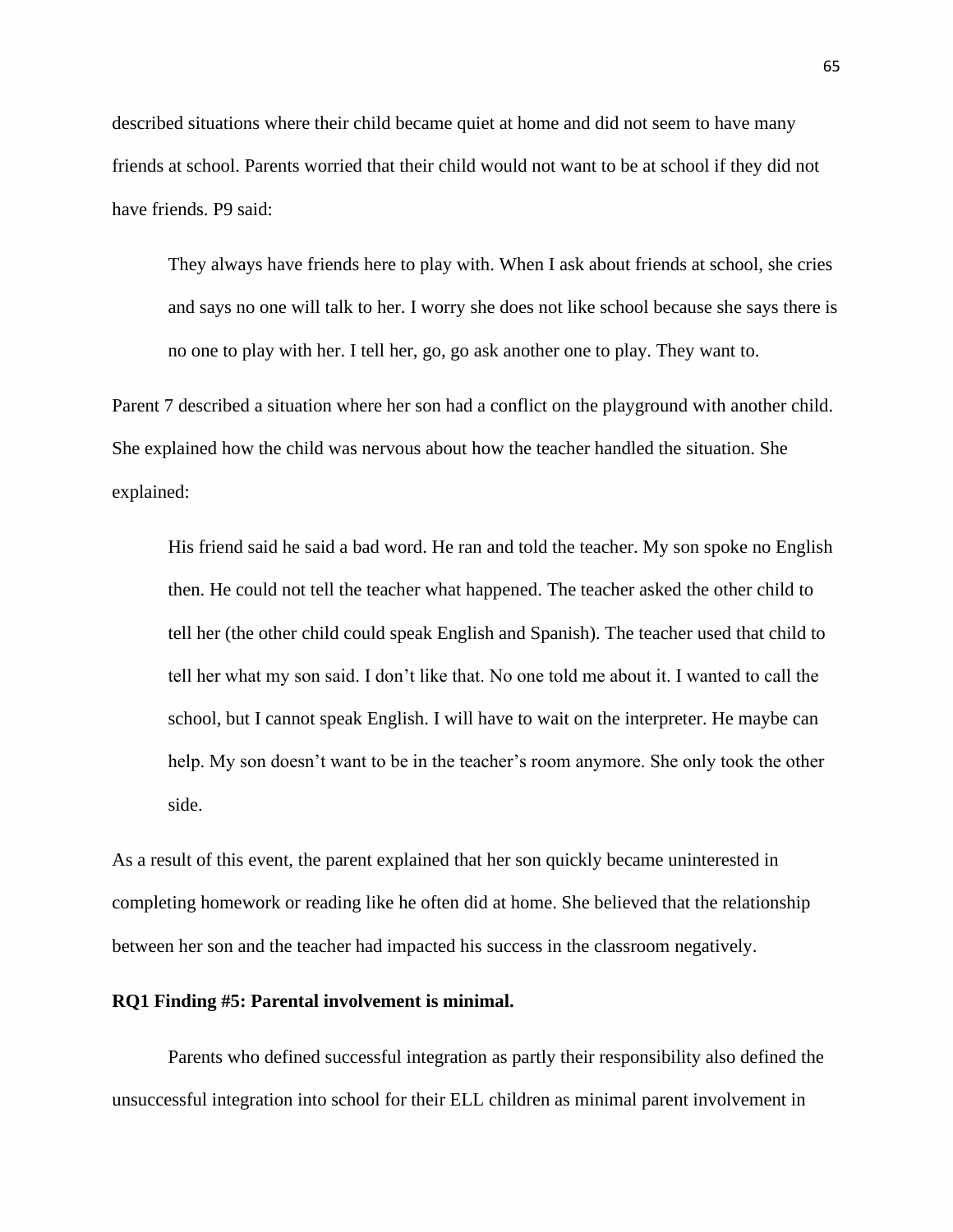described situations where their child became quiet at home and did not seem to have many friends at school. Parents worried that their child would not want to be at school if they did not have friends. P9 said:

> They always have friends here to play with. When I ask about friends at school, she cries and says no one will talk to her. I worry she does not like school because she says there is no one to play with her. I tell her, go, go ask another one to play. They want to.

Parent 7 described a situation where her son had a conflict on the playground with another child. She explained how the child was nervous about how the teacher handled the situation. She explained:

> His friend said he said a bad word. He ran and told the teacher. My son spoke no English then. He could not tell the teacher what happened. The teacher asked the other child to tell her (the other child could speak English and Spanish). The teacher used that child to tell her what my son said. I don't like that. No one told me about it. I wanted to call the school, but I cannot speak English. I will have to wait on the interpreter. He maybe can help. My son doesn't want to be in the teacher's room anymore. She only took the other side.

As a result of this event, the parent explained that her son quickly became uninterested in completing homework or reading like he often did at home. She believed that the relationship between her son and the teacher had impacted his success in the classroom negatively.

**RQ1 Finding #5: Parental involvement is minimal.**

Parents who defined successful integration as partly their responsibility also defined the unsuccessful integration into school for their ELL children as minimal parent involvement in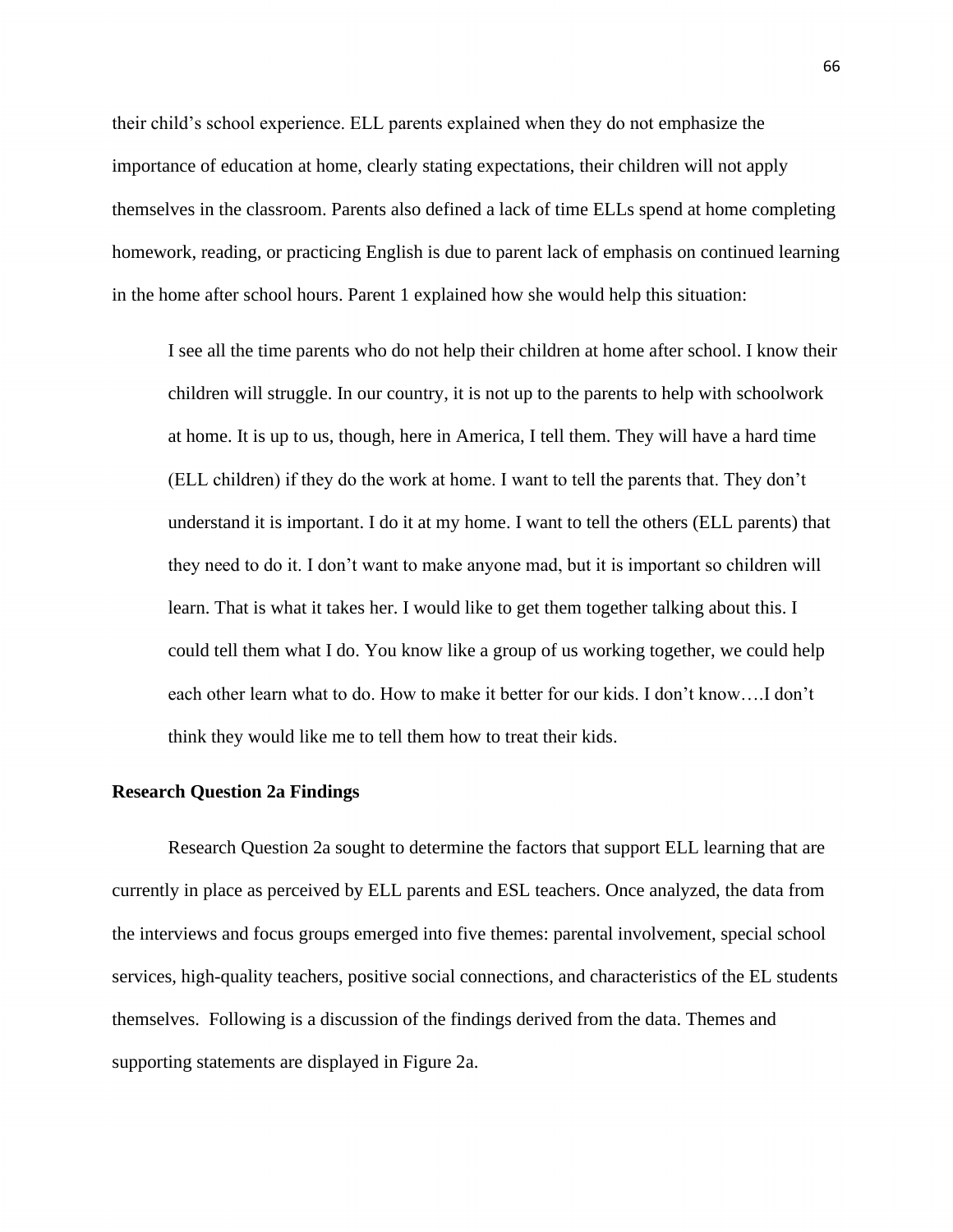their child's school experience. ELL parents explained when they do not emphasize the importance of education at home, clearly stating expectations, their children will not apply themselves in the classroom. Parents also defined a lack of time ELLs spend at home completing homework, reading, or practicing English is due to parent lack of emphasis on continued learning in the home after school hours. Parent 1 explained how she would help this situation:

> I see all the time parents who do not help their children at home after school. I know their children will struggle. In our country, it is not up to the parents to help with schoolwork at home. It is up to us, though, here in America, I tell them. They will have a hard time (ELL children) if they do the work at home. I want to tell the parents that. They don't understand it is important. I do it at my home. I want to tell the others (ELL parents) that they need to do it. I don't want to make anyone mad, but it is important so children will learn. That is what it takes her. I would like to get them together talking about this. I could tell them what I do. You know like a group of us working together, we could help each other learn what to do. How to make it better for our kids. I don't know….I don't think they would like me to tell them how to treat their kids.

**Research Question 2a Findings**

Research Question 2a sought to determine the factors that support ELL learning that are currently in place as perceived by ELL parents and ESL teachers. Once analyzed, the data from the interviews and focus groups emerged into five themes: parental involvement, special school services, high-quality teachers, positive social connections, and characteristics of the EL students themselves. Following is a discussion of the findings derived from the data. Themes and supporting statements are displayed in Figure 2a.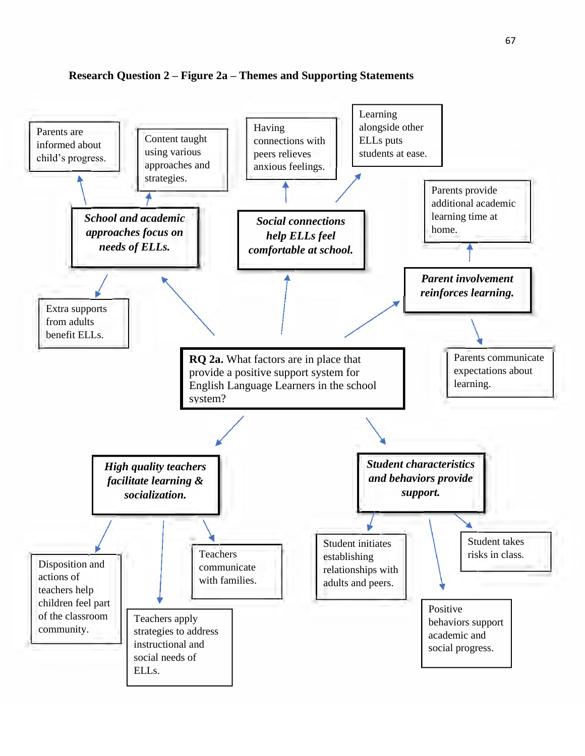**Research Question 2 – Figure 2a – Themes and Supporting Statements**

**RQ 2a.** What factors are in place that provide a positive support system for English Language Learners in the school system?

***School and academic approaches focus on needs of ELLs.***

- Parents are informed about child's progress.
- Content taught using various approaches and strategies.
- Extra supports from adults benefit ELLs.

***Social connections help ELLs feel comfortable at school.***

- Having connections with peers relieves anxious feelings.
- Learning alongside other ELLs puts students at ease.

***Parent involvement reinforces learning.***

- Parents provide additional academic learning time at home.
- Parents communicate expectations about learning.

***High quality teachers facilitate learning & socialization.***

- Disposition and actions of teachers help children feel part of the classroom community.
- Teachers apply strategies to address instructional and social needs of ELLs.
- Teachers communicate with families.

***Student characteristics and behaviors provide support.***

- Student initiates establishing relationships with adults and peers.
- Positive behaviors support academic and social progress.
- Student takes risks in class.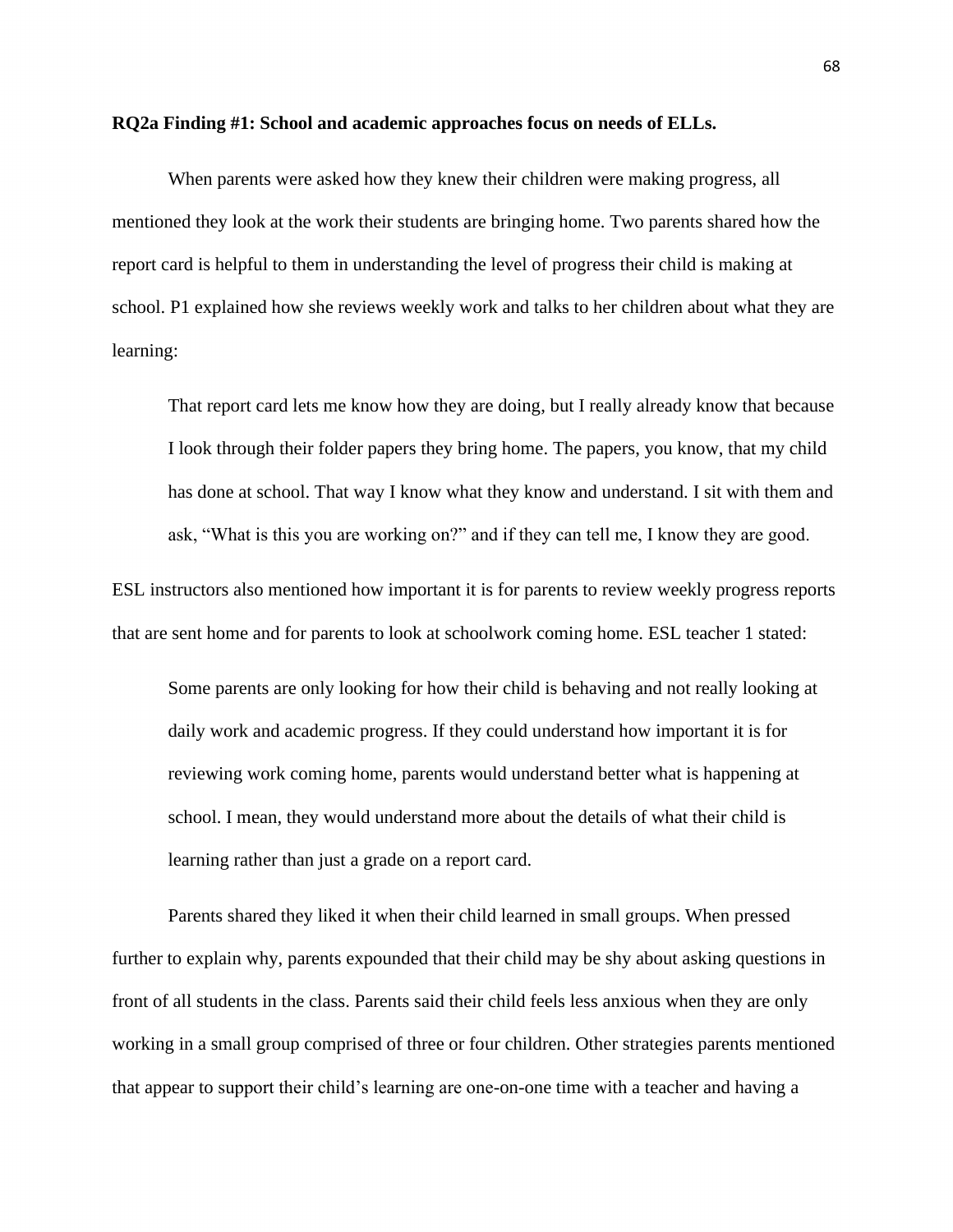**RQ2a Finding #1: School and academic approaches focus on needs of ELLs.**

When parents were asked how they knew their children were making progress, all mentioned they look at the work their students are bringing home. Two parents shared how the report card is helpful to them in understanding the level of progress their child is making at school. P1 explained how she reviews weekly work and talks to her children about what they are learning:

> That report card lets me know how they are doing, but I really already know that because I look through their folder papers they bring home. The papers, you know, that my child has done at school. That way I know what they know and understand. I sit with them and ask, "What is this you are working on?" and if they can tell me, I know they are good.

ESL instructors also mentioned how important it is for parents to review weekly progress reports that are sent home and for parents to look at schoolwork coming home. ESL teacher 1 stated:

> Some parents are only looking for how their child is behaving and not really looking at daily work and academic progress. If they could understand how important it is for reviewing work coming home, parents would understand better what is happening at school. I mean, they would understand more about the details of what their child is learning rather than just a grade on a report card.

Parents shared they liked it when their child learned in small groups. When pressed further to explain why, parents expounded that their child may be shy about asking questions in front of all students in the class. Parents said their child feels less anxious when they are only working in a small group comprised of three or four children. Other strategies parents mentioned that appear to support their child's learning are one-on-one time with a teacher and having a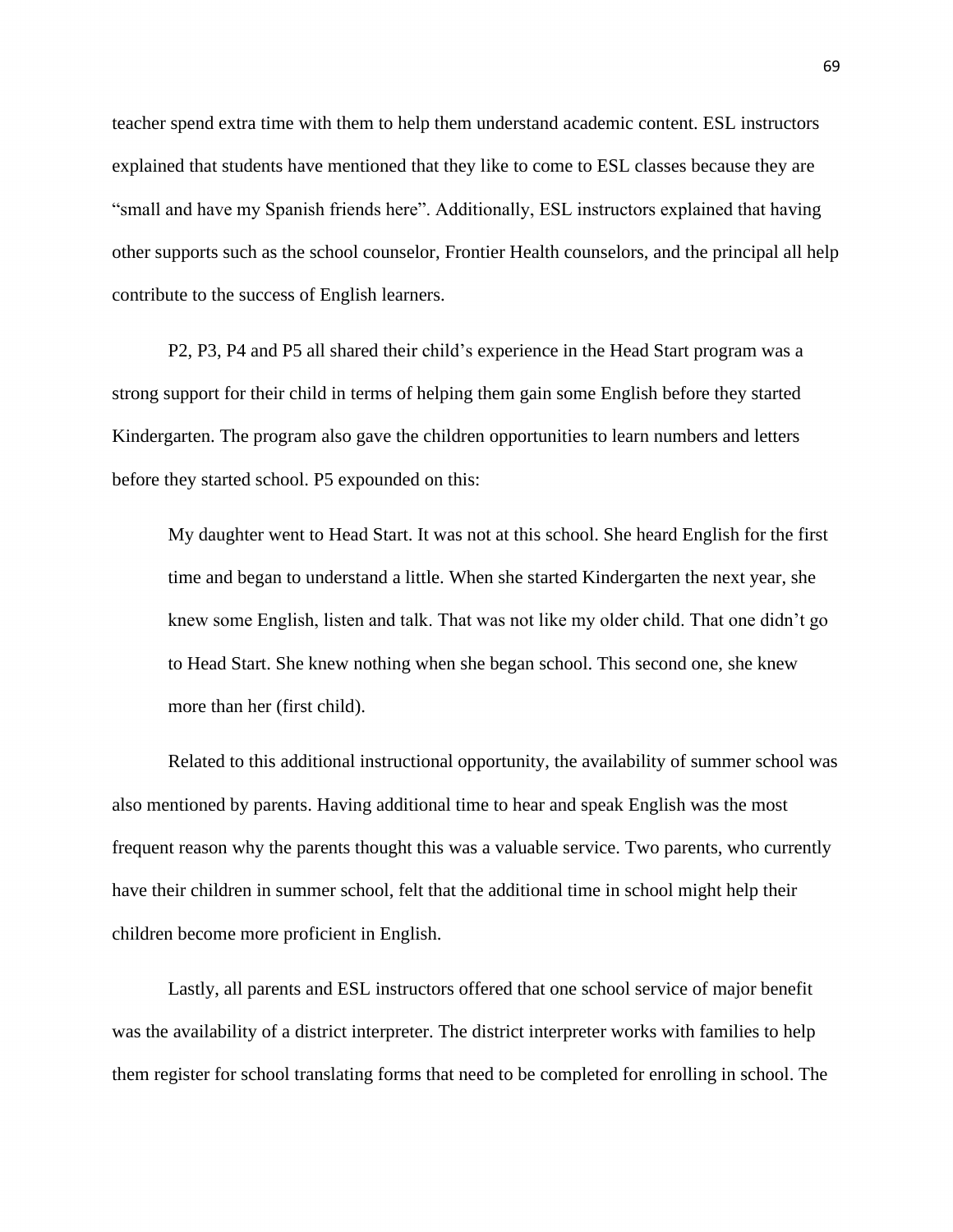teacher spend extra time with them to help them understand academic content. ESL instructors explained that students have mentioned that they like to come to ESL classes because they are "small and have my Spanish friends here". Additionally, ESL instructors explained that having other supports such as the school counselor, Frontier Health counselors, and the principal all help contribute to the success of English learners.

P2, P3, P4 and P5 all shared their child's experience in the Head Start program was a strong support for their child in terms of helping them gain some English before they started Kindergarten. The program also gave the children opportunities to learn numbers and letters before they started school. P5 expounded on this:

> My daughter went to Head Start. It was not at this school. She heard English for the first time and began to understand a little. When she started Kindergarten the next year, she knew some English, listen and talk. That was not like my older child. That one didn't go to Head Start. She knew nothing when she began school. This second one, she knew more than her (first child).

Related to this additional instructional opportunity, the availability of summer school was also mentioned by parents. Having additional time to hear and speak English was the most frequent reason why the parents thought this was a valuable service. Two parents, who currently have their children in summer school, felt that the additional time in school might help their children become more proficient in English.

Lastly, all parents and ESL instructors offered that one school service of major benefit was the availability of a district interpreter. The district interpreter works with families to help them register for school translating forms that need to be completed for enrolling in school. The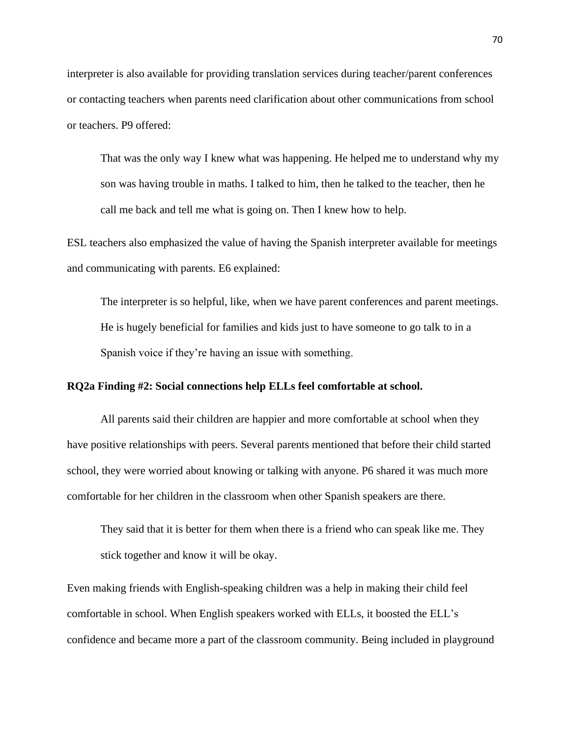interpreter is also available for providing translation services during teacher/parent conferences or contacting teachers when parents need clarification about other communications from school or teachers. P9 offered:

> That was the only way I knew what was happening. He helped me to understand why my son was having trouble in maths. I talked to him, then he talked to the teacher, then he call me back and tell me what is going on. Then I knew how to help.

ESL teachers also emphasized the value of having the Spanish interpreter available for meetings and communicating with parents. E6 explained:

> The interpreter is so helpful, like, when we have parent conferences and parent meetings. He is hugely beneficial for families and kids just to have someone to go talk to in a Spanish voice if they're having an issue with something.

**RQ2a Finding #2: Social connections help ELLs feel comfortable at school.**

All parents said their children are happier and more comfortable at school when they have positive relationships with peers. Several parents mentioned that before their child started school, they were worried about knowing or talking with anyone. P6 shared it was much more comfortable for her children in the classroom when other Spanish speakers are there.

> They said that it is better for them when there is a friend who can speak like me. They stick together and know it will be okay.

Even making friends with English-speaking children was a help in making their child feel comfortable in school. When English speakers worked with ELLs, it boosted the ELL's confidence and became more a part of the classroom community. Being included in playground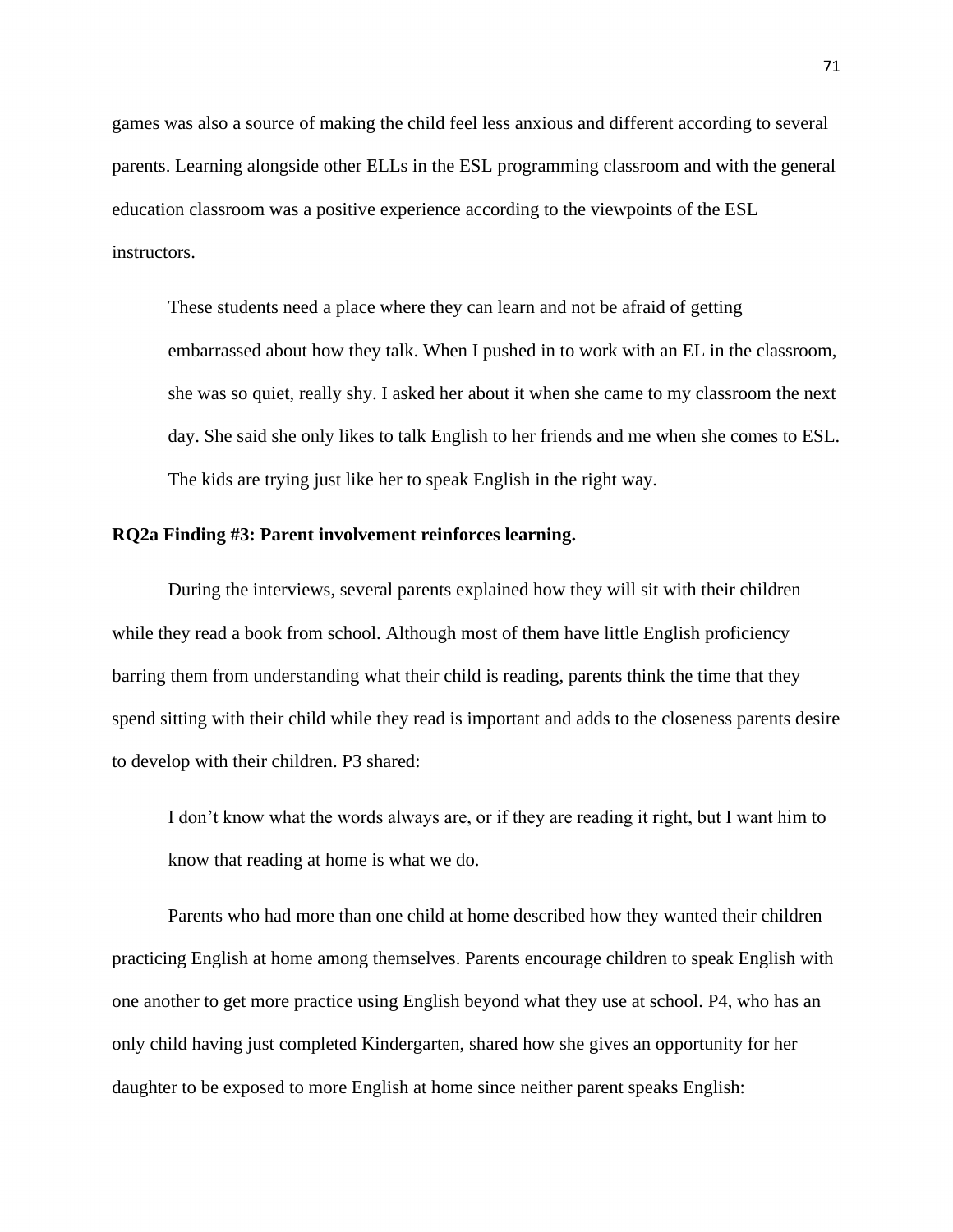games was also a source of making the child feel less anxious and different according to several parents. Learning alongside other ELLs in the ESL programming classroom and with the general education classroom was a positive experience according to the viewpoints of the ESL instructors.

> These students need a place where they can learn and not be afraid of getting embarrassed about how they talk. When I pushed in to work with an EL in the classroom, she was so quiet, really shy. I asked her about it when she came to my classroom the next day. She said she only likes to talk English to her friends and me when she comes to ESL. The kids are trying just like her to speak English in the right way.

**RQ2a Finding #3: Parent involvement reinforces learning.**

During the interviews, several parents explained how they will sit with their children while they read a book from school. Although most of them have little English proficiency barring them from understanding what their child is reading, parents think the time that they spend sitting with their child while they read is important and adds to the closeness parents desire to develop with their children. P3 shared:

> I don't know what the words always are, or if they are reading it right, but I want him to know that reading at home is what we do.

Parents who had more than one child at home described how they wanted their children practicing English at home among themselves. Parents encourage children to speak English with one another to get more practice using English beyond what they use at school. P4, who has an only child having just completed Kindergarten, shared how she gives an opportunity for her daughter to be exposed to more English at home since neither parent speaks English: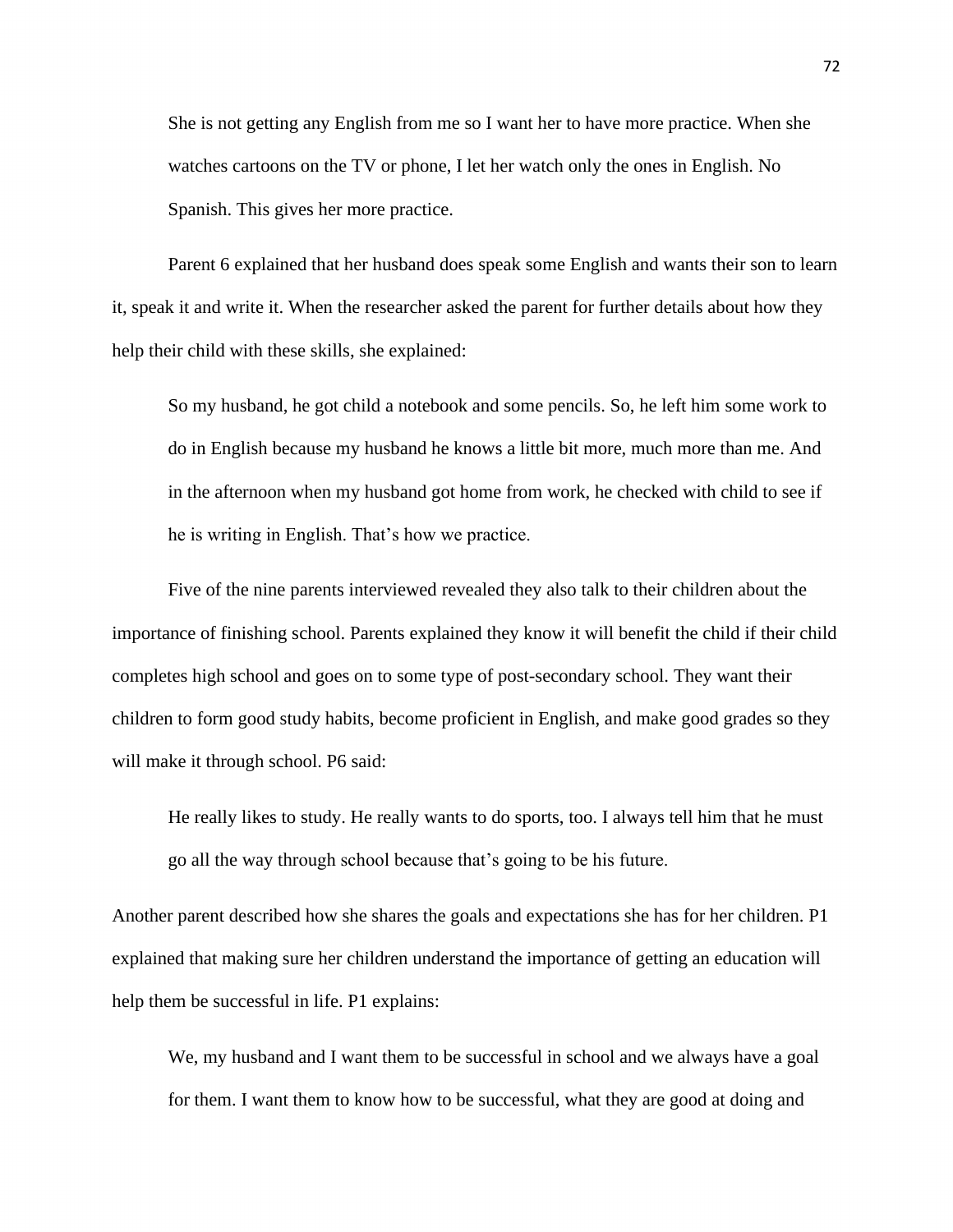> She is not getting any English from me so I want her to have more practice. When she watches cartoons on the TV or phone, I let her watch only the ones in English. No Spanish. This gives her more practice.

Parent 6 explained that her husband does speak some English and wants their son to learn it, speak it and write it. When the researcher asked the parent for further details about how they help their child with these skills, she explained:

> So my husband, he got child a notebook and some pencils. So, he left him some work to do in English because my husband he knows a little bit more, much more than me. And in the afternoon when my husband got home from work, he checked with child to see if he is writing in English. That's how we practice.

Five of the nine parents interviewed revealed they also talk to their children about the importance of finishing school. Parents explained they know it will benefit the child if their child completes high school and goes on to some type of post-secondary school. They want their children to form good study habits, become proficient in English, and make good grades so they will make it through school. P6 said:

> He really likes to study. He really wants to do sports, too. I always tell him that he must go all the way through school because that's going to be his future.

Another parent described how she shares the goals and expectations she has for her children. P1 explained that making sure her children understand the importance of getting an education will help them be successful in life. P1 explains:

> We, my husband and I want them to be successful in school and we always have a goal for them. I want them to know how to be successful, what they are good at doing and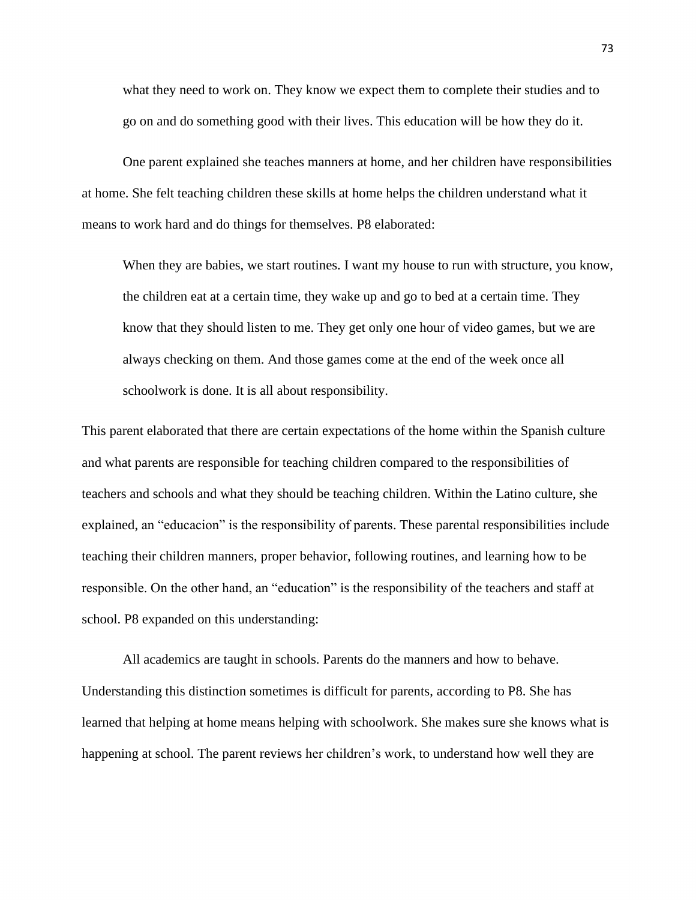> what they need to work on. They know we expect them to complete their studies and to go on and do something good with their lives. This education will be how they do it.

One parent explained she teaches manners at home, and her children have responsibilities at home. She felt teaching children these skills at home helps the children understand what it means to work hard and do things for themselves. P8 elaborated:

> When they are babies, we start routines. I want my house to run with structure, you know, the children eat at a certain time, they wake up and go to bed at a certain time. They know that they should listen to me. They get only one hour of video games, but we are always checking on them. And those games come at the end of the week once all schoolwork is done. It is all about responsibility.

This parent elaborated that there are certain expectations of the home within the Spanish culture and what parents are responsible for teaching children compared to the responsibilities of teachers and schools and what they should be teaching children. Within the Latino culture, she explained, an "educacion" is the responsibility of parents. These parental responsibilities include teaching their children manners, proper behavior, following routines, and learning how to be responsible. On the other hand, an "education" is the responsibility of the teachers and staff at school. P8 expanded on this understanding:

All academics are taught in schools. Parents do the manners and how to behave. Understanding this distinction sometimes is difficult for parents, according to P8. She has learned that helping at home means helping with schoolwork. She makes sure she knows what is happening at school. The parent reviews her children's work, to understand how well they are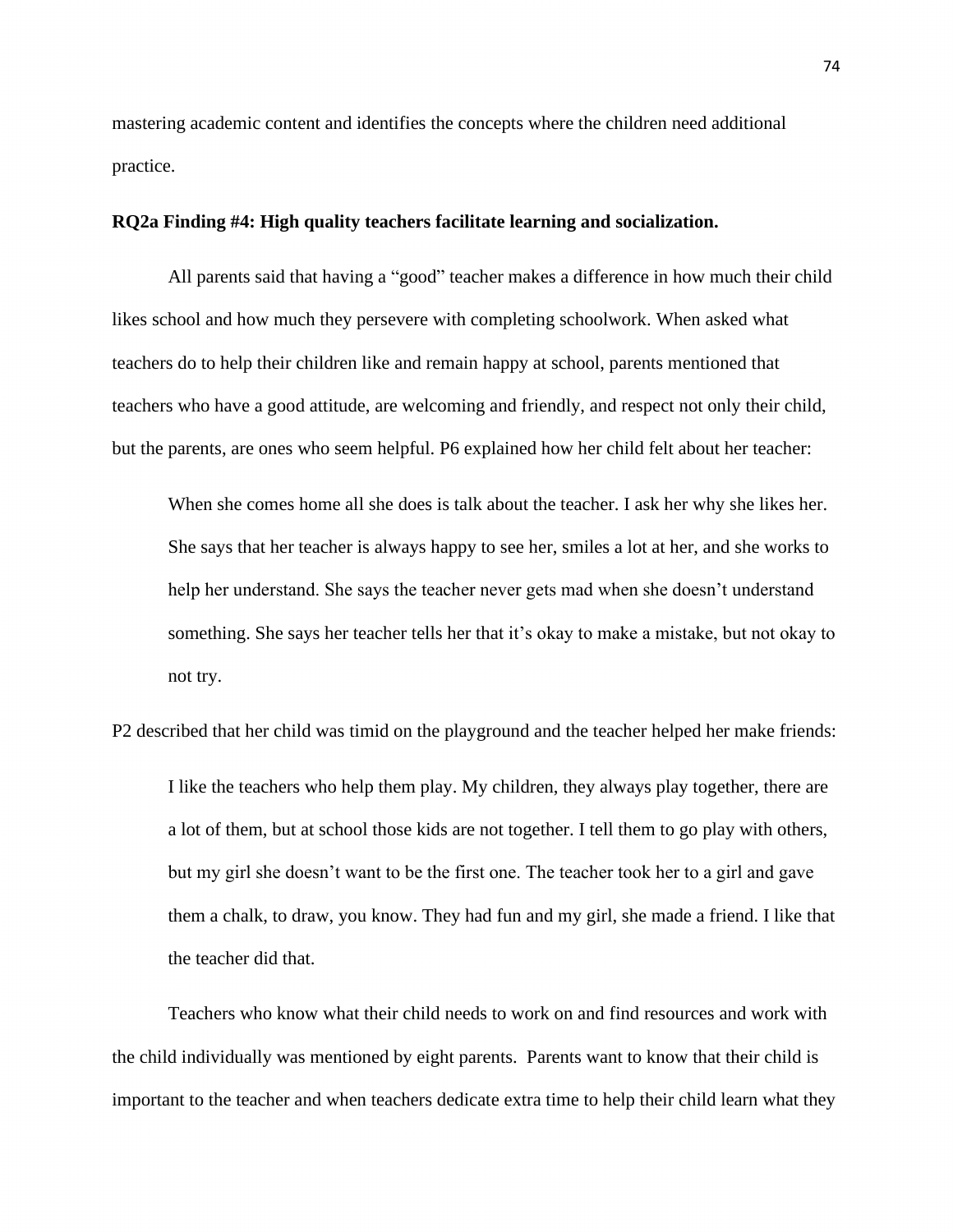mastering academic content and identifies the concepts where the children need additional practice.

**RQ2a Finding #4: High quality teachers facilitate learning and socialization.**

All parents said that having a "good" teacher makes a difference in how much their child likes school and how much they persevere with completing schoolwork. When asked what teachers do to help their children like and remain happy at school, parents mentioned that teachers who have a good attitude, are welcoming and friendly, and respect not only their child, but the parents, are ones who seem helpful. P6 explained how her child felt about her teacher:

> When she comes home all she does is talk about the teacher. I ask her why she likes her. She says that her teacher is always happy to see her, smiles a lot at her, and she works to help her understand. She says the teacher never gets mad when she doesn't understand something. She says her teacher tells her that it's okay to make a mistake, but not okay to not try.

P2 described that her child was timid on the playground and the teacher helped her make friends:

> I like the teachers who help them play. My children, they always play together, there are a lot of them, but at school those kids are not together. I tell them to go play with others, but my girl she doesn't want to be the first one. The teacher took her to a girl and gave them a chalk, to draw, you know. They had fun and my girl, she made a friend. I like that the teacher did that.

Teachers who know what their child needs to work on and find resources and work with the child individually was mentioned by eight parents. Parents want to know that their child is important to the teacher and when teachers dedicate extra time to help their child learn what they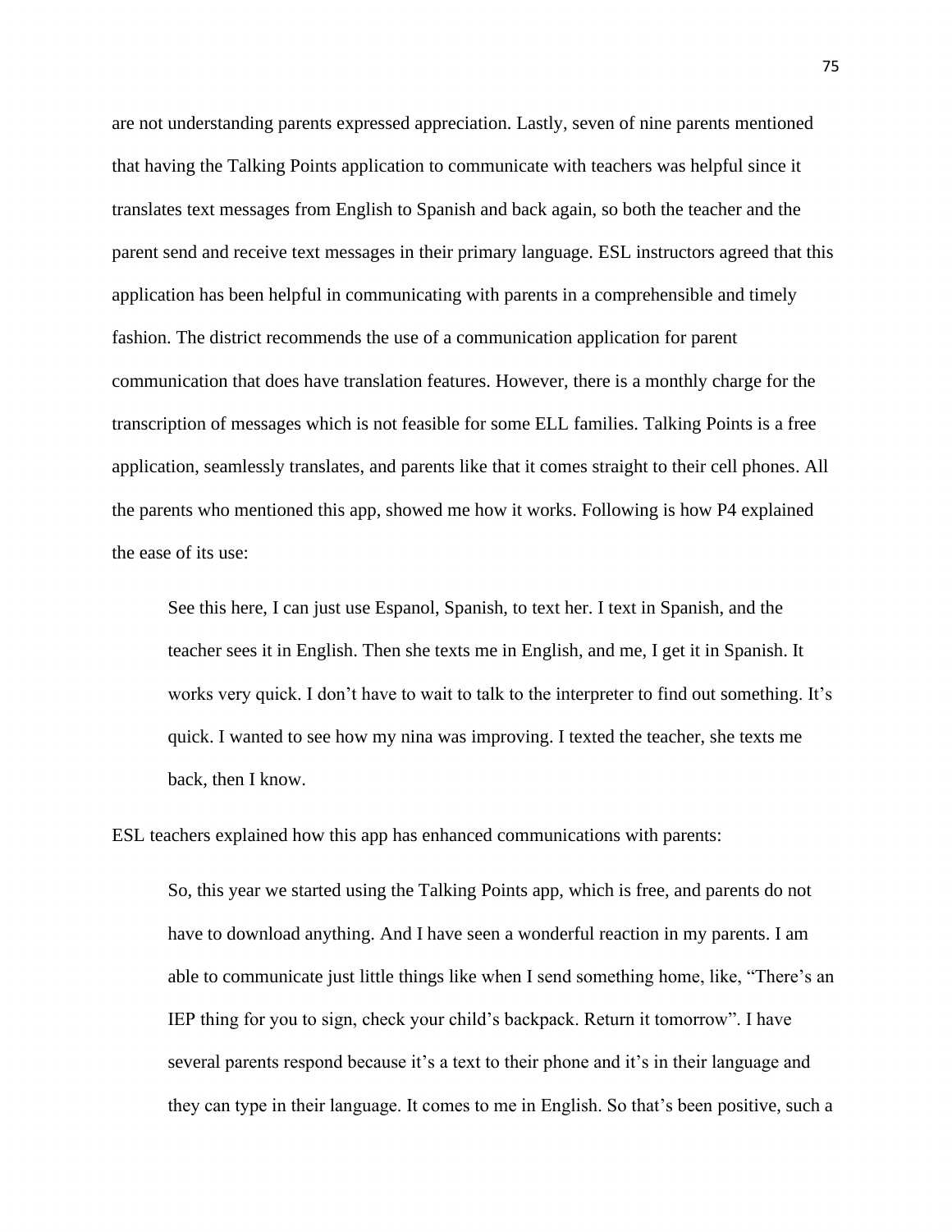are not understanding parents expressed appreciation. Lastly, seven of nine parents mentioned that having the Talking Points application to communicate with teachers was helpful since it translates text messages from English to Spanish and back again, so both the teacher and the parent send and receive text messages in their primary language. ESL instructors agreed that this application has been helpful in communicating with parents in a comprehensible and timely fashion. The district recommends the use of a communication application for parent communication that does have translation features. However, there is a monthly charge for the transcription of messages which is not feasible for some ELL families. Talking Points is a free application, seamlessly translates, and parents like that it comes straight to their cell phones. All the parents who mentioned this app, showed me how it works. Following is how P4 explained the ease of its use:

> See this here, I can just use Espanol, Spanish, to text her. I text in Spanish, and the teacher sees it in English. Then she texts me in English, and me, I get it in Spanish. It works very quick. I don't have to wait to talk to the interpreter to find out something. It's quick. I wanted to see how my nina was improving. I texted the teacher, she texts me back, then I know.

ESL teachers explained how this app has enhanced communications with parents:

> So, this year we started using the Talking Points app, which is free, and parents do not have to download anything. And I have seen a wonderful reaction in my parents. I am able to communicate just little things like when I send something home, like, "There's an IEP thing for you to sign, check your child's backpack. Return it tomorrow". I have several parents respond because it's a text to their phone and it's in their language and they can type in their language. It comes to me in English. So that's been positive, such a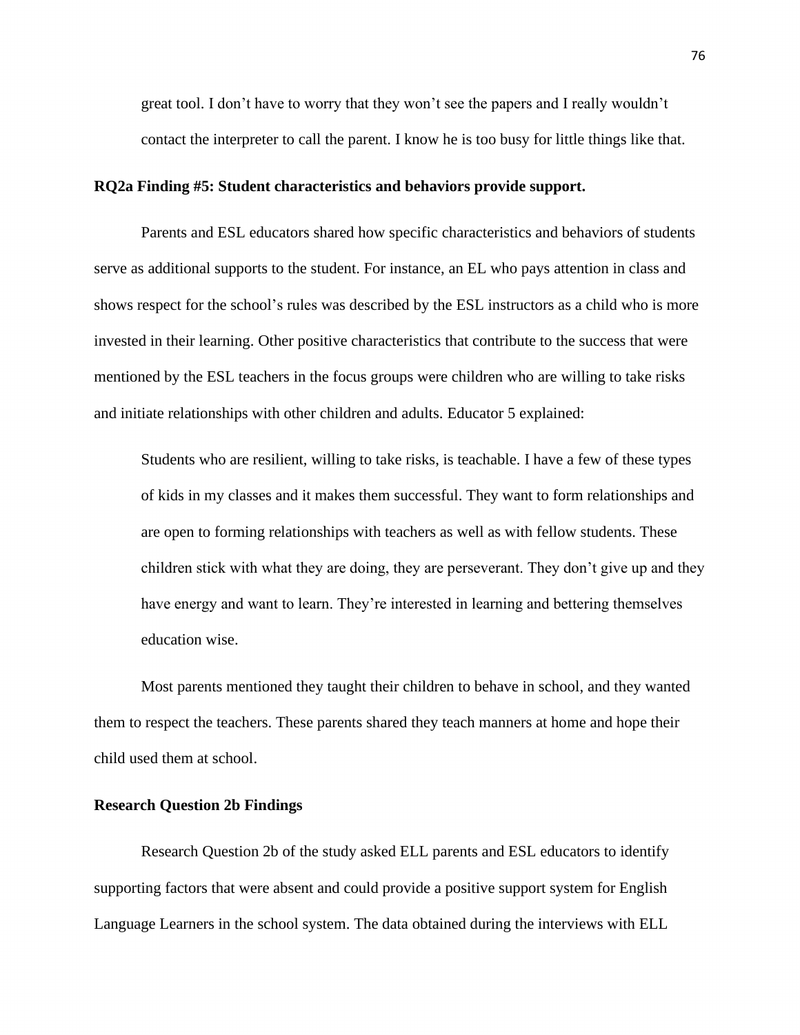> great tool. I don't have to worry that they won't see the papers and I really wouldn't contact the interpreter to call the parent. I know he is too busy for little things like that.

**RQ2a Finding #5: Student characteristics and behaviors provide support.**

Parents and ESL educators shared how specific characteristics and behaviors of students serve as additional supports to the student. For instance, an EL who pays attention in class and shows respect for the school's rules was described by the ESL instructors as a child who is more invested in their learning. Other positive characteristics that contribute to the success that were mentioned by the ESL teachers in the focus groups were children who are willing to take risks and initiate relationships with other children and adults. Educator 5 explained:

> Students who are resilient, willing to take risks, is teachable. I have a few of these types of kids in my classes and it makes them successful. They want to form relationships and are open to forming relationships with teachers as well as with fellow students. These children stick with what they are doing, they are perseverant. They don't give up and they have energy and want to learn. They're interested in learning and bettering themselves education wise.

Most parents mentioned they taught their children to behave in school, and they wanted them to respect the teachers. These parents shared they teach manners at home and hope their child used them at school.

**Research Question 2b Findings**

Research Question 2b of the study asked ELL parents and ESL educators to identify supporting factors that were absent and could provide a positive support system for English Language Learners in the school system. The data obtained during the interviews with ELL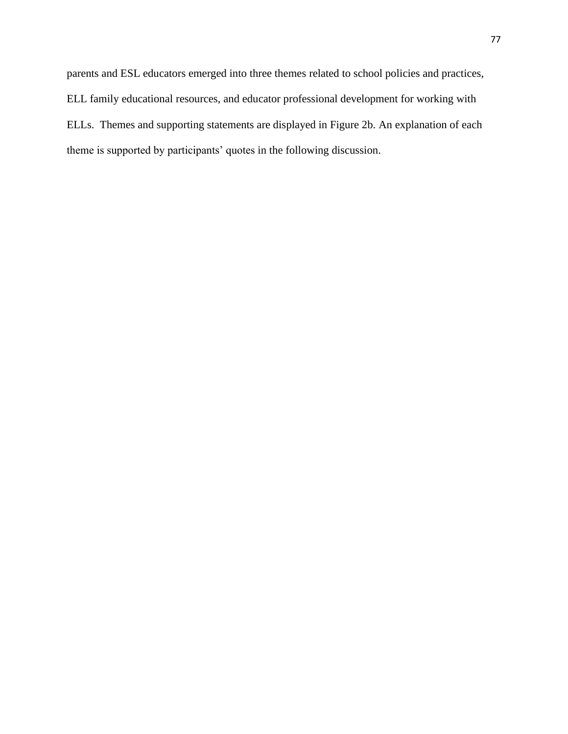parents and ESL educators emerged into three themes related to school policies and practices, ELL family educational resources, and educator professional development for working with ELLs.  Themes and supporting statements are displayed in Figure 2b. An explanation of each theme is supported by participants' quotes in the following discussion.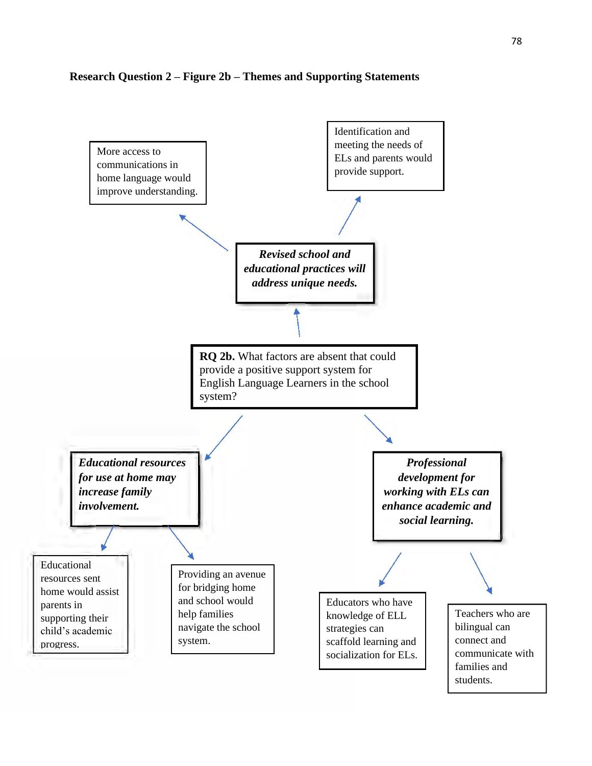**Research Question 2 – Figure 2b – Themes and Supporting Statements**

More access to communications in home language would improve understanding.

Identification and meeting the needs of ELs and parents would provide support.

***Revised school and educational practices will address unique needs.***

**RQ 2b.** What factors are absent that could provide a positive support system for English Language Learners in the school system?

***Educational resources for use at home may increase family involvement.***

***Professional development for working with ELs can enhance academic and social learning.***

Educational resources sent home would assist parents in supporting their child's academic progress.

Providing an avenue for bridging home and school would help families navigate the school system.

Educators who have knowledge of ELL strategies can scaffold learning and socialization for ELs.

Teachers who are bilingual can connect and communicate with families and students.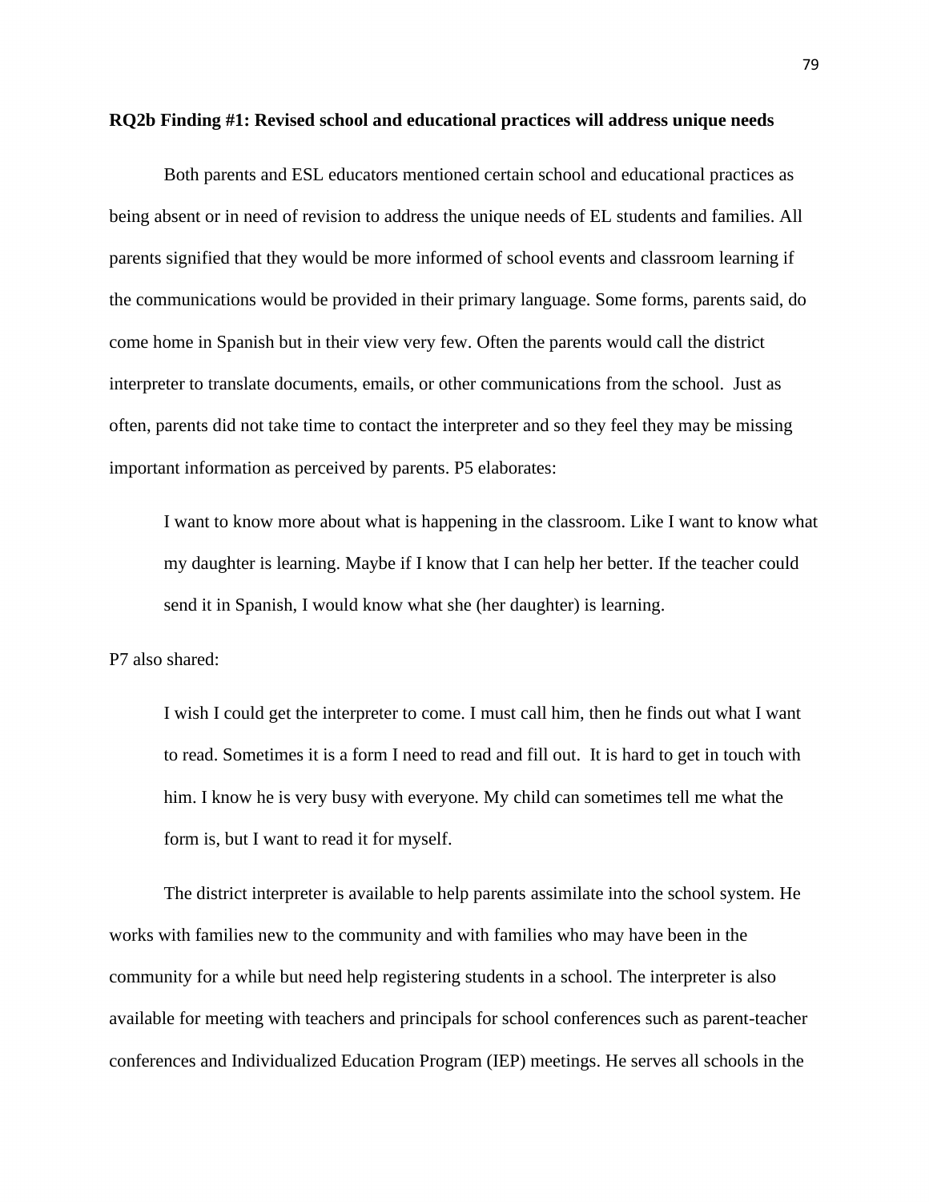**RQ2b Finding #1: Revised school and educational practices will address unique needs**

Both parents and ESL educators mentioned certain school and educational practices as being absent or in need of revision to address the unique needs of EL students and families. All parents signified that they would be more informed of school events and classroom learning if the communications would be provided in their primary language. Some forms, parents said, do come home in Spanish but in their view very few. Often the parents would call the district interpreter to translate documents, emails, or other communications from the school. Just as often, parents did not take time to contact the interpreter and so they feel they may be missing important information as perceived by parents. P5 elaborates:

> I want to know more about what is happening in the classroom. Like I want to know what my daughter is learning. Maybe if I know that I can help her better. If the teacher could send it in Spanish, I would know what she (her daughter) is learning.

P7 also shared:

> I wish I could get the interpreter to come. I must call him, then he finds out what I want to read. Sometimes it is a form I need to read and fill out. It is hard to get in touch with him. I know he is very busy with everyone. My child can sometimes tell me what the form is, but I want to read it for myself.

The district interpreter is available to help parents assimilate into the school system. He works with families new to the community and with families who may have been in the community for a while but need help registering students in a school. The interpreter is also available for meeting with teachers and principals for school conferences such as parent-teacher conferences and Individualized Education Program (IEP) meetings. He serves all schools in the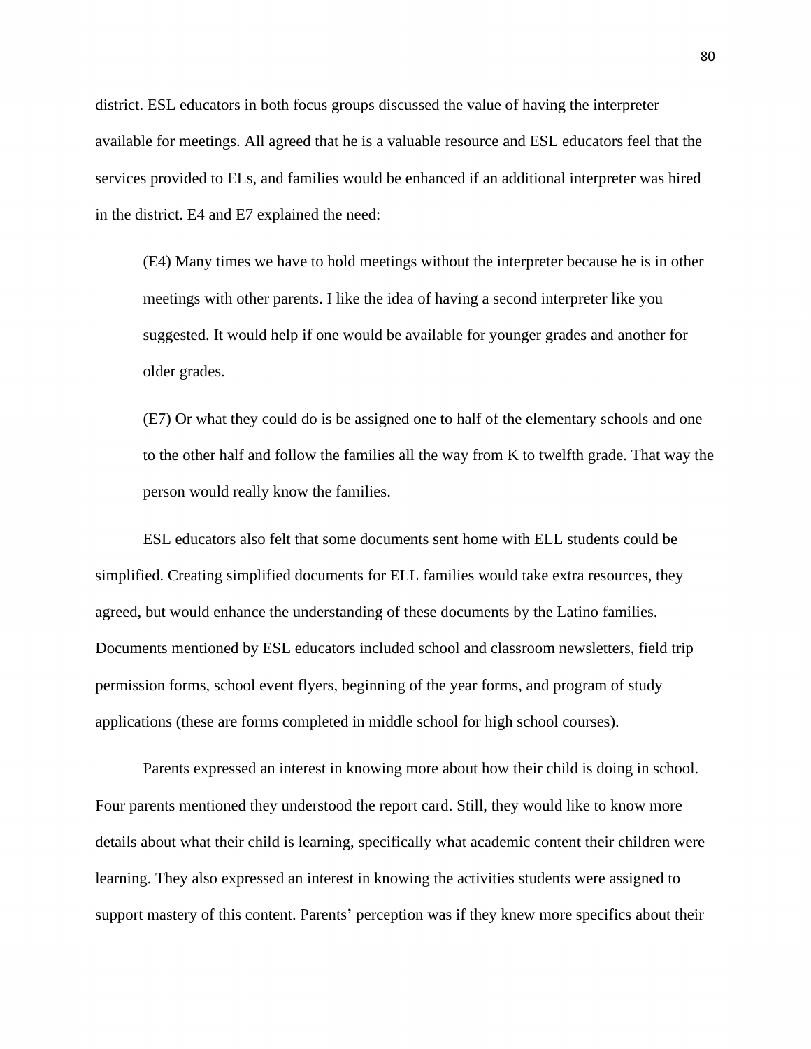district. ESL educators in both focus groups discussed the value of having the interpreter available for meetings. All agreed that he is a valuable resource and ESL educators feel that the services provided to ELs, and families would be enhanced if an additional interpreter was hired in the district. E4 and E7 explained the need:

> (E4) Many times we have to hold meetings without the interpreter because he is in other meetings with other parents. I like the idea of having a second interpreter like you suggested. It would help if one would be available for younger grades and another for older grades.
>
> (E7) Or what they could do is be assigned one to half of the elementary schools and one to the other half and follow the families all the way from K to twelfth grade. That way the person would really know the families.

ESL educators also felt that some documents sent home with ELL students could be simplified. Creating simplified documents for ELL families would take extra resources, they agreed, but would enhance the understanding of these documents by the Latino families. Documents mentioned by ESL educators included school and classroom newsletters, field trip permission forms, school event flyers, beginning of the year forms, and program of study applications (these are forms completed in middle school for high school courses).

Parents expressed an interest in knowing more about how their child is doing in school. Four parents mentioned they understood the report card. Still, they would like to know more details about what their child is learning, specifically what academic content their children were learning. They also expressed an interest in knowing the activities students were assigned to support mastery of this content. Parents' perception was if they knew more specifics about their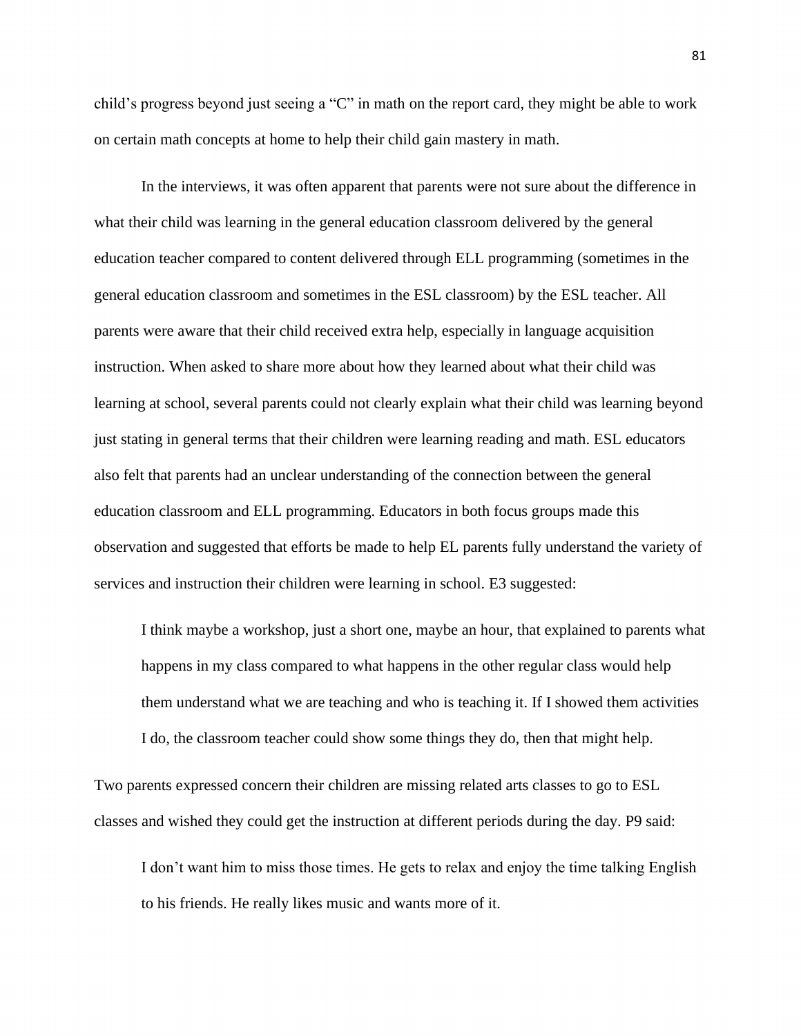child's progress beyond just seeing a "C" in math on the report card, they might be able to work on certain math concepts at home to help their child gain mastery in math.

In the interviews, it was often apparent that parents were not sure about the difference in what their child was learning in the general education classroom delivered by the general education teacher compared to content delivered through ELL programming (sometimes in the general education classroom and sometimes in the ESL classroom) by the ESL teacher. All parents were aware that their child received extra help, especially in language acquisition instruction. When asked to share more about how they learned about what their child was learning at school, several parents could not clearly explain what their child was learning beyond just stating in general terms that their children were learning reading and math. ESL educators also felt that parents had an unclear understanding of the connection between the general education classroom and ELL programming. Educators in both focus groups made this observation and suggested that efforts be made to help EL parents fully understand the variety of services and instruction their children were learning in school. E3 suggested:

> I think maybe a workshop, just a short one, maybe an hour, that explained to parents what happens in my class compared to what happens in the other regular class would help them understand what we are teaching and who is teaching it. If I showed them activities I do, the classroom teacher could show some things they do, then that might help.

Two parents expressed concern their children are missing related arts classes to go to ESL classes and wished they could get the instruction at different periods during the day. P9 said:

> I don't want him to miss those times. He gets to relax and enjoy the time talking English to his friends. He really likes music and wants more of it.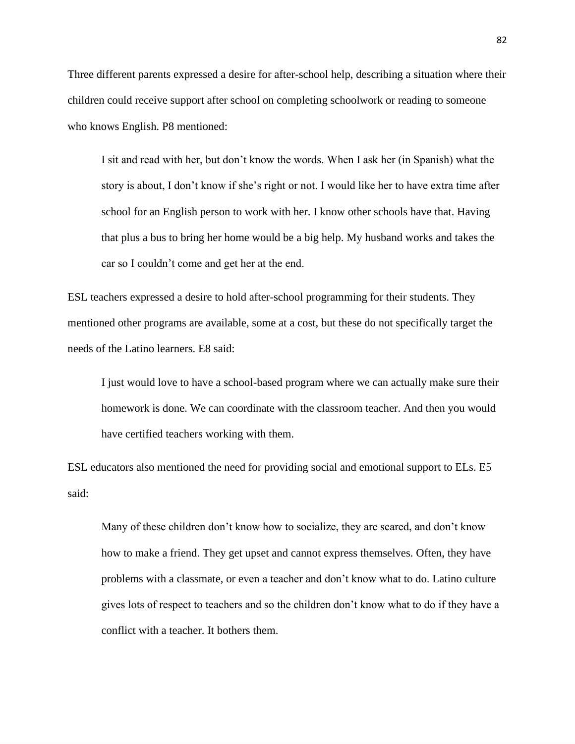Three different parents expressed a desire for after-school help, describing a situation where their children could receive support after school on completing schoolwork or reading to someone who knows English. P8 mentioned:

> I sit and read with her, but don't know the words. When I ask her (in Spanish) what the story is about, I don't know if she's right or not. I would like her to have extra time after school for an English person to work with her. I know other schools have that. Having that plus a bus to bring her home would be a big help. My husband works and takes the car so I couldn't come and get her at the end.

ESL teachers expressed a desire to hold after-school programming for their students. They mentioned other programs are available, some at a cost, but these do not specifically target the needs of the Latino learners. E8 said:

> I just would love to have a school-based program where we can actually make sure their homework is done. We can coordinate with the classroom teacher. And then you would have certified teachers working with them.

ESL educators also mentioned the need for providing social and emotional support to ELs. E5 said:

> Many of these children don't know how to socialize, they are scared, and don't know how to make a friend. They get upset and cannot express themselves. Often, they have problems with a classmate, or even a teacher and don't know what to do. Latino culture gives lots of respect to teachers and so the children don't know what to do if they have a conflict with a teacher. It bothers them.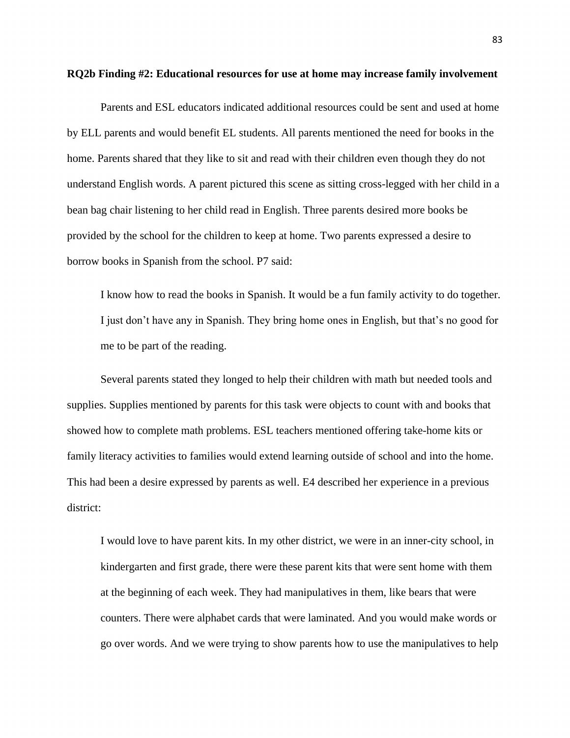**RQ2b Finding #2: Educational resources for use at home may increase family involvement**

Parents and ESL educators indicated additional resources could be sent and used at home by ELL parents and would benefit EL students. All parents mentioned the need for books in the home. Parents shared that they like to sit and read with their children even though they do not understand English words. A parent pictured this scene as sitting cross-legged with her child in a bean bag chair listening to her child read in English. Three parents desired more books be provided by the school for the children to keep at home. Two parents expressed a desire to borrow books in Spanish from the school. P7 said:

> I know how to read the books in Spanish. It would be a fun family activity to do together. I just don't have any in Spanish. They bring home ones in English, but that's no good for me to be part of the reading.

Several parents stated they longed to help their children with math but needed tools and supplies. Supplies mentioned by parents for this task were objects to count with and books that showed how to complete math problems. ESL teachers mentioned offering take-home kits or family literacy activities to families would extend learning outside of school and into the home. This had been a desire expressed by parents as well. E4 described her experience in a previous district:

> I would love to have parent kits. In my other district, we were in an inner-city school, in kindergarten and first grade, there were these parent kits that were sent home with them at the beginning of each week. They had manipulatives in them, like bears that were counters. There were alphabet cards that were laminated. And you would make words or go over words. And we were trying to show parents how to use the manipulatives to help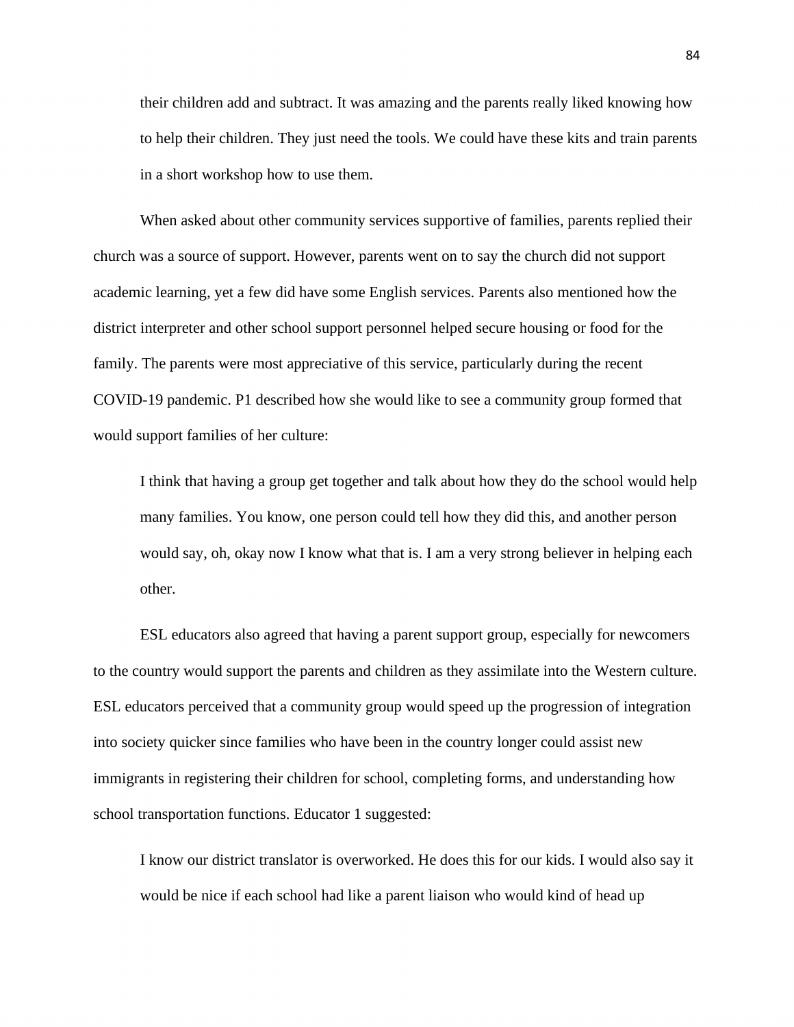> their children add and subtract. It was amazing and the parents really liked knowing how to help their children. They just need the tools. We could have these kits and train parents in a short workshop how to use them.

When asked about other community services supportive of families, parents replied their church was a source of support. However, parents went on to say the church did not support academic learning, yet a few did have some English services. Parents also mentioned how the district interpreter and other school support personnel helped secure housing or food for the family. The parents were most appreciative of this service, particularly during the recent COVID-19 pandemic. P1 described how she would like to see a community group formed that would support families of her culture:

> I think that having a group get together and talk about how they do the school would help many families. You know, one person could tell how they did this, and another person would say, oh, okay now I know what that is. I am a very strong believer in helping each other.

ESL educators also agreed that having a parent support group, especially for newcomers to the country would support the parents and children as they assimilate into the Western culture. ESL educators perceived that a community group would speed up the progression of integration into society quicker since families who have been in the country longer could assist new immigrants in registering their children for school, completing forms, and understanding how school transportation functions. Educator 1 suggested:

> I know our district translator is overworked. He does this for our kids. I would also say it would be nice if each school had like a parent liaison who would kind of head up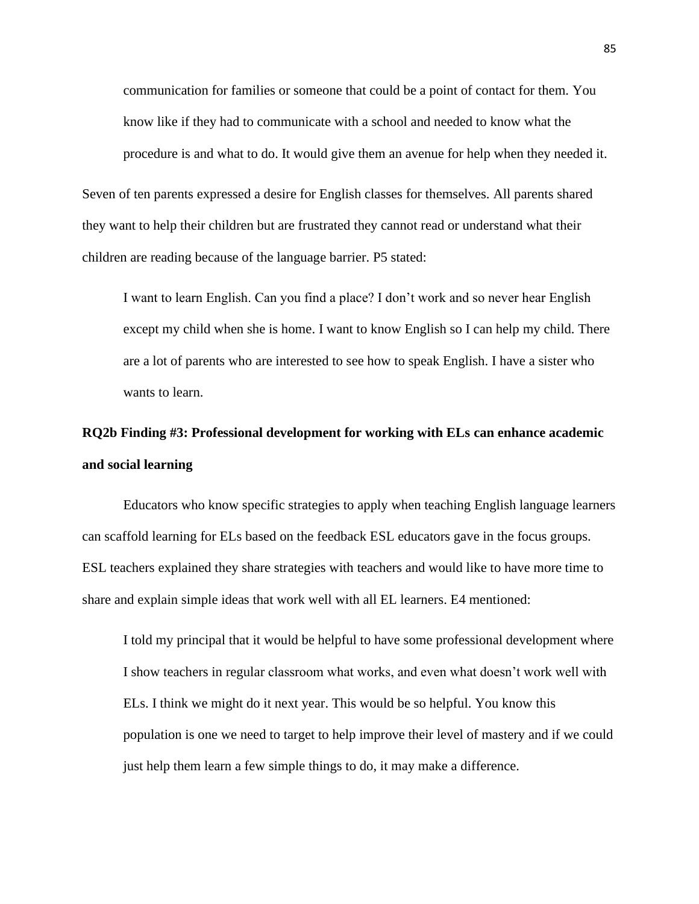> communication for families or someone that could be a point of contact for them. You know like if they had to communicate with a school and needed to know what the procedure is and what to do. It would give them an avenue for help when they needed it.

Seven of ten parents expressed a desire for English classes for themselves. All parents shared they want to help their children but are frustrated they cannot read or understand what their children are reading because of the language barrier. P5 stated:

> I want to learn English. Can you find a place? I don't work and so never hear English except my child when she is home. I want to know English so I can help my child. There are a lot of parents who are interested to see how to speak English. I have a sister who wants to learn.

**RQ2b Finding #3: Professional development for working with ELs can enhance academic and social learning**

Educators who know specific strategies to apply when teaching English language learners can scaffold learning for ELs based on the feedback ESL educators gave in the focus groups. ESL teachers explained they share strategies with teachers and would like to have more time to share and explain simple ideas that work well with all EL learners. E4 mentioned:

> I told my principal that it would be helpful to have some professional development where I show teachers in regular classroom what works, and even what doesn't work well with ELs. I think we might do it next year. This would be so helpful. You know this population is one we need to target to help improve their level of mastery and if we could just help them learn a few simple things to do, it may make a difference.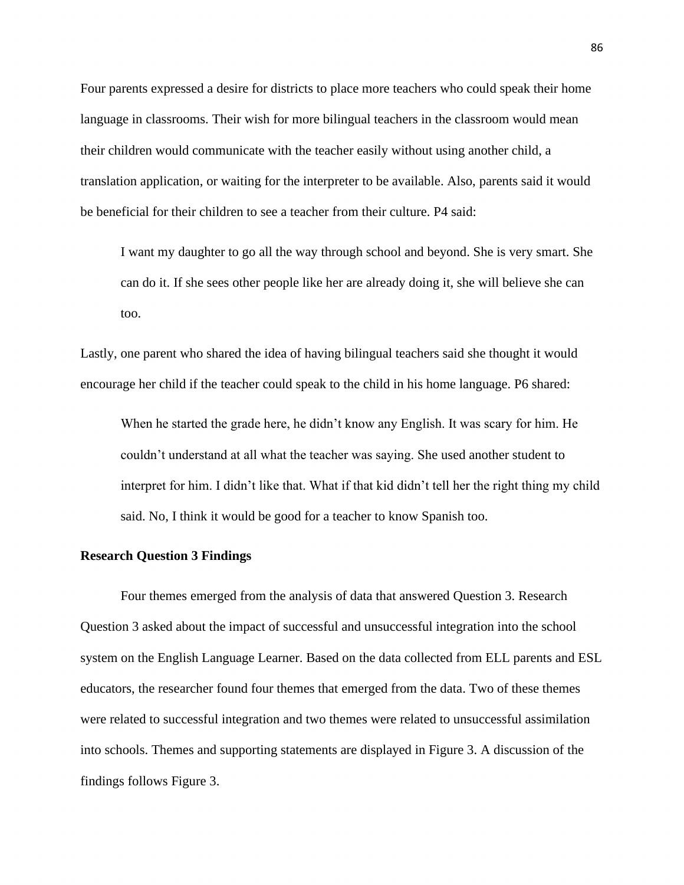Four parents expressed a desire for districts to place more teachers who could speak their home language in classrooms. Their wish for more bilingual teachers in the classroom would mean their children would communicate with the teacher easily without using another child, a translation application, or waiting for the interpreter to be available. Also, parents said it would be beneficial for their children to see a teacher from their culture. P4 said:

> I want my daughter to go all the way through school and beyond. She is very smart. She can do it. If she sees other people like her are already doing it, she will believe she can too.

Lastly, one parent who shared the idea of having bilingual teachers said she thought it would encourage her child if the teacher could speak to the child in his home language. P6 shared:

> When he started the grade here, he didn't know any English. It was scary for him. He couldn't understand at all what the teacher was saying. She used another student to interpret for him. I didn't like that. What if that kid didn't tell her the right thing my child said. No, I think it would be good for a teacher to know Spanish too.

### Research Question 3 Findings

Four themes emerged from the analysis of data that answered Question 3. Research Question 3 asked about the impact of successful and unsuccessful integration into the school system on the English Language Learner. Based on the data collected from ELL parents and ESL educators, the researcher found four themes that emerged from the data. Two of these themes were related to successful integration and two themes were related to unsuccessful assimilation into schools. Themes and supporting statements are displayed in Figure 3. A discussion of the findings follows Figure 3.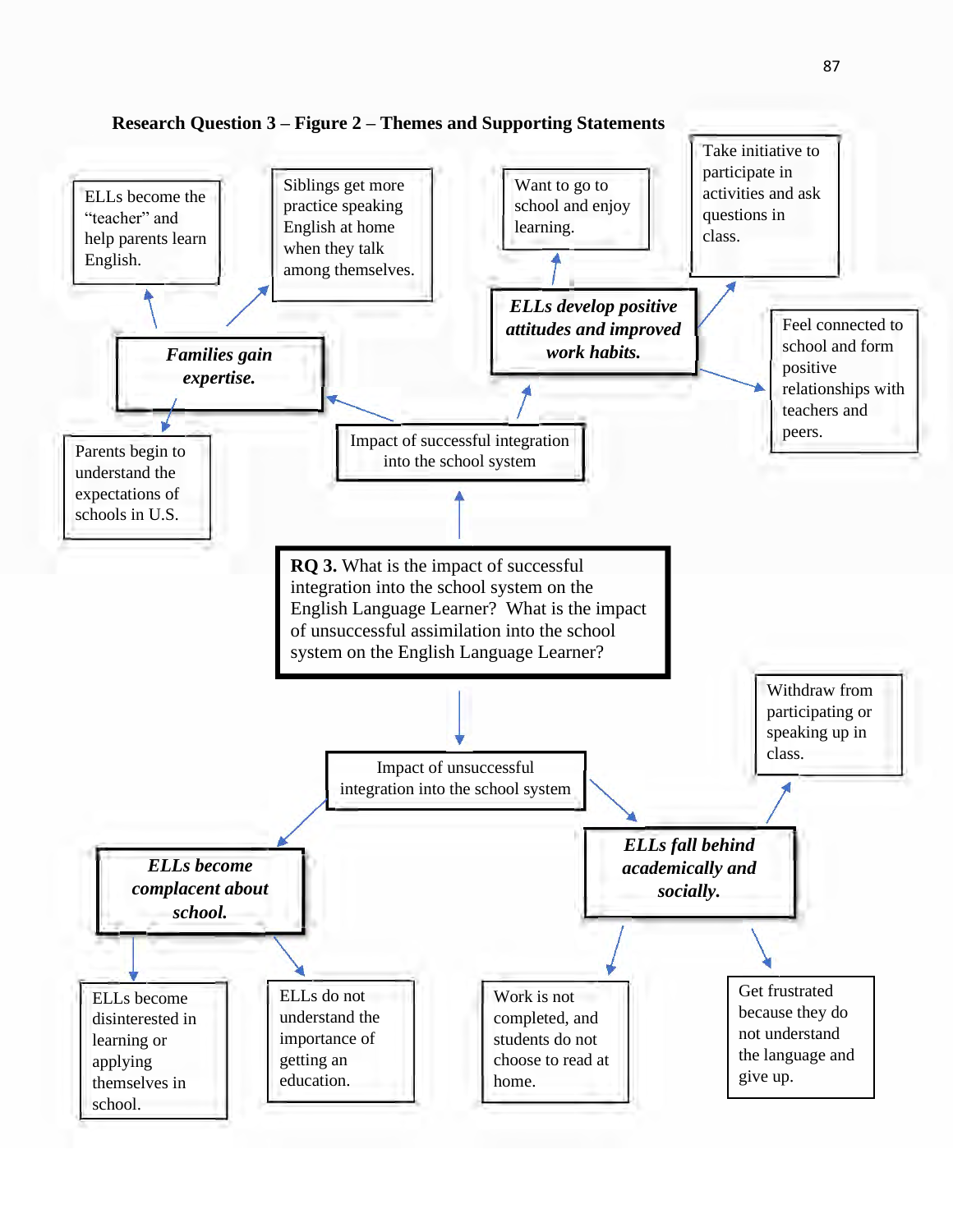**Research Question 3 – Figure 2 – Themes and Supporting Statements**

**RQ 3.** What is the impact of successful integration into the school system on the English Language Learner? What is the impact of unsuccessful assimilation into the school system on the English Language Learner?

Impact of successful integration into the school system

- ***Families gain expertise.***
  - ELLs become the "teacher" and help parents learn English.
  - Siblings get more practice speaking English at home when they talk among themselves.
  - Parents begin to understand the expectations of schools in U.S.
- ***ELLs develop positive attitudes and improved work habits.***
  - Want to go to school and enjoy learning.
  - Take initiative to participate in activities and ask questions in class.
  - Feel connected to school and form positive relationships with teachers and peers.

Impact of unsuccessful integration into the school system

- ***ELLs become complacent about school.***
  - ELLs become disinterested in learning or applying themselves in school.
  - ELLs do not understand the importance of getting an education.
- ***ELLs fall behind academically and socially.***
  - Withdraw from participating or speaking up in class.
  - Work is not completed, and students do not choose to read at home.
  - Get frustrated because they do not understand the language and give up.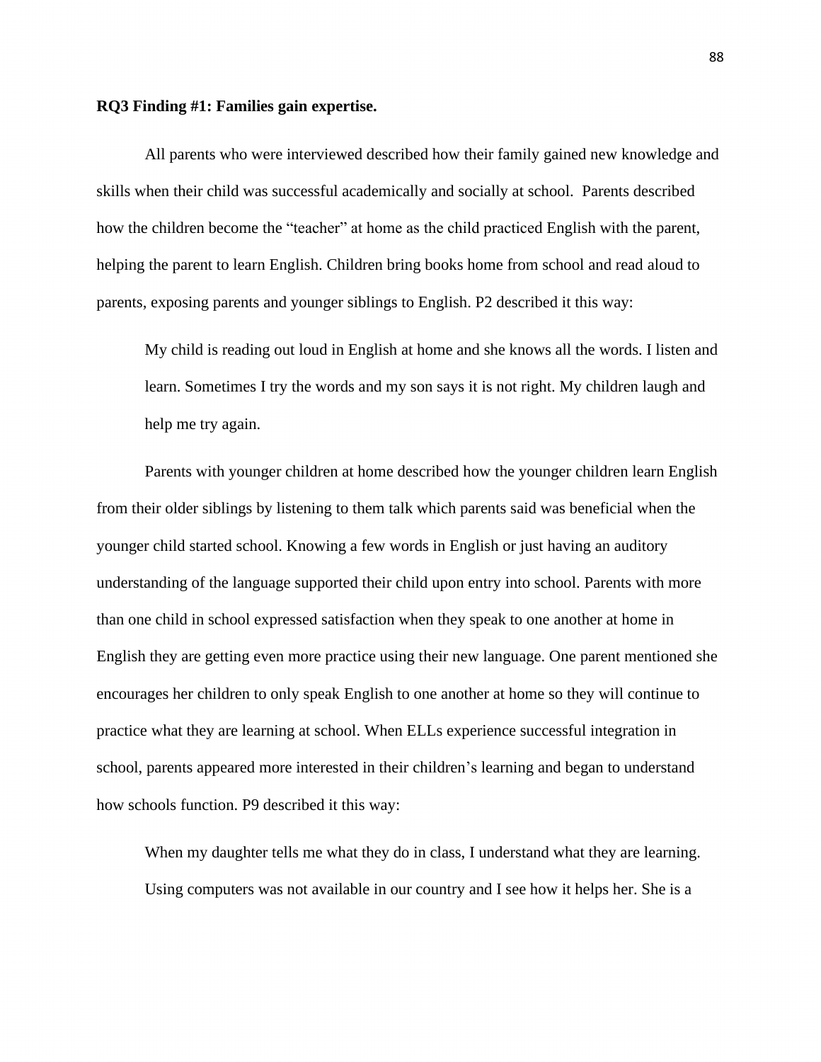**RQ3 Finding #1: Families gain expertise.**

All parents who were interviewed described how their family gained new knowledge and skills when their child was successful academically and socially at school. Parents described how the children become the "teacher" at home as the child practiced English with the parent, helping the parent to learn English. Children bring books home from school and read aloud to parents, exposing parents and younger siblings to English. P2 described it this way:

> My child is reading out loud in English at home and she knows all the words. I listen and learn. Sometimes I try the words and my son says it is not right. My children laugh and help me try again.

Parents with younger children at home described how the younger children learn English from their older siblings by listening to them talk which parents said was beneficial when the younger child started school. Knowing a few words in English or just having an auditory understanding of the language supported their child upon entry into school. Parents with more than one child in school expressed satisfaction when they speak to one another at home in English they are getting even more practice using their new language. One parent mentioned she encourages her children to only speak English to one another at home so they will continue to practice what they are learning at school. When ELLs experience successful integration in school, parents appeared more interested in their children's learning and began to understand how schools function. P9 described it this way:

> When my daughter tells me what they do in class, I understand what they are learning. Using computers was not available in our country and I see how it helps her. She is a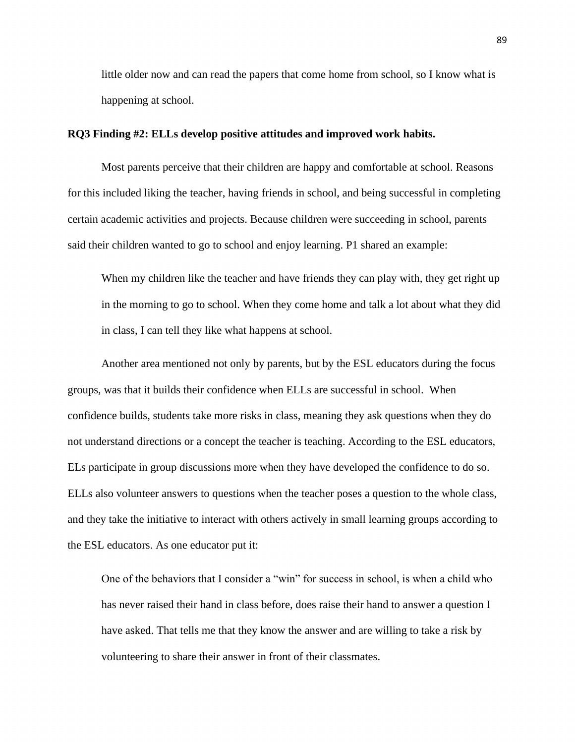> little older now and can read the papers that come home from school, so I know what is happening at school.

**RQ3 Finding #2: ELLs develop positive attitudes and improved work habits.**

Most parents perceive that their children are happy and comfortable at school. Reasons for this included liking the teacher, having friends in school, and being successful in completing certain academic activities and projects. Because children were succeeding in school, parents said their children wanted to go to school and enjoy learning. P1 shared an example:

> When my children like the teacher and have friends they can play with, they get right up in the morning to go to school. When they come home and talk a lot about what they did in class, I can tell they like what happens at school.

Another area mentioned not only by parents, but by the ESL educators during the focus groups, was that it builds their confidence when ELLs are successful in school. When confidence builds, students take more risks in class, meaning they ask questions when they do not understand directions or a concept the teacher is teaching. According to the ESL educators, ELs participate in group discussions more when they have developed the confidence to do so. ELLs also volunteer answers to questions when the teacher poses a question to the whole class, and they take the initiative to interact with others actively in small learning groups according to the ESL educators. As one educator put it:

> One of the behaviors that I consider a "win" for success in school, is when a child who has never raised their hand in class before, does raise their hand to answer a question I have asked. That tells me that they know the answer and are willing to take a risk by volunteering to share their answer in front of their classmates.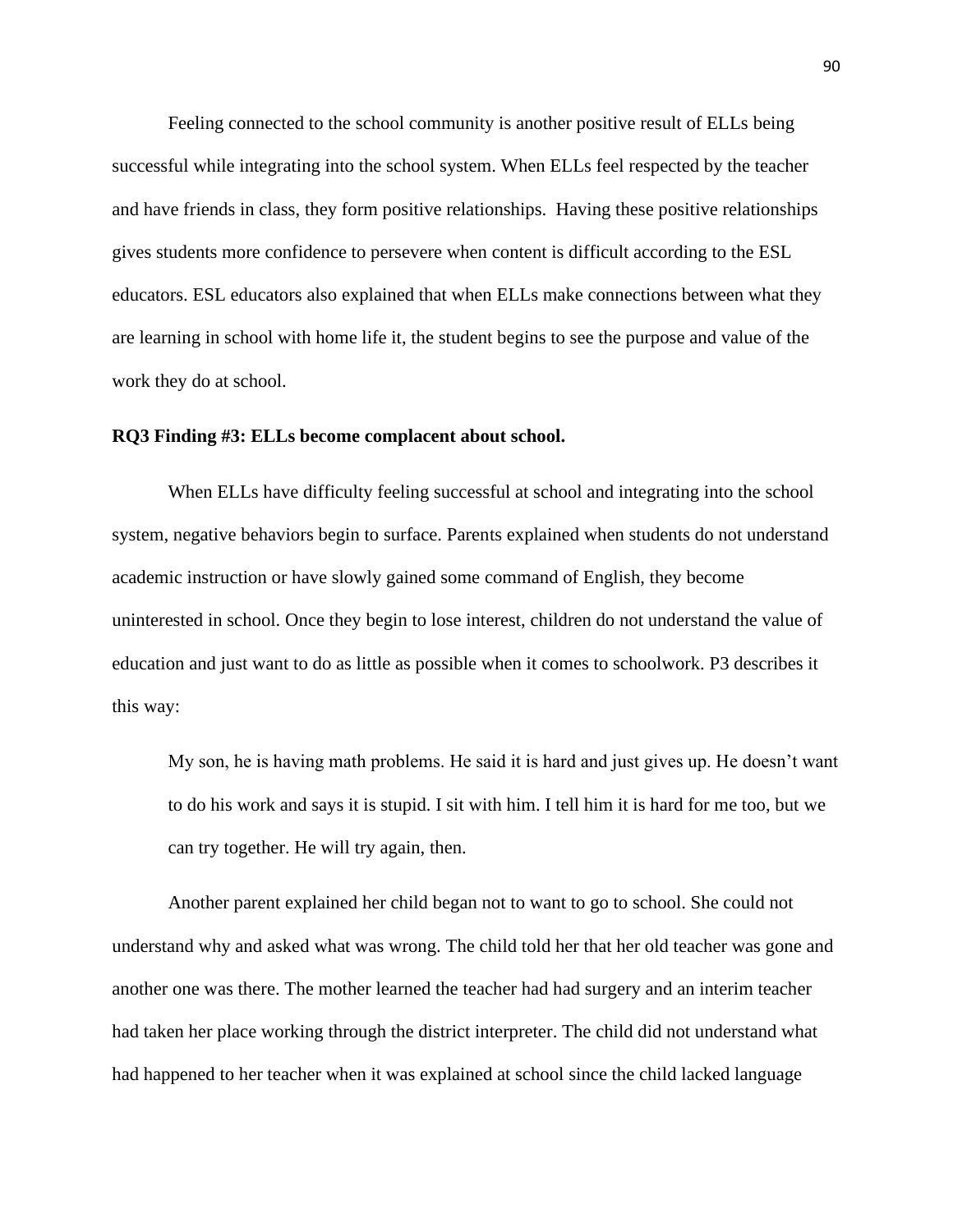Feeling connected to the school community is another positive result of ELLs being successful while integrating into the school system. When ELLs feel respected by the teacher and have friends in class, they form positive relationships.  Having these positive relationships gives students more confidence to persevere when content is difficult according to the ESL educators. ESL educators also explained that when ELLs make connections between what they are learning in school with home life it, the student begins to see the purpose and value of the work they do at school.

**RQ3 Finding #3: ELLs become complacent about school.**

When ELLs have difficulty feeling successful at school and integrating into the school system, negative behaviors begin to surface. Parents explained when students do not understand academic instruction or have slowly gained some command of English, they become uninterested in school. Once they begin to lose interest, children do not understand the value of education and just want to do as little as possible when it comes to schoolwork. P3 describes it this way:

> My son, he is having math problems. He said it is hard and just gives up. He doesn't want to do his work and says it is stupid. I sit with him. I tell him it is hard for me too, but we can try together. He will try again, then.

Another parent explained her child began not to want to go to school. She could not understand why and asked what was wrong. The child told her that her old teacher was gone and another one was there. The mother learned the teacher had had surgery and an interim teacher had taken her place working through the district interpreter. The child did not understand what had happened to her teacher when it was explained at school since the child lacked language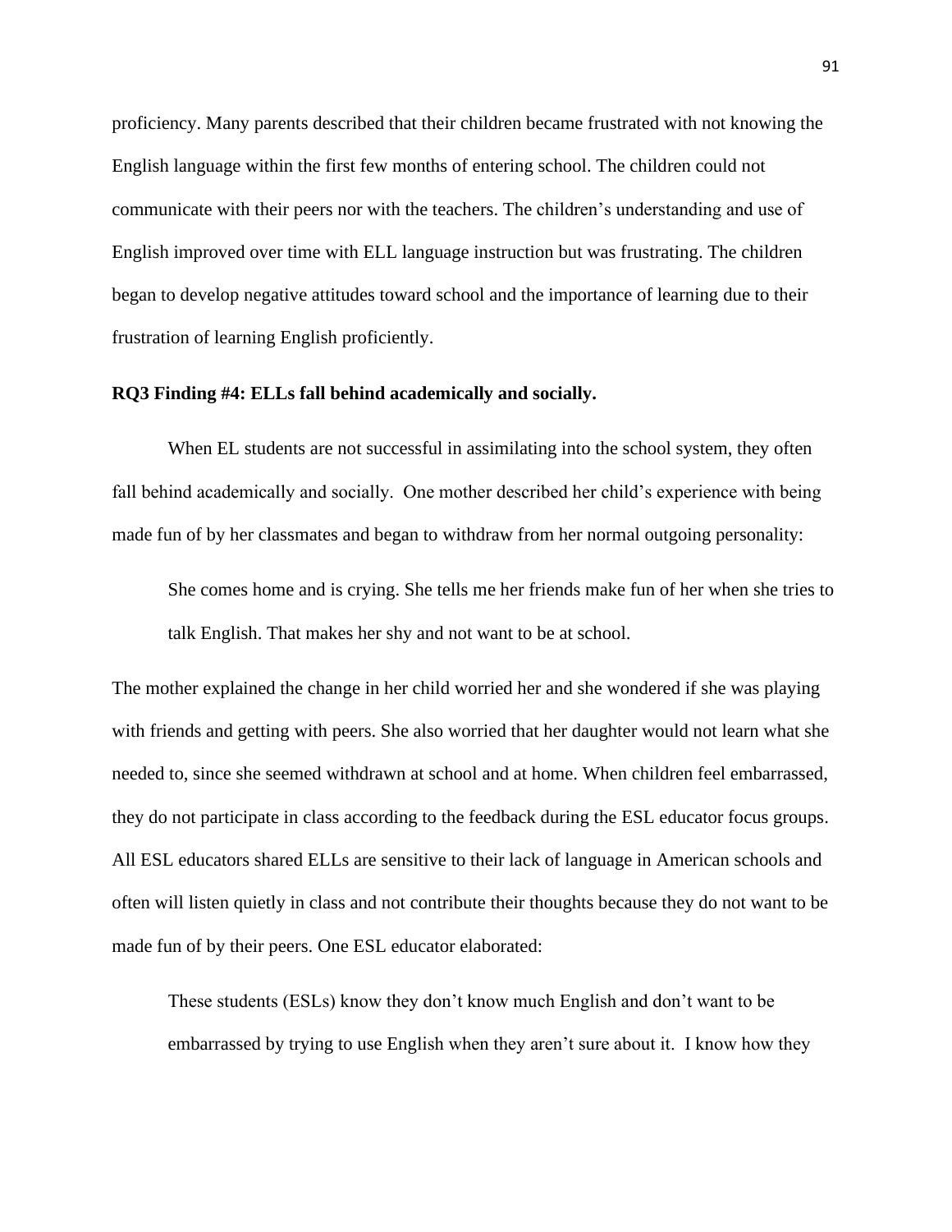proficiency. Many parents described that their children became frustrated with not knowing the English language within the first few months of entering school. The children could not communicate with their peers nor with the teachers. The children's understanding and use of English improved over time with ELL language instruction but was frustrating. The children began to develop negative attitudes toward school and the importance of learning due to their frustration of learning English proficiently.

**RQ3 Finding #4: ELLs fall behind academically and socially.**

When EL students are not successful in assimilating into the school system, they often fall behind academically and socially. One mother described her child's experience with being made fun of by her classmates and began to withdraw from her normal outgoing personality:

> She comes home and is crying. She tells me her friends make fun of her when she tries to talk English. That makes her shy and not want to be at school.

The mother explained the change in her child worried her and she wondered if she was playing with friends and getting with peers. She also worried that her daughter would not learn what she needed to, since she seemed withdrawn at school and at home. When children feel embarrassed, they do not participate in class according to the feedback during the ESL educator focus groups. All ESL educators shared ELLs are sensitive to their lack of language in American schools and often will listen quietly in class and not contribute their thoughts because they do not want to be made fun of by their peers. One ESL educator elaborated:

> These students (ESLs) know they don't know much English and don't want to be embarrassed by trying to use English when they aren't sure about it. I know how they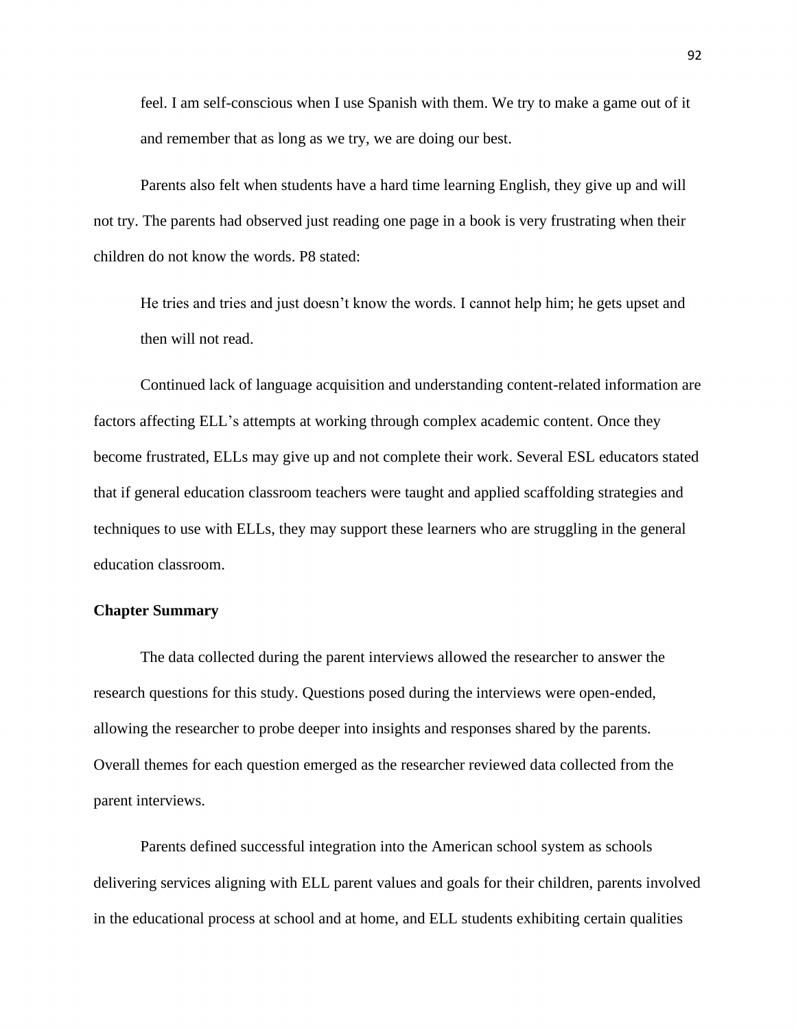> feel. I am self-conscious when I use Spanish with them. We try to make a game out of it and remember that as long as we try, we are doing our best.

Parents also felt when students have a hard time learning English, they give up and will not try. The parents had observed just reading one page in a book is very frustrating when their children do not know the words. P8 stated:

> He tries and tries and just doesn't know the words. I cannot help him; he gets upset and then will not read.

Continued lack of language acquisition and understanding content-related information are factors affecting ELL's attempts at working through complex academic content. Once they become frustrated, ELLs may give up and not complete their work. Several ESL educators stated that if general education classroom teachers were taught and applied scaffolding strategies and techniques to use with ELLs, they may support these learners who are struggling in the general education classroom.

## Chapter Summary

The data collected during the parent interviews allowed the researcher to answer the research questions for this study. Questions posed during the interviews were open-ended, allowing the researcher to probe deeper into insights and responses shared by the parents. Overall themes for each question emerged as the researcher reviewed data collected from the parent interviews.

Parents defined successful integration into the American school system as schools delivering services aligning with ELL parent values and goals for their children, parents involved in the educational process at school and at home, and ELL students exhibiting certain qualities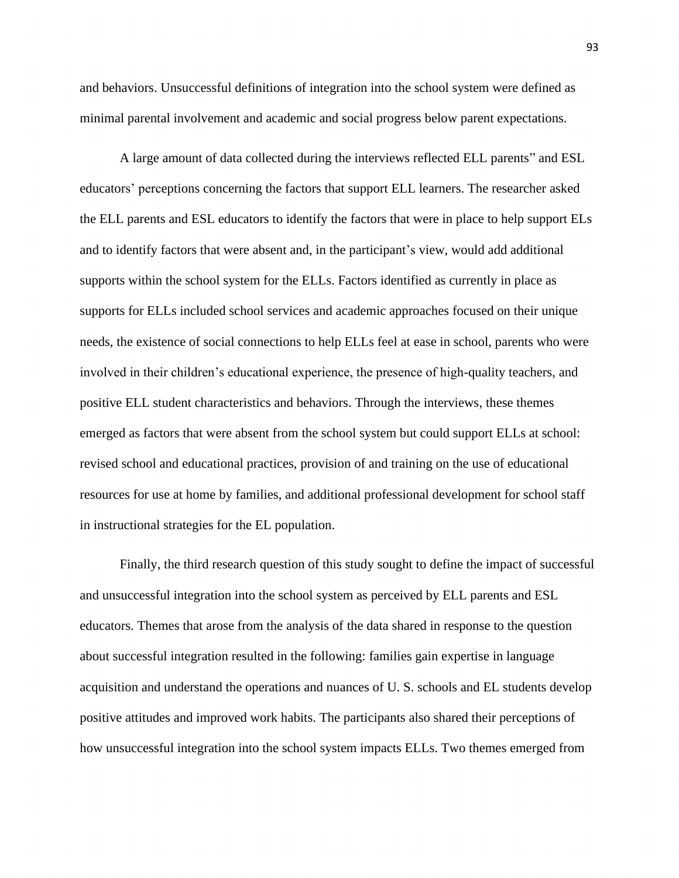and behaviors. Unsuccessful definitions of integration into the school system were defined as minimal parental involvement and academic and social progress below parent expectations.

A large amount of data collected during the interviews reflected ELL parents" and ESL educators' perceptions concerning the factors that support ELL learners. The researcher asked the ELL parents and ESL educators to identify the factors that were in place to help support ELs and to identify factors that were absent and, in the participant's view, would add additional supports within the school system for the ELLs. Factors identified as currently in place as supports for ELLs included school services and academic approaches focused on their unique needs, the existence of social connections to help ELLs feel at ease in school, parents who were involved in their children's educational experience, the presence of high-quality teachers, and positive ELL student characteristics and behaviors. Through the interviews, these themes emerged as factors that were absent from the school system but could support ELLs at school: revised school and educational practices, provision of and training on the use of educational resources for use at home by families, and additional professional development for school staff in instructional strategies for the EL population.

Finally, the third research question of this study sought to define the impact of successful and unsuccessful integration into the school system as perceived by ELL parents and ESL educators. Themes that arose from the analysis of the data shared in response to the question about successful integration resulted in the following: families gain expertise in language acquisition and understand the operations and nuances of U. S. schools and EL students develop positive attitudes and improved work habits. The participants also shared their perceptions of how unsuccessful integration into the school system impacts ELLs. Two themes emerged from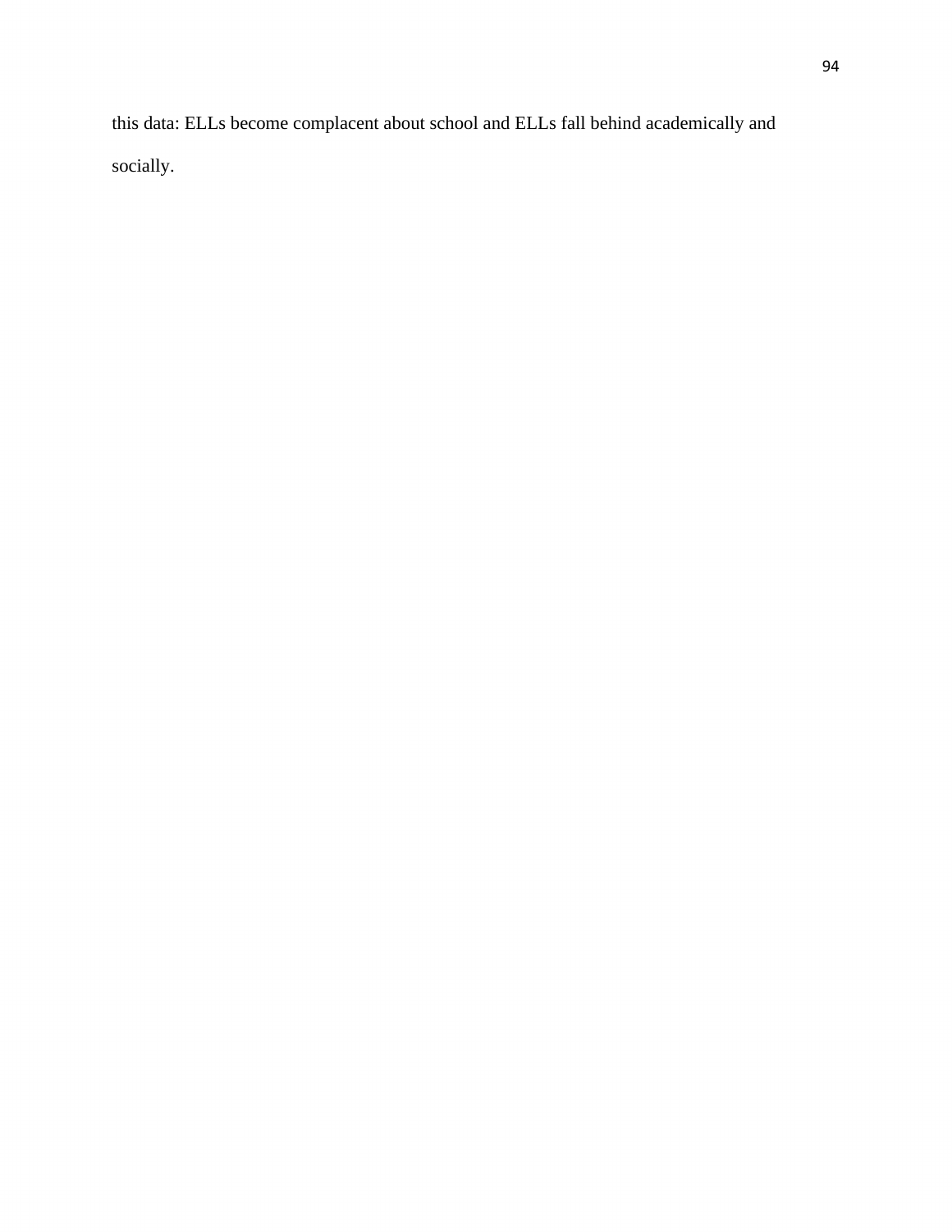this data: ELLs become complacent about school and ELLs fall behind academically and socially.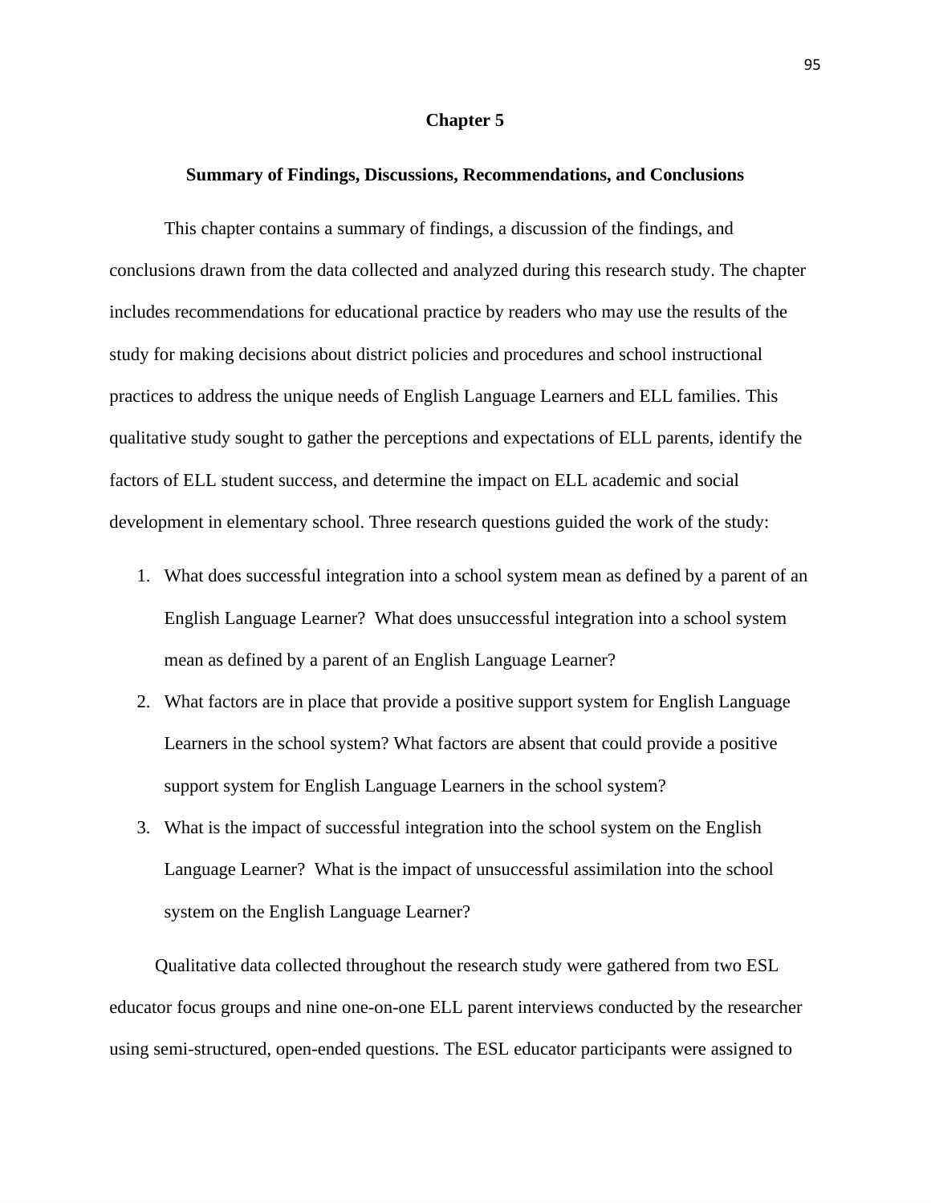# Chapter 5

## Summary of Findings, Discussions, Recommendations, and Conclusions

This chapter contains a summary of findings, a discussion of the findings, and conclusions drawn from the data collected and analyzed during this research study. The chapter includes recommendations for educational practice by readers who may use the results of the study for making decisions about district policies and procedures and school instructional practices to address the unique needs of English Language Learners and ELL families. This qualitative study sought to gather the perceptions and expectations of ELL parents, identify the factors of ELL student success, and determine the impact on ELL academic and social development in elementary school. Three research questions guided the work of the study:

1. What does successful integration into a school system mean as defined by a parent of an English Language Learner? What does unsuccessful integration into a school system mean as defined by a parent of an English Language Learner?
2. What factors are in place that provide a positive support system for English Language Learners in the school system? What factors are absent that could provide a positive support system for English Language Learners in the school system?
3. What is the impact of successful integration into the school system on the English Language Learner? What is the impact of unsuccessful assimilation into the school system on the English Language Learner?

Qualitative data collected throughout the research study were gathered from two ESL educator focus groups and nine one-on-one ELL parent interviews conducted by the researcher using semi-structured, open-ended questions. The ESL educator participants were assigned to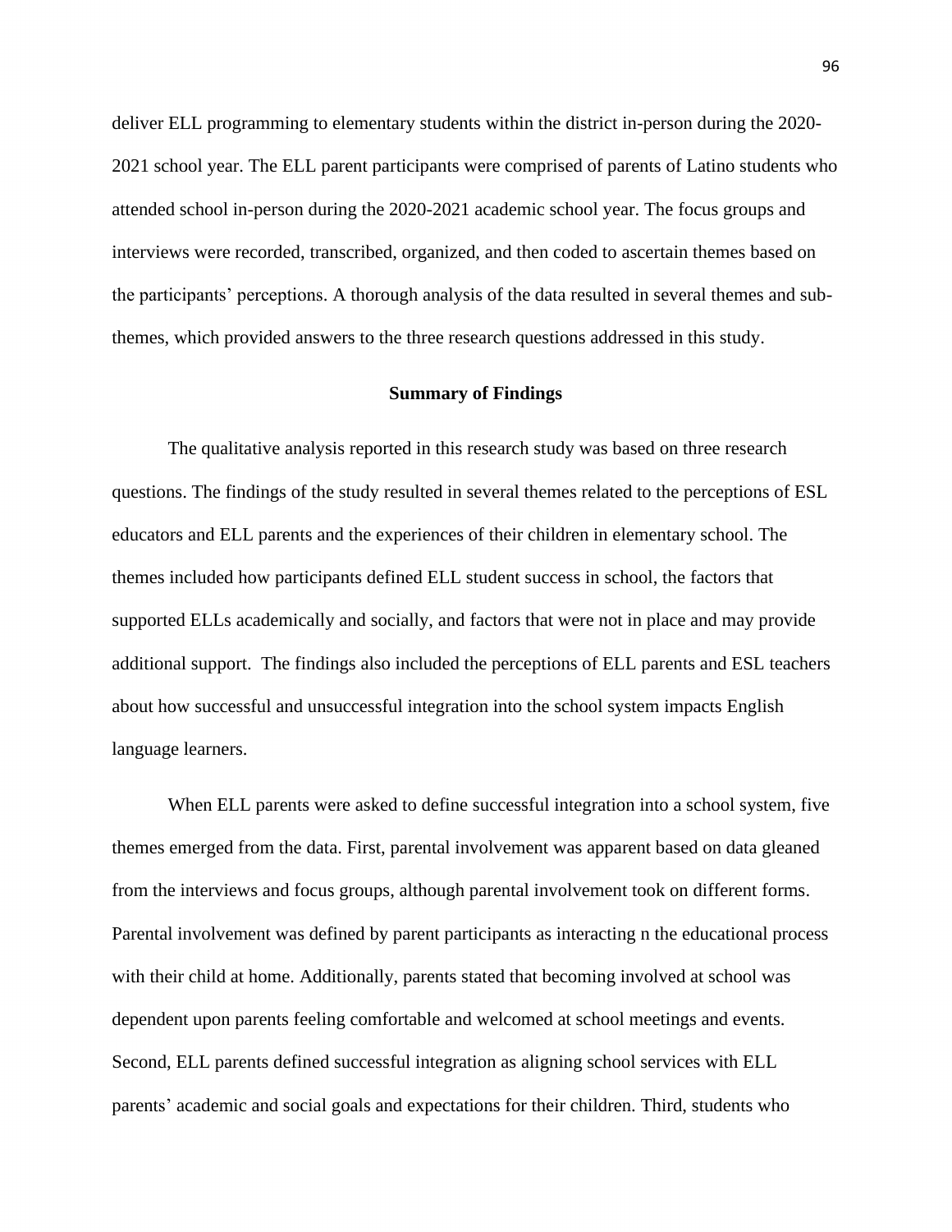deliver ELL programming to elementary students within the district in-person during the 2020-2021 school year. The ELL parent participants were comprised of parents of Latino students who attended school in-person during the 2020-2021 academic school year. The focus groups and interviews were recorded, transcribed, organized, and then coded to ascertain themes based on the participants' perceptions. A thorough analysis of the data resulted in several themes and sub-themes, which provided answers to the three research questions addressed in this study.

## Summary of Findings

The qualitative analysis reported in this research study was based on three research questions. The findings of the study resulted in several themes related to the perceptions of ESL educators and ELL parents and the experiences of their children in elementary school. The themes included how participants defined ELL student success in school, the factors that supported ELLs academically and socially, and factors that were not in place and may provide additional support. The findings also included the perceptions of ELL parents and ESL teachers about how successful and unsuccessful integration into the school system impacts English language learners.

When ELL parents were asked to define successful integration into a school system, five themes emerged from the data. First, parental involvement was apparent based on data gleaned from the interviews and focus groups, although parental involvement took on different forms. Parental involvement was defined by parent participants as interacting n the educational process with their child at home. Additionally, parents stated that becoming involved at school was dependent upon parents feeling comfortable and welcomed at school meetings and events. Second, ELL parents defined successful integration as aligning school services with ELL parents' academic and social goals and expectations for their children. Third, students who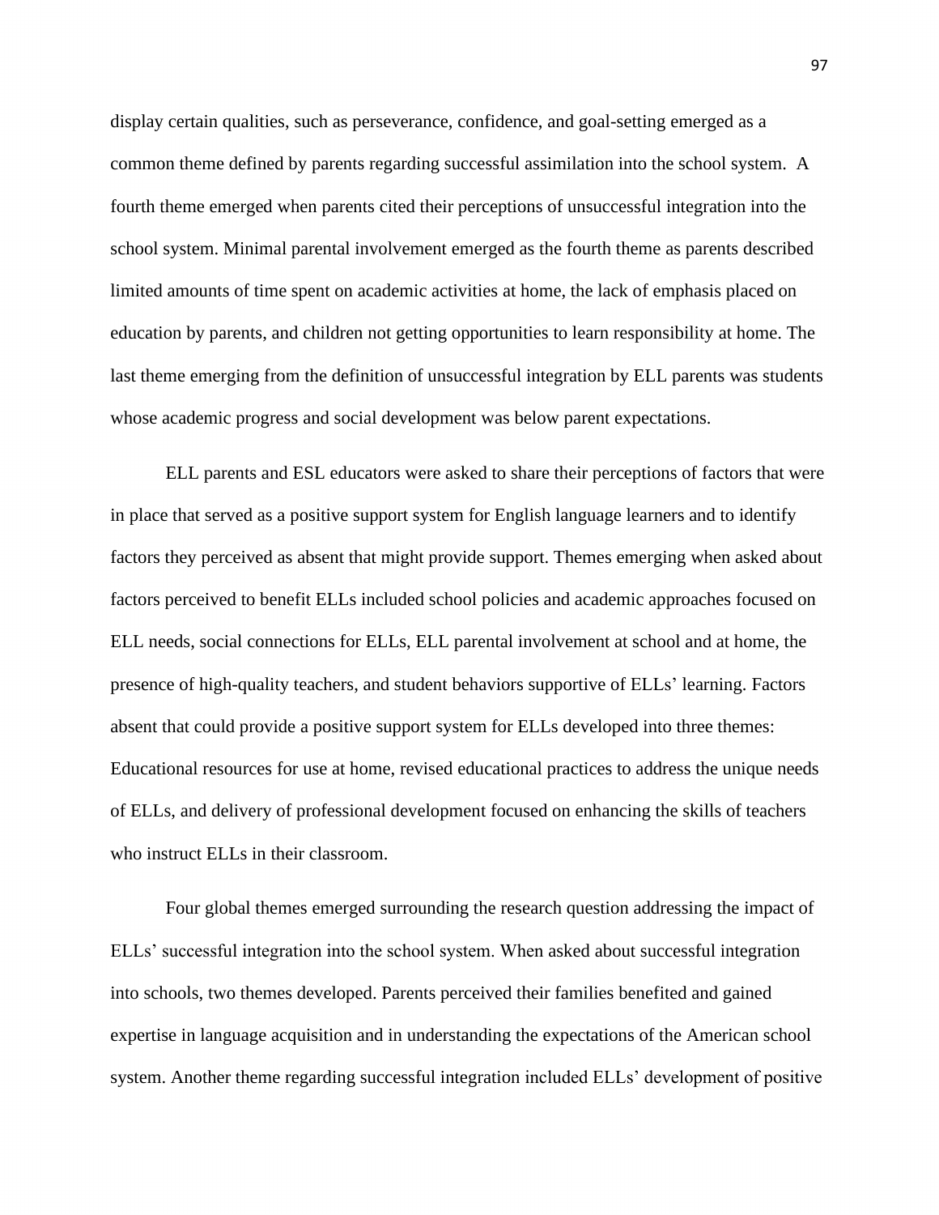display certain qualities, such as perseverance, confidence, and goal-setting emerged as a common theme defined by parents regarding successful assimilation into the school system. A fourth theme emerged when parents cited their perceptions of unsuccessful integration into the school system. Minimal parental involvement emerged as the fourth theme as parents described limited amounts of time spent on academic activities at home, the lack of emphasis placed on education by parents, and children not getting opportunities to learn responsibility at home. The last theme emerging from the definition of unsuccessful integration by ELL parents was students whose academic progress and social development was below parent expectations.

ELL parents and ESL educators were asked to share their perceptions of factors that were in place that served as a positive support system for English language learners and to identify factors they perceived as absent that might provide support. Themes emerging when asked about factors perceived to benefit ELLs included school policies and academic approaches focused on ELL needs, social connections for ELLs, ELL parental involvement at school and at home, the presence of high-quality teachers, and student behaviors supportive of ELLs' learning. Factors absent that could provide a positive support system for ELLs developed into three themes: Educational resources for use at home, revised educational practices to address the unique needs of ELLs, and delivery of professional development focused on enhancing the skills of teachers who instruct ELLs in their classroom.

Four global themes emerged surrounding the research question addressing the impact of ELLs' successful integration into the school system. When asked about successful integration into schools, two themes developed. Parents perceived their families benefited and gained expertise in language acquisition and in understanding the expectations of the American school system. Another theme regarding successful integration included ELLs' development of positive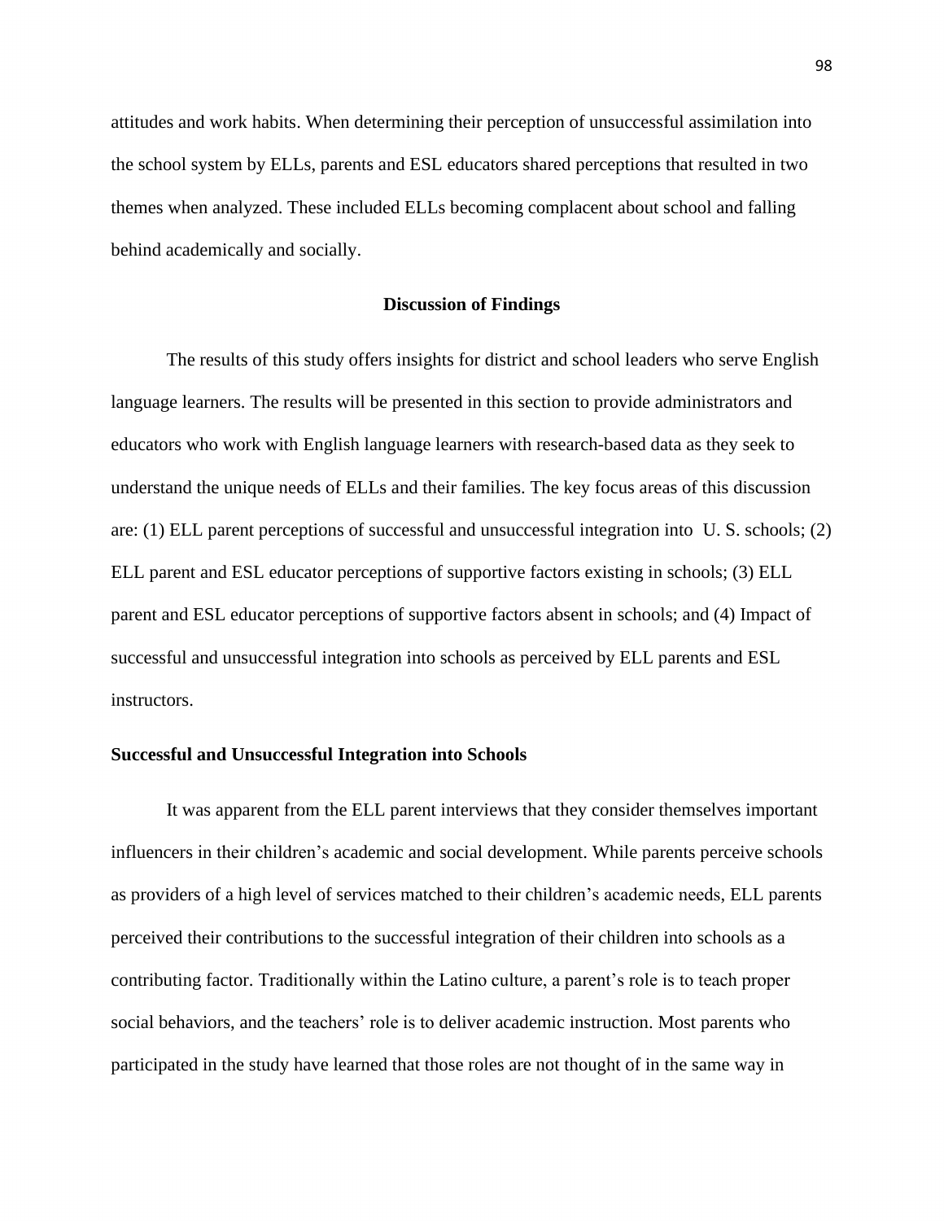attitudes and work habits. When determining their perception of unsuccessful assimilation into the school system by ELLs, parents and ESL educators shared perceptions that resulted in two themes when analyzed. These included ELLs becoming complacent about school and falling behind academically and socially.

## Discussion of Findings

The results of this study offers insights for district and school leaders who serve English language learners. The results will be presented in this section to provide administrators and educators who work with English language learners with research-based data as they seek to understand the unique needs of ELLs and their families. The key focus areas of this discussion are: (1) ELL parent perceptions of successful and unsuccessful integration into U. S. schools; (2) ELL parent and ESL educator perceptions of supportive factors existing in schools; (3) ELL parent and ESL educator perceptions of supportive factors absent in schools; and (4) Impact of successful and unsuccessful integration into schools as perceived by ELL parents and ESL instructors.

### Successful and Unsuccessful Integration into Schools

It was apparent from the ELL parent interviews that they consider themselves important influencers in their children's academic and social development. While parents perceive schools as providers of a high level of services matched to their children's academic needs, ELL parents perceived their contributions to the successful integration of their children into schools as a contributing factor. Traditionally within the Latino culture, a parent's role is to teach proper social behaviors, and the teachers' role is to deliver academic instruction. Most parents who participated in the study have learned that those roles are not thought of in the same way in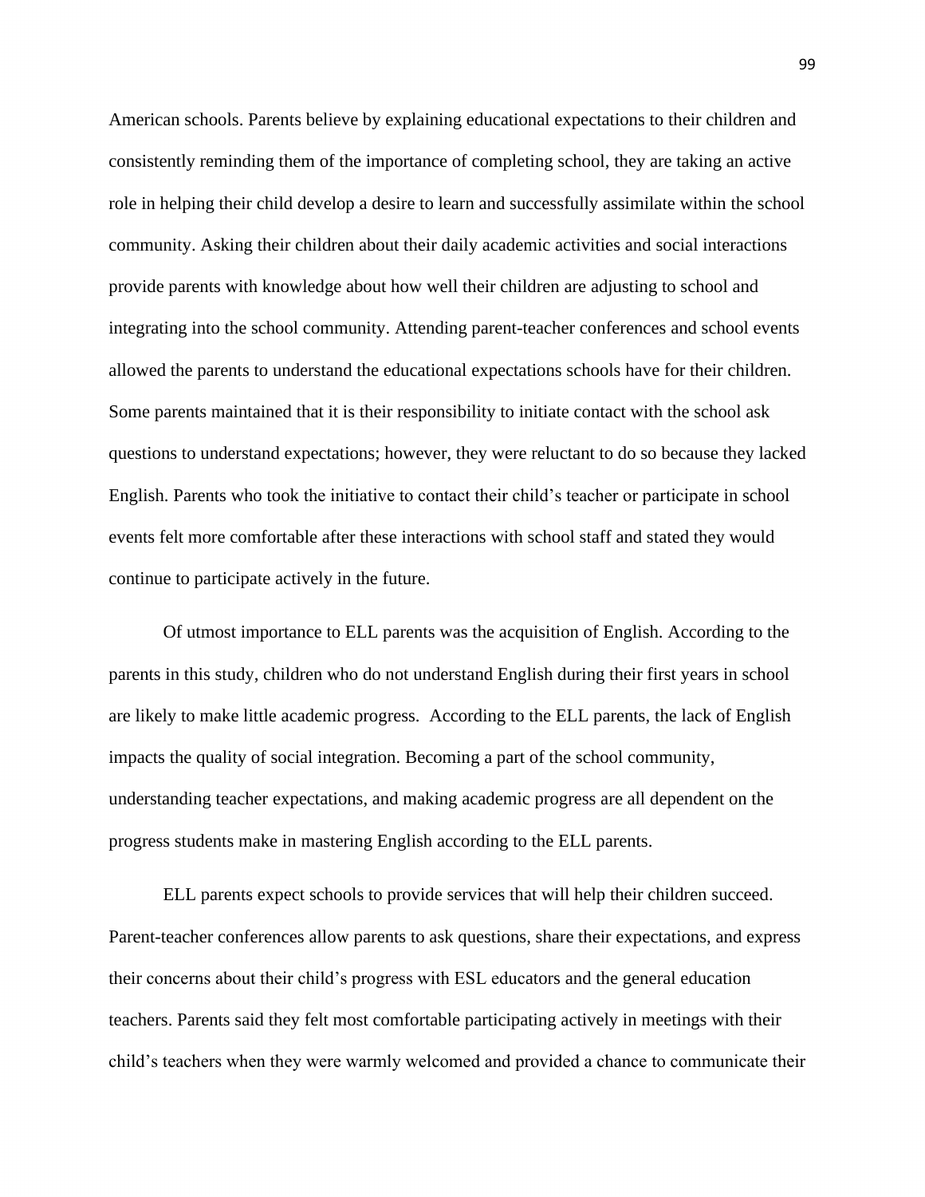American schools. Parents believe by explaining educational expectations to their children and consistently reminding them of the importance of completing school, they are taking an active role in helping their child develop a desire to learn and successfully assimilate within the school community. Asking their children about their daily academic activities and social interactions provide parents with knowledge about how well their children are adjusting to school and integrating into the school community. Attending parent-teacher conferences and school events allowed the parents to understand the educational expectations schools have for their children. Some parents maintained that it is their responsibility to initiate contact with the school ask questions to understand expectations; however, they were reluctant to do so because they lacked English. Parents who took the initiative to contact their child's teacher or participate in school events felt more comfortable after these interactions with school staff and stated they would continue to participate actively in the future.

Of utmost importance to ELL parents was the acquisition of English. According to the parents in this study, children who do not understand English during their first years in school are likely to make little academic progress. According to the ELL parents, the lack of English impacts the quality of social integration. Becoming a part of the school community, understanding teacher expectations, and making academic progress are all dependent on the progress students make in mastering English according to the ELL parents.

ELL parents expect schools to provide services that will help their children succeed. Parent-teacher conferences allow parents to ask questions, share their expectations, and express their concerns about their child's progress with ESL educators and the general education teachers. Parents said they felt most comfortable participating actively in meetings with their child's teachers when they were warmly welcomed and provided a chance to communicate their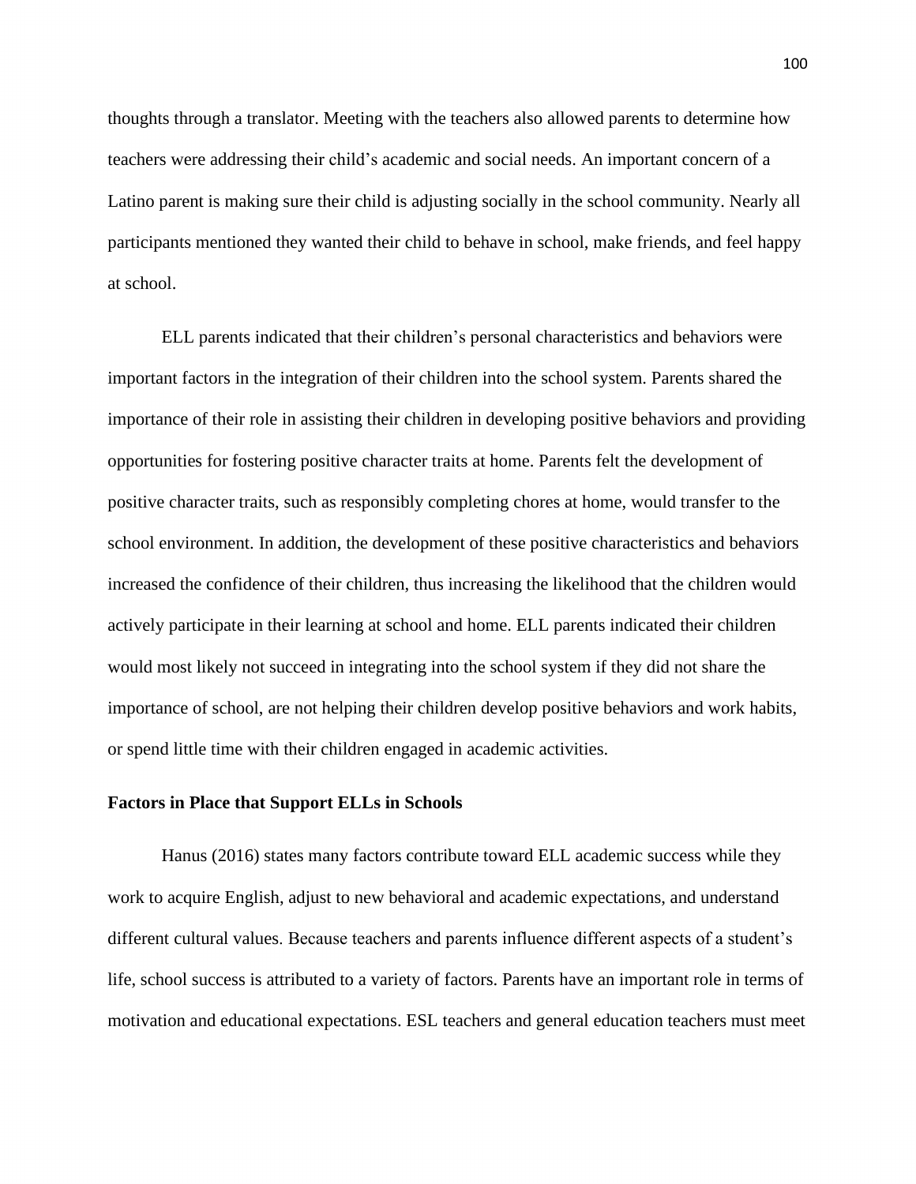thoughts through a translator. Meeting with the teachers also allowed parents to determine how teachers were addressing their child's academic and social needs. An important concern of a Latino parent is making sure their child is adjusting socially in the school community. Nearly all participants mentioned they wanted their child to behave in school, make friends, and feel happy at school.

ELL parents indicated that their children's personal characteristics and behaviors were important factors in the integration of their children into the school system. Parents shared the importance of their role in assisting their children in developing positive behaviors and providing opportunities for fostering positive character traits at home. Parents felt the development of positive character traits, such as responsibly completing chores at home, would transfer to the school environment. In addition, the development of these positive characteristics and behaviors increased the confidence of their children, thus increasing the likelihood that the children would actively participate in their learning at school and home. ELL parents indicated their children would most likely not succeed in integrating into the school system if they did not share the importance of school, are not helping their children develop positive behaviors and work habits, or spend little time with their children engaged in academic activities.

**Factors in Place that Support ELLs in Schools**

Hanus (2016) states many factors contribute toward ELL academic success while they work to acquire English, adjust to new behavioral and academic expectations, and understand different cultural values. Because teachers and parents influence different aspects of a student's life, school success is attributed to a variety of factors. Parents have an important role in terms of motivation and educational expectations. ESL teachers and general education teachers must meet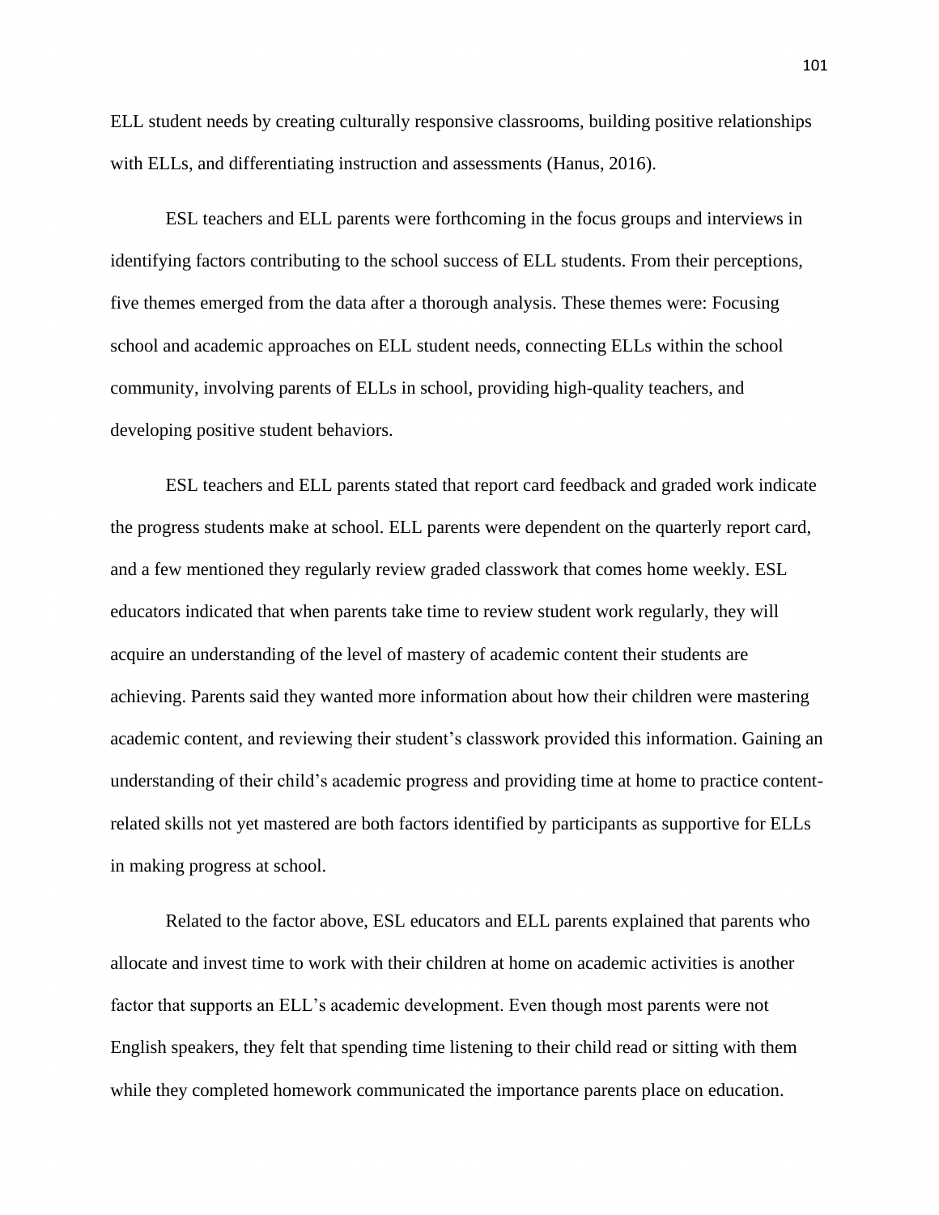ELL student needs by creating culturally responsive classrooms, building positive relationships with ELLs, and differentiating instruction and assessments (Hanus, 2016).

ESL teachers and ELL parents were forthcoming in the focus groups and interviews in identifying factors contributing to the school success of ELL students. From their perceptions, five themes emerged from the data after a thorough analysis. These themes were: Focusing school and academic approaches on ELL student needs, connecting ELLs within the school community, involving parents of ELLs in school, providing high-quality teachers, and developing positive student behaviors.

ESL teachers and ELL parents stated that report card feedback and graded work indicate the progress students make at school. ELL parents were dependent on the quarterly report card, and a few mentioned they regularly review graded classwork that comes home weekly. ESL educators indicated that when parents take time to review student work regularly, they will acquire an understanding of the level of mastery of academic content their students are achieving. Parents said they wanted more information about how their children were mastering academic content, and reviewing their student's classwork provided this information. Gaining an understanding of their child's academic progress and providing time at home to practice content-related skills not yet mastered are both factors identified by participants as supportive for ELLs in making progress at school.

Related to the factor above, ESL educators and ELL parents explained that parents who allocate and invest time to work with their children at home on academic activities is another factor that supports an ELL's academic development. Even though most parents were not English speakers, they felt that spending time listening to their child read or sitting with them while they completed homework communicated the importance parents place on education.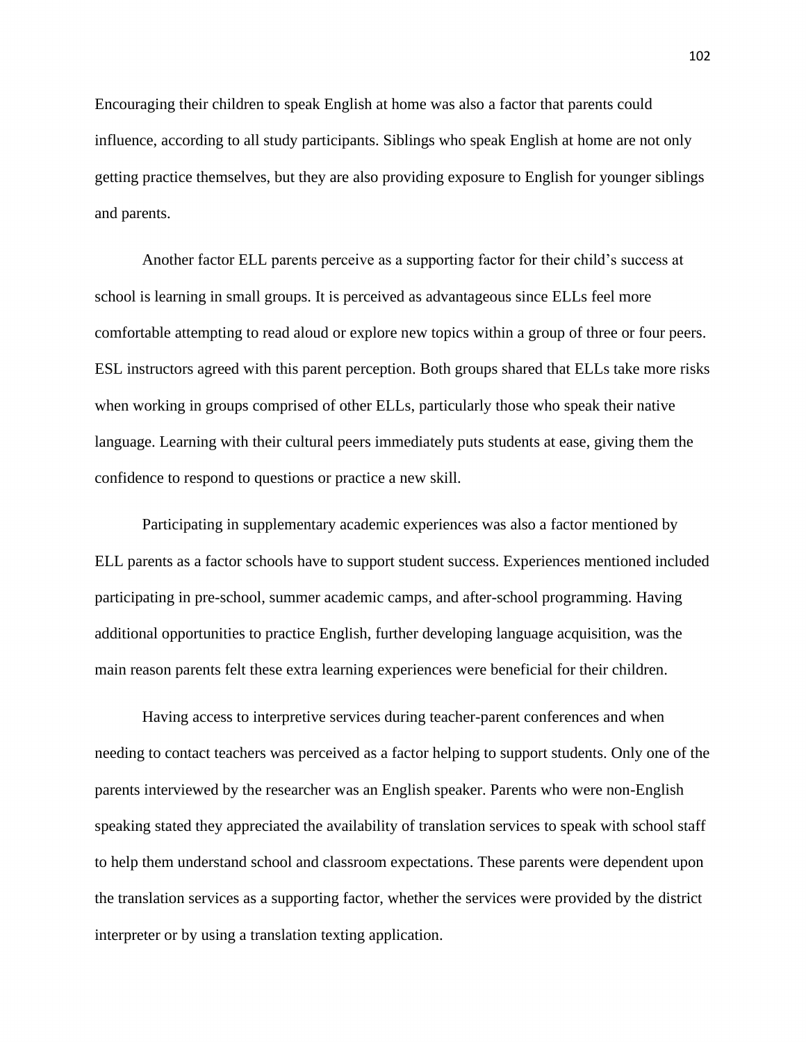Encouraging their children to speak English at home was also a factor that parents could influence, according to all study participants. Siblings who speak English at home are not only getting practice themselves, but they are also providing exposure to English for younger siblings and parents.

Another factor ELL parents perceive as a supporting factor for their child's success at school is learning in small groups. It is perceived as advantageous since ELLs feel more comfortable attempting to read aloud or explore new topics within a group of three or four peers. ESL instructors agreed with this parent perception. Both groups shared that ELLs take more risks when working in groups comprised of other ELLs, particularly those who speak their native language. Learning with their cultural peers immediately puts students at ease, giving them the confidence to respond to questions or practice a new skill.

Participating in supplementary academic experiences was also a factor mentioned by ELL parents as a factor schools have to support student success. Experiences mentioned included participating in pre-school, summer academic camps, and after-school programming. Having additional opportunities to practice English, further developing language acquisition, was the main reason parents felt these extra learning experiences were beneficial for their children.

Having access to interpretive services during teacher-parent conferences and when needing to contact teachers was perceived as a factor helping to support students. Only one of the parents interviewed by the researcher was an English speaker. Parents who were non-English speaking stated they appreciated the availability of translation services to speak with school staff to help them understand school and classroom expectations. These parents were dependent upon the translation services as a supporting factor, whether the services were provided by the district interpreter or by using a translation texting application.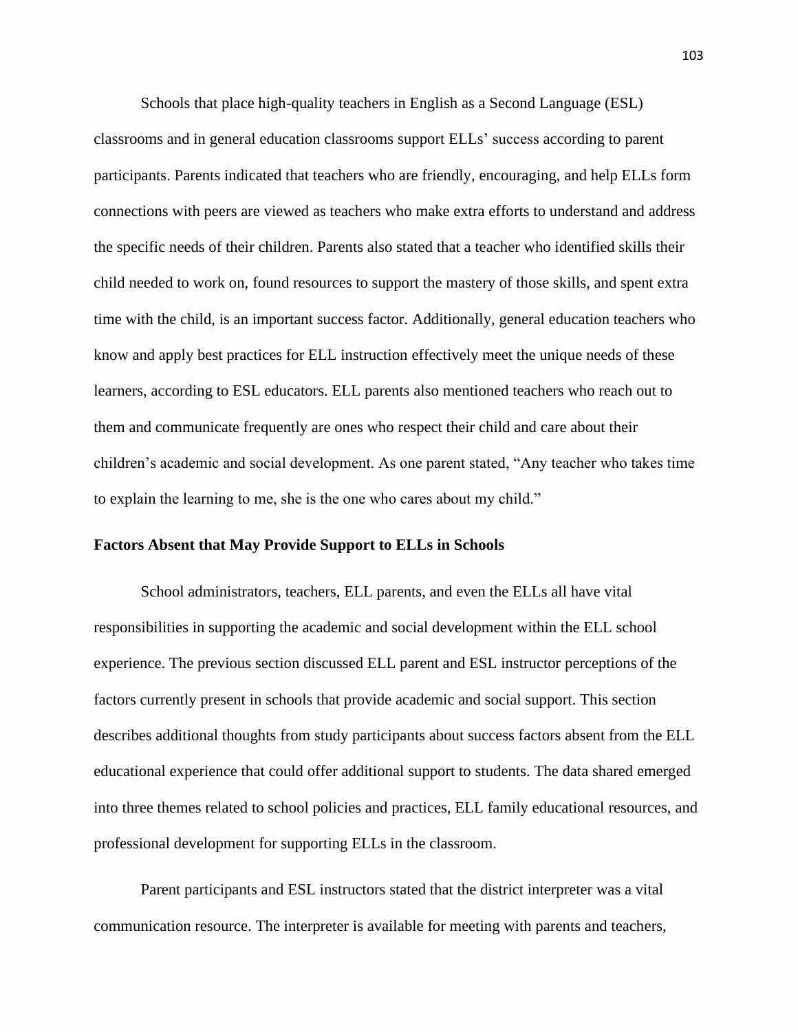Schools that place high-quality teachers in English as a Second Language (ESL) classrooms and in general education classrooms support ELLs' success according to parent participants. Parents indicated that teachers who are friendly, encouraging, and help ELLs form connections with peers are viewed as teachers who make extra efforts to understand and address the specific needs of their children. Parents also stated that a teacher who identified skills their child needed to work on, found resources to support the mastery of those skills, and spent extra time with the child, is an important success factor. Additionally, general education teachers who know and apply best practices for ELL instruction effectively meet the unique needs of these learners, according to ESL educators. ELL parents also mentioned teachers who reach out to them and communicate frequently are ones who respect their child and care about their children's academic and social development. As one parent stated, "Any teacher who takes time to explain the learning to me, she is the one who cares about my child."

**Factors Absent that May Provide Support to ELLs in Schools**

School administrators, teachers, ELL parents, and even the ELLs all have vital responsibilities in supporting the academic and social development within the ELL school experience. The previous section discussed ELL parent and ESL instructor perceptions of the factors currently present in schools that provide academic and social support. This section describes additional thoughts from study participants about success factors absent from the ELL educational experience that could offer additional support to students. The data shared emerged into three themes related to school policies and practices, ELL family educational resources, and professional development for supporting ELLs in the classroom.

Parent participants and ESL instructors stated that the district interpreter was a vital communication resource. The interpreter is available for meeting with parents and teachers,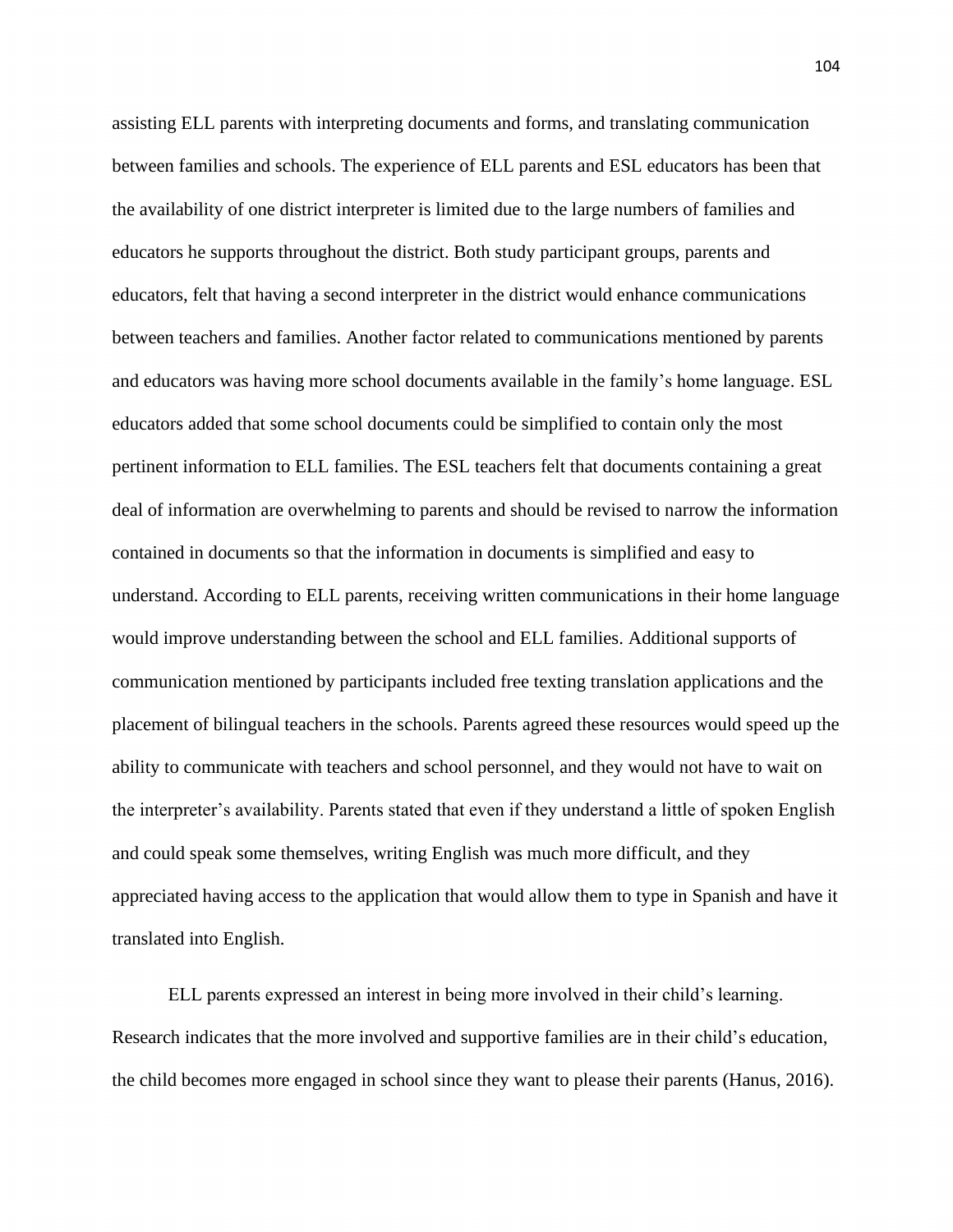assisting ELL parents with interpreting documents and forms, and translating communication between families and schools. The experience of ELL parents and ESL educators has been that the availability of one district interpreter is limited due to the large numbers of families and educators he supports throughout the district. Both study participant groups, parents and educators, felt that having a second interpreter in the district would enhance communications between teachers and families. Another factor related to communications mentioned by parents and educators was having more school documents available in the family's home language. ESL educators added that some school documents could be simplified to contain only the most pertinent information to ELL families. The ESL teachers felt that documents containing a great deal of information are overwhelming to parents and should be revised to narrow the information contained in documents so that the information in documents is simplified and easy to understand. According to ELL parents, receiving written communications in their home language would improve understanding between the school and ELL families. Additional supports of communication mentioned by participants included free texting translation applications and the placement of bilingual teachers in the schools. Parents agreed these resources would speed up the ability to communicate with teachers and school personnel, and they would not have to wait on the interpreter's availability. Parents stated that even if they understand a little of spoken English and could speak some themselves, writing English was much more difficult, and they appreciated having access to the application that would allow them to type in Spanish and have it translated into English.

ELL parents expressed an interest in being more involved in their child's learning. Research indicates that the more involved and supportive families are in their child's education, the child becomes more engaged in school since they want to please their parents (Hanus, 2016).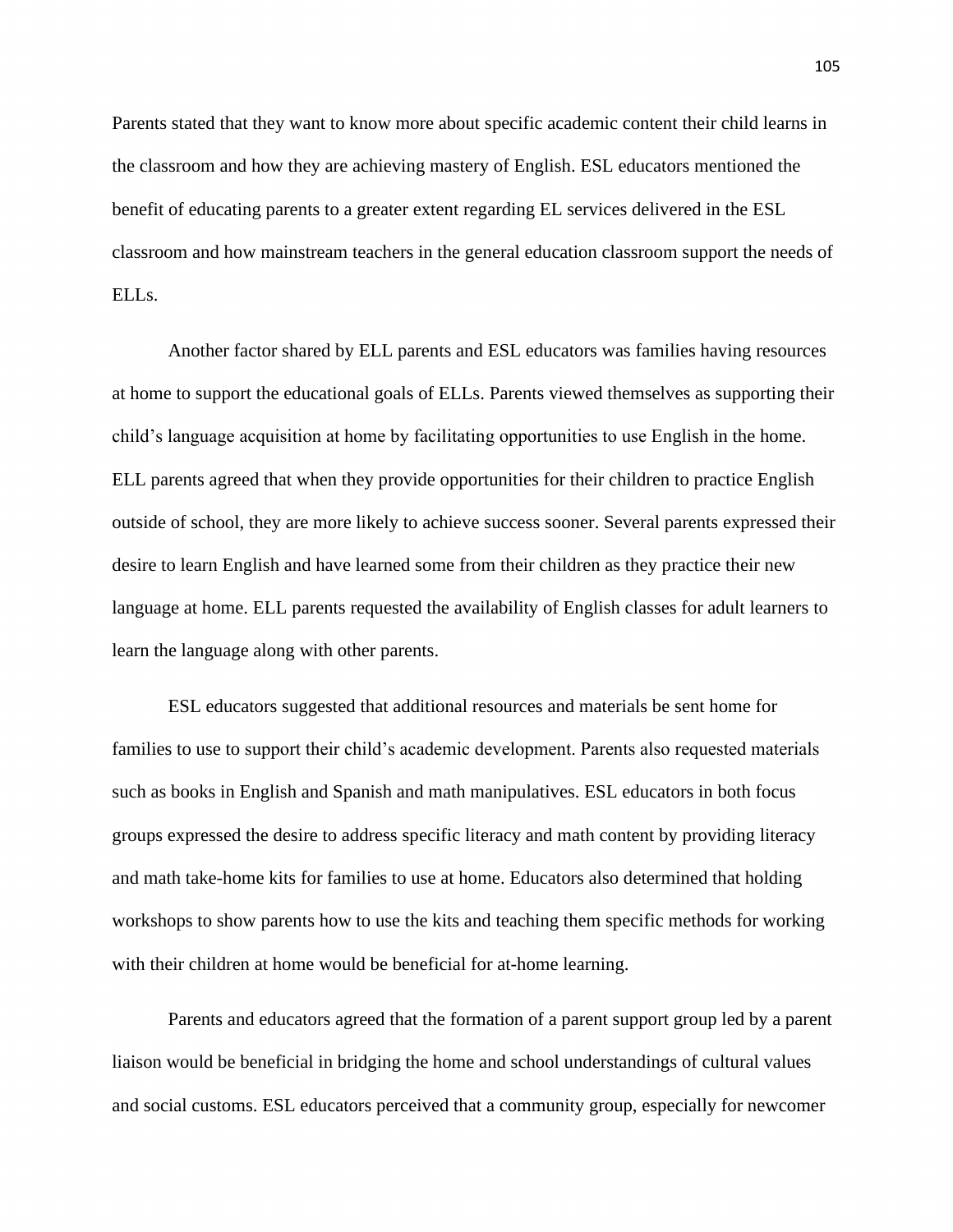Parents stated that they want to know more about specific academic content their child learns in the classroom and how they are achieving mastery of English. ESL educators mentioned the benefit of educating parents to a greater extent regarding EL services delivered in the ESL classroom and how mainstream teachers in the general education classroom support the needs of ELLs.

Another factor shared by ELL parents and ESL educators was families having resources at home to support the educational goals of ELLs. Parents viewed themselves as supporting their child's language acquisition at home by facilitating opportunities to use English in the home. ELL parents agreed that when they provide opportunities for their children to practice English outside of school, they are more likely to achieve success sooner. Several parents expressed their desire to learn English and have learned some from their children as they practice their new language at home. ELL parents requested the availability of English classes for adult learners to learn the language along with other parents.

ESL educators suggested that additional resources and materials be sent home for families to use to support their child's academic development. Parents also requested materials such as books in English and Spanish and math manipulatives. ESL educators in both focus groups expressed the desire to address specific literacy and math content by providing literacy and math take-home kits for families to use at home. Educators also determined that holding workshops to show parents how to use the kits and teaching them specific methods for working with their children at home would be beneficial for at-home learning.

Parents and educators agreed that the formation of a parent support group led by a parent liaison would be beneficial in bridging the home and school understandings of cultural values and social customs. ESL educators perceived that a community group, especially for newcomer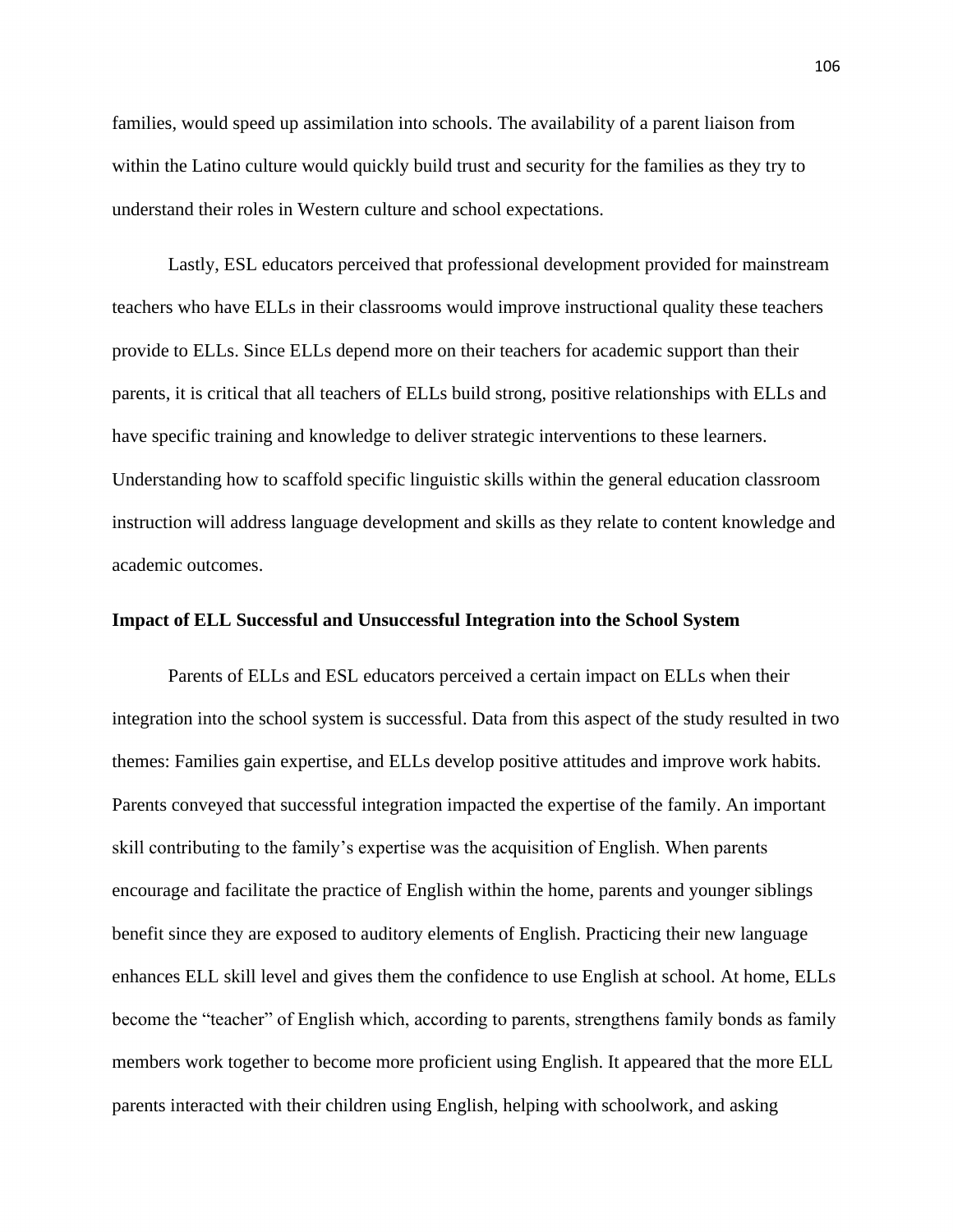families, would speed up assimilation into schools. The availability of a parent liaison from within the Latino culture would quickly build trust and security for the families as they try to understand their roles in Western culture and school expectations.

Lastly, ESL educators perceived that professional development provided for mainstream teachers who have ELLs in their classrooms would improve instructional quality these teachers provide to ELLs. Since ELLs depend more on their teachers for academic support than their parents, it is critical that all teachers of ELLs build strong, positive relationships with ELLs and have specific training and knowledge to deliver strategic interventions to these learners. Understanding how to scaffold specific linguistic skills within the general education classroom instruction will address language development and skills as they relate to content knowledge and academic outcomes.

## Impact of ELL Successful and Unsuccessful Integration into the School System

Parents of ELLs and ESL educators perceived a certain impact on ELLs when their integration into the school system is successful. Data from this aspect of the study resulted in two themes: Families gain expertise, and ELLs develop positive attitudes and improve work habits. Parents conveyed that successful integration impacted the expertise of the family. An important skill contributing to the family's expertise was the acquisition of English. When parents encourage and facilitate the practice of English within the home, parents and younger siblings benefit since they are exposed to auditory elements of English. Practicing their new language enhances ELL skill level and gives them the confidence to use English at school. At home, ELLs become the "teacher" of English which, according to parents, strengthens family bonds as family members work together to become more proficient using English. It appeared that the more ELL parents interacted with their children using English, helping with schoolwork, and asking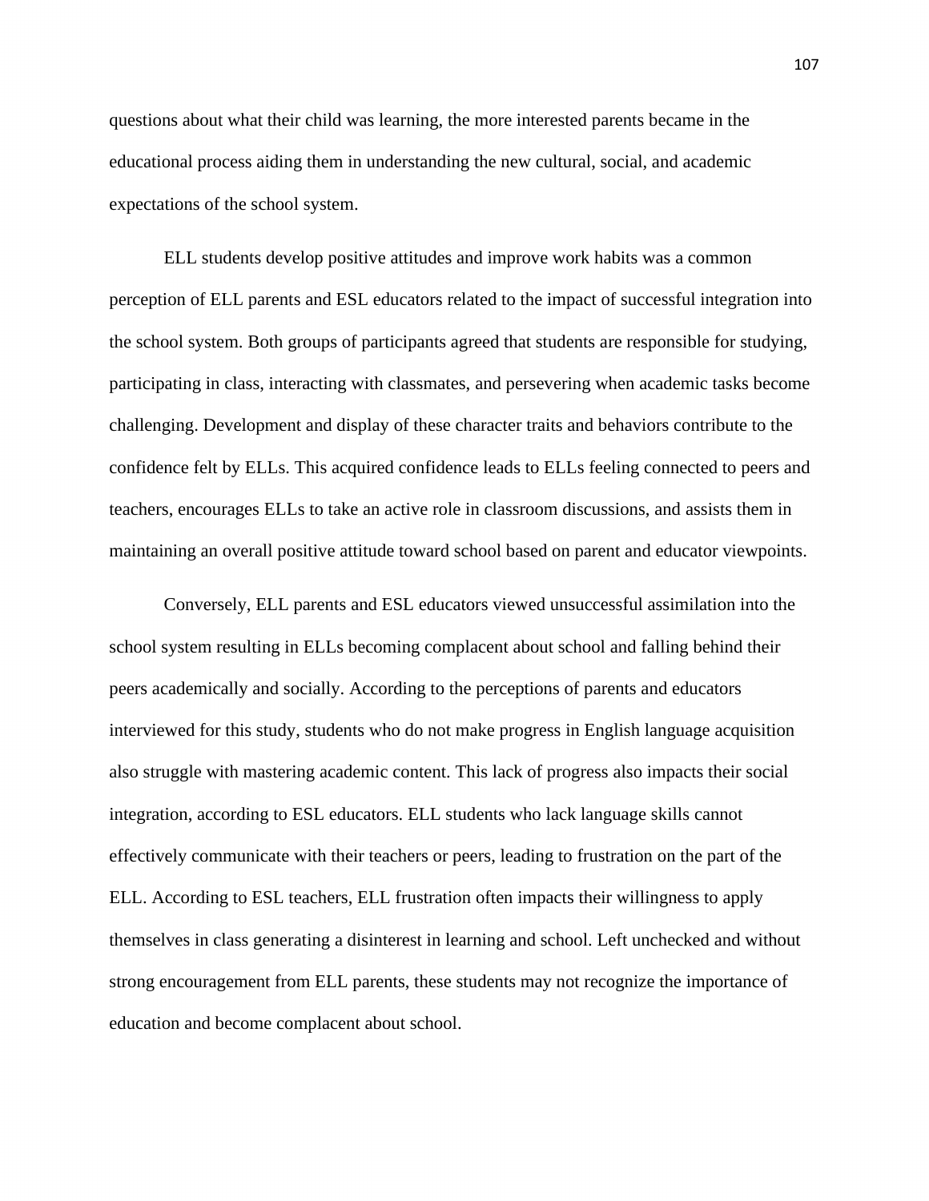questions about what their child was learning, the more interested parents became in the educational process aiding them in understanding the new cultural, social, and academic expectations of the school system.

ELL students develop positive attitudes and improve work habits was a common perception of ELL parents and ESL educators related to the impact of successful integration into the school system. Both groups of participants agreed that students are responsible for studying, participating in class, interacting with classmates, and persevering when academic tasks become challenging. Development and display of these character traits and behaviors contribute to the confidence felt by ELLs. This acquired confidence leads to ELLs feeling connected to peers and teachers, encourages ELLs to take an active role in classroom discussions, and assists them in maintaining an overall positive attitude toward school based on parent and educator viewpoints.

Conversely, ELL parents and ESL educators viewed unsuccessful assimilation into the school system resulting in ELLs becoming complacent about school and falling behind their peers academically and socially. According to the perceptions of parents and educators interviewed for this study, students who do not make progress in English language acquisition also struggle with mastering academic content. This lack of progress also impacts their social integration, according to ESL educators. ELL students who lack language skills cannot effectively communicate with their teachers or peers, leading to frustration on the part of the ELL. According to ESL teachers, ELL frustration often impacts their willingness to apply themselves in class generating a disinterest in learning and school. Left unchecked and without strong encouragement from ELL parents, these students may not recognize the importance of education and become complacent about school.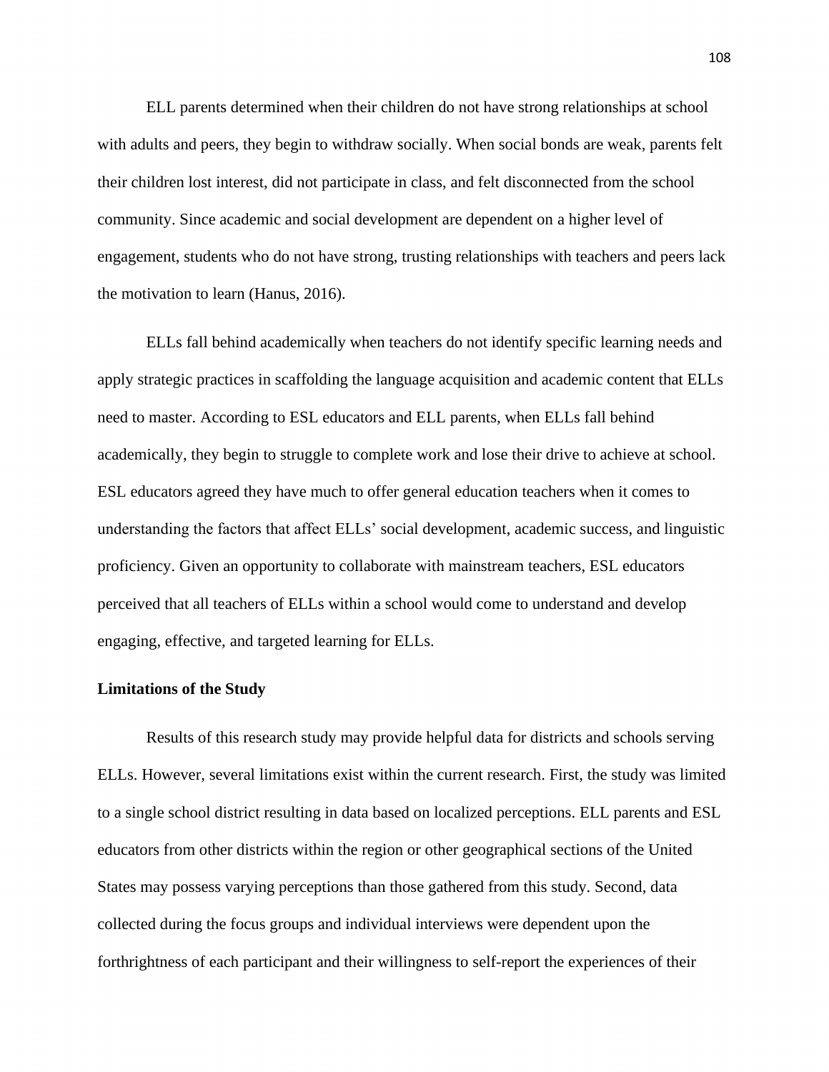ELL parents determined when their children do not have strong relationships at school with adults and peers, they begin to withdraw socially. When social bonds are weak, parents felt their children lost interest, did not participate in class, and felt disconnected from the school community. Since academic and social development are dependent on a higher level of engagement, students who do not have strong, trusting relationships with teachers and peers lack the motivation to learn (Hanus, 2016).

ELLs fall behind academically when teachers do not identify specific learning needs and apply strategic practices in scaffolding the language acquisition and academic content that ELLs need to master. According to ESL educators and ELL parents, when ELLs fall behind academically, they begin to struggle to complete work and lose their drive to achieve at school. ESL educators agreed they have much to offer general education teachers when it comes to understanding the factors that affect ELLs' social development, academic success, and linguistic proficiency. Given an opportunity to collaborate with mainstream teachers, ESL educators perceived that all teachers of ELLs within a school would come to understand and develop engaging, effective, and targeted learning for ELLs.

### Limitations of the Study

Results of this research study may provide helpful data for districts and schools serving ELLs. However, several limitations exist within the current research. First, the study was limited to a single school district resulting in data based on localized perceptions. ELL parents and ESL educators from other districts within the region or other geographical sections of the United States may possess varying perceptions than those gathered from this study. Second, data collected during the focus groups and individual interviews were dependent upon the forthrightness of each participant and their willingness to self-report the experiences of their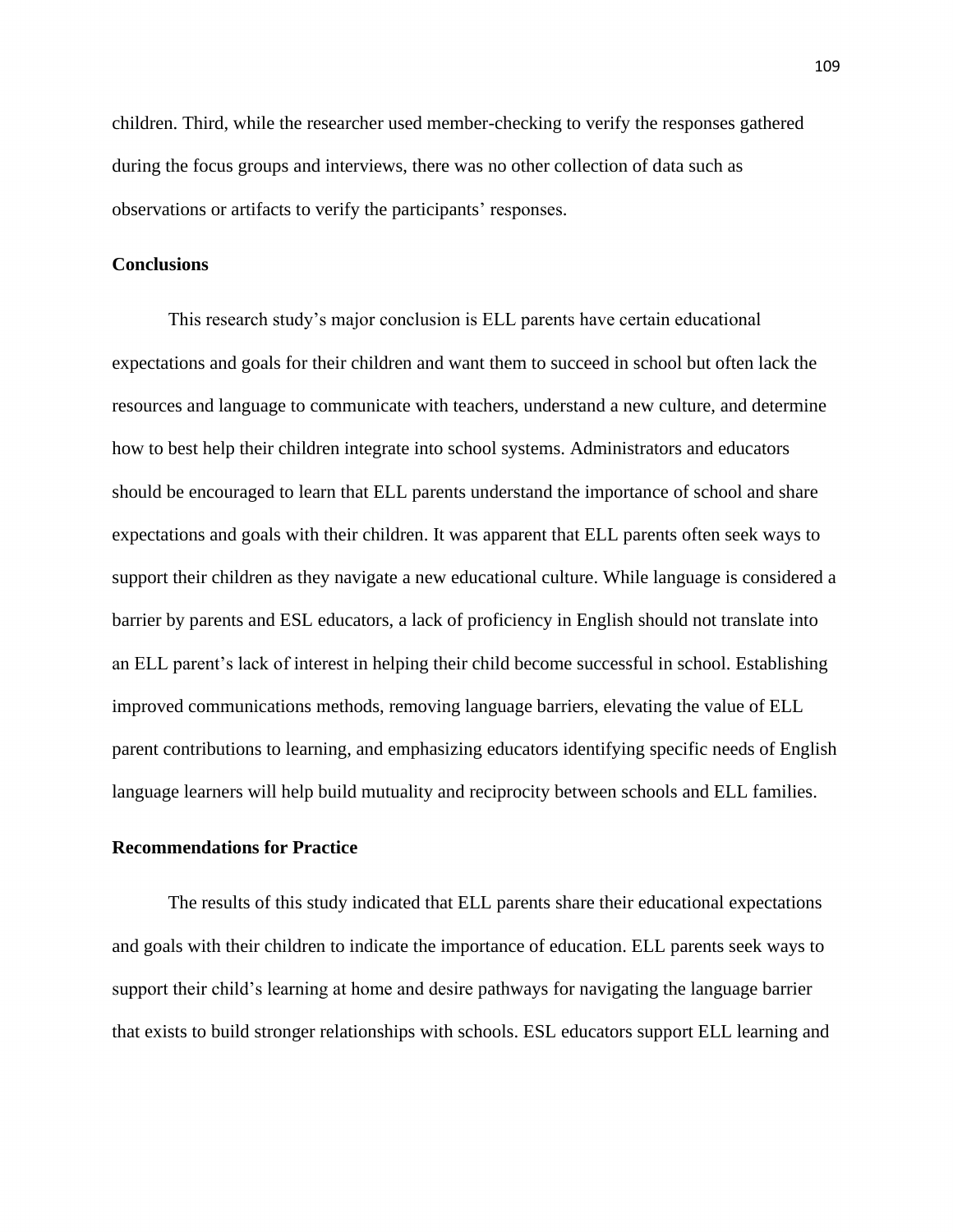children. Third, while the researcher used member-checking to verify the responses gathered during the focus groups and interviews, there was no other collection of data such as observations or artifacts to verify the participants' responses.

## Conclusions

This research study's major conclusion is ELL parents have certain educational expectations and goals for their children and want them to succeed in school but often lack the resources and language to communicate with teachers, understand a new culture, and determine how to best help their children integrate into school systems. Administrators and educators should be encouraged to learn that ELL parents understand the importance of school and share expectations and goals with their children. It was apparent that ELL parents often seek ways to support their children as they navigate a new educational culture. While language is considered a barrier by parents and ESL educators, a lack of proficiency in English should not translate into an ELL parent's lack of interest in helping their child become successful in school. Establishing improved communications methods, removing language barriers, elevating the value of ELL parent contributions to learning, and emphasizing educators identifying specific needs of English language learners will help build mutuality and reciprocity between schools and ELL families.

## Recommendations for Practice

The results of this study indicated that ELL parents share their educational expectations and goals with their children to indicate the importance of education. ELL parents seek ways to support their child's learning at home and desire pathways for navigating the language barrier that exists to build stronger relationships with schools. ESL educators support ELL learning and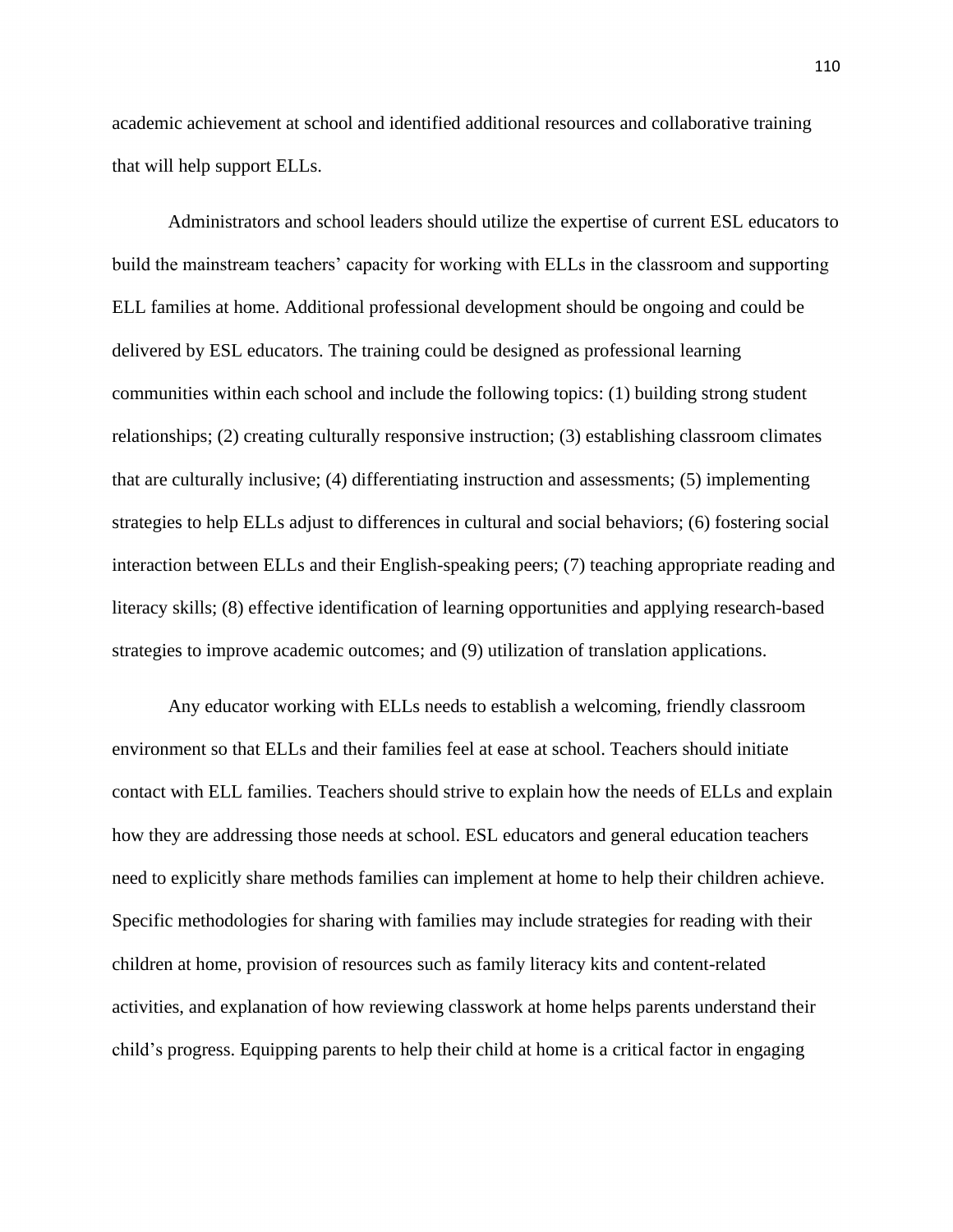academic achievement at school and identified additional resources and collaborative training that will help support ELLs.

Administrators and school leaders should utilize the expertise of current ESL educators to build the mainstream teachers' capacity for working with ELLs in the classroom and supporting ELL families at home. Additional professional development should be ongoing and could be delivered by ESL educators. The training could be designed as professional learning communities within each school and include the following topics: (1) building strong student relationships; (2) creating culturally responsive instruction; (3) establishing classroom climates that are culturally inclusive; (4) differentiating instruction and assessments; (5) implementing strategies to help ELLs adjust to differences in cultural and social behaviors; (6) fostering social interaction between ELLs and their English-speaking peers; (7) teaching appropriate reading and literacy skills; (8) effective identification of learning opportunities and applying research-based strategies to improve academic outcomes; and (9) utilization of translation applications.

Any educator working with ELLs needs to establish a welcoming, friendly classroom environment so that ELLs and their families feel at ease at school. Teachers should initiate contact with ELL families. Teachers should strive to explain how the needs of ELLs and explain how they are addressing those needs at school. ESL educators and general education teachers need to explicitly share methods families can implement at home to help their children achieve. Specific methodologies for sharing with families may include strategies for reading with their children at home, provision of resources such as family literacy kits and content-related activities, and explanation of how reviewing classwork at home helps parents understand their child's progress. Equipping parents to help their child at home is a critical factor in engaging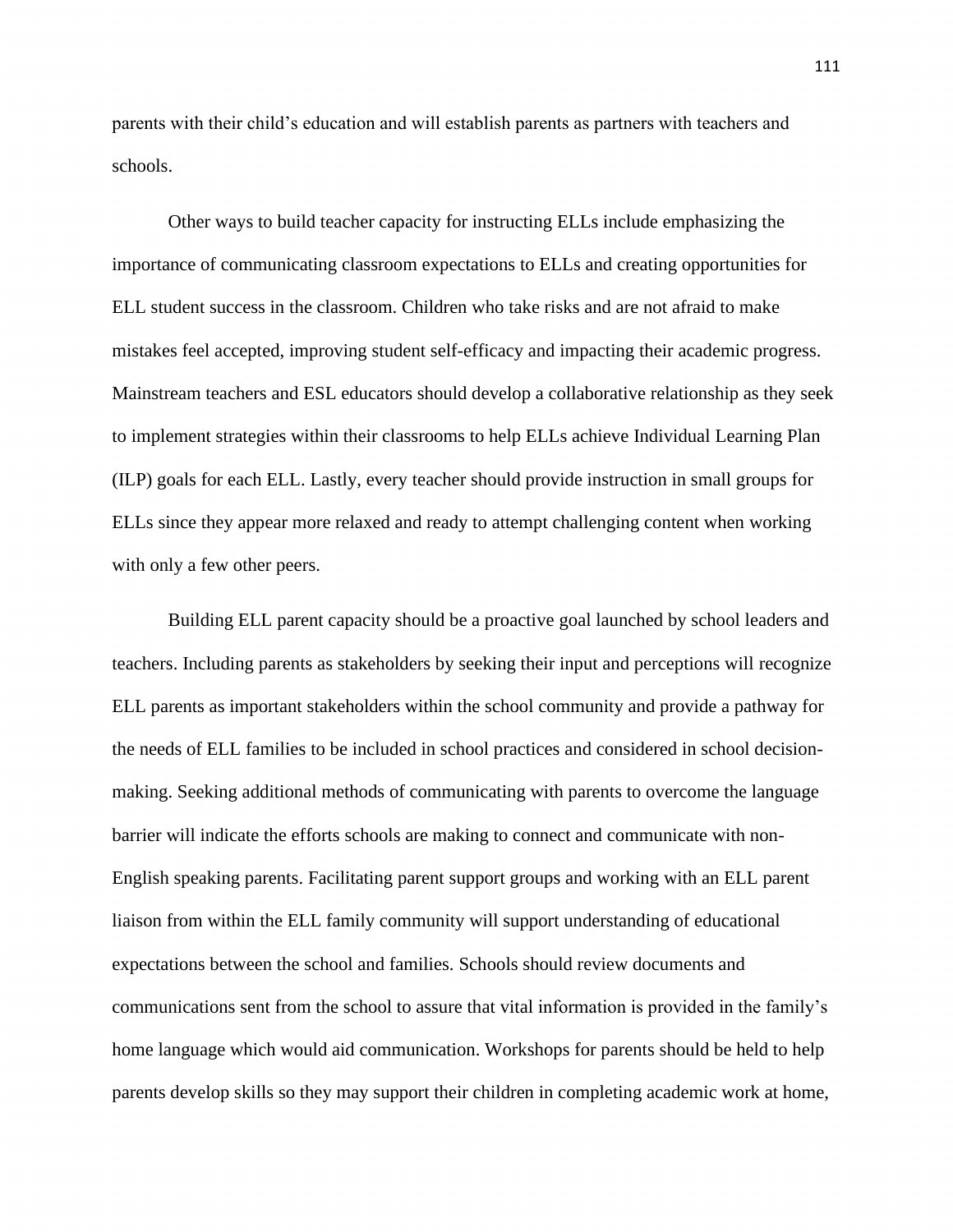parents with their child's education and will establish parents as partners with teachers and schools.

Other ways to build teacher capacity for instructing ELLs include emphasizing the importance of communicating classroom expectations to ELLs and creating opportunities for ELL student success in the classroom. Children who take risks and are not afraid to make mistakes feel accepted, improving student self-efficacy and impacting their academic progress. Mainstream teachers and ESL educators should develop a collaborative relationship as they seek to implement strategies within their classrooms to help ELLs achieve Individual Learning Plan (ILP) goals for each ELL. Lastly, every teacher should provide instruction in small groups for ELLs since they appear more relaxed and ready to attempt challenging content when working with only a few other peers.

Building ELL parent capacity should be a proactive goal launched by school leaders and teachers. Including parents as stakeholders by seeking their input and perceptions will recognize ELL parents as important stakeholders within the school community and provide a pathway for the needs of ELL families to be included in school practices and considered in school decision-making. Seeking additional methods of communicating with parents to overcome the language barrier will indicate the efforts schools are making to connect and communicate with non-English speaking parents. Facilitating parent support groups and working with an ELL parent liaison from within the ELL family community will support understanding of educational expectations between the school and families. Schools should review documents and communications sent from the school to assure that vital information is provided in the family's home language which would aid communication. Workshops for parents should be held to help parents develop skills so they may support their children in completing academic work at home,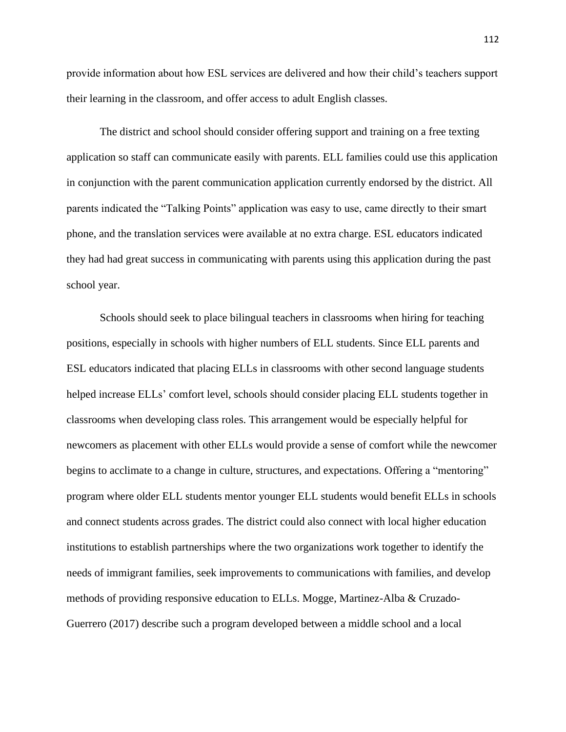provide information about how ESL services are delivered and how their child's teachers support their learning in the classroom, and offer access to adult English classes.

The district and school should consider offering support and training on a free texting application so staff can communicate easily with parents. ELL families could use this application in conjunction with the parent communication application currently endorsed by the district. All parents indicated the "Talking Points" application was easy to use, came directly to their smart phone, and the translation services were available at no extra charge. ESL educators indicated they had had great success in communicating with parents using this application during the past school year.

Schools should seek to place bilingual teachers in classrooms when hiring for teaching positions, especially in schools with higher numbers of ELL students. Since ELL parents and ESL educators indicated that placing ELLs in classrooms with other second language students helped increase ELLs' comfort level, schools should consider placing ELL students together in classrooms when developing class roles. This arrangement would be especially helpful for newcomers as placement with other ELLs would provide a sense of comfort while the newcomer begins to acclimate to a change in culture, structures, and expectations. Offering a "mentoring" program where older ELL students mentor younger ELL students would benefit ELLs in schools and connect students across grades. The district could also connect with local higher education institutions to establish partnerships where the two organizations work together to identify the needs of immigrant families, seek improvements to communications with families, and develop methods of providing responsive education to ELLs. Mogge, Martinez-Alba & Cruzado-Guerrero (2017) describe such a program developed between a middle school and a local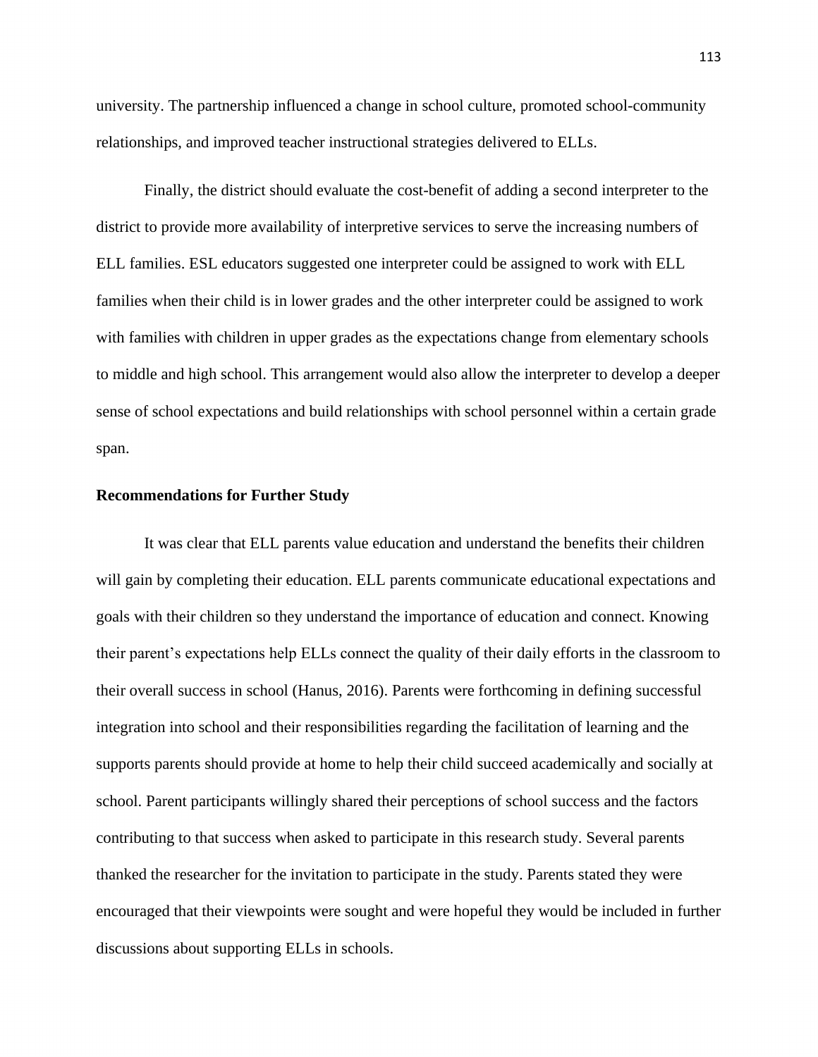university. The partnership influenced a change in school culture, promoted school-community relationships, and improved teacher instructional strategies delivered to ELLs.

Finally, the district should evaluate the cost-benefit of adding a second interpreter to the district to provide more availability of interpretive services to serve the increasing numbers of ELL families. ESL educators suggested one interpreter could be assigned to work with ELL families when their child is in lower grades and the other interpreter could be assigned to work with families with children in upper grades as the expectations change from elementary schools to middle and high school. This arrangement would also allow the interpreter to develop a deeper sense of school expectations and build relationships with school personnel within a certain grade span.

**Recommendations for Further Study**

It was clear that ELL parents value education and understand the benefits their children will gain by completing their education. ELL parents communicate educational expectations and goals with their children so they understand the importance of education and connect. Knowing their parent's expectations help ELLs connect the quality of their daily efforts in the classroom to their overall success in school (Hanus, 2016). Parents were forthcoming in defining successful integration into school and their responsibilities regarding the facilitation of learning and the supports parents should provide at home to help their child succeed academically and socially at school. Parent participants willingly shared their perceptions of school success and the factors contributing to that success when asked to participate in this research study. Several parents thanked the researcher for the invitation to participate in the study. Parents stated they were encouraged that their viewpoints were sought and were hopeful they would be included in further discussions about supporting ELLs in schools.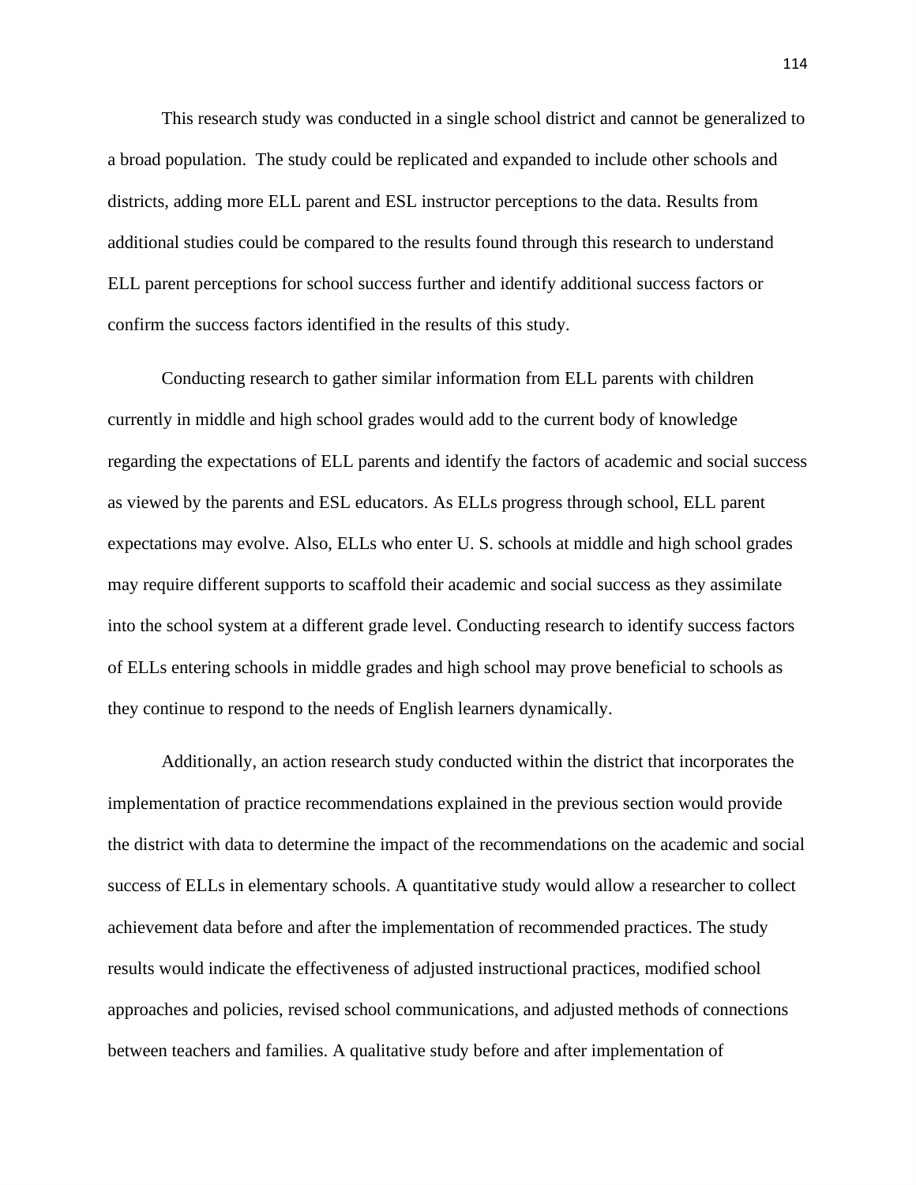This research study was conducted in a single school district and cannot be generalized to a broad population. The study could be replicated and expanded to include other schools and districts, adding more ELL parent and ESL instructor perceptions to the data. Results from additional studies could be compared to the results found through this research to understand ELL parent perceptions for school success further and identify additional success factors or confirm the success factors identified in the results of this study.

Conducting research to gather similar information from ELL parents with children currently in middle and high school grades would add to the current body of knowledge regarding the expectations of ELL parents and identify the factors of academic and social success as viewed by the parents and ESL educators. As ELLs progress through school, ELL parent expectations may evolve. Also, ELLs who enter U. S. schools at middle and high school grades may require different supports to scaffold their academic and social success as they assimilate into the school system at a different grade level. Conducting research to identify success factors of ELLs entering schools in middle grades and high school may prove beneficial to schools as they continue to respond to the needs of English learners dynamically.

Additionally, an action research study conducted within the district that incorporates the implementation of practice recommendations explained in the previous section would provide the district with data to determine the impact of the recommendations on the academic and social success of ELLs in elementary schools. A quantitative study would allow a researcher to collect achievement data before and after the implementation of recommended practices. The study results would indicate the effectiveness of adjusted instructional practices, modified school approaches and policies, revised school communications, and adjusted methods of connections between teachers and families. A qualitative study before and after implementation of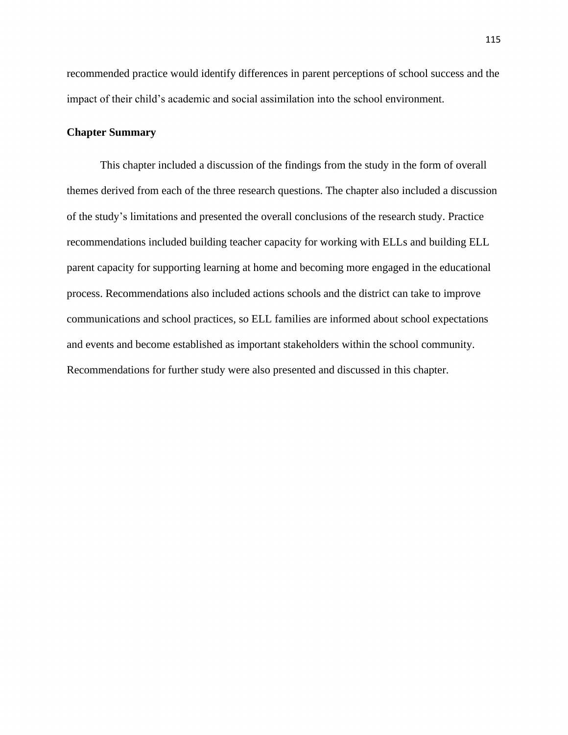recommended practice would identify differences in parent perceptions of school success and the impact of their child’s academic and social assimilation into the school environment.

## Chapter Summary

This chapter included a discussion of the findings from the study in the form of overall themes derived from each of the three research questions. The chapter also included a discussion of the study’s limitations and presented the overall conclusions of the research study. Practice recommendations included building teacher capacity for working with ELLs and building ELL parent capacity for supporting learning at home and becoming more engaged in the educational process. Recommendations also included actions schools and the district can take to improve communications and school practices, so ELL families are informed about school expectations and events and become established as important stakeholders within the school community. Recommendations for further study were also presented and discussed in this chapter.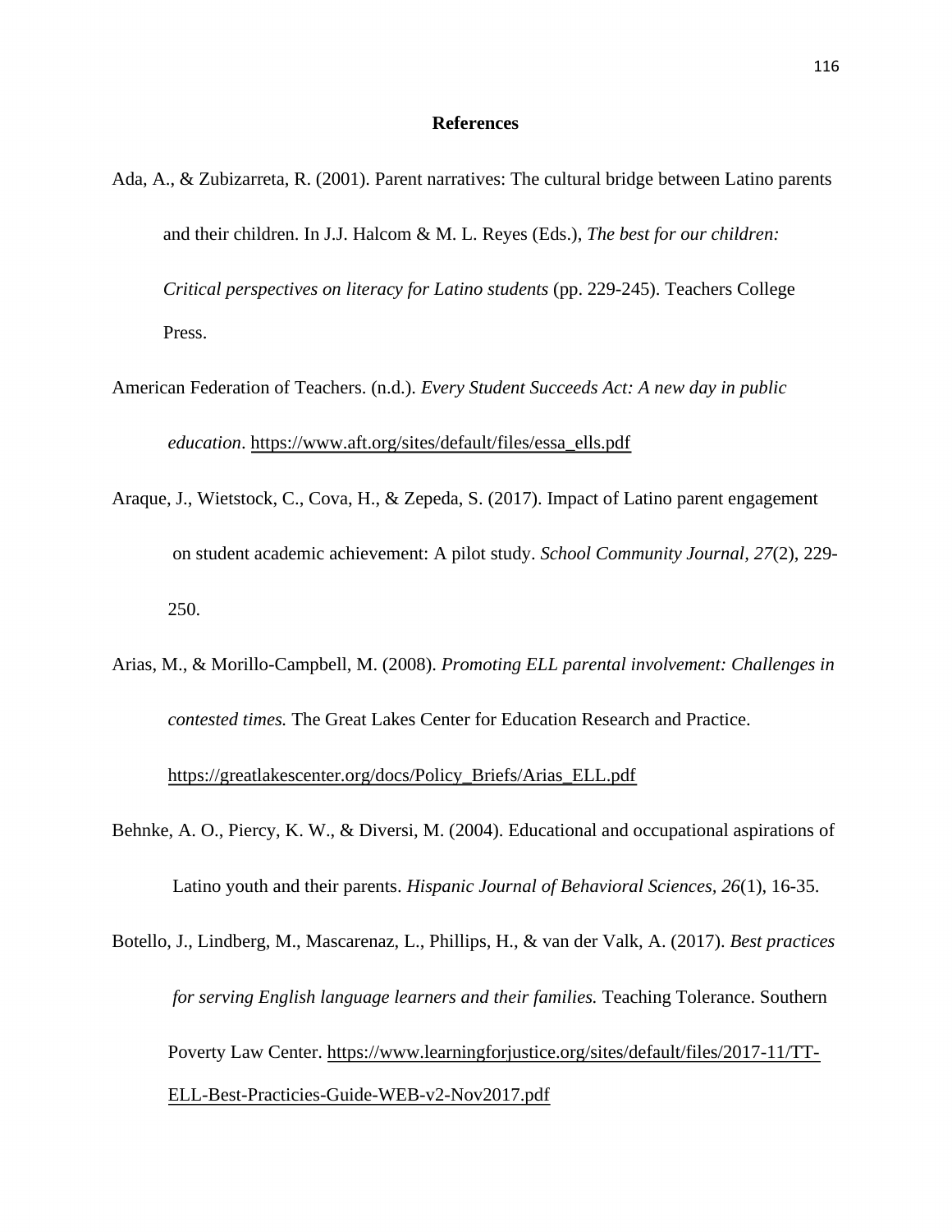# References

Ada, A., & Zubizarreta, R. (2001). Parent narratives: The cultural bridge between Latino parents and their children. In J.J. Halcom & M. L. Reyes (Eds.), *The best for our children: Critical perspectives on literacy for Latino students* (pp. 229-245). Teachers College Press.

American Federation of Teachers. (n.d.). *Every Student Succeeds Act: A new day in public education*. https://www.aft.org/sites/default/files/essa_ells.pdf

Araque, J., Wietstock, C., Cova, H., & Zepeda, S. (2017). Impact of Latino parent engagement on student academic achievement: A pilot study. *School Community Journal, 27*(2), 229-250.

Arias, M., & Morillo-Campbell, M. (2008). *Promoting ELL parental involvement: Challenges in contested times.* The Great Lakes Center for Education Research and Practice. https://greatlakescenter.org/docs/Policy_Briefs/Arias_ELL.pdf

Behnke, A. O., Piercy, K. W., & Diversi, M. (2004). Educational and occupational aspirations of Latino youth and their parents. *Hispanic Journal of Behavioral Sciences, 26*(1), 16-35.

Botello, J., Lindberg, M., Mascarenaz, L., Phillips, H., & van der Valk, A. (2017). *Best practices for serving English language learners and their families.* Teaching Tolerance. Southern Poverty Law Center. https://www.learningforjustice.org/sites/default/files/2017-11/TT-ELL-Best-Practicies-Guide-WEB-v2-Nov2017.pdf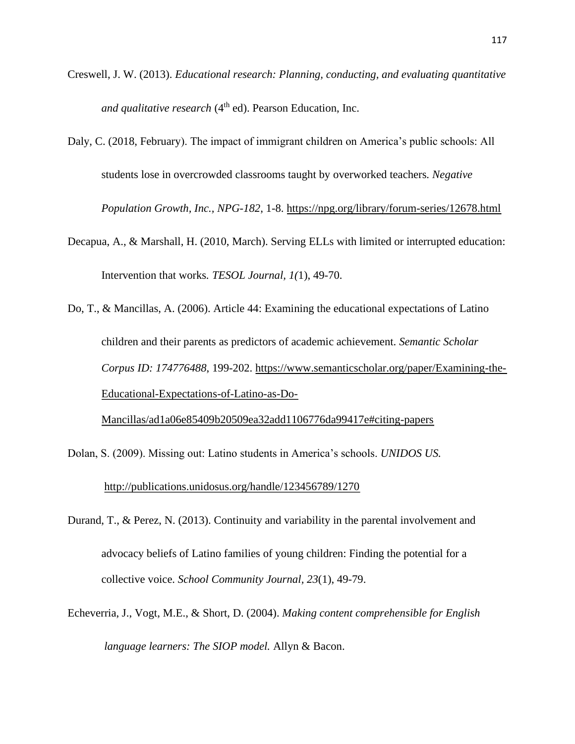Creswell, J. W. (2013). *Educational research: Planning, conducting, and evaluating quantitative and qualitative research* (4th ed). Pearson Education, Inc.

Daly, C. (2018, February). The impact of immigrant children on America's public schools: All students lose in overcrowded classrooms taught by overworked teachers. *Negative Population Growth, Inc., NPG-182*, 1-8. https://npg.org/library/forum-series/12678.html

Decapua, A., & Marshall, H. (2010, March). Serving ELLs with limited or interrupted education: Intervention that works. *TESOL Journal*, *1(*1), 49-70.

Do, T., & Mancillas, A. (2006). Article 44: Examining the educational expectations of Latino children and their parents as predictors of academic achievement. *Semantic Scholar Corpus ID: 174776488*, 199-202. https://www.semanticscholar.org/paper/Examining-the-Educational-Expectations-of-Latino-as-Do-Mancillas/ad1a06e85409b20509ea32add1106776da99417e#citing-papers

Dolan, S. (2009). Missing out: Latino students in America's schools. *UNIDOS US.* http://publications.unidosus.org/handle/123456789/1270

Durand, T., & Perez, N. (2013). Continuity and variability in the parental involvement and advocacy beliefs of Latino families of young children: Finding the potential for a collective voice. *School Community Journal*, *23*(1), 49-79.

Echeverria, J., Vogt, M.E., & Short, D. (2004). *Making content comprehensible for English language learners: The SIOP model.* Allyn & Bacon.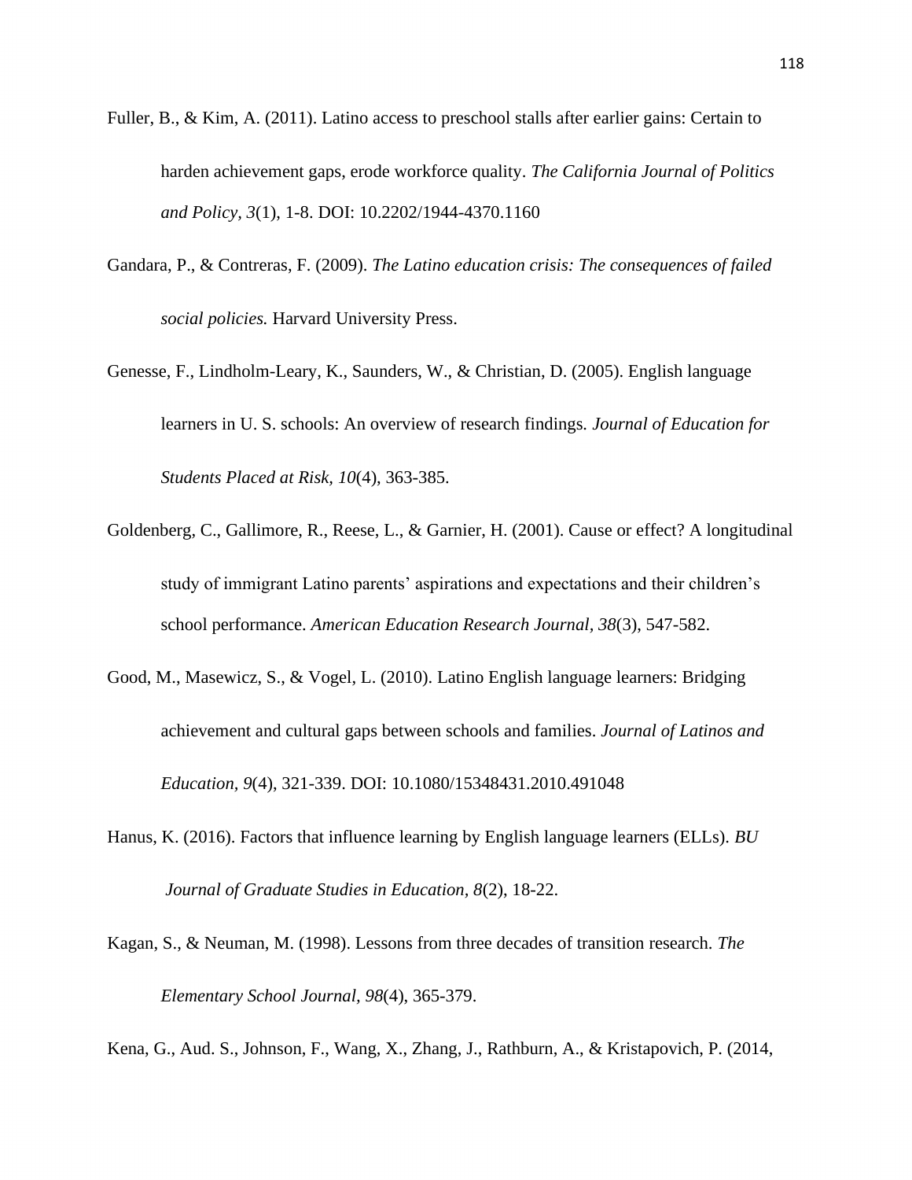Fuller, B., & Kim, A. (2011). Latino access to preschool stalls after earlier gains: Certain to harden achievement gaps, erode workforce quality. *The California Journal of Politics and Policy, 3*(1), 1-8. DOI: 10.2202/1944-4370.1160

Gandara, P., & Contreras, F. (2009). *The Latino education crisis: The consequences of failed social policies.* Harvard University Press.

Genesse, F., Lindholm-Leary, K., Saunders, W., & Christian, D. (2005). English language learners in U. S. schools: An overview of research findings. *Journal of Education for Students Placed at Risk, 10*(4), 363-385.

Goldenberg, C., Gallimore, R., Reese, L., & Garnier, H. (2001). Cause or effect? A longitudinal study of immigrant Latino parents' aspirations and expectations and their children's school performance. *American Education Research Journal*, *38*(3), 547-582.

Good, M., Masewicz, S., & Vogel, L. (2010). Latino English language learners: Bridging achievement and cultural gaps between schools and families. *Journal of Latinos and Education, 9*(4), 321-339. DOI: 10.1080/15348431.2010.491048

Hanus, K. (2016). Factors that influence learning by English language learners (ELLs). *BU Journal of Graduate Studies in Education, 8*(2), 18-22.

Kagan, S., & Neuman, M. (1998). Lessons from three decades of transition research. *The Elementary School Journal*, *98*(4), 365-379.

Kena, G., Aud. S., Johnson, F., Wang, X., Zhang, J., Rathburn, A., & Kristapovich, P. (2014,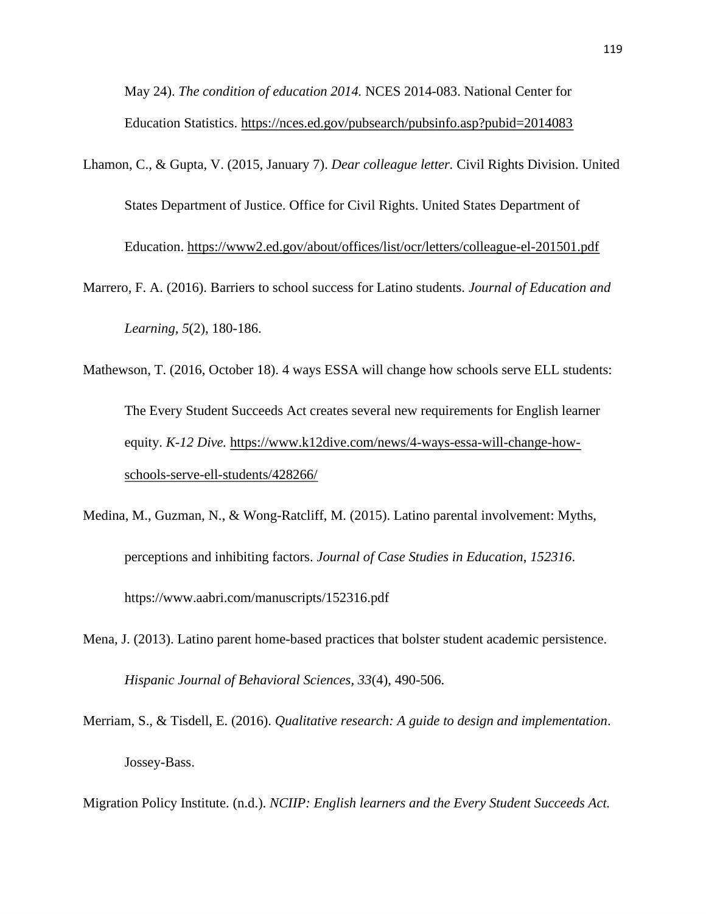May 24). *The condition of education 2014.* NCES 2014-083. National Center for Education Statistics. https://nces.ed.gov/pubsearch/pubsinfo.asp?pubid=2014083

Lhamon, C., & Gupta, V. (2015, January 7). *Dear colleague letter.* Civil Rights Division. United States Department of Justice. Office for Civil Rights. United States Department of Education. https://www2.ed.gov/about/offices/list/ocr/letters/colleague-el-201501.pdf

Marrero, F. A. (2016). Barriers to school success for Latino students. *Journal of Education and Learning, 5*(2), 180-186.

Mathewson, T. (2016, October 18). 4 ways ESSA will change how schools serve ELL students: The Every Student Succeeds Act creates several new requirements for English learner equity. *K-12 Dive.* https://www.k12dive.com/news/4-ways-essa-will-change-how-schools-serve-ell-students/428266/

Medina, M., Guzman, N., & Wong-Ratcliff, M. (2015). Latino parental involvement: Myths, perceptions and inhibiting factors. *Journal of Case Studies in Education*, *152316*. https://www.aabri.com/manuscripts/152316.pdf

Mena, J. (2013). Latino parent home-based practices that bolster student academic persistence. *Hispanic Journal of Behavioral Sciences, 33*(4), 490-506.

Merriam, S., & Tisdell, E. (2016). *Qualitative research: A guide to design and implementation*. Jossey-Bass.

Migration Policy Institute. (n.d.). *NCIIP: English learners and the Every Student Succeeds Act.*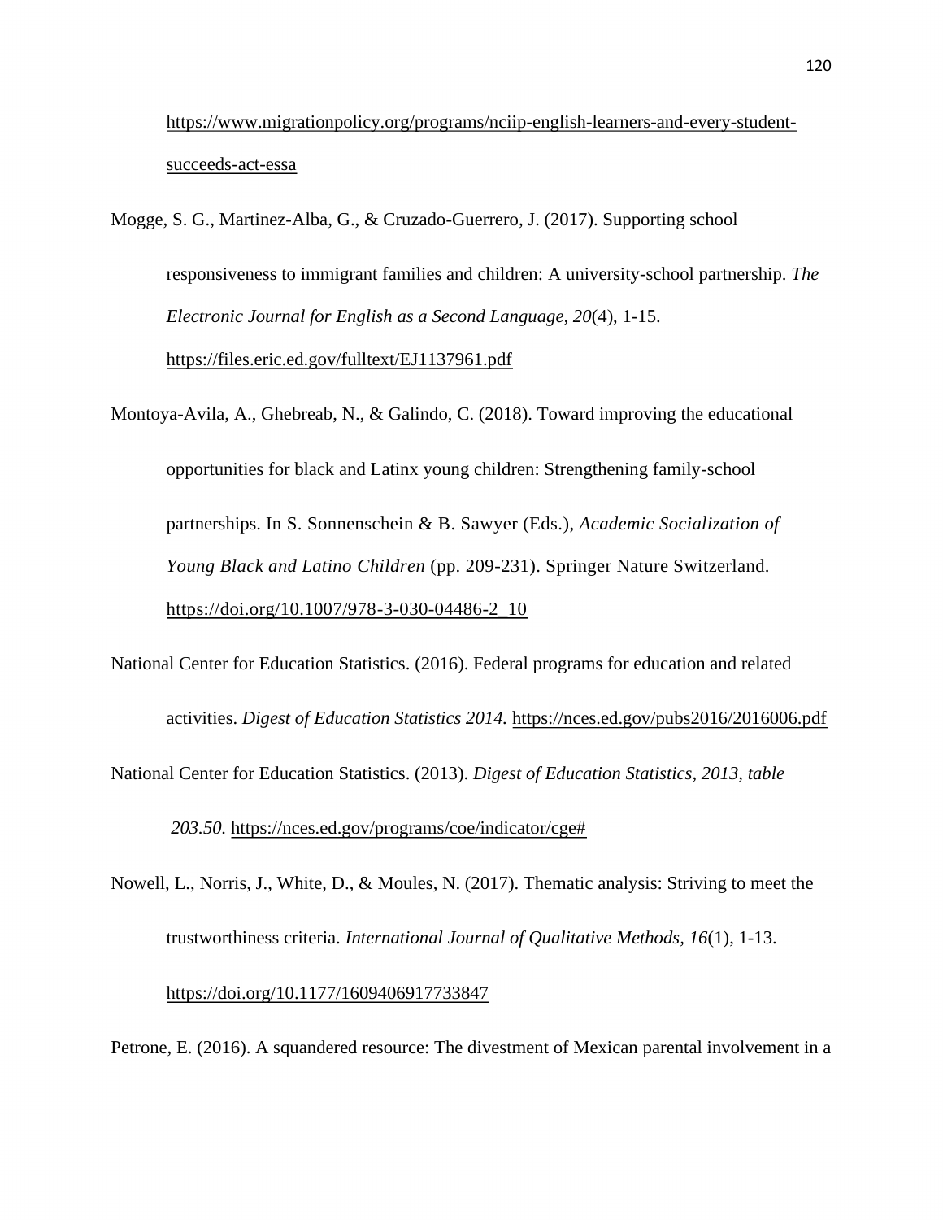https://www.migrationpolicy.org/programs/nciip-english-learners-and-every-student-succeeds-act-essa

Mogge, S. G., Martinez-Alba, G., & Cruzado-Guerrero, J. (2017). Supporting school responsiveness to immigrant families and children: A university-school partnership. *The Electronic Journal for English as a Second Language, 20*(4), 1-15. https://files.eric.ed.gov/fulltext/EJ1137961.pdf

Montoya-Avila, A., Ghebreab, N., & Galindo, C. (2018). Toward improving the educational opportunities for black and Latinx young children: Strengthening family-school partnerships. In S. Sonnenschein & B. Sawyer (Eds.), *Academic Socialization of Young Black and Latino Children* (pp. 209-231). Springer Nature Switzerland. https://doi.org/10.1007/978-3-030-04486-2_10

National Center for Education Statistics. (2016). Federal programs for education and related activities. *Digest of Education Statistics 2014.* https://nces.ed.gov/pubs2016/2016006.pdf

National Center for Education Statistics. (2013). *Digest of Education Statistics, 2013, table 203.50.* https://nces.ed.gov/programs/coe/indicator/cge#

Nowell, L., Norris, J., White, D., & Moules, N. (2017). Thematic analysis: Striving to meet the trustworthiness criteria. *International Journal of Qualitative Methods, 16*(1), 1-13. https://doi.org/10.1177/1609406917733847

Petrone, E. (2016). A squandered resource: The divestment of Mexican parental involvement in a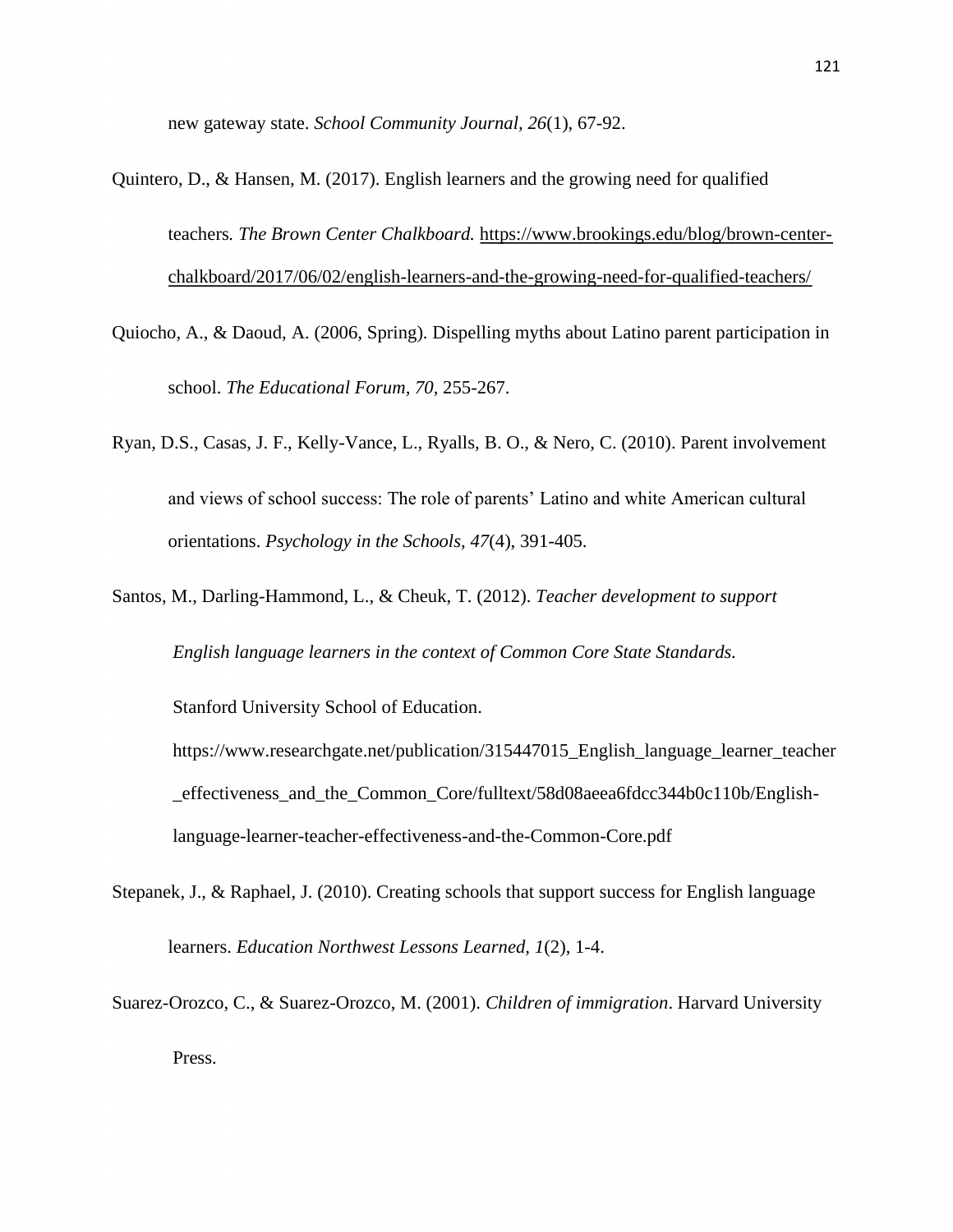new gateway state. *School Community Journal, 26*(1), 67-92.

Quintero, D., & Hansen, M. (2017). English learners and the growing need for qualified teachers*. The Brown Center Chalkboard.* https://www.brookings.edu/blog/brown-center-chalkboard/2017/06/02/english-learners-and-the-growing-need-for-qualified-teachers/

Quiocho, A., & Daoud, A. (2006, Spring). Dispelling myths about Latino parent participation in school. *The Educational Forum, 70,* 255-267.

Ryan, D.S., Casas, J. F., Kelly-Vance, L., Ryalls, B. O., & Nero, C. (2010). Parent involvement and views of school success: The role of parents' Latino and white American cultural orientations. *Psychology in the Schools, 47*(4), 391-405.

Santos, M., Darling-Hammond, L., & Cheuk, T. (2012). *Teacher development to support English language learners in the context of Common Core State Standards.* Stanford University School of Education. https://www.researchgate.net/publication/315447015_English_language_learner_teacher_effectiveness_and_the_Common_Core/fulltext/58d08aeea6fdcc344b0c110b/English-language-learner-teacher-effectiveness-and-the-Common-Core.pdf

Stepanek, J., & Raphael, J. (2010). Creating schools that support success for English language learners. *Education Northwest Lessons Learned, 1*(2), 1-4.

Suarez-Orozco, C., & Suarez-Orozco, M. (2001). *Children of immigration*. Harvard University Press.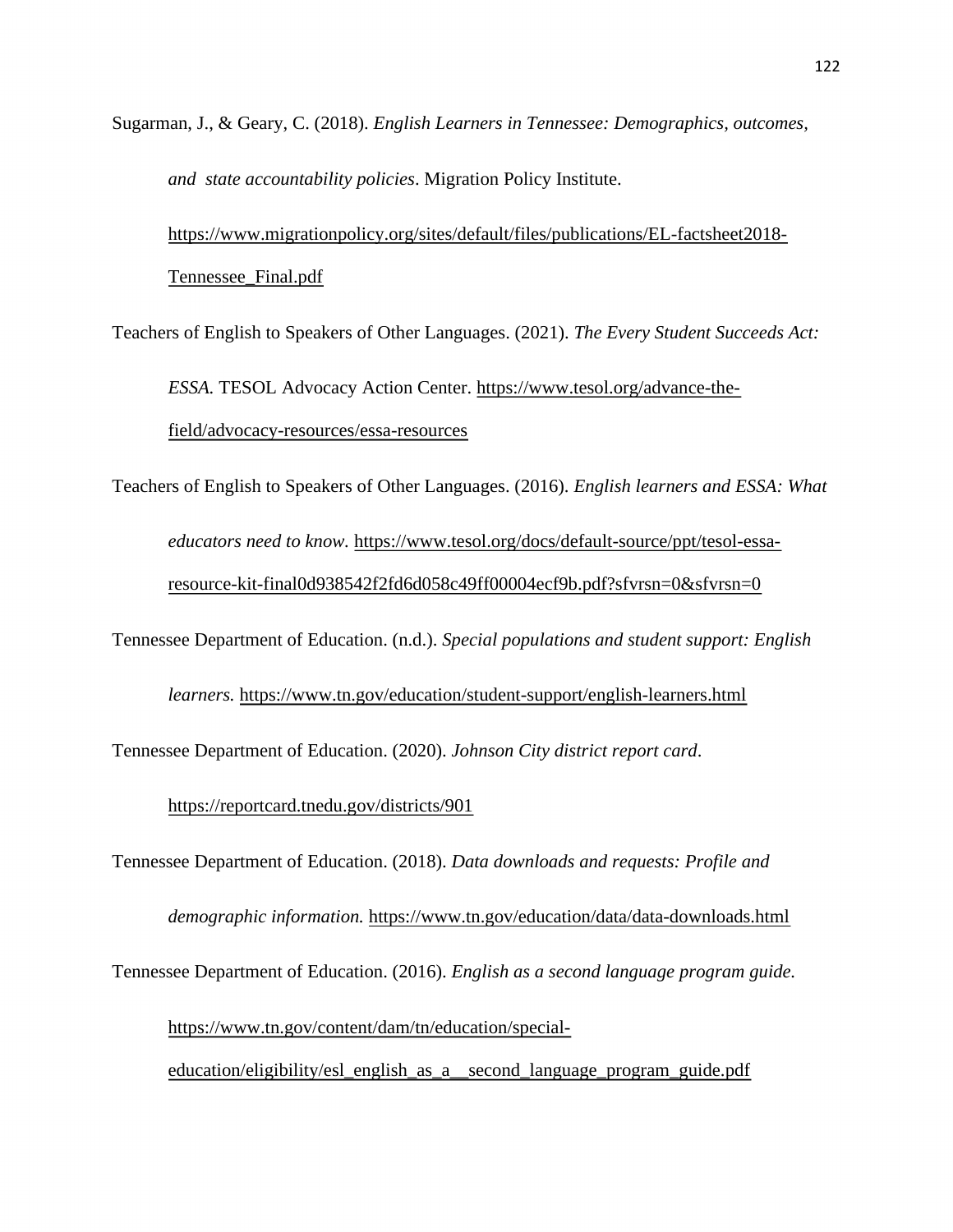Sugarman, J., & Geary, C. (2018). *English Learners in Tennessee: Demographics, outcomes, and state accountability policies*. Migration Policy Institute. https://www.migrationpolicy.org/sites/default/files/publications/EL-factsheet2018-Tennessee_Final.pdf

Teachers of English to Speakers of Other Languages. (2021). *The Every Student Succeeds Act: ESSA.* TESOL Advocacy Action Center. https://www.tesol.org/advance-the-field/advocacy-resources/essa-resources

Teachers of English to Speakers of Other Languages. (2016). *English learners and ESSA: What educators need to know.* https://www.tesol.org/docs/default-source/ppt/tesol-essa-resource-kit-final0d938542f2fd6d058c49ff00004ecf9b.pdf?sfvrsn=0&sfvrsn=0

Tennessee Department of Education. (n.d.). *Special populations and student support: English learners.* https://www.tn.gov/education/student-support/english-learners.html

Tennessee Department of Education. (2020). *Johnson City district report card*. https://reportcard.tnedu.gov/districts/901

Tennessee Department of Education. (2018). *Data downloads and requests: Profile and demographic information.* https://www.tn.gov/education/data/data-downloads.html

Tennessee Department of Education. (2016). *English as a second language program guide.* https://www.tn.gov/content/dam/tn/education/special-education/eligibility/esl_english_as_a__second_language_program_guide.pdf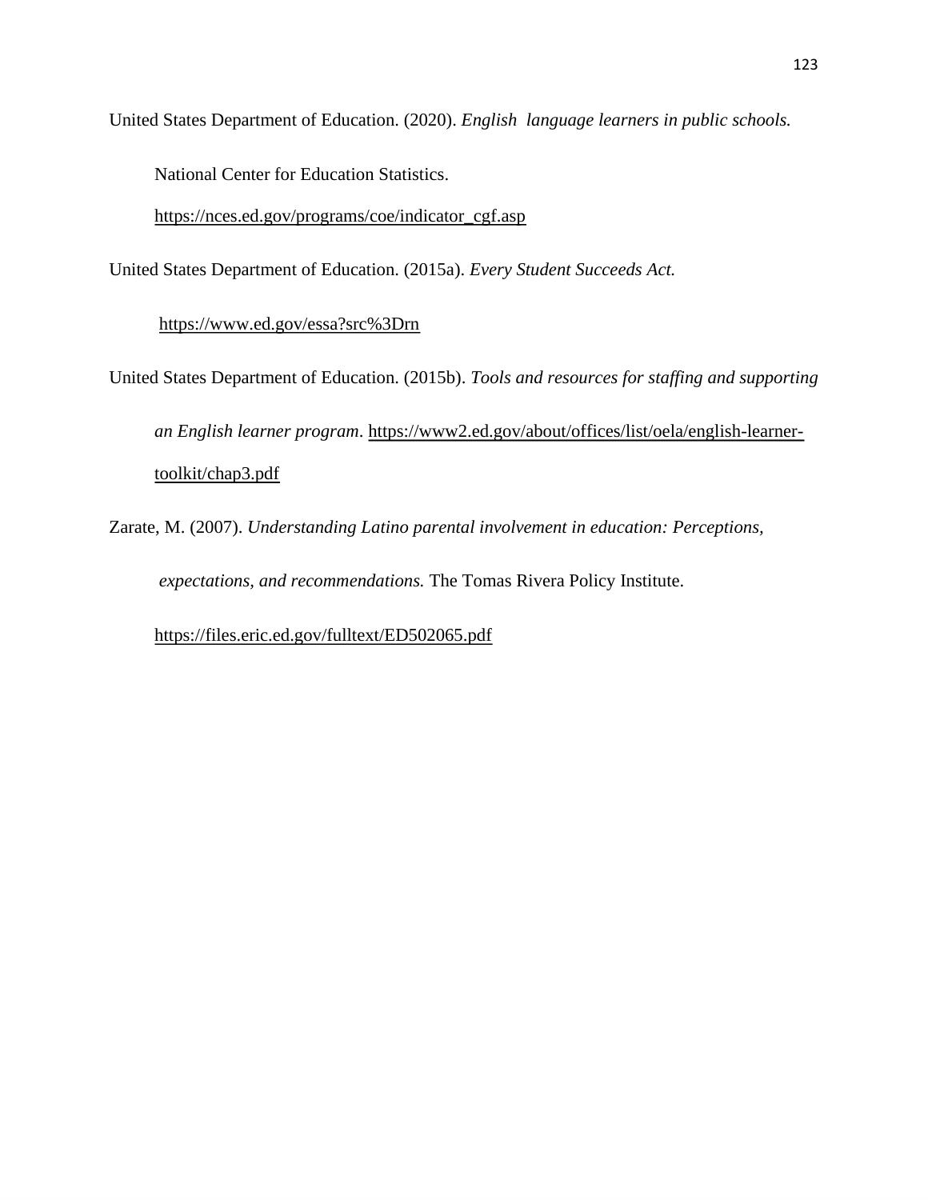United States Department of Education. (2020). *English language learners in public schools.* National Center for Education Statistics. https://nces.ed.gov/programs/coe/indicator_cgf.asp

United States Department of Education. (2015a). *Every Student Succeeds Act.* https://www.ed.gov/essa?src%3Drn

United States Department of Education. (2015b). *Tools and resources for staffing and supporting an English learner program*. https://www2.ed.gov/about/offices/list/oela/english-learner-toolkit/chap3.pdf

Zarate, M. (2007). *Understanding Latino parental involvement in education: Perceptions, expectations, and recommendations.* The Tomas Rivera Policy Institute. https://files.eric.ed.gov/fulltext/ED502065.pdf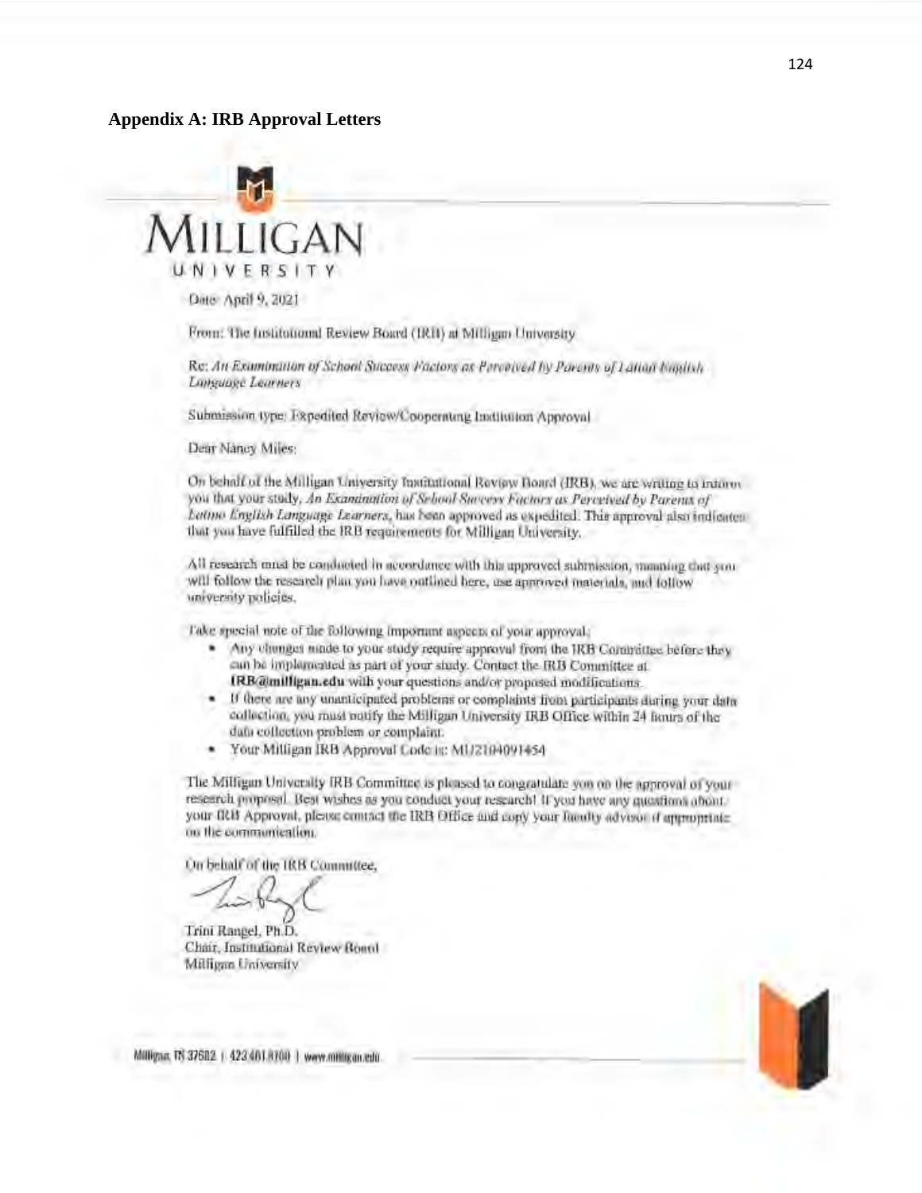## Appendix A: IRB Approval Letters

MILLIGAN UNIVERSITY

Date: April 9, 2021

From: The Institutional Review Board (IRB) at Milligan University

Re: *An Examination of School Success Factors as Perceived by Parents of Latino English Language Learners*

Submission type: Expedited Review/Cooperating Institution Approval

Dear Nancy Miles:

On behalf of the Milligan University Institutional Review Board (IRB), we are writing to inform you that your study, *An Examination of School Success Factors as Perceived by Parents of Latino English Language Learners*, has been approved as expedited. This approval also indicates that you have fulfilled the IRB requirements for Milligan University.

All research must be conducted in accordance with this approved submission, meaning that you will follow the research plan you have outlined here, use approved materials, and follow university policies.

Take special note of the following important aspects of your approval:

- Any changes made to your study require approval from the IRB Committee before they can be implemented as part of your study. Contact the IRB Committee at **IRB@milligan.edu** with your questions and/or proposed modifications.
- If there are any unanticipated problems or complaints from participants during your data collection, you must notify the Milligan University IRB Office within 24 hours of the data collection problem or complaint.
- Your Milligan IRB Approval Code is: MU2104091454

The Milligan University IRB Committee is pleased to congratulate you on the approval of your research proposal. Best wishes as you conduct your research! If you have any questions about your IRB Approval, please contact the IRB Office and copy your faculty advisor if appropriate on the communication.

On behalf of the IRB Committee,

Trini Rangel, Ph.D.
Chair, Institutional Review Board
Milligan University

Milligan, TN 37682 | 423.461.8700 | www.milligan.edu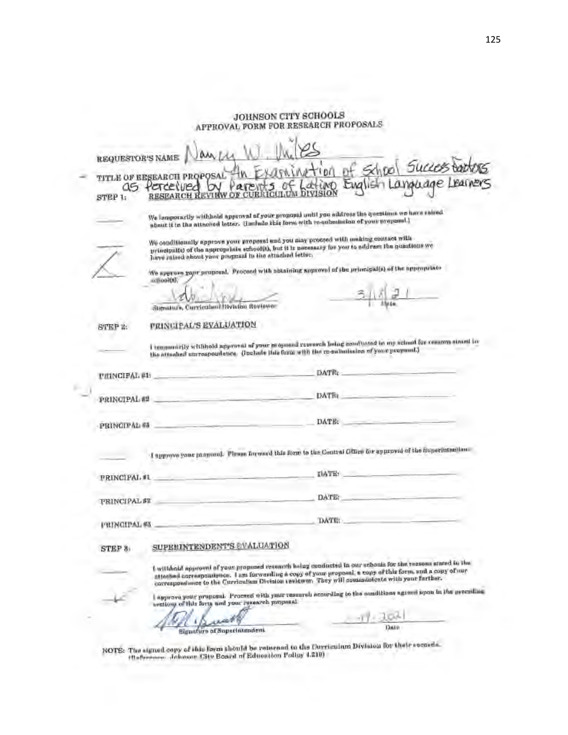# JOHNSON CITY SCHOOLS

## APPROVAL FORM FOR RESEARCH PROPOSALS

REQUESTOR'S NAME Nancy W. Miles

TITLE OF RESEARCH PROPOSAL An Examination of School Success Factors as Perceived by Parents of Latino English Language Learners

STEP 1: **RESEARCH REVIEW OF CURRICULUM DIVISION**

_____ We temporarily withhold approval of your proposal until you address the questions we have raised about it in the attached letter. (Include this form with re-submission of your proposal.)

_____ We conditionally approve your proposal and you may proceed with making contact with principal(s) of the appropriate school(s), but it is necessary for you to address the questions we have raised about your proposal in the attached letter.

__X__ We approve your proposal. Proceed with obtaining approval of the principal(s) of the appropriate school(s).

_______________ Signature, Curriculum Division Reviewer

3/18/21 Date

STEP 2: **PRINCIPAL'S EVALUATION**

_____ I temporarily withhold approval of your proposed research being conducted in my school for reasons stated in the attached correspondence. (Include this form with the re-submission of your proposal.)

PRINCIPAL #1: _______________ DATE: _______________

PRINCIPAL #2 _______________ DATE: _______________

PRINCIPAL #3 _______________ DATE: _______________

_____ I approve your proposal. Please forward this form to the Central Office for approval of the Superintendent.

PRINCIPAL #1 _______________ DATE: _______________

PRINCIPAL #2 _______________ DATE: _______________

PRINCIPAL #3 _______________ DATE: _______________

STEP 3: **SUPERINTENDENT'S EVALUATION**

_____ I withhold approval of your proposed research being conducted in our schools for the reasons stated in the attached correspondence. I am forwarding a copy of your proposal, a copy of this form, and a copy of our correspondence to the Curriculum Division reviewer. They will communicate with your further.

__✓__ I approve your proposal. Proceed with your research according to the conditions agreed upon in the preceding sections of this form and your research proposal.

_______________ Signature of Superintendent

3-19-2021 Date

NOTE: The signed copy of this form should be returned to the Curriculum Division for their records. (Reference: Johnson City Board of Education Policy 4.210)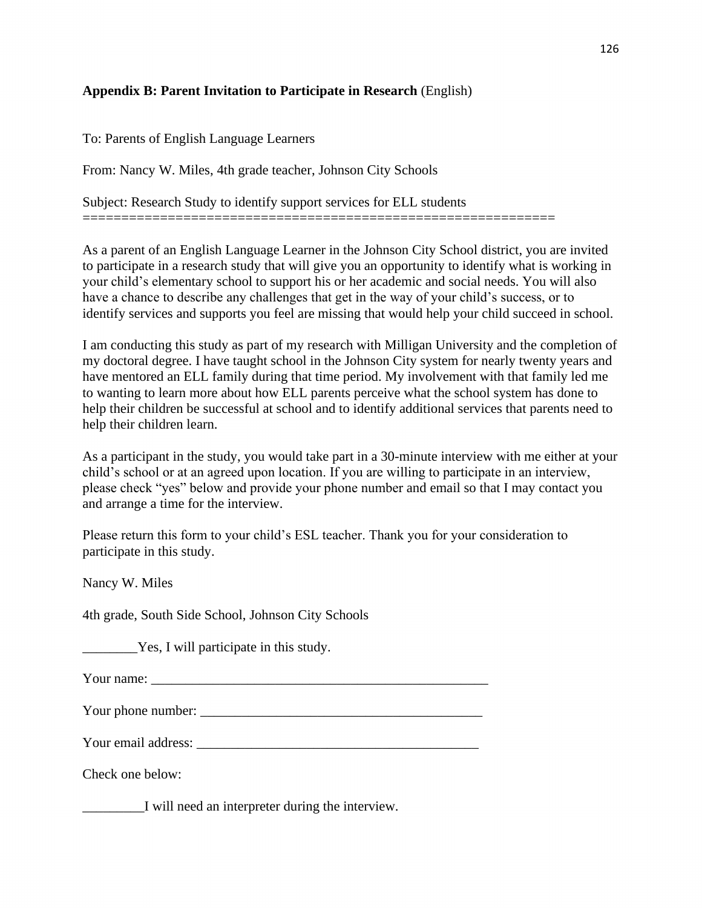**Appendix B: Parent Invitation to Participate in Research** (English)

To: Parents of English Language Learners

From: Nancy W. Miles, 4th grade teacher, Johnson City Schools

Subject: Research Study to identify support services for ELL students
==============================================================

As a parent of an English Language Learner in the Johnson City School district, you are invited to participate in a research study that will give you an opportunity to identify what is working in your child's elementary school to support his or her academic and social needs. You will also have a chance to describe any challenges that get in the way of your child's success, or to identify services and supports you feel are missing that would help your child succeed in school.

I am conducting this study as part of my research with Milligan University and the completion of my doctoral degree. I have taught school in the Johnson City system for nearly twenty years and have mentored an ELL family during that time period. My involvement with that family led me to wanting to learn more about how ELL parents perceive what the school system has done to help their children be successful at school and to identify additional services that parents need to help their children learn.

As a participant in the study, you would take part in a 30-minute interview with me either at your child's school or at an agreed upon location. If you are willing to participate in an interview, please check "yes" below and provide your phone number and email so that I may contact you and arrange a time for the interview.

Please return this form to your child's ESL teacher. Thank you for your consideration to participate in this study.

Nancy W. Miles

4th grade, South Side School, Johnson City Schools

________Yes, I will participate in this study.

Your name: ___________________________________________________

Your phone number: _________________________________________

Your email address: _________________________________________

Check one below:

_________I will need an interpreter during the interview.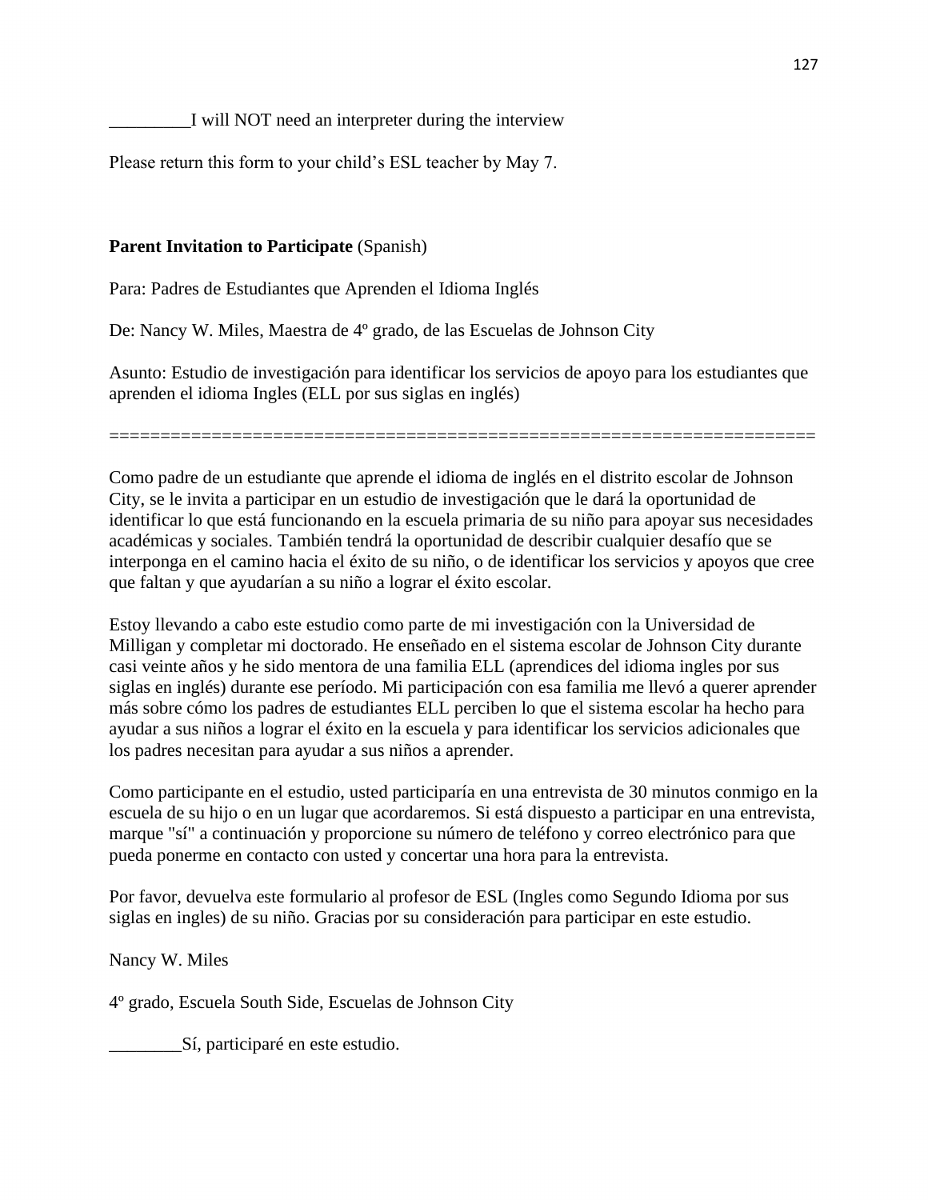_________I will NOT need an interpreter during the interview

Please return this form to your child's ESL teacher by May 7.

**Parent Invitation to Participate** (Spanish)

Para: Padres de Estudiantes que Aprenden el Idioma Inglés

De: Nancy W. Miles, Maestra de 4º grado, de las Escuelas de Johnson City

Asunto: Estudio de investigación para identificar los servicios de apoyo para los estudiantes que aprenden el idioma Ingles (ELL por sus siglas en inglés)

======================================================================

Como padre de un estudiante que aprende el idioma de inglés en el distrito escolar de Johnson City, se le invita a participar en un estudio de investigación que le dará la oportunidad de identificar lo que está funcionando en la escuela primaria de su niño para apoyar sus necesidades académicas y sociales. También tendrá la oportunidad de describir cualquier desafío que se interponga en el camino hacia el éxito de su niño, o de identificar los servicios y apoyos que cree que faltan y que ayudarían a su niño a lograr el éxito escolar.

Estoy llevando a cabo este estudio como parte de mi investigación con la Universidad de Milligan y completar mi doctorado. He enseñado en el sistema escolar de Johnson City durante casi veinte años y he sido mentora de una familia ELL (aprendices del idioma ingles por sus siglas en inglés) durante ese período. Mi participación con esa familia me llevó a querer aprender más sobre cómo los padres de estudiantes ELL perciben lo que el sistema escolar ha hecho para ayudar a sus niños a lograr el éxito en la escuela y para identificar los servicios adicionales que los padres necesitan para ayudar a sus niños a aprender.

Como participante en el estudio, usted participaría en una entrevista de 30 minutos conmigo en la escuela de su hijo o en un lugar que acordaremos. Si está dispuesto a participar en una entrevista, marque "sí" a continuación y proporcione su número de teléfono y correo electrónico para que pueda ponerme en contacto con usted y concertar una hora para la entrevista.

Por favor, devuelva este formulario al profesor de ESL (Ingles como Segundo Idioma por sus siglas en ingles) de su niño. Gracias por su consideración para participar en este estudio.

Nancy W. Miles

4º grado, Escuela South Side, Escuelas de Johnson City

________Sí, participaré en este estudio.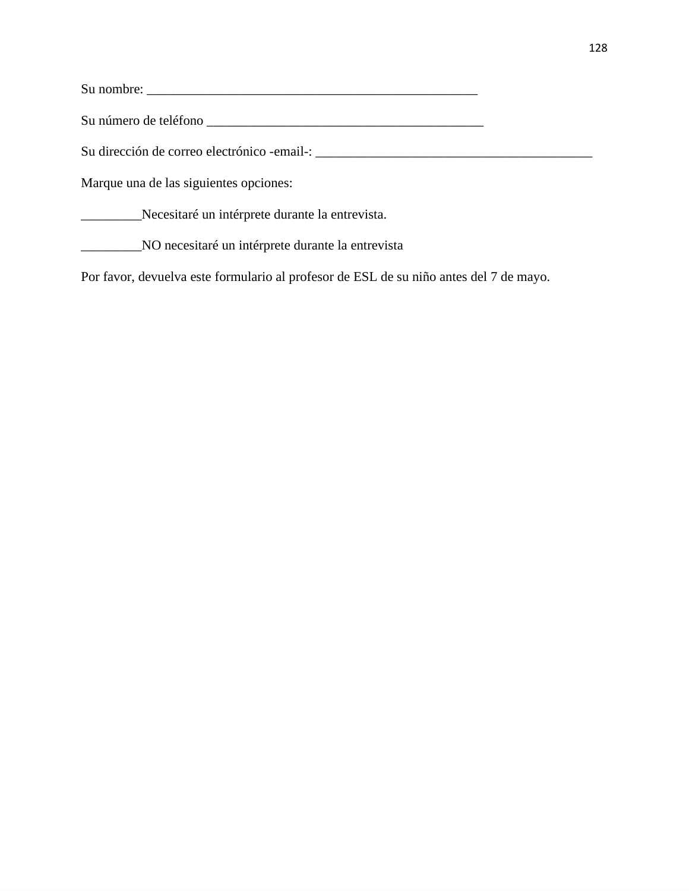Su nombre: ___________________________________________________

Su número de teléfono __________________________________________

Su dirección de correo electrónico -email-: __________________________________________

Marque una de las siguientes opciones:

_________Necesitaré un intérprete durante la entrevista.

_________NO necesitaré un intérprete durante la entrevista

Por favor, devuelva este formulario al profesor de ESL de su niño antes del 7 de mayo.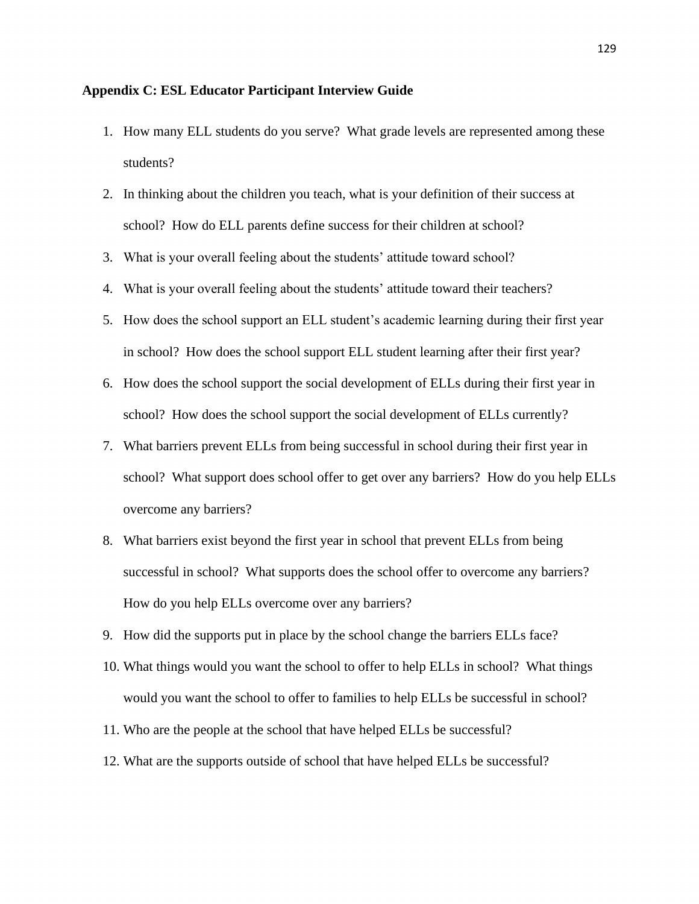## Appendix C: ESL Educator Participant Interview Guide

1. How many ELL students do you serve?  What grade levels are represented among these students?
2. In thinking about the children you teach, what is your definition of their success at school?  How do ELL parents define success for their children at school?
3. What is your overall feeling about the students' attitude toward school?
4. What is your overall feeling about the students' attitude toward their teachers?
5. How does the school support an ELL student's academic learning during their first year in school?  How does the school support ELL student learning after their first year?
6. How does the school support the social development of ELLs during their first year in school?  How does the school support the social development of ELLs currently?
7. What barriers prevent ELLs from being successful in school during their first year in school?  What support does school offer to get over any barriers?  How do you help ELLs overcome any barriers?
8. What barriers exist beyond the first year in school that prevent ELLs from being successful in school?  What supports does the school offer to overcome any barriers?  How do you help ELLs overcome over any barriers?
9. How did the supports put in place by the school change the barriers ELLs face?
10. What things would you want the school to offer to help ELLs in school?  What things would you want the school to offer to families to help ELLs be successful in school?
11. Who are the people at the school that have helped ELLs be successful?
12. What are the supports outside of school that have helped ELLs be successful?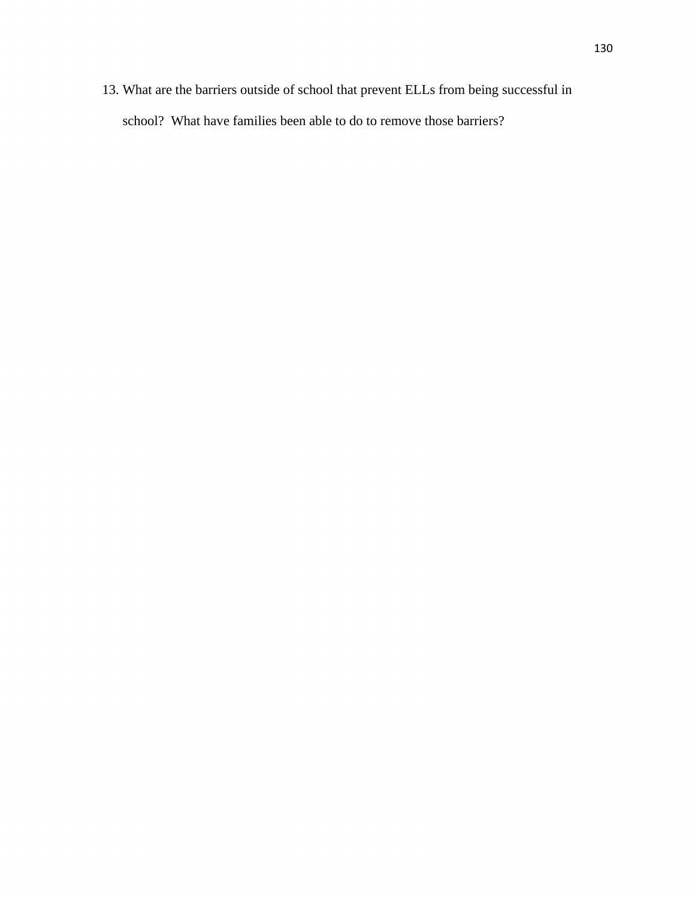13. What are the barriers outside of school that prevent ELLs from being successful in school? What have families been able to do to remove those barriers?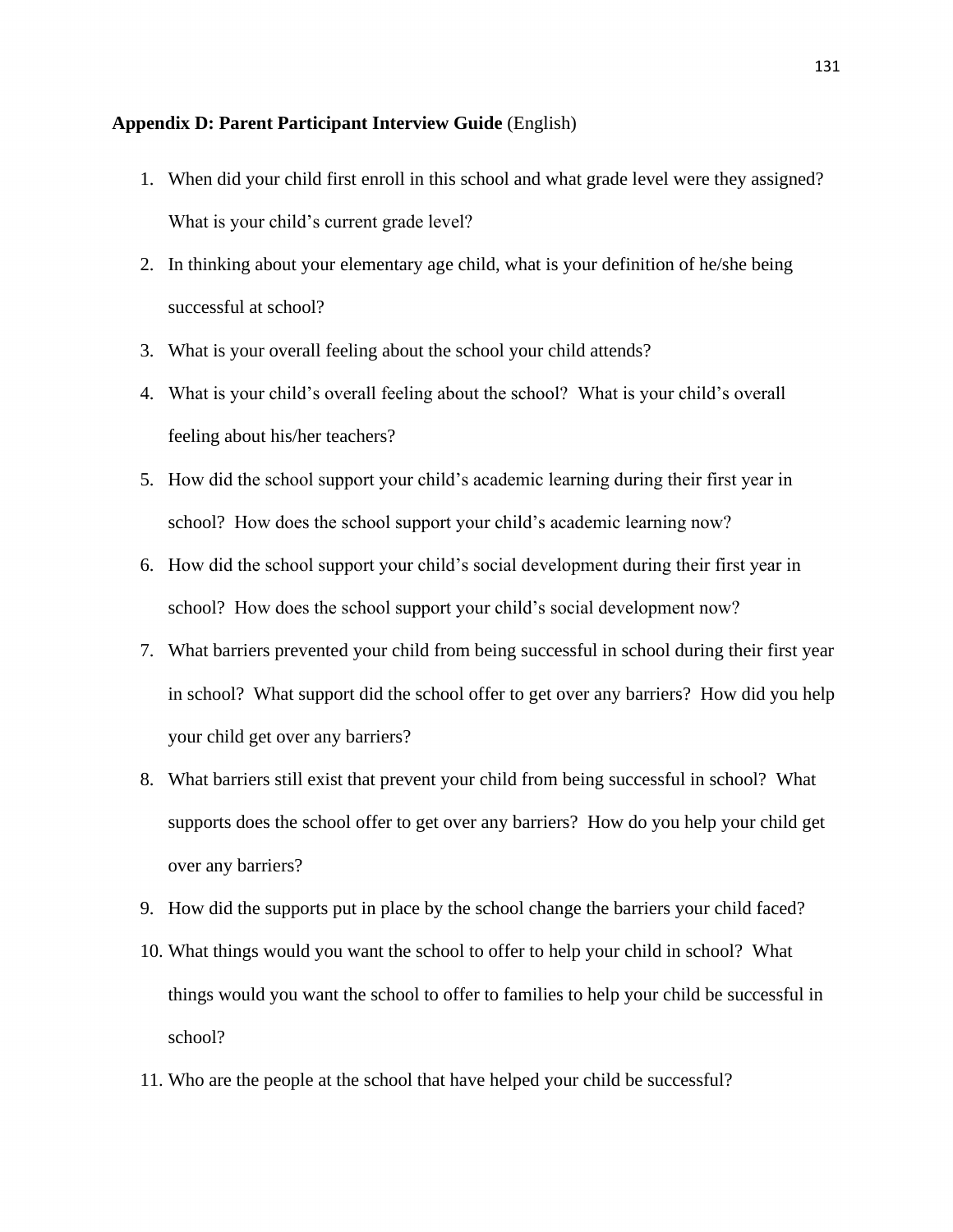**Appendix D: Parent Participant Interview Guide** (English)

1. When did your child first enroll in this school and what grade level were they assigned? What is your child's current grade level?
2. In thinking about your elementary age child, what is your definition of he/she being successful at school?
3. What is your overall feeling about the school your child attends?
4. What is your child's overall feeling about the school? What is your child's overall feeling about his/her teachers?
5. How did the school support your child's academic learning during their first year in school? How does the school support your child's academic learning now?
6. How did the school support your child's social development during their first year in school? How does the school support your child's social development now?
7. What barriers prevented your child from being successful in school during their first year in school? What support did the school offer to get over any barriers? How did you help your child get over any barriers?
8. What barriers still exist that prevent your child from being successful in school? What supports does the school offer to get over any barriers? How do you help your child get over any barriers?
9. How did the supports put in place by the school change the barriers your child faced?
10. What things would you want the school to offer to help your child in school? What things would you want the school to offer to families to help your child be successful in school?
11. Who are the people at the school that have helped your child be successful?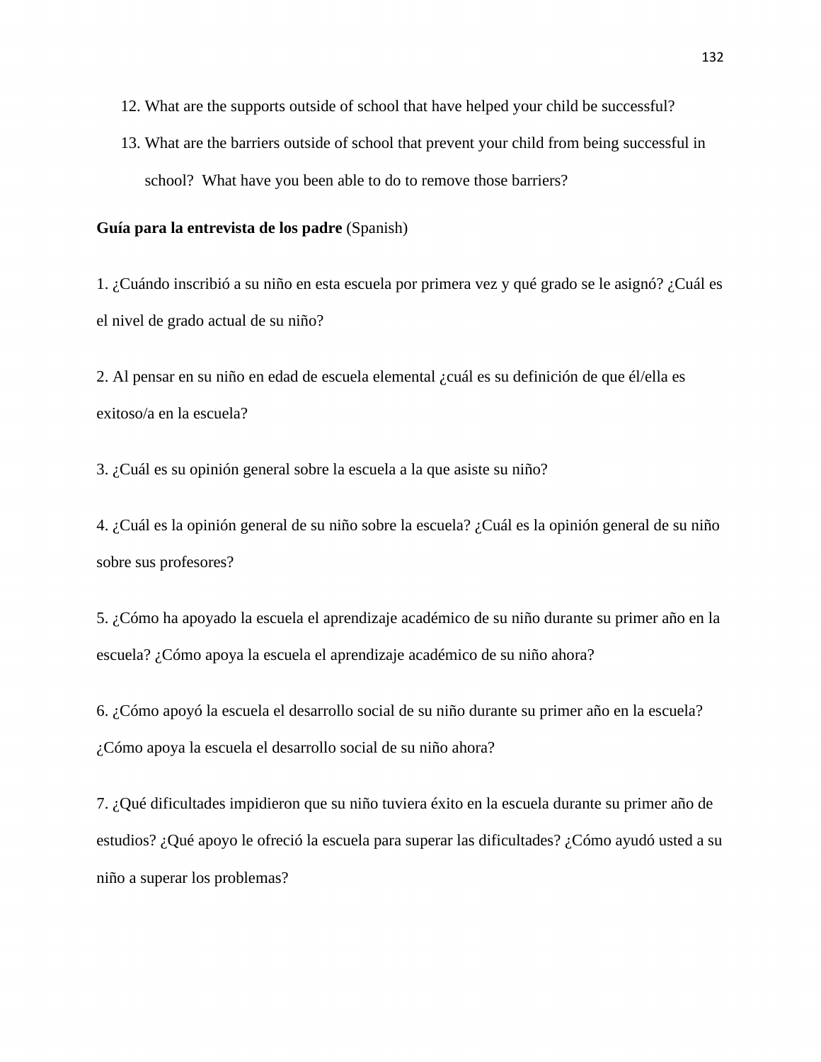12. What are the supports outside of school that have helped your child be successful?
13. What are the barriers outside of school that prevent your child from being successful in school? What have you been able to do to remove those barriers?

**Guía para la entrevista de los padre** (Spanish)

1. ¿Cuándo inscribió a su niño en esta escuela por primera vez y qué grado se le asignó? ¿Cuál es el nivel de grado actual de su niño?

2. Al pensar en su niño en edad de escuela elemental ¿cuál es su definición de que él/ella es exitoso/a en la escuela?

3. ¿Cuál es su opinión general sobre la escuela a la que asiste su niño?

4. ¿Cuál es la opinión general de su niño sobre la escuela? ¿Cuál es la opinión general de su niño sobre sus profesores?

5. ¿Cómo ha apoyado la escuela el aprendizaje académico de su niño durante su primer año en la escuela? ¿Cómo apoya la escuela el aprendizaje académico de su niño ahora?

6. ¿Cómo apoyó la escuela el desarrollo social de su niño durante su primer año en la escuela? ¿Cómo apoya la escuela el desarrollo social de su niño ahora?

7. ¿Qué dificultades impidieron que su niño tuviera éxito en la escuela durante su primer año de estudios? ¿Qué apoyo le ofreció la escuela para superar las dificultades? ¿Cómo ayudó usted a su niño a superar los problemas?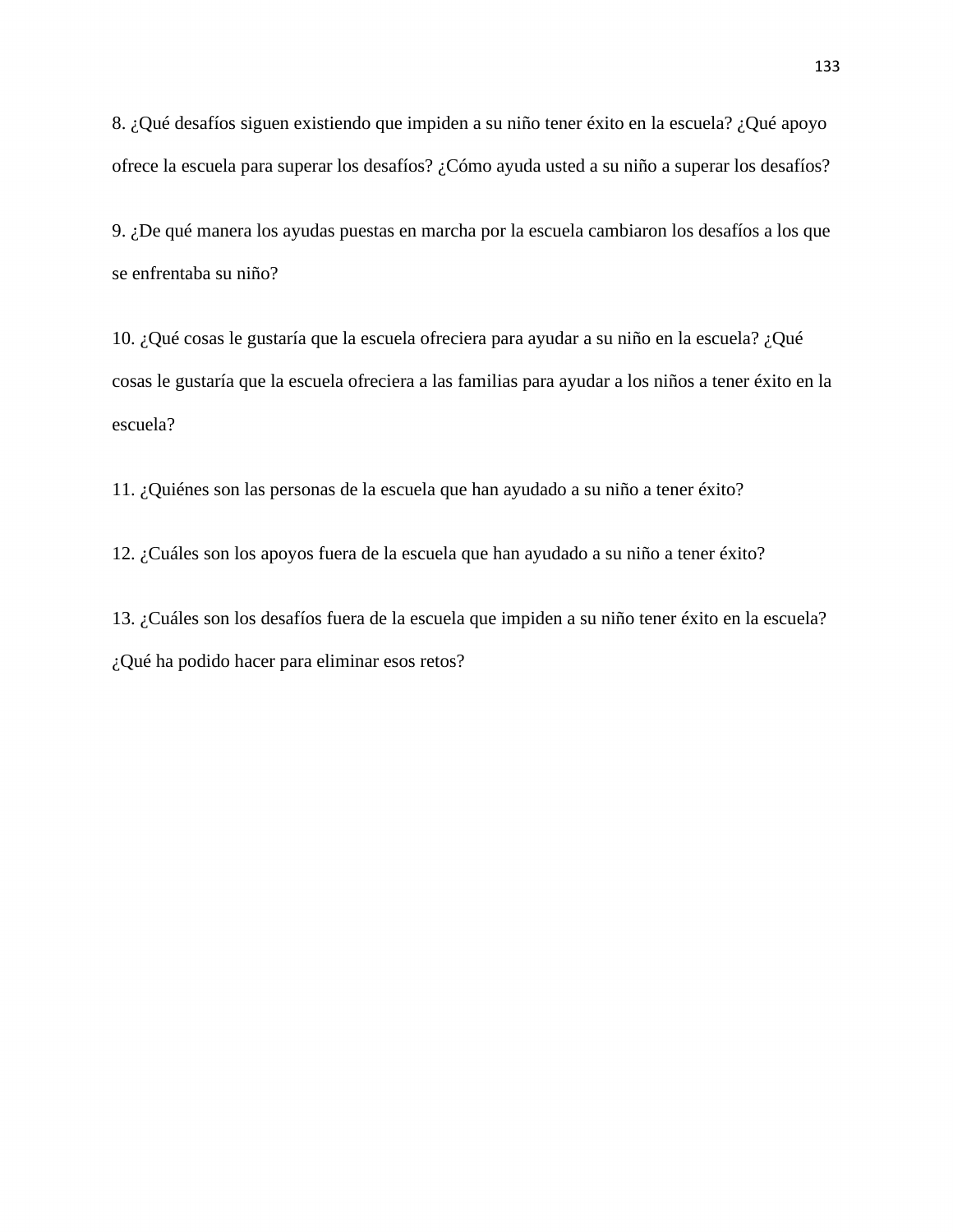8. ¿Qué desafíos siguen existiendo que impiden a su niño tener éxito en la escuela? ¿Qué apoyo ofrece la escuela para superar los desafíos? ¿Cómo ayuda usted a su niño a superar los desafíos?

9. ¿De qué manera los ayudas puestas en marcha por la escuela cambiaron los desafíos a los que se enfrentaba su niño?

10. ¿Qué cosas le gustaría que la escuela ofreciera para ayudar a su niño en la escuela? ¿Qué cosas le gustaría que la escuela ofreciera a las familias para ayudar a los niños a tener éxito en la escuela?

11. ¿Quiénes son las personas de la escuela que han ayudado a su niño a tener éxito?

12. ¿Cuáles son los apoyos fuera de la escuela que han ayudado a su niño a tener éxito?

13. ¿Cuáles son los desafíos fuera de la escuela que impiden a su niño tener éxito en la escuela? ¿Qué ha podido hacer para eliminar esos retos?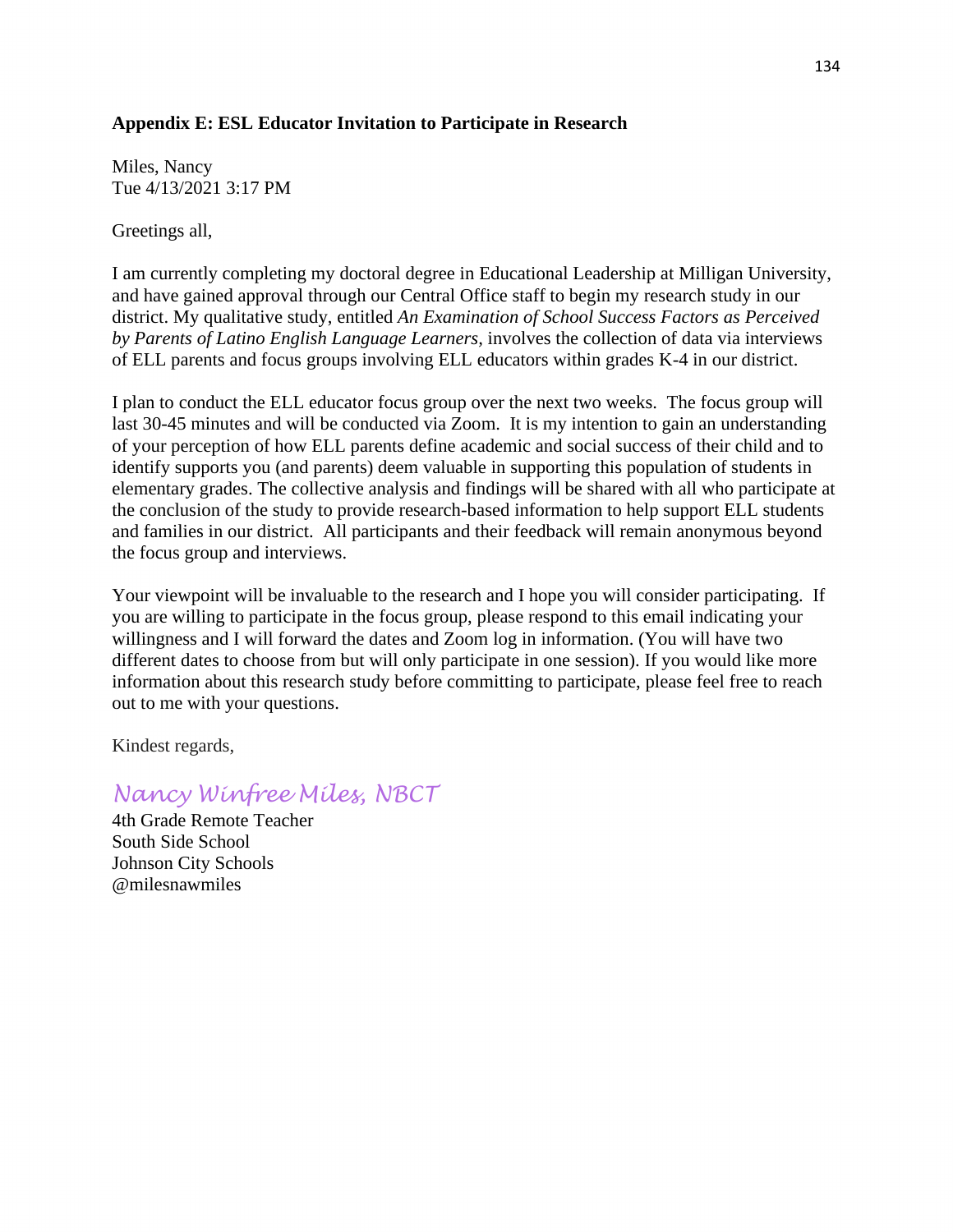**Appendix E: ESL Educator Invitation to Participate in Research**

Miles, Nancy
Tue 4/13/2021 3:17 PM

Greetings all,

I am currently completing my doctoral degree in Educational Leadership at Milligan University, and have gained approval through our Central Office staff to begin my research study in our district. My qualitative study, entitled *An Examination of School Success Factors as Perceived by Parents of Latino English Language Learners,* involves the collection of data via interviews of ELL parents and focus groups involving ELL educators within grades K-4 in our district.

I plan to conduct the ELL educator focus group over the next two weeks. The focus group will last 30-45 minutes and will be conducted via Zoom. It is my intention to gain an understanding of your perception of how ELL parents define academic and social success of their child and to identify supports you (and parents) deem valuable in supporting this population of students in elementary grades. The collective analysis and findings will be shared with all who participate at the conclusion of the study to provide research-based information to help support ELL students and families in our district. All participants and their feedback will remain anonymous beyond the focus group and interviews.

Your viewpoint will be invaluable to the research and I hope you will consider participating. If you are willing to participate in the focus group, please respond to this email indicating your willingness and I will forward the dates and Zoom log in information. (You will have two different dates to choose from but will only participate in one session). If you would like more information about this research study before committing to participate, please feel free to reach out to me with your questions.

Kindest regards,

*Nancy Winfree Miles, NBCT*
4th Grade Remote Teacher
South Side School
Johnson City Schools
@milesnawmiles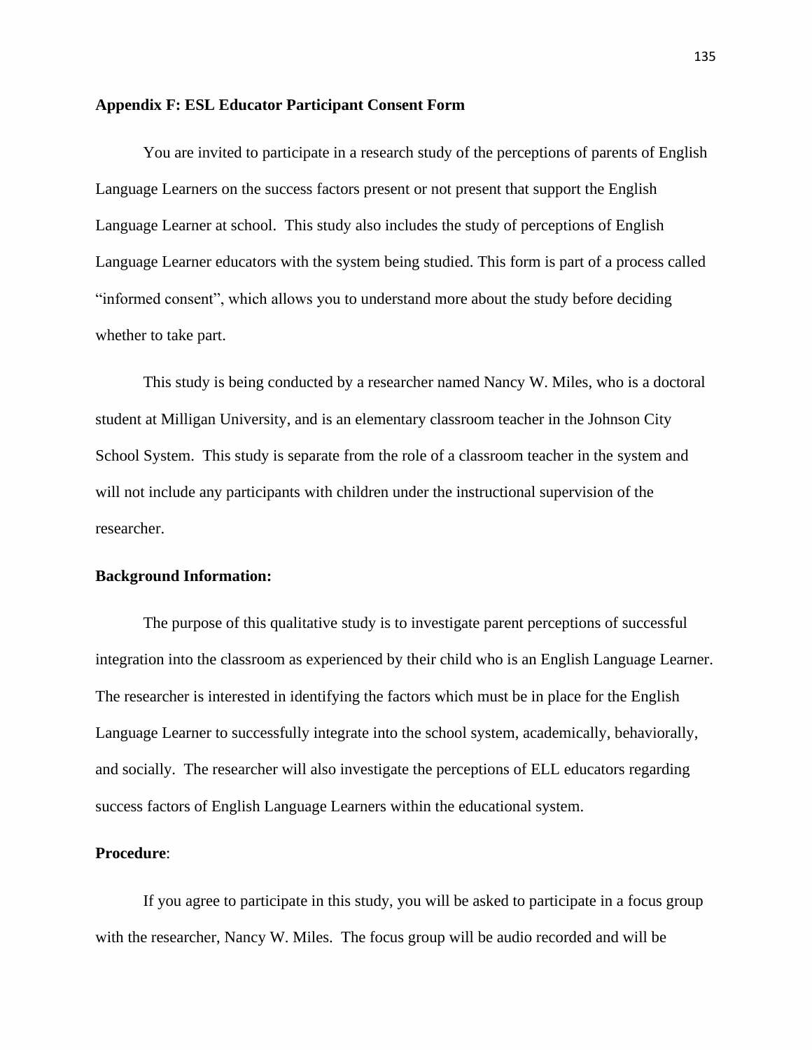## Appendix F: ESL Educator Participant Consent Form

You are invited to participate in a research study of the perceptions of parents of English Language Learners on the success factors present or not present that support the English Language Learner at school. This study also includes the study of perceptions of English Language Learner educators with the system being studied. This form is part of a process called "informed consent", which allows you to understand more about the study before deciding whether to take part.

This study is being conducted by a researcher named Nancy W. Miles, who is a doctoral student at Milligan University, and is an elementary classroom teacher in the Johnson City School System. This study is separate from the role of a classroom teacher in the system and will not include any participants with children under the instructional supervision of the researcher.

**Background Information:**

The purpose of this qualitative study is to investigate parent perceptions of successful integration into the classroom as experienced by their child who is an English Language Learner. The researcher is interested in identifying the factors which must be in place for the English Language Learner to successfully integrate into the school system, academically, behaviorally, and socially. The researcher will also investigate the perceptions of ELL educators regarding success factors of English Language Learners within the educational system.

**Procedure**:

If you agree to participate in this study, you will be asked to participate in a focus group with the researcher, Nancy W. Miles. The focus group will be audio recorded and will be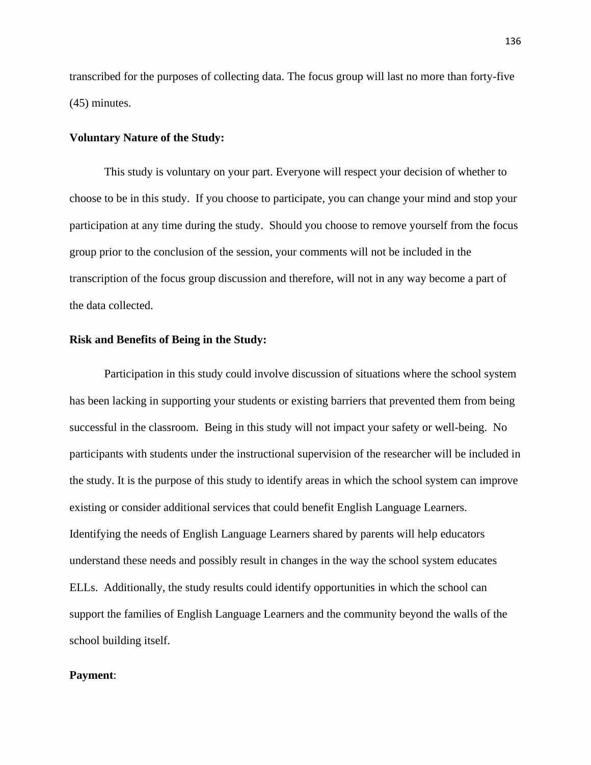transcribed for the purposes of collecting data. The focus group will last no more than forty-five (45) minutes.

**Voluntary Nature of the Study:**

This study is voluntary on your part. Everyone will respect your decision of whether to choose to be in this study. If you choose to participate, you can change your mind and stop your participation at any time during the study. Should you choose to remove yourself from the focus group prior to the conclusion of the session, your comments will not be included in the transcription of the focus group discussion and therefore, will not in any way become a part of the data collected.

**Risk and Benefits of Being in the Study:**

Participation in this study could involve discussion of situations where the school system has been lacking in supporting your students or existing barriers that prevented them from being successful in the classroom. Being in this study will not impact your safety or well-being. No participants with students under the instructional supervision of the researcher will be included in the study. It is the purpose of this study to identify areas in which the school system can improve existing or consider additional services that could benefit English Language Learners. Identifying the needs of English Language Learners shared by parents will help educators understand these needs and possibly result in changes in the way the school system educates ELLs. Additionally, the study results could identify opportunities in which the school can support the families of English Language Learners and the community beyond the walls of the school building itself.

**Payment**: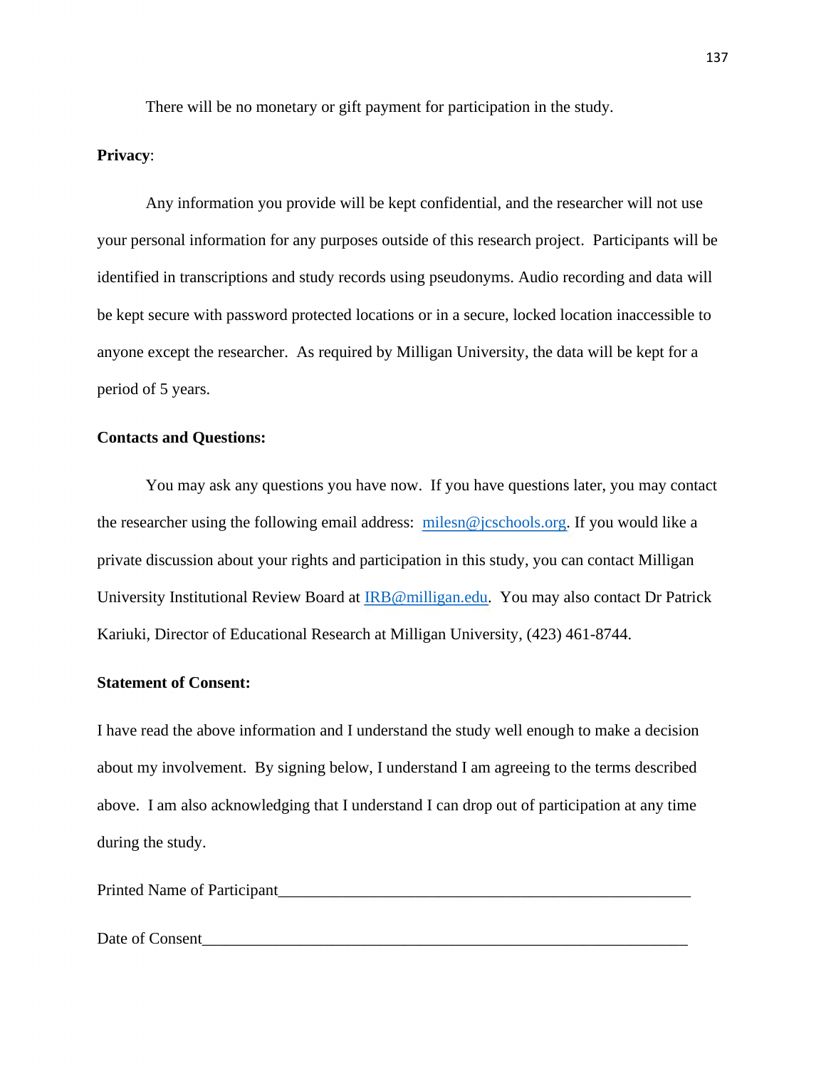There will be no monetary or gift payment for participation in the study.

**Privacy**:

Any information you provide will be kept confidential, and the researcher will not use your personal information for any purposes outside of this research project. Participants will be identified in transcriptions and study records using pseudonyms. Audio recording and data will be kept secure with password protected locations or in a secure, locked location inaccessible to anyone except the researcher. As required by Milligan University, the data will be kept for a period of 5 years.

**Contacts and Questions:**

You may ask any questions you have now. If you have questions later, you may contact the researcher using the following email address: milesn@jcschools.org. If you would like a private discussion about your rights and participation in this study, you can contact Milligan University Institutional Review Board at IRB@milligan.edu. You may also contact Dr Patrick Kariuki, Director of Educational Research at Milligan University, (423) 461-8744.

**Statement of Consent:**

I have read the above information and I understand the study well enough to make a decision about my involvement. By signing below, I understand I am agreeing to the terms described above. I am also acknowledging that I understand I can drop out of participation at any time during the study.

Printed Name of Participant_____________________________________________________

Date of Consent________________________________________________________________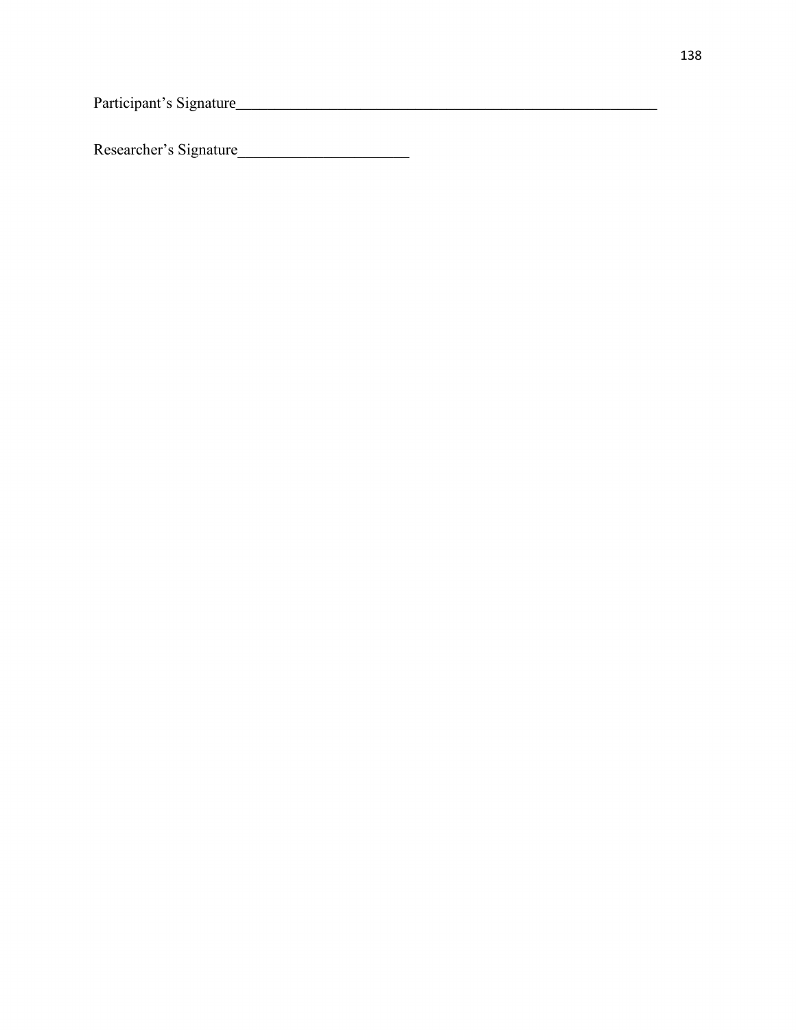Participant's Signature_____________________________________________________

Researcher's Signature______________________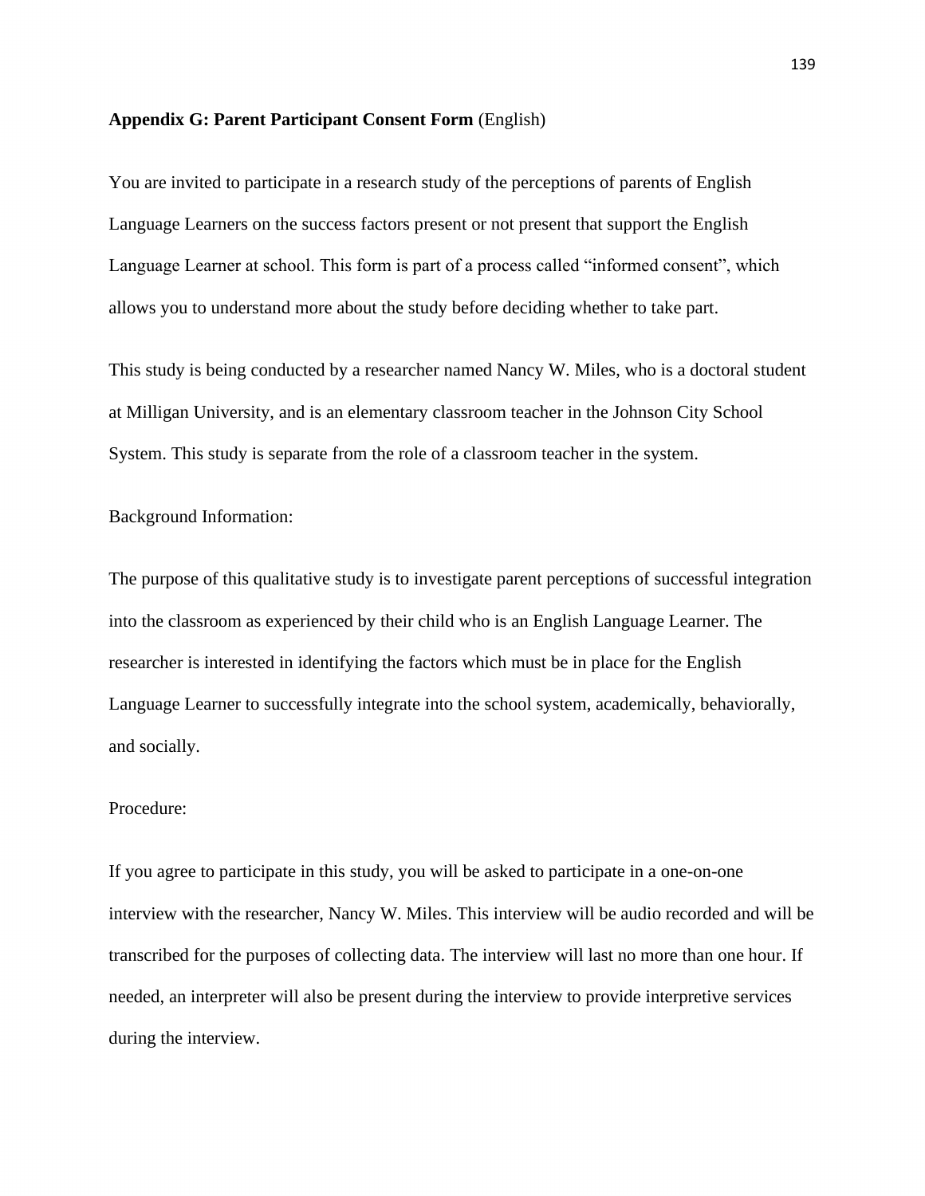**Appendix G: Parent Participant Consent Form** (English)

You are invited to participate in a research study of the perceptions of parents of English Language Learners on the success factors present or not present that support the English Language Learner at school. This form is part of a process called "informed consent", which allows you to understand more about the study before deciding whether to take part.

This study is being conducted by a researcher named Nancy W. Miles, who is a doctoral student at Milligan University, and is an elementary classroom teacher in the Johnson City School System. This study is separate from the role of a classroom teacher in the system.

Background Information:

The purpose of this qualitative study is to investigate parent perceptions of successful integration into the classroom as experienced by their child who is an English Language Learner. The researcher is interested in identifying the factors which must be in place for the English Language Learner to successfully integrate into the school system, academically, behaviorally, and socially.

Procedure:

If you agree to participate in this study, you will be asked to participate in a one-on-one interview with the researcher, Nancy W. Miles. This interview will be audio recorded and will be transcribed for the purposes of collecting data. The interview will last no more than one hour. If needed, an interpreter will also be present during the interview to provide interpretive services during the interview.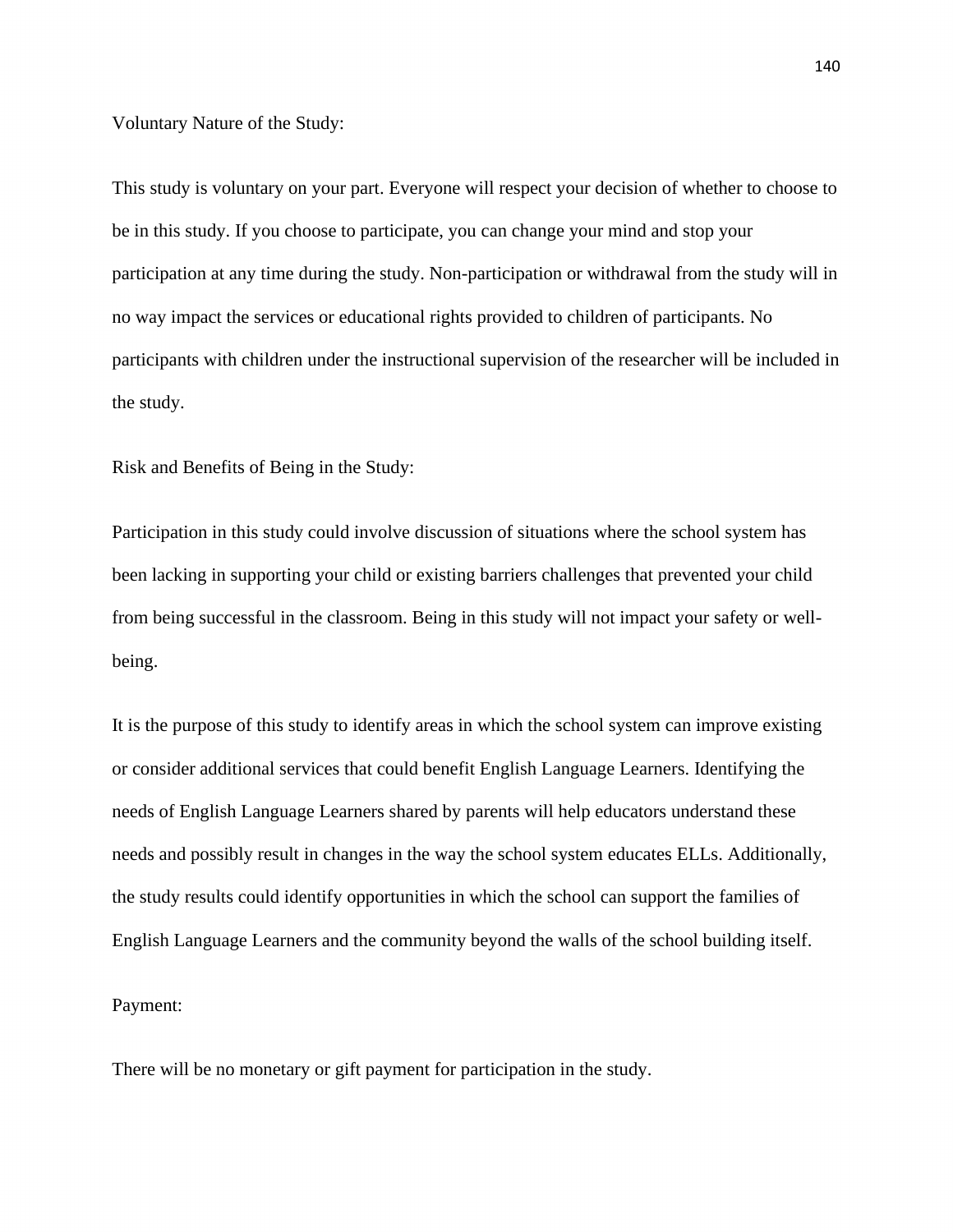Voluntary Nature of the Study:

This study is voluntary on your part. Everyone will respect your decision of whether to choose to be in this study. If you choose to participate, you can change your mind and stop your participation at any time during the study. Non-participation or withdrawal from the study will in no way impact the services or educational rights provided to children of participants. No participants with children under the instructional supervision of the researcher will be included in the study.

Risk and Benefits of Being in the Study:

Participation in this study could involve discussion of situations where the school system has been lacking in supporting your child or existing barriers challenges that prevented your child from being successful in the classroom. Being in this study will not impact your safety or well-being.

It is the purpose of this study to identify areas in which the school system can improve existing or consider additional services that could benefit English Language Learners. Identifying the needs of English Language Learners shared by parents will help educators understand these needs and possibly result in changes in the way the school system educates ELLs. Additionally, the study results could identify opportunities in which the school can support the families of English Language Learners and the community beyond the walls of the school building itself.

Payment:

There will be no monetary or gift payment for participation in the study.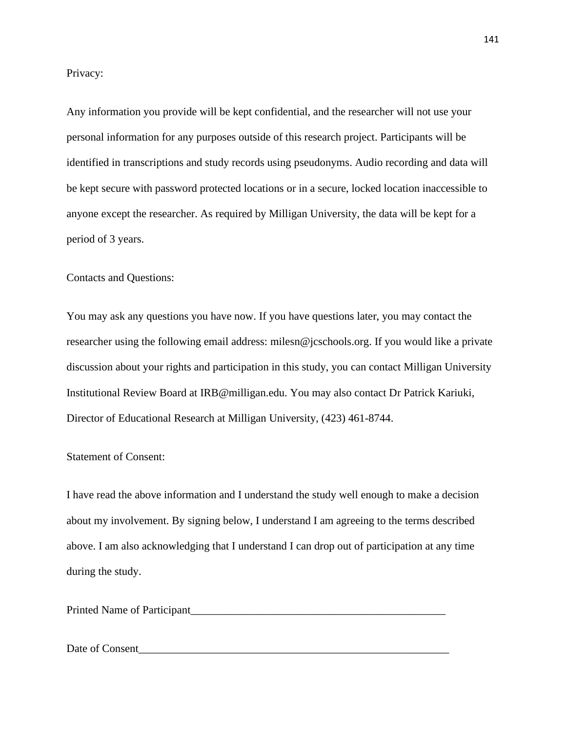Privacy:

Any information you provide will be kept confidential, and the researcher will not use your personal information for any purposes outside of this research project. Participants will be identified in transcriptions and study records using pseudonyms. Audio recording and data will be kept secure with password protected locations or in a secure, locked location inaccessible to anyone except the researcher. As required by Milligan University, the data will be kept for a period of 3 years.

Contacts and Questions:

You may ask any questions you have now. If you have questions later, you may contact the researcher using the following email address: milesn@jcschools.org. If you would like a private discussion about your rights and participation in this study, you can contact Milligan University Institutional Review Board at IRB@milligan.edu. You may also contact Dr Patrick Kariuki, Director of Educational Research at Milligan University, (423) 461-8744.

Statement of Consent:

I have read the above information and I understand the study well enough to make a decision about my involvement. By signing below, I understand I am agreeing to the terms described above. I am also acknowledging that I understand I can drop out of participation at any time during the study.

Printed Name of Participant________________________________________________

Date of Consent__________________________________________________________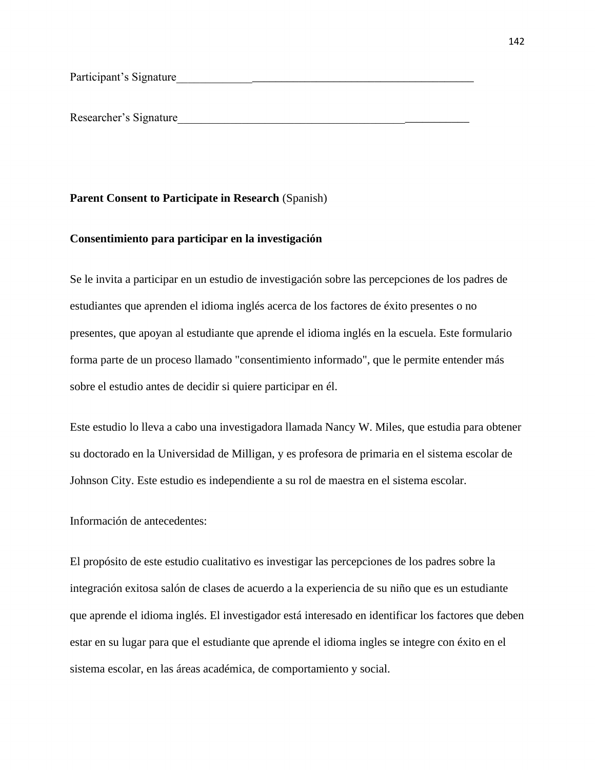Participant's Signature_____________________________________________________

Researcher's Signature_____________________________________________________

**Parent Consent to Participate in Research** (Spanish)

**Consentimiento para participar en la investigación**

Se le invita a participar en un estudio de investigación sobre las percepciones de los padres de estudiantes que aprenden el idioma inglés acerca de los factores de éxito presentes o no presentes, que apoyan al estudiante que aprende el idioma inglés en la escuela. Este formulario forma parte de un proceso llamado "consentimiento informado", que le permite entender más sobre el estudio antes de decidir si quiere participar en él.

Este estudio lo lleva a cabo una investigadora llamada Nancy W. Miles, que estudia para obtener su doctorado en la Universidad de Milligan, y es profesora de primaria en el sistema escolar de Johnson City. Este estudio es independiente a su rol de maestra en el sistema escolar.

Información de antecedentes:

El propósito de este estudio cualitativo es investigar las percepciones de los padres sobre la integración exitosa salón de clases de acuerdo a la experiencia de su niño que es un estudiante que aprende el idioma inglés. El investigador está interesado en identificar los factores que deben estar en su lugar para que el estudiante que aprende el idioma ingles se integre con éxito en el sistema escolar, en las áreas académica, de comportamiento y social.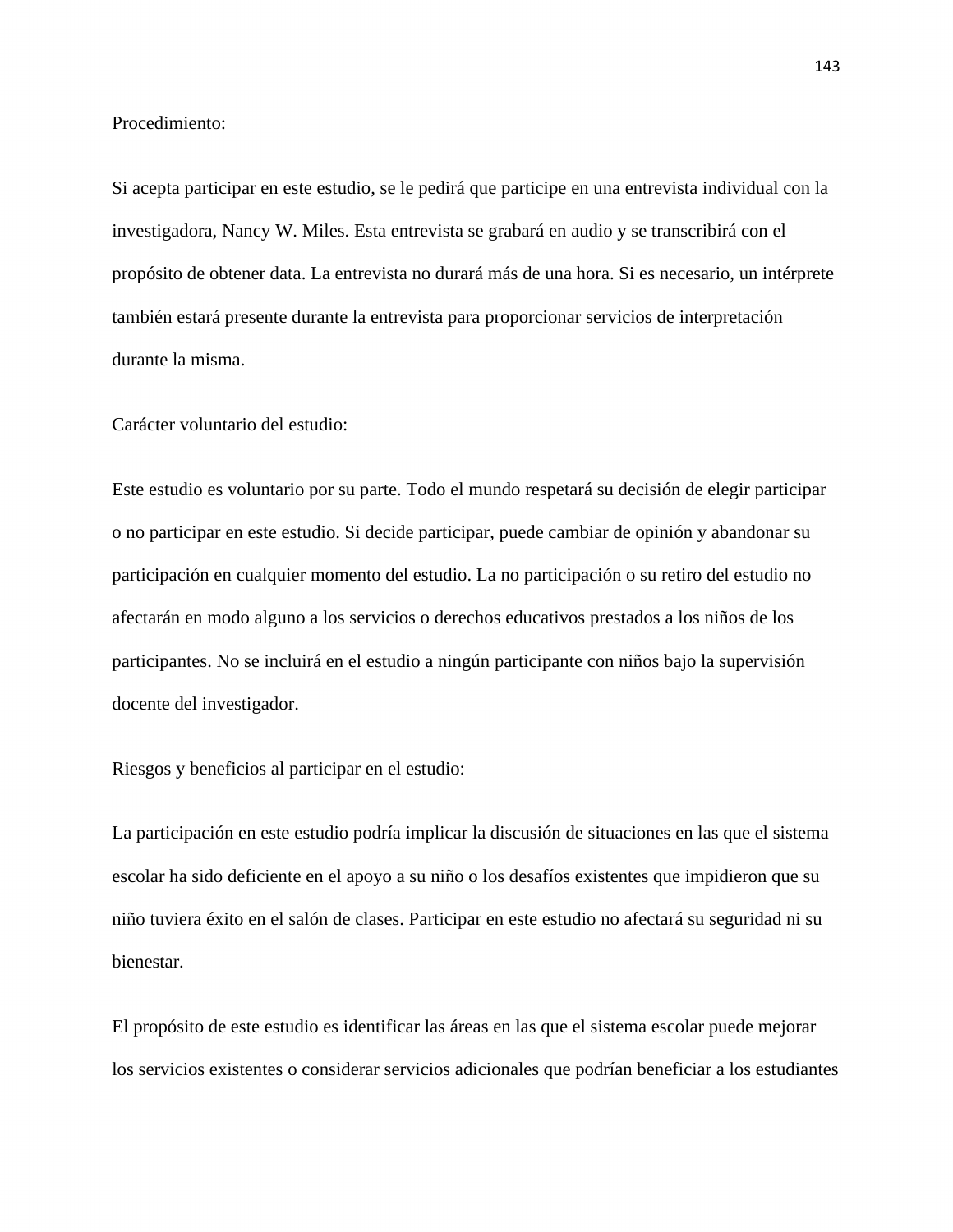Procedimiento:

Si acepta participar en este estudio, se le pedirá que participe en una entrevista individual con la investigadora, Nancy W. Miles. Esta entrevista se grabará en audio y se transcribirá con el propósito de obtener data. La entrevista no durará más de una hora. Si es necesario, un intérprete también estará presente durante la entrevista para proporcionar servicios de interpretación durante la misma.

Carácter voluntario del estudio:

Este estudio es voluntario por su parte. Todo el mundo respetará su decisión de elegir participar o no participar en este estudio. Si decide participar, puede cambiar de opinión y abandonar su participación en cualquier momento del estudio. La no participación o su retiro del estudio no afectarán en modo alguno a los servicios o derechos educativos prestados a los niños de los participantes. No se incluirá en el estudio a ningún participante con niños bajo la supervisión docente del investigador.

Riesgos y beneficios al participar en el estudio:

La participación en este estudio podría implicar la discusión de situaciones en las que el sistema escolar ha sido deficiente en el apoyo a su niño o los desafíos existentes que impidieron que su niño tuviera éxito en el salón de clases. Participar en este estudio no afectará su seguridad ni su bienestar.

El propósito de este estudio es identificar las áreas en las que el sistema escolar puede mejorar los servicios existentes o considerar servicios adicionales que podrían beneficiar a los estudiantes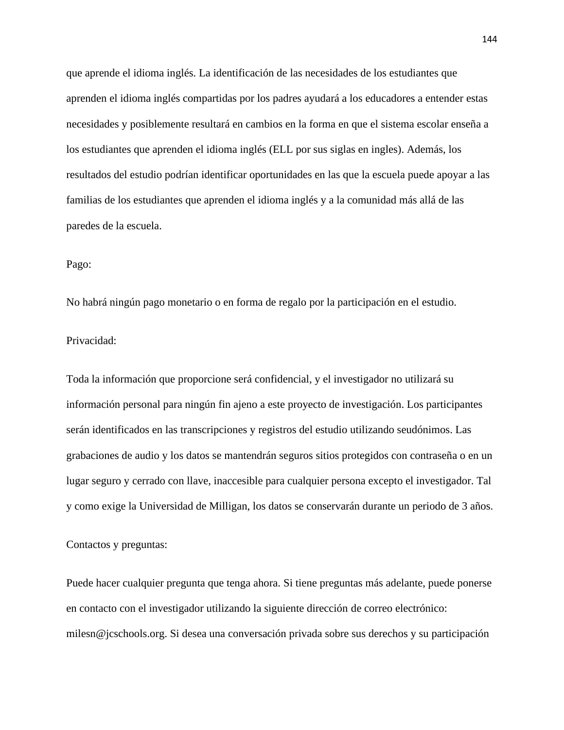que aprende el idioma inglés. La identificación de las necesidades de los estudiantes que aprenden el idioma inglés compartidas por los padres ayudará a los educadores a entender estas necesidades y posiblemente resultará en cambios en la forma en que el sistema escolar enseña a los estudiantes que aprenden el idioma inglés (ELL por sus siglas en ingles). Además, los resultados del estudio podrían identificar oportunidades en las que la escuela puede apoyar a las familias de los estudiantes que aprenden el idioma inglés y a la comunidad más allá de las paredes de la escuela.

Pago:

No habrá ningún pago monetario o en forma de regalo por la participación en el estudio.

Privacidad:

Toda la información que proporcione será confidencial, y el investigador no utilizará su información personal para ningún fin ajeno a este proyecto de investigación. Los participantes serán identificados en las transcripciones y registros del estudio utilizando seudónimos. Las grabaciones de audio y los datos se mantendrán seguros sitios protegidos con contraseña o en un lugar seguro y cerrado con llave, inaccesible para cualquier persona excepto el investigador. Tal y como exige la Universidad de Milligan, los datos se conservarán durante un periodo de 3 años.

Contactos y preguntas:

Puede hacer cualquier pregunta que tenga ahora. Si tiene preguntas más adelante, puede ponerse en contacto con el investigador utilizando la siguiente dirección de correo electrónico: milesn@jcschools.org. Si desea una conversación privada sobre sus derechos y su participación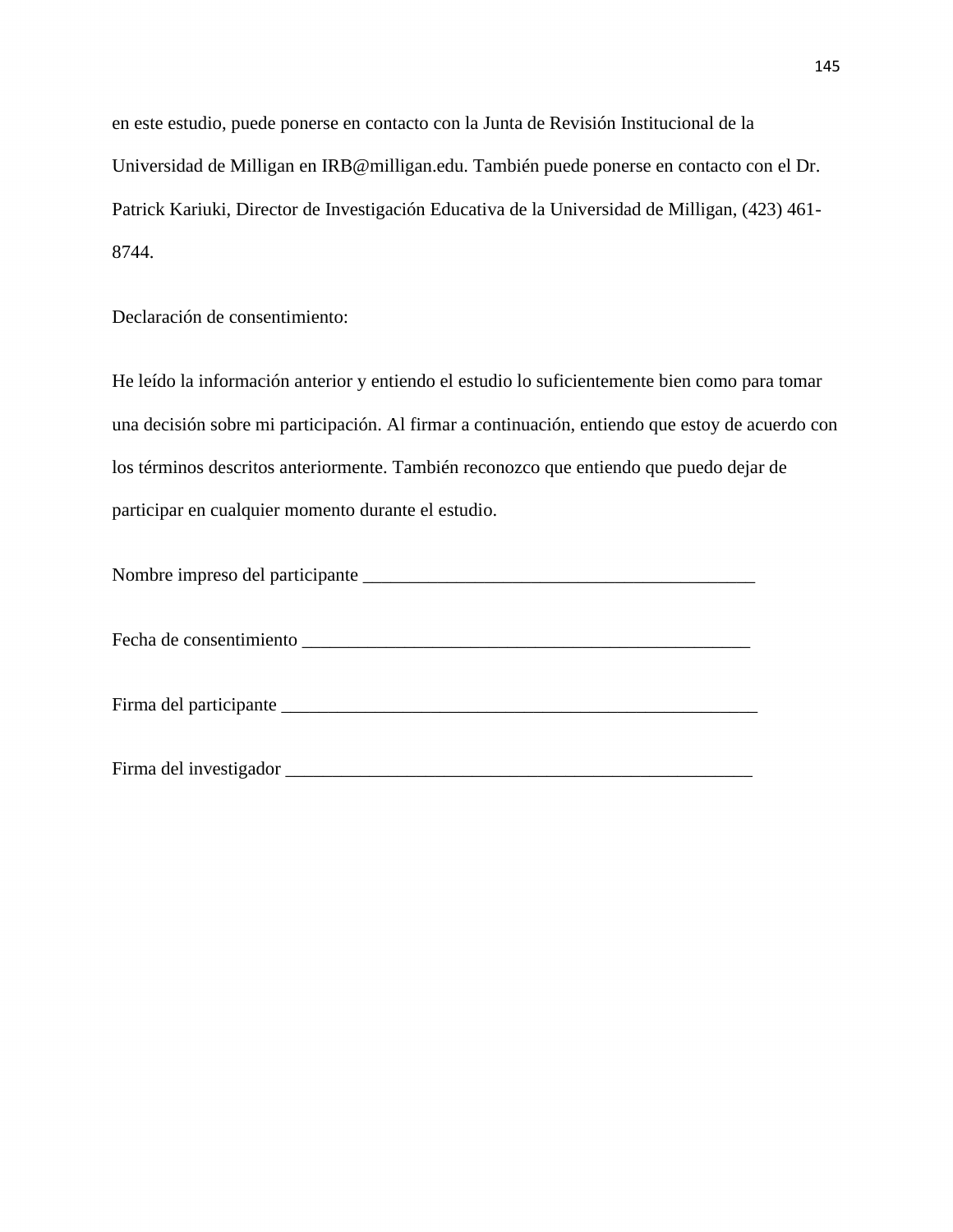en este estudio, puede ponerse en contacto con la Junta de Revisión Institucional de la Universidad de Milligan en IRB@milligan.edu. También puede ponerse en contacto con el Dr. Patrick Kariuki, Director de Investigación Educativa de la Universidad de Milligan, (423) 461-8744.

Declaración de consentimiento:

He leído la información anterior y entiendo el estudio lo suficientemente bien como para tomar una decisión sobre mi participación. Al firmar a continuación, entiendo que estoy de acuerdo con los términos descritos anteriormente. También reconozco que entiendo que puedo dejar de participar en cualquier momento durante el estudio.

Nombre impreso del participante ___________________________________________

Fecha de consentimiento _________________________________________________

Firma del participante ____________________________________________________

Firma del investigador ___________________________________________________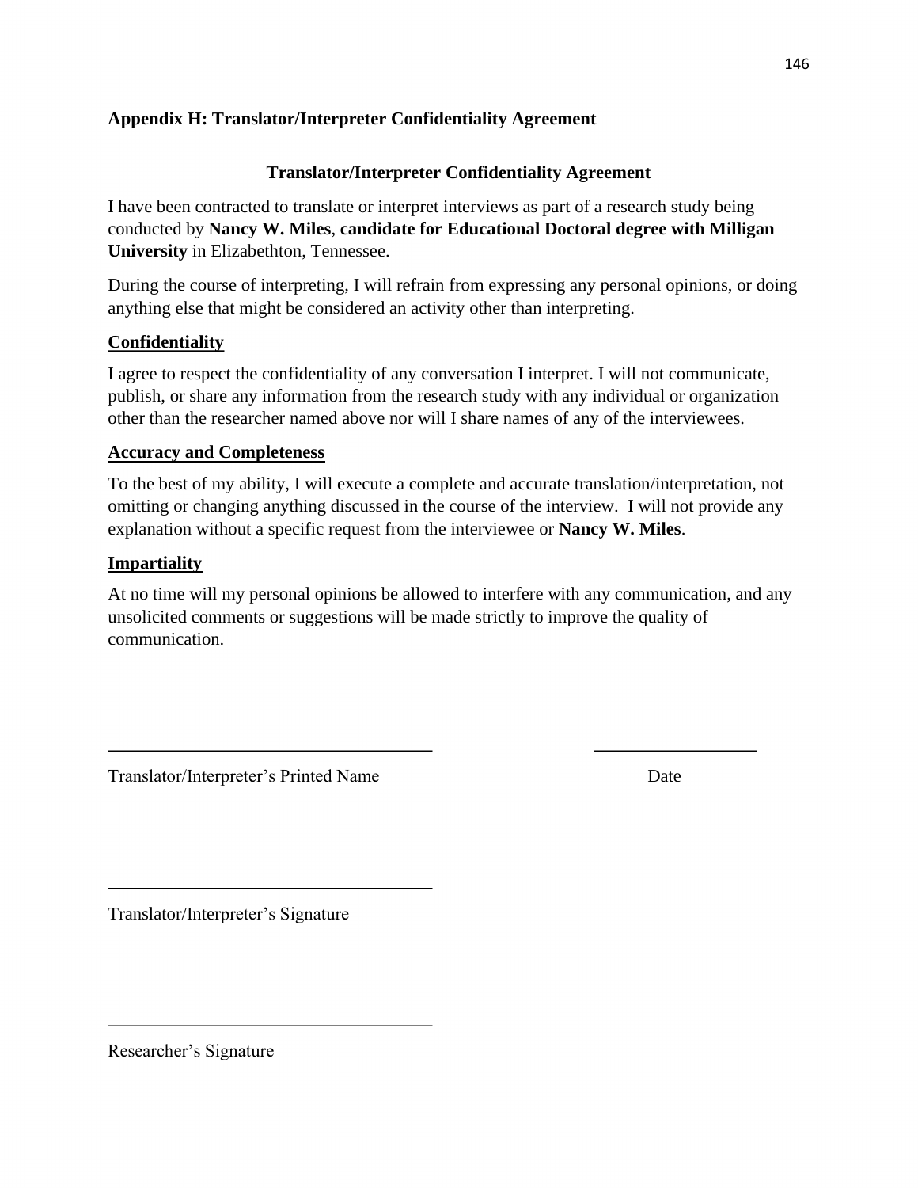## Appendix H: Translator/Interpreter Confidentiality Agreement

### Translator/Interpreter Confidentiality Agreement

I have been contracted to translate or interpret interviews as part of a research study being conducted by **Nancy W. Miles**, **candidate for Educational Doctoral degree with Milligan University** in Elizabethton, Tennessee.

During the course of interpreting, I will refrain from expressing any personal opinions, or doing anything else that might be considered an activity other than interpreting.

**Confidentiality**

I agree to respect the confidentiality of any conversation I interpret. I will not communicate, publish, or share any information from the research study with any individual or organization other than the researcher named above nor will I share names of any of the interviewees.

**Accuracy and Completeness**

To the best of my ability, I will execute a complete and accurate translation/interpretation, not omitting or changing anything discussed in the course of the interview. I will not provide any explanation without a specific request from the interviewee or **Nancy W. Miles**.

**Impartiality**

At no time will my personal opinions be allowed to interfere with any communication, and any unsolicited comments or suggestions will be made strictly to improve the quality of communication.

\_\_\_\_\_\_\_\_\_\_\_\_\_\_\_\_\_\_\_\_\_\_\_\_\_\_\_\_\_\_\_\_\_\_\_\_ \_\_\_\_\_\_\_\_\_\_\_\_\_\_\_\_\_\_

Translator/Interpreter's Printed Name Date

\_\_\_\_\_\_\_\_\_\_\_\_\_\_\_\_\_\_\_\_\_\_\_\_\_\_\_\_\_\_\_\_\_\_\_\_

Translator/Interpreter's Signature

\_\_\_\_\_\_\_\_\_\_\_\_\_\_\_\_\_\_\_\_\_\_\_\_\_\_\_\_\_\_\_\_\_\_\_\_

Researcher's Signature